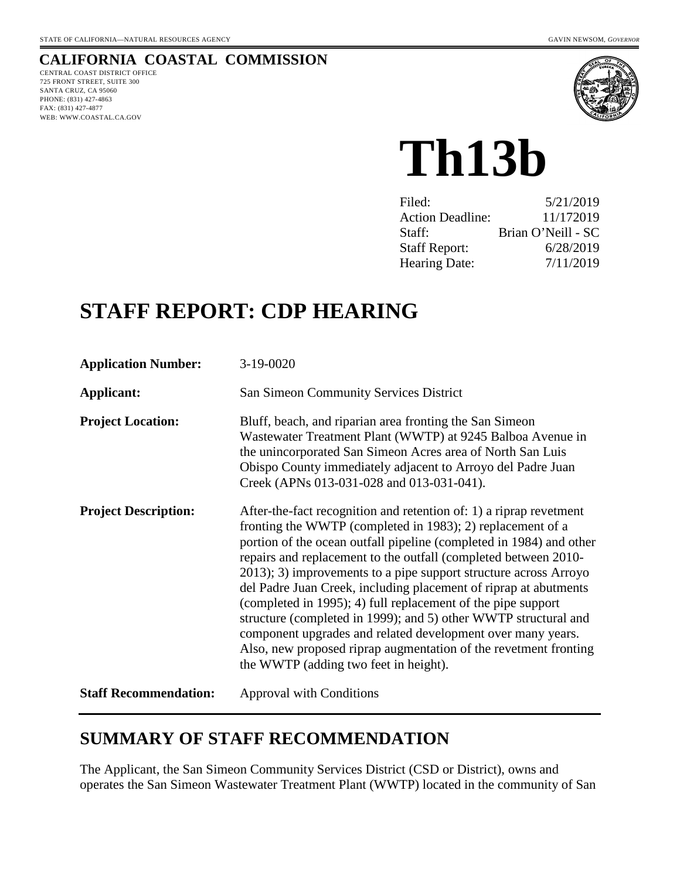STATE OF CALIFORNIA—NATURAL RESOURCES AGENCY GAVIN NEWSOM, *GOVERNOR*

**CALIFORNIA COASTAL COMMISSION**
CENTRAL COAST DISTRICT OFFICE
725 FRONT STREET, SUITE 300
SANTA CRUZ, CA 95060
PHONE: (831) 427-4863
FAX: (831) 427-4877
WEB: WWW.COASTAL.CA.GOV

# Th13b

| | |
|---|---|
| Filed: | 5/21/2019 |
| Action Deadline: | 11/172019 |
| Staff: | Brian O'Neill - SC |
| Staff Report: | 6/28/2019 |
| Hearing Date: | 7/11/2019 |

# STAFF REPORT: CDP HEARING

**Application Number:** 3-19-0020

**Applicant:** San Simeon Community Services District

**Project Location:** Bluff, beach, and riparian area fronting the San Simeon Wastewater Treatment Plant (WWTP) at 9245 Balboa Avenue in the unincorporated San Simeon Acres area of North San Luis Obispo County immediately adjacent to Arroyo del Padre Juan Creek (APNs 013-031-028 and 013-031-041).

**Project Description:** After-the-fact recognition and retention of: 1) a riprap revetment fronting the WWTP (completed in 1983); 2) replacement of a portion of the ocean outfall pipeline (completed in 1984) and other repairs and replacement to the outfall (completed between 2010-2013); 3) improvements to a pipe support structure across Arroyo del Padre Juan Creek, including placement of riprap at abutments (completed in 1995); 4) full replacement of the pipe support structure (completed in 1999); and 5) other WWTP structural and component upgrades and related development over many years. Also, new proposed riprap augmentation of the revetment fronting the WWTP (adding two feet in height).

**Staff Recommendation:** Approval with Conditions

## SUMMARY OF STAFF RECOMMENDATION

The Applicant, the San Simeon Community Services District (CSD or District), owns and operates the San Simeon Wastewater Treatment Plant (WWTP) located in the community of San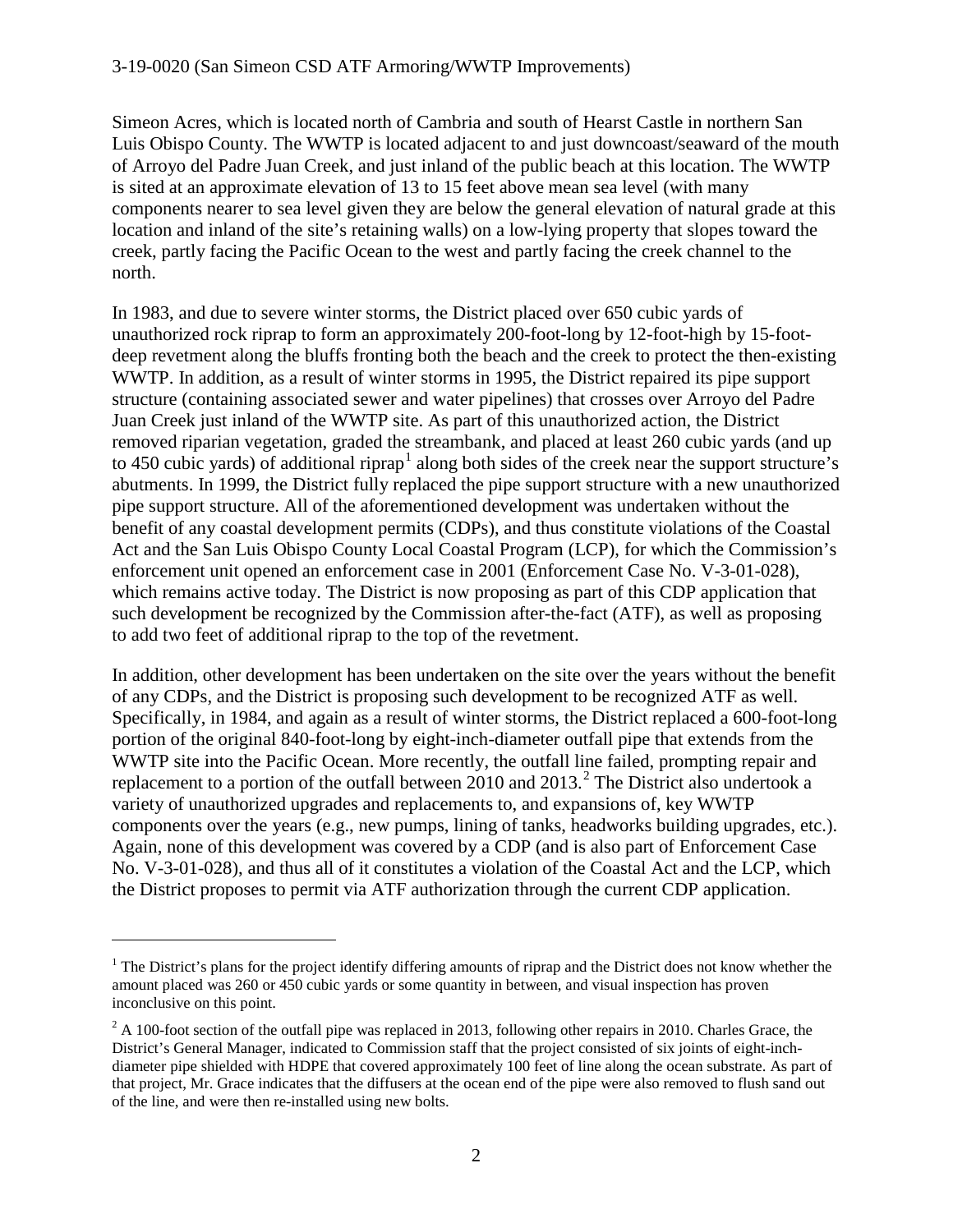Simeon Acres, which is located north of Cambria and south of Hearst Castle in northern San Luis Obispo County. The WWTP is located adjacent to and just downcoast/seaward of the mouth of Arroyo del Padre Juan Creek, and just inland of the public beach at this location. The WWTP is sited at an approximate elevation of 13 to 15 feet above mean sea level (with many components nearer to sea level given they are below the general elevation of natural grade at this location and inland of the site's retaining walls) on a low-lying property that slopes toward the creek, partly facing the Pacific Ocean to the west and partly facing the creek channel to the north.

In 1983, and due to severe winter storms, the District placed over 650 cubic yards of unauthorized rock riprap to form an approximately 200-foot-long by 12-foot-high by 15-foot-deep revetment along the bluffs fronting both the beach and the creek to protect the then-existing WWTP. In addition, as a result of winter storms in 1995, the District repaired its pipe support structure (containing associated sewer and water pipelines) that crosses over Arroyo del Padre Juan Creek just inland of the WWTP site. As part of this unauthorized action, the District removed riparian vegetation, graded the streambank, and placed at least 260 cubic yards (and up to 450 cubic yards) of additional riprap[1] along both sides of the creek near the support structure's abutments. In 1999, the District fully replaced the pipe support structure with a new unauthorized pipe support structure. All of the aforementioned development was undertaken without the benefit of any coastal development permits (CDPs), and thus constitute violations of the Coastal Act and the San Luis Obispo County Local Coastal Program (LCP), for which the Commission's enforcement unit opened an enforcement case in 2001 (Enforcement Case No. V-3-01-028), which remains active today. The District is now proposing as part of this CDP application that such development be recognized by the Commission after-the-fact (ATF), as well as proposing to add two feet of additional riprap to the top of the revetment.

In addition, other development has been undertaken on the site over the years without the benefit of any CDPs, and the District is proposing such development to be recognized ATF as well. Specifically, in 1984, and again as a result of winter storms, the District replaced a 600-foot-long portion of the original 840-foot-long by eight-inch-diameter outfall pipe that extends from the WWTP site into the Pacific Ocean. More recently, the outfall line failed, prompting repair and replacement to a portion of the outfall between 2010 and 2013.[2] The District also undertook a variety of unauthorized upgrades and replacements to, and expansions of, key WWTP components over the years (e.g., new pumps, lining of tanks, headworks building upgrades, etc.). Again, none of this development was covered by a CDP (and is also part of Enforcement Case No. V-3-01-028), and thus all of it constitutes a violation of the Coastal Act and the LCP, which the District proposes to permit via ATF authorization through the current CDP application.

---

[1] The District's plans for the project identify differing amounts of riprap and the District does not know whether the amount placed was 260 or 450 cubic yards or some quantity in between, and visual inspection has proven inconclusive on this point.

[2] A 100-foot section of the outfall pipe was replaced in 2013, following other repairs in 2010. Charles Grace, the District's General Manager, indicated to Commission staff that the project consisted of six joints of eight-inch-diameter pipe shielded with HDPE that covered approximately 100 feet of line along the ocean substrate. As part of that project, Mr. Grace indicates that the diffusers at the ocean end of the pipe were also removed to flush sand out of the line, and were then re-installed using new bolts.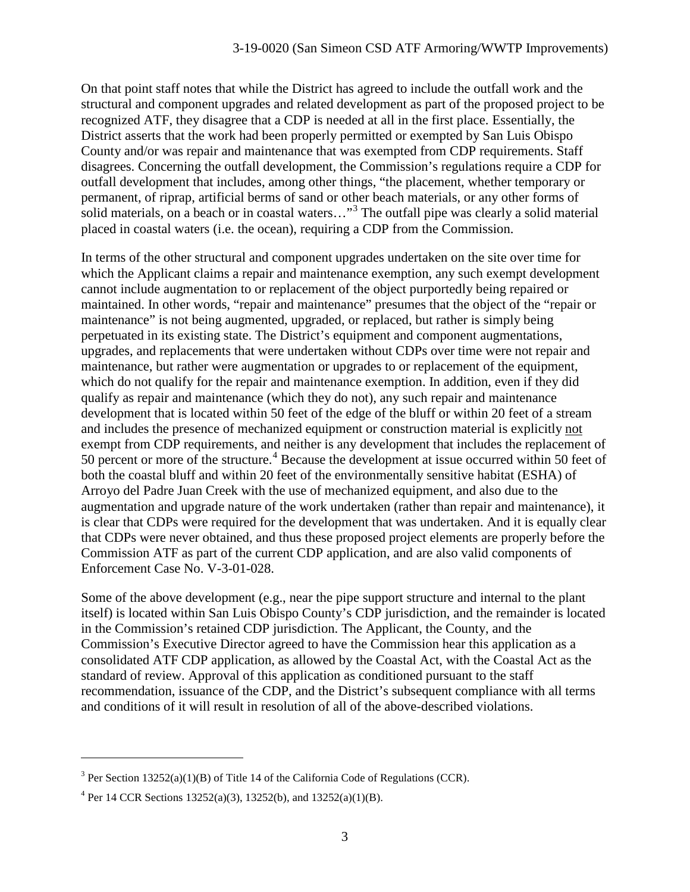On that point staff notes that while the District has agreed to include the outfall work and the structural and component upgrades and related development as part of the proposed project to be recognized ATF, they disagree that a CDP is needed at all in the first place. Essentially, the District asserts that the work had been properly permitted or exempted by San Luis Obispo County and/or was repair and maintenance that was exempted from CDP requirements. Staff disagrees. Concerning the outfall development, the Commission's regulations require a CDP for outfall development that includes, among other things, "the placement, whether temporary or permanent, of riprap, artificial berms of sand or other beach materials, or any other forms of solid materials, on a beach or in coastal waters…"[3] The outfall pipe was clearly a solid material placed in coastal waters (i.e. the ocean), requiring a CDP from the Commission.

In terms of the other structural and component upgrades undertaken on the site over time for which the Applicant claims a repair and maintenance exemption, any such exempt development cannot include augmentation to or replacement of the object purportedly being repaired or maintained. In other words, "repair and maintenance" presumes that the object of the "repair or maintenance" is not being augmented, upgraded, or replaced, but rather is simply being perpetuated in its existing state. The District's equipment and component augmentations, upgrades, and replacements that were undertaken without CDPs over time were not repair and maintenance, but rather were augmentation or upgrades to or replacement of the equipment, which do not qualify for the repair and maintenance exemption. In addition, even if they did qualify as repair and maintenance (which they do not), any such repair and maintenance development that is located within 50 feet of the edge of the bluff or within 20 feet of a stream and includes the presence of mechanized equipment or construction material is explicitly <u>not</u> exempt from CDP requirements, and neither is any development that includes the replacement of 50 percent or more of the structure.[4] Because the development at issue occurred within 50 feet of both the coastal bluff and within 20 feet of the environmentally sensitive habitat (ESHA) of Arroyo del Padre Juan Creek with the use of mechanized equipment, and also due to the augmentation and upgrade nature of the work undertaken (rather than repair and maintenance), it is clear that CDPs were required for the development that was undertaken. And it is equally clear that CDPs were never obtained, and thus these proposed project elements are properly before the Commission ATF as part of the current CDP application, and are also valid components of Enforcement Case No. V-3-01-028.

Some of the above development (e.g., near the pipe support structure and internal to the plant itself) is located within San Luis Obispo County's CDP jurisdiction, and the remainder is located in the Commission's retained CDP jurisdiction. The Applicant, the County, and the Commission's Executive Director agreed to have the Commission hear this application as a consolidated ATF CDP application, as allowed by the Coastal Act, with the Coastal Act as the standard of review. Approval of this application as conditioned pursuant to the staff recommendation, issuance of the CDP, and the District's subsequent compliance with all terms and conditions of it will result in resolution of all of the above-described violations.

---

[3] Per Section 13252(a)(1)(B) of Title 14 of the California Code of Regulations (CCR).

[4] Per 14 CCR Sections 13252(a)(3), 13252(b), and 13252(a)(1)(B).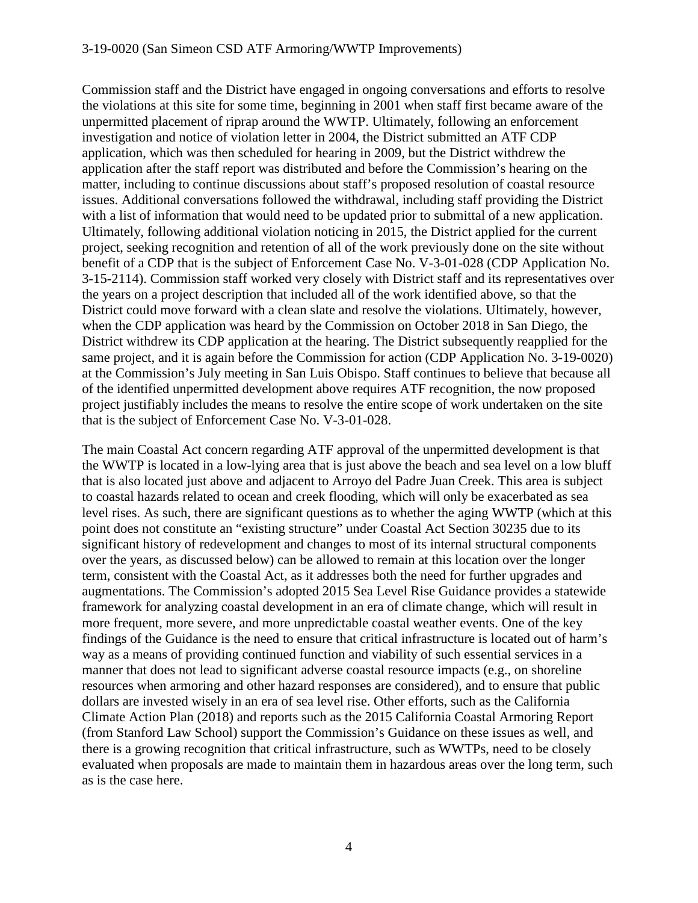Commission staff and the District have engaged in ongoing conversations and efforts to resolve the violations at this site for some time, beginning in 2001 when staff first became aware of the unpermitted placement of riprap around the WWTP. Ultimately, following an enforcement investigation and notice of violation letter in 2004, the District submitted an ATF CDP application, which was then scheduled for hearing in 2009, but the District withdrew the application after the staff report was distributed and before the Commission's hearing on the matter, including to continue discussions about staff's proposed resolution of coastal resource issues. Additional conversations followed the withdrawal, including staff providing the District with a list of information that would need to be updated prior to submittal of a new application. Ultimately, following additional violation noticing in 2015, the District applied for the current project, seeking recognition and retention of all of the work previously done on the site without benefit of a CDP that is the subject of Enforcement Case No. V-3-01-028 (CDP Application No. 3-15-2114). Commission staff worked very closely with District staff and its representatives over the years on a project description that included all of the work identified above, so that the District could move forward with a clean slate and resolve the violations. Ultimately, however, when the CDP application was heard by the Commission on October 2018 in San Diego, the District withdrew its CDP application at the hearing. The District subsequently reapplied for the same project, and it is again before the Commission for action (CDP Application No. 3-19-0020) at the Commission's July meeting in San Luis Obispo. Staff continues to believe that because all of the identified unpermitted development above requires ATF recognition, the now proposed project justifiably includes the means to resolve the entire scope of work undertaken on the site that is the subject of Enforcement Case No. V-3-01-028.

The main Coastal Act concern regarding ATF approval of the unpermitted development is that the WWTP is located in a low-lying area that is just above the beach and sea level on a low bluff that is also located just above and adjacent to Arroyo del Padre Juan Creek. This area is subject to coastal hazards related to ocean and creek flooding, which will only be exacerbated as sea level rises. As such, there are significant questions as to whether the aging WWTP (which at this point does not constitute an "existing structure" under Coastal Act Section 30235 due to its significant history of redevelopment and changes to most of its internal structural components over the years, as discussed below) can be allowed to remain at this location over the longer term, consistent with the Coastal Act, as it addresses both the need for further upgrades and augmentations. The Commission's adopted 2015 Sea Level Rise Guidance provides a statewide framework for analyzing coastal development in an era of climate change, which will result in more frequent, more severe, and more unpredictable coastal weather events. One of the key findings of the Guidance is the need to ensure that critical infrastructure is located out of harm's way as a means of providing continued function and viability of such essential services in a manner that does not lead to significant adverse coastal resource impacts (e.g., on shoreline resources when armoring and other hazard responses are considered), and to ensure that public dollars are invested wisely in an era of sea level rise. Other efforts, such as the California Climate Action Plan (2018) and reports such as the 2015 California Coastal Armoring Report (from Stanford Law School) support the Commission's Guidance on these issues as well, and there is a growing recognition that critical infrastructure, such as WWTPs, need to be closely evaluated when proposals are made to maintain them in hazardous areas over the long term, such as is the case here.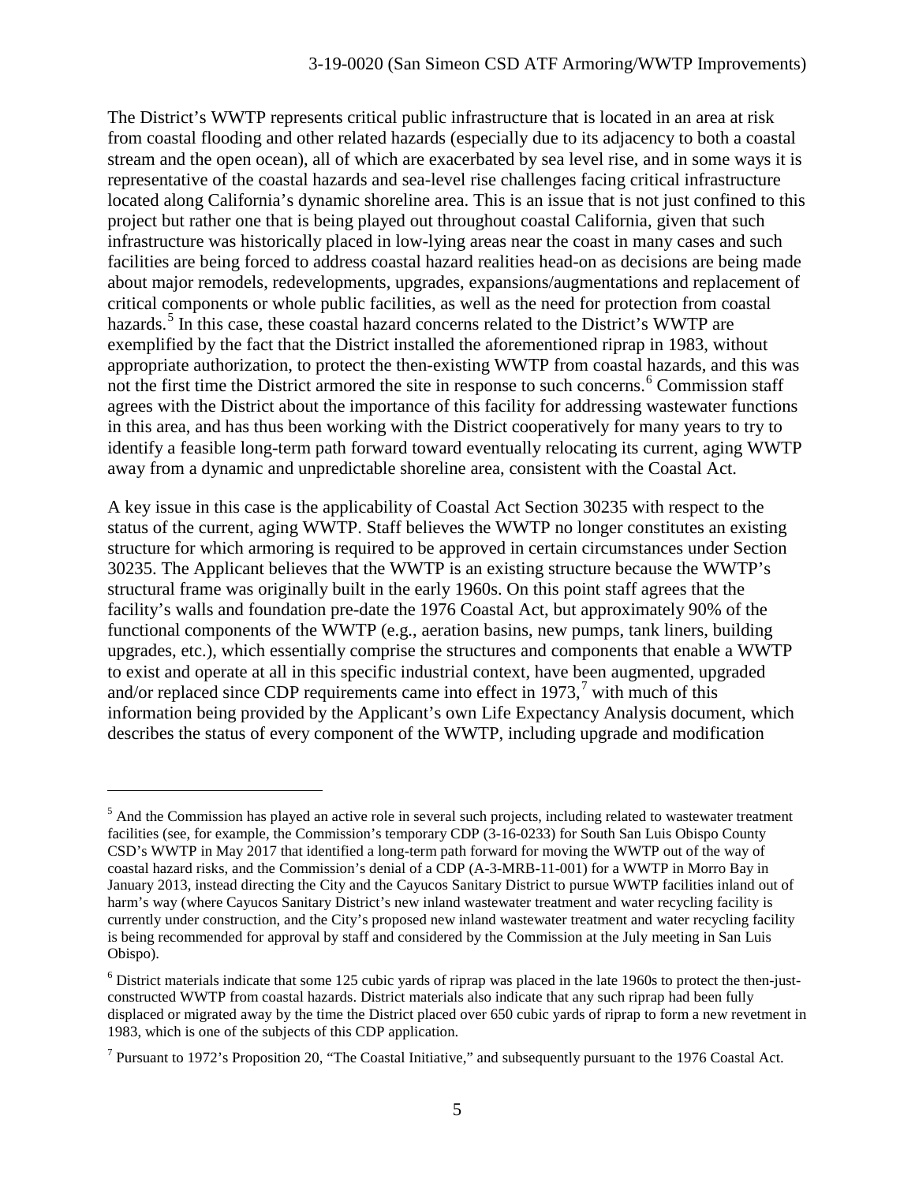The District's WWTP represents critical public infrastructure that is located in an area at risk from coastal flooding and other related hazards (especially due to its adjacency to both a coastal stream and the open ocean), all of which are exacerbated by sea level rise, and in some ways it is representative of the coastal hazards and sea-level rise challenges facing critical infrastructure located along California's dynamic shoreline area. This is an issue that is not just confined to this project but rather one that is being played out throughout coastal California, given that such infrastructure was historically placed in low-lying areas near the coast in many cases and such facilities are being forced to address coastal hazard realities head-on as decisions are being made about major remodels, redevelopments, upgrades, expansions/augmentations and replacement of critical components or whole public facilities, as well as the need for protection from coastal hazards.[5] In this case, these coastal hazard concerns related to the District's WWTP are exemplified by the fact that the District installed the aforementioned riprap in 1983, without appropriate authorization, to protect the then-existing WWTP from coastal hazards, and this was not the first time the District armored the site in response to such concerns.[6] Commission staff agrees with the District about the importance of this facility for addressing wastewater functions in this area, and has thus been working with the District cooperatively for many years to try to identify a feasible long-term path forward toward eventually relocating its current, aging WWTP away from a dynamic and unpredictable shoreline area, consistent with the Coastal Act.

A key issue in this case is the applicability of Coastal Act Section 30235 with respect to the status of the current, aging WWTP. Staff believes the WWTP no longer constitutes an existing structure for which armoring is required to be approved in certain circumstances under Section 30235. The Applicant believes that the WWTP is an existing structure because the WWTP's structural frame was originally built in the early 1960s. On this point staff agrees that the facility's walls and foundation pre-date the 1976 Coastal Act, but approximately 90% of the functional components of the WWTP (e.g., aeration basins, new pumps, tank liners, building upgrades, etc.), which essentially comprise the structures and components that enable a WWTP to exist and operate at all in this specific industrial context, have been augmented, upgraded and/or replaced since CDP requirements came into effect in 1973,[7] with much of this information being provided by the Applicant's own Life Expectancy Analysis document, which describes the status of every component of the WWTP, including upgrade and modification

---

[5] And the Commission has played an active role in several such projects, including related to wastewater treatment facilities (see, for example, the Commission's temporary CDP (3-16-0233) for South San Luis Obispo County CSD's WWTP in May 2017 that identified a long-term path forward for moving the WWTP out of the way of coastal hazard risks, and the Commission's denial of a CDP (A-3-MRB-11-001) for a WWTP in Morro Bay in January 2013, instead directing the City and the Cayucos Sanitary District to pursue WWTP facilities inland out of harm's way (where Cayucos Sanitary District's new inland wastewater treatment and water recycling facility is currently under construction, and the City's proposed new inland wastewater treatment and water recycling facility is being recommended for approval by staff and considered by the Commission at the July meeting in San Luis Obispo).

[6] District materials indicate that some 125 cubic yards of riprap was placed in the late 1960s to protect the then-just-constructed WWTP from coastal hazards. District materials also indicate that any such riprap had been fully displaced or migrated away by the time the District placed over 650 cubic yards of riprap to form a new revetment in 1983, which is one of the subjects of this CDP application.

[7] Pursuant to 1972's Proposition 20, "The Coastal Initiative," and subsequently pursuant to the 1976 Coastal Act.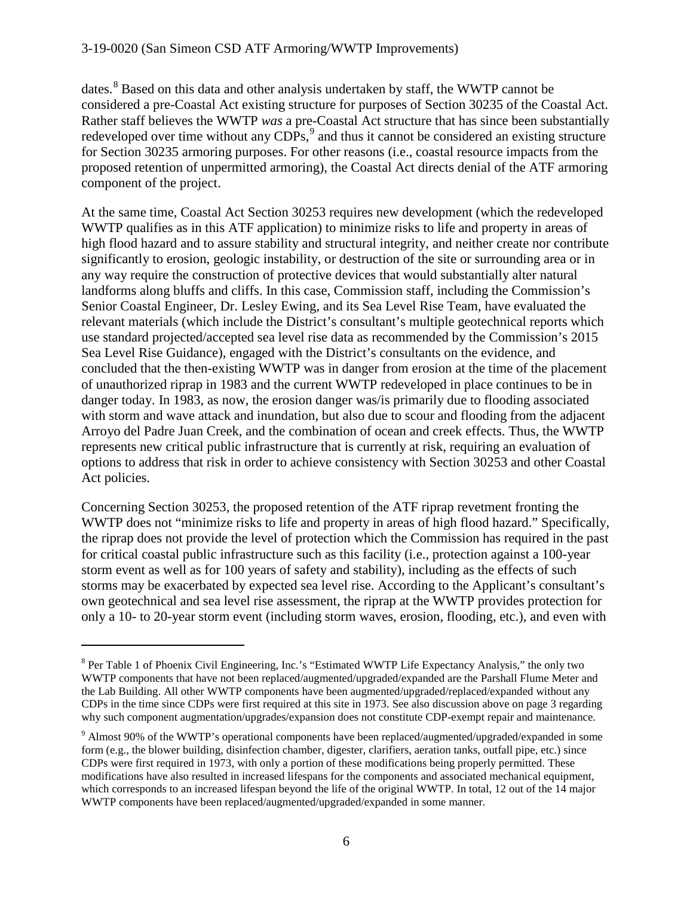dates.[8] Based on this data and other analysis undertaken by staff, the WWTP cannot be considered a pre-Coastal Act existing structure for purposes of Section 30235 of the Coastal Act. Rather staff believes the WWTP *was* a pre-Coastal Act structure that has since been substantially redeveloped over time without any CDPs,[9] and thus it cannot be considered an existing structure for Section 30235 armoring purposes. For other reasons (i.e., coastal resource impacts from the proposed retention of unpermitted armoring), the Coastal Act directs denial of the ATF armoring component of the project.

At the same time, Coastal Act Section 30253 requires new development (which the redeveloped WWTP qualifies as in this ATF application) to minimize risks to life and property in areas of high flood hazard and to assure stability and structural integrity, and neither create nor contribute significantly to erosion, geologic instability, or destruction of the site or surrounding area or in any way require the construction of protective devices that would substantially alter natural landforms along bluffs and cliffs. In this case, Commission staff, including the Commission's Senior Coastal Engineer, Dr. Lesley Ewing, and its Sea Level Rise Team, have evaluated the relevant materials (which include the District's consultant's multiple geotechnical reports which use standard projected/accepted sea level rise data as recommended by the Commission's 2015 Sea Level Rise Guidance), engaged with the District's consultants on the evidence, and concluded that the then-existing WWTP was in danger from erosion at the time of the placement of unauthorized riprap in 1983 and the current WWTP redeveloped in place continues to be in danger today. In 1983, as now, the erosion danger was/is primarily due to flooding associated with storm and wave attack and inundation, but also due to scour and flooding from the adjacent Arroyo del Padre Juan Creek, and the combination of ocean and creek effects. Thus, the WWTP represents new critical public infrastructure that is currently at risk, requiring an evaluation of options to address that risk in order to achieve consistency with Section 30253 and other Coastal Act policies.

Concerning Section 30253, the proposed retention of the ATF riprap revetment fronting the WWTP does not "minimize risks to life and property in areas of high flood hazard." Specifically, the riprap does not provide the level of protection which the Commission has required in the past for critical coastal public infrastructure such as this facility (i.e., protection against a 100-year storm event as well as for 100 years of safety and stability), including as the effects of such storms may be exacerbated by expected sea level rise. According to the Applicant's consultant's own geotechnical and sea level rise assessment, the riprap at the WWTP provides protection for only a 10- to 20-year storm event (including storm waves, erosion, flooding, etc.), and even with

---

[8] Per Table 1 of Phoenix Civil Engineering, Inc.'s "Estimated WWTP Life Expectancy Analysis," the only two WWTP components that have not been replaced/augmented/upgraded/expanded are the Parshall Flume Meter and the Lab Building. All other WWTP components have been augmented/upgraded/replaced/expanded without any CDPs in the time since CDPs were first required at this site in 1973. See also discussion above on page 3 regarding why such component augmentation/upgrades/expansion does not constitute CDP-exempt repair and maintenance.

[9] Almost 90% of the WWTP's operational components have been replaced/augmented/upgraded/expanded in some form (e.g., the blower building, disinfection chamber, digester, clarifiers, aeration tanks, outfall pipe, etc.) since CDPs were first required in 1973, with only a portion of these modifications being properly permitted. These modifications have also resulted in increased lifespans for the components and associated mechanical equipment, which corresponds to an increased lifespan beyond the life of the original WWTP. In total, 12 out of the 14 major WWTP components have been replaced/augmented/upgraded/expanded in some manner.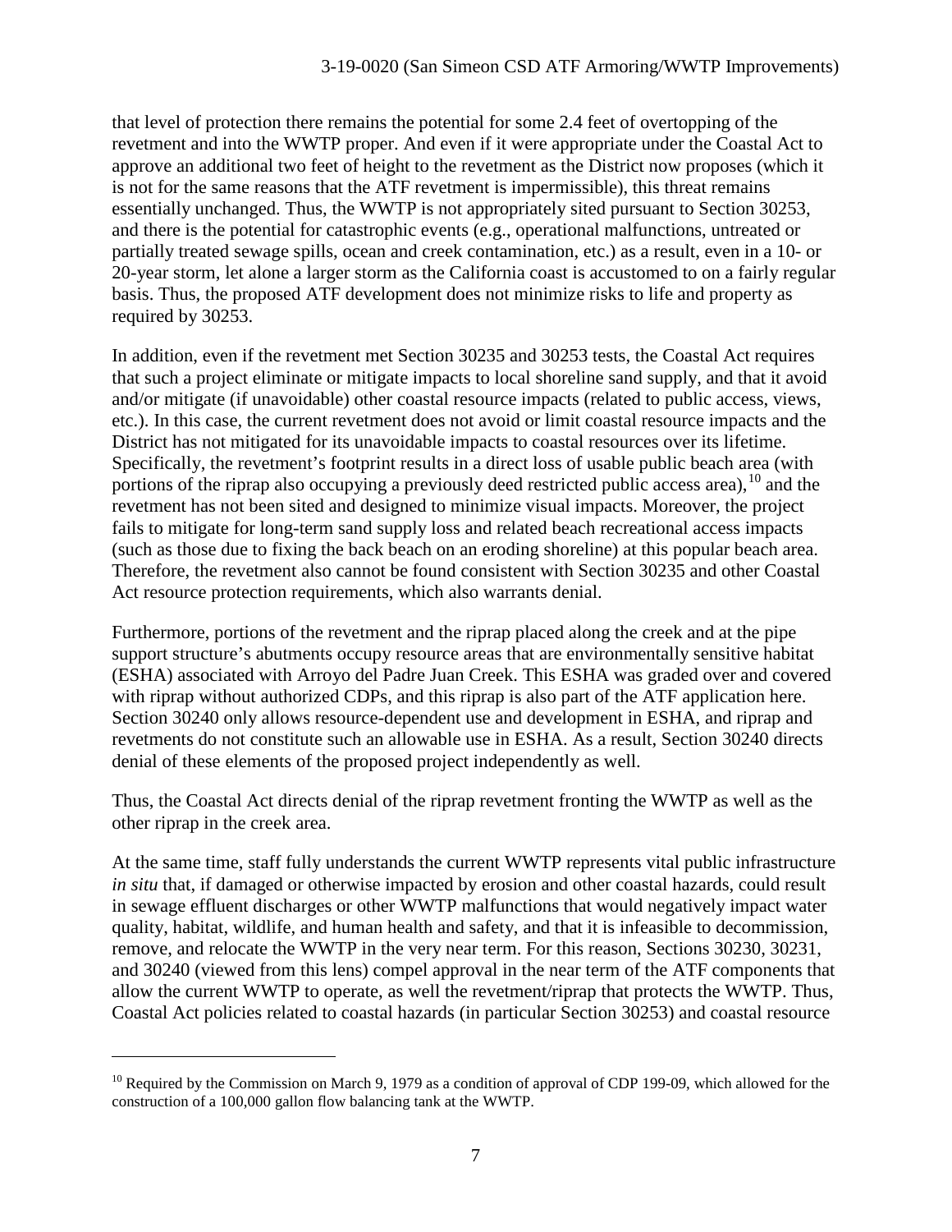that level of protection there remains the potential for some 2.4 feet of overtopping of the revetment and into the WWTP proper. And even if it were appropriate under the Coastal Act to approve an additional two feet of height to the revetment as the District now proposes (which it is not for the same reasons that the ATF revetment is impermissible), this threat remains essentially unchanged. Thus, the WWTP is not appropriately sited pursuant to Section 30253, and there is the potential for catastrophic events (e.g., operational malfunctions, untreated or partially treated sewage spills, ocean and creek contamination, etc.) as a result, even in a 10- or 20-year storm, let alone a larger storm as the California coast is accustomed to on a fairly regular basis. Thus, the proposed ATF development does not minimize risks to life and property as required by 30253.

In addition, even if the revetment met Section 30235 and 30253 tests, the Coastal Act requires that such a project eliminate or mitigate impacts to local shoreline sand supply, and that it avoid and/or mitigate (if unavoidable) other coastal resource impacts (related to public access, views, etc.). In this case, the current revetment does not avoid or limit coastal resource impacts and the District has not mitigated for its unavoidable impacts to coastal resources over its lifetime. Specifically, the revetment's footprint results in a direct loss of usable public beach area (with portions of the riprap also occupying a previously deed restricted public access area),[10] and the revetment has not been sited and designed to minimize visual impacts. Moreover, the project fails to mitigate for long-term sand supply loss and related beach recreational access impacts (such as those due to fixing the back beach on an eroding shoreline) at this popular beach area. Therefore, the revetment also cannot be found consistent with Section 30235 and other Coastal Act resource protection requirements, which also warrants denial.

Furthermore, portions of the revetment and the riprap placed along the creek and at the pipe support structure's abutments occupy resource areas that are environmentally sensitive habitat (ESHA) associated with Arroyo del Padre Juan Creek. This ESHA was graded over and covered with riprap without authorized CDPs, and this riprap is also part of the ATF application here. Section 30240 only allows resource-dependent use and development in ESHA, and riprap and revetments do not constitute such an allowable use in ESHA. As a result, Section 30240 directs denial of these elements of the proposed project independently as well.

Thus, the Coastal Act directs denial of the riprap revetment fronting the WWTP as well as the other riprap in the creek area.

At the same time, staff fully understands the current WWTP represents vital public infrastructure *in situ* that, if damaged or otherwise impacted by erosion and other coastal hazards, could result in sewage effluent discharges or other WWTP malfunctions that would negatively impact water quality, habitat, wildlife, and human health and safety, and that it is infeasible to decommission, remove, and relocate the WWTP in the very near term. For this reason, Sections 30230, 30231, and 30240 (viewed from this lens) compel approval in the near term of the ATF components that allow the current WWTP to operate, as well the revetment/riprap that protects the WWTP. Thus, Coastal Act policies related to coastal hazards (in particular Section 30253) and coastal resource

[10] Required by the Commission on March 9, 1979 as a condition of approval of CDP 199-09, which allowed for the construction of a 100,000 gallon flow balancing tank at the WWTP.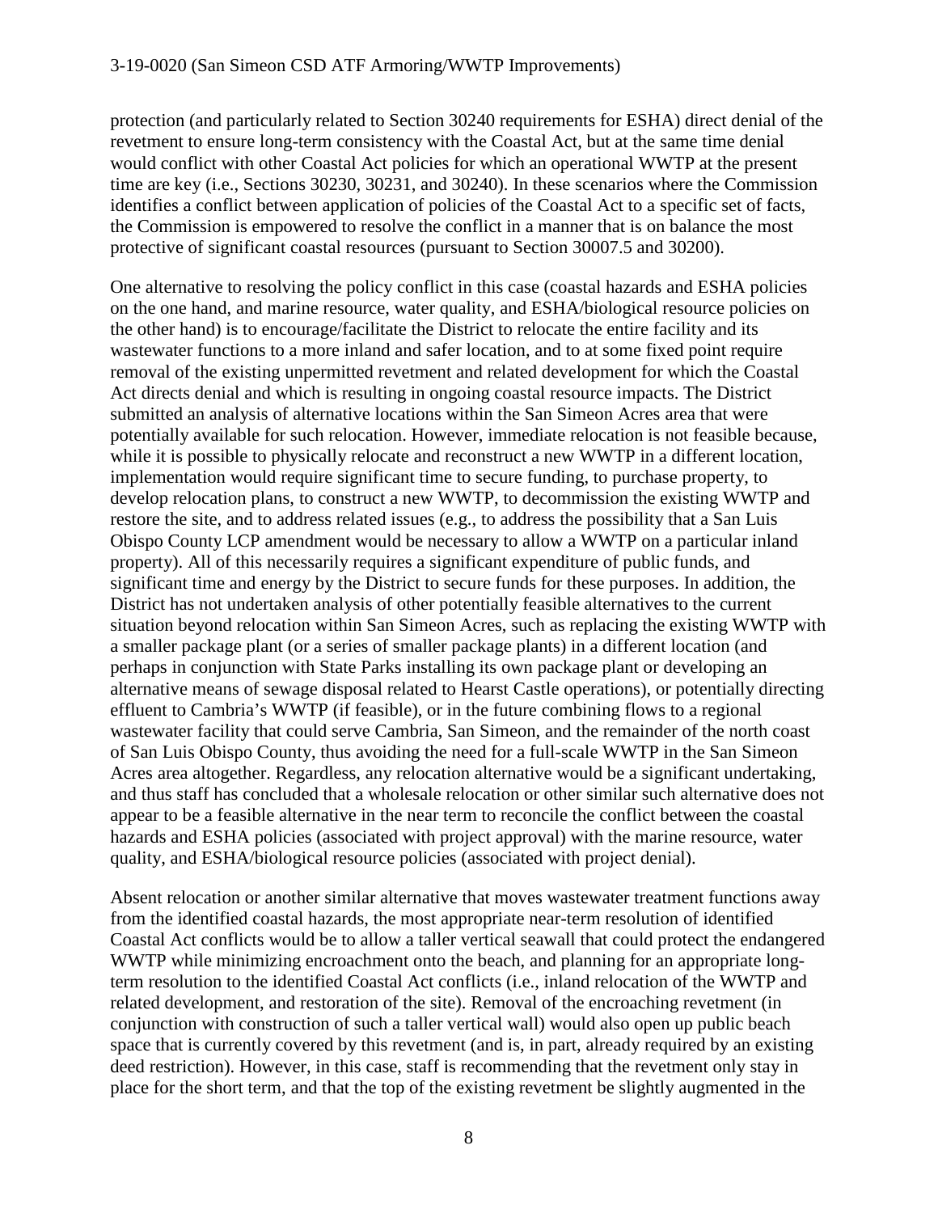protection (and particularly related to Section 30240 requirements for ESHA) direct denial of the revetment to ensure long-term consistency with the Coastal Act, but at the same time denial would conflict with other Coastal Act policies for which an operational WWTP at the present time are key (i.e., Sections 30230, 30231, and 30240). In these scenarios where the Commission identifies a conflict between application of policies of the Coastal Act to a specific set of facts, the Commission is empowered to resolve the conflict in a manner that is on balance the most protective of significant coastal resources (pursuant to Section 30007.5 and 30200).

One alternative to resolving the policy conflict in this case (coastal hazards and ESHA policies on the one hand, and marine resource, water quality, and ESHA/biological resource policies on the other hand) is to encourage/facilitate the District to relocate the entire facility and its wastewater functions to a more inland and safer location, and to at some fixed point require removal of the existing unpermitted revetment and related development for which the Coastal Act directs denial and which is resulting in ongoing coastal resource impacts. The District submitted an analysis of alternative locations within the San Simeon Acres area that were potentially available for such relocation. However, immediate relocation is not feasible because, while it is possible to physically relocate and reconstruct a new WWTP in a different location, implementation would require significant time to secure funding, to purchase property, to develop relocation plans, to construct a new WWTP, to decommission the existing WWTP and restore the site, and to address related issues (e.g., to address the possibility that a San Luis Obispo County LCP amendment would be necessary to allow a WWTP on a particular inland property). All of this necessarily requires a significant expenditure of public funds, and significant time and energy by the District to secure funds for these purposes. In addition, the District has not undertaken analysis of other potentially feasible alternatives to the current situation beyond relocation within San Simeon Acres, such as replacing the existing WWTP with a smaller package plant (or a series of smaller package plants) in a different location (and perhaps in conjunction with State Parks installing its own package plant or developing an alternative means of sewage disposal related to Hearst Castle operations), or potentially directing effluent to Cambria's WWTP (if feasible), or in the future combining flows to a regional wastewater facility that could serve Cambria, San Simeon, and the remainder of the north coast of San Luis Obispo County, thus avoiding the need for a full-scale WWTP in the San Simeon Acres area altogether. Regardless, any relocation alternative would be a significant undertaking, and thus staff has concluded that a wholesale relocation or other similar such alternative does not appear to be a feasible alternative in the near term to reconcile the conflict between the coastal hazards and ESHA policies (associated with project approval) with the marine resource, water quality, and ESHA/biological resource policies (associated with project denial).

Absent relocation or another similar alternative that moves wastewater treatment functions away from the identified coastal hazards, the most appropriate near-term resolution of identified Coastal Act conflicts would be to allow a taller vertical seawall that could protect the endangered WWTP while minimizing encroachment onto the beach, and planning for an appropriate long-term resolution to the identified Coastal Act conflicts (i.e., inland relocation of the WWTP and related development, and restoration of the site). Removal of the encroaching revetment (in conjunction with construction of such a taller vertical wall) would also open up public beach space that is currently covered by this revetment (and is, in part, already required by an existing deed restriction). However, in this case, staff is recommending that the revetment only stay in place for the short term, and that the top of the existing revetment be slightly augmented in the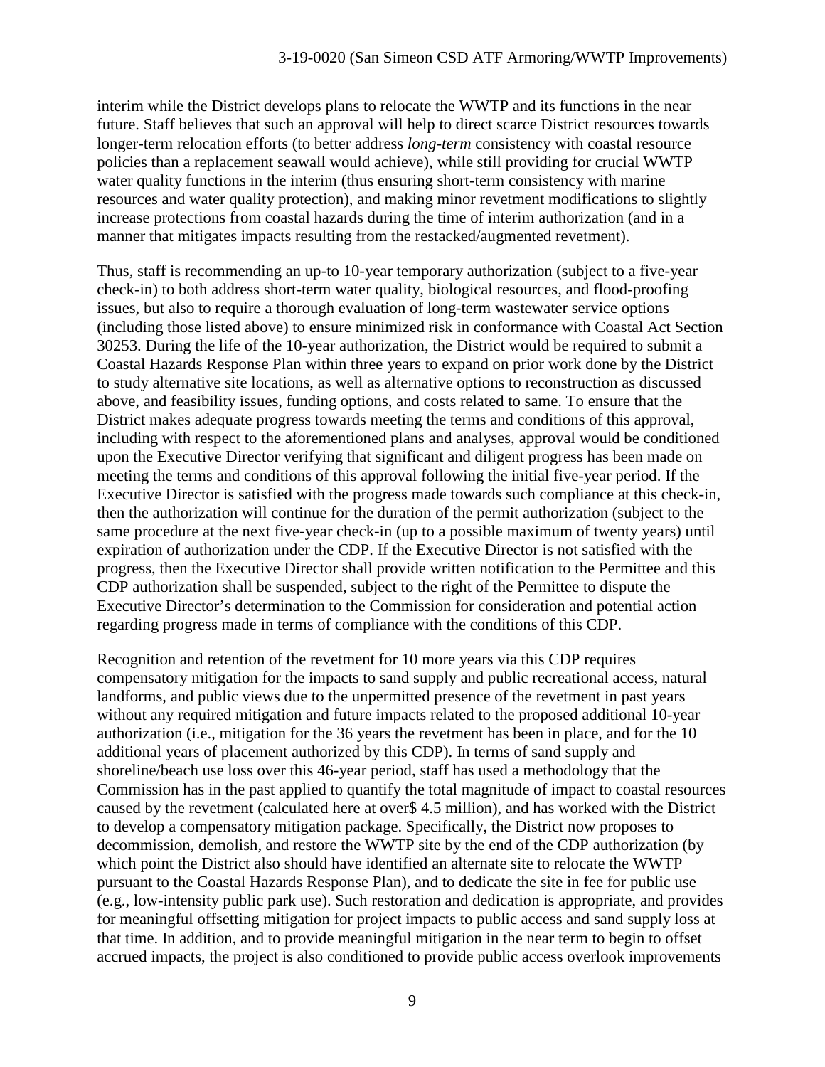interim while the District develops plans to relocate the WWTP and its functions in the near future. Staff believes that such an approval will help to direct scarce District resources towards longer-term relocation efforts (to better address *long-term* consistency with coastal resource policies than a replacement seawall would achieve), while still providing for crucial WWTP water quality functions in the interim (thus ensuring short-term consistency with marine resources and water quality protection), and making minor revetment modifications to slightly increase protections from coastal hazards during the time of interim authorization (and in a manner that mitigates impacts resulting from the restacked/augmented revetment).

Thus, staff is recommending an up-to 10-year temporary authorization (subject to a five-year check-in) to both address short-term water quality, biological resources, and flood-proofing issues, but also to require a thorough evaluation of long-term wastewater service options (including those listed above) to ensure minimized risk in conformance with Coastal Act Section 30253. During the life of the 10-year authorization, the District would be required to submit a Coastal Hazards Response Plan within three years to expand on prior work done by the District to study alternative site locations, as well as alternative options to reconstruction as discussed above, and feasibility issues, funding options, and costs related to same. To ensure that the District makes adequate progress towards meeting the terms and conditions of this approval, including with respect to the aforementioned plans and analyses, approval would be conditioned upon the Executive Director verifying that significant and diligent progress has been made on meeting the terms and conditions of this approval following the initial five-year period. If the Executive Director is satisfied with the progress made towards such compliance at this check-in, then the authorization will continue for the duration of the permit authorization (subject to the same procedure at the next five-year check-in (up to a possible maximum of twenty years) until expiration of authorization under the CDP. If the Executive Director is not satisfied with the progress, then the Executive Director shall provide written notification to the Permittee and this CDP authorization shall be suspended, subject to the right of the Permittee to dispute the Executive Director's determination to the Commission for consideration and potential action regarding progress made in terms of compliance with the conditions of this CDP.

Recognition and retention of the revetment for 10 more years via this CDP requires compensatory mitigation for the impacts to sand supply and public recreational access, natural landforms, and public views due to the unpermitted presence of the revetment in past years without any required mitigation and future impacts related to the proposed additional 10-year authorization (i.e., mitigation for the 36 years the revetment has been in place, and for the 10 additional years of placement authorized by this CDP). In terms of sand supply and shoreline/beach use loss over this 46-year period, staff has used a methodology that the Commission has in the past applied to quantify the total magnitude of impact to coastal resources caused by the revetment (calculated here at over$ 4.5 million), and has worked with the District to develop a compensatory mitigation package. Specifically, the District now proposes to decommission, demolish, and restore the WWTP site by the end of the CDP authorization (by which point the District also should have identified an alternate site to relocate the WWTP pursuant to the Coastal Hazards Response Plan), and to dedicate the site in fee for public use (e.g., low-intensity public park use). Such restoration and dedication is appropriate, and provides for meaningful offsetting mitigation for project impacts to public access and sand supply loss at that time. In addition, and to provide meaningful mitigation in the near term to begin to offset accrued impacts, the project is also conditioned to provide public access overlook improvements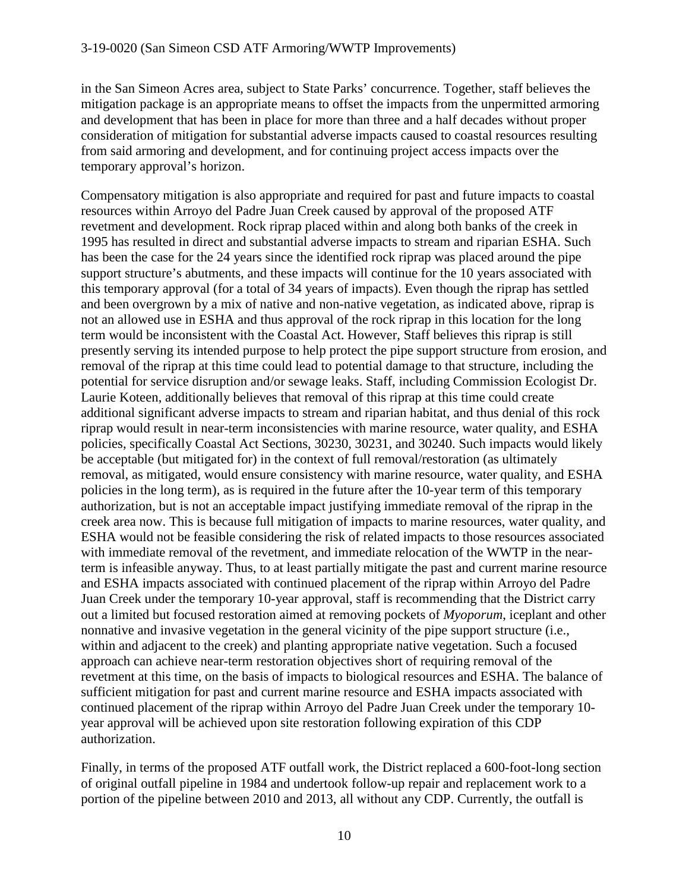in the San Simeon Acres area, subject to State Parks' concurrence. Together, staff believes the mitigation package is an appropriate means to offset the impacts from the unpermitted armoring and development that has been in place for more than three and a half decades without proper consideration of mitigation for substantial adverse impacts caused to coastal resources resulting from said armoring and development, and for continuing project access impacts over the temporary approval's horizon.

Compensatory mitigation is also appropriate and required for past and future impacts to coastal resources within Arroyo del Padre Juan Creek caused by approval of the proposed ATF revetment and development. Rock riprap placed within and along both banks of the creek in 1995 has resulted in direct and substantial adverse impacts to stream and riparian ESHA. Such has been the case for the 24 years since the identified rock riprap was placed around the pipe support structure's abutments, and these impacts will continue for the 10 years associated with this temporary approval (for a total of 34 years of impacts). Even though the riprap has settled and been overgrown by a mix of native and non-native vegetation, as indicated above, riprap is not an allowed use in ESHA and thus approval of the rock riprap in this location for the long term would be inconsistent with the Coastal Act. However, Staff believes this riprap is still presently serving its intended purpose to help protect the pipe support structure from erosion, and removal of the riprap at this time could lead to potential damage to that structure, including the potential for service disruption and/or sewage leaks. Staff, including Commission Ecologist Dr. Laurie Koteen, additionally believes that removal of this riprap at this time could create additional significant adverse impacts to stream and riparian habitat, and thus denial of this rock riprap would result in near-term inconsistencies with marine resource, water quality, and ESHA policies, specifically Coastal Act Sections, 30230, 30231, and 30240. Such impacts would likely be acceptable (but mitigated for) in the context of full removal/restoration (as ultimately removal, as mitigated, would ensure consistency with marine resource, water quality, and ESHA policies in the long term), as is required in the future after the 10-year term of this temporary authorization, but is not an acceptable impact justifying immediate removal of the riprap in the creek area now. This is because full mitigation of impacts to marine resources, water quality, and ESHA would not be feasible considering the risk of related impacts to those resources associated with immediate removal of the revetment, and immediate relocation of the WWTP in the near-term is infeasible anyway. Thus, to at least partially mitigate the past and current marine resource and ESHA impacts associated with continued placement of the riprap within Arroyo del Padre Juan Creek under the temporary 10-year approval, staff is recommending that the District carry out a limited but focused restoration aimed at removing pockets of *Myoporum*, iceplant and other nonnative and invasive vegetation in the general vicinity of the pipe support structure (i.e., within and adjacent to the creek) and planting appropriate native vegetation. Such a focused approach can achieve near-term restoration objectives short of requiring removal of the revetment at this time, on the basis of impacts to biological resources and ESHA. The balance of sufficient mitigation for past and current marine resource and ESHA impacts associated with continued placement of the riprap within Arroyo del Padre Juan Creek under the temporary 10-year approval will be achieved upon site restoration following expiration of this CDP authorization.

Finally, in terms of the proposed ATF outfall work, the District replaced a 600-foot-long section of original outfall pipeline in 1984 and undertook follow-up repair and replacement work to a portion of the pipeline between 2010 and 2013, all without any CDP. Currently, the outfall is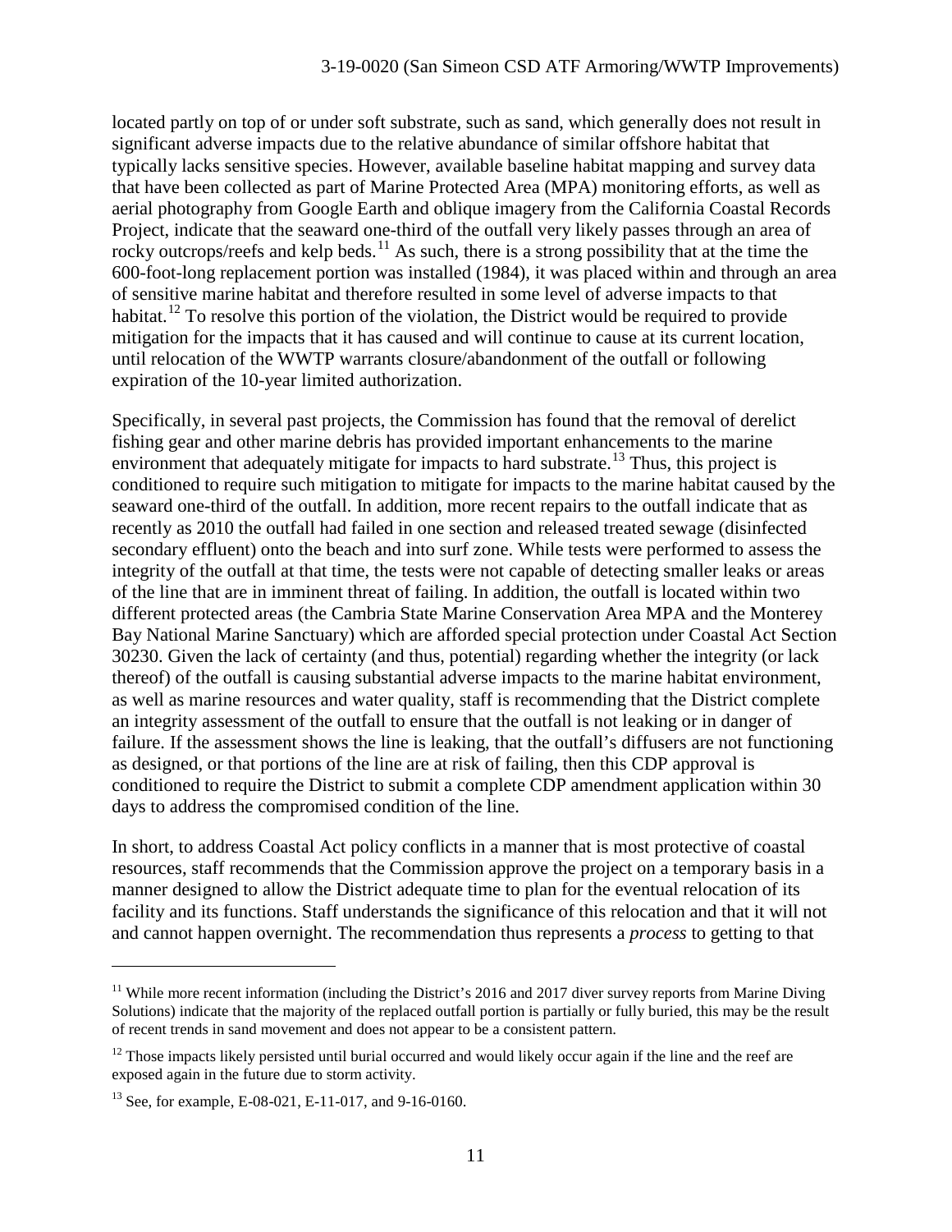located partly on top of or under soft substrate, such as sand, which generally does not result in significant adverse impacts due to the relative abundance of similar offshore habitat that typically lacks sensitive species. However, available baseline habitat mapping and survey data that have been collected as part of Marine Protected Area (MPA) monitoring efforts, as well as aerial photography from Google Earth and oblique imagery from the California Coastal Records Project, indicate that the seaward one-third of the outfall very likely passes through an area of rocky outcrops/reefs and kelp beds.[11] As such, there is a strong possibility that at the time the 600-foot-long replacement portion was installed (1984), it was placed within and through an area of sensitive marine habitat and therefore resulted in some level of adverse impacts to that habitat.[12] To resolve this portion of the violation, the District would be required to provide mitigation for the impacts that it has caused and will continue to cause at its current location, until relocation of the WWTP warrants closure/abandonment of the outfall or following expiration of the 10-year limited authorization.

Specifically, in several past projects, the Commission has found that the removal of derelict fishing gear and other marine debris has provided important enhancements to the marine environment that adequately mitigate for impacts to hard substrate.[13] Thus, this project is conditioned to require such mitigation to mitigate for impacts to the marine habitat caused by the seaward one-third of the outfall. In addition, more recent repairs to the outfall indicate that as recently as 2010 the outfall had failed in one section and released treated sewage (disinfected secondary effluent) onto the beach and into surf zone. While tests were performed to assess the integrity of the outfall at that time, the tests were not capable of detecting smaller leaks or areas of the line that are in imminent threat of failing. In addition, the outfall is located within two different protected areas (the Cambria State Marine Conservation Area MPA and the Monterey Bay National Marine Sanctuary) which are afforded special protection under Coastal Act Section 30230. Given the lack of certainty (and thus, potential) regarding whether the integrity (or lack thereof) of the outfall is causing substantial adverse impacts to the marine habitat environment, as well as marine resources and water quality, staff is recommending that the District complete an integrity assessment of the outfall to ensure that the outfall is not leaking or in danger of failure. If the assessment shows the line is leaking, that the outfall's diffusers are not functioning as designed, or that portions of the line are at risk of failing, then this CDP approval is conditioned to require the District to submit a complete CDP amendment application within 30 days to address the compromised condition of the line.

In short, to address Coastal Act policy conflicts in a manner that is most protective of coastal resources, staff recommends that the Commission approve the project on a temporary basis in a manner designed to allow the District adequate time to plan for the eventual relocation of its facility and its functions. Staff understands the significance of this relocation and that it will not and cannot happen overnight. The recommendation thus represents a *process* to getting to that

---

[11] While more recent information (including the District's 2016 and 2017 diver survey reports from Marine Diving Solutions) indicate that the majority of the replaced outfall portion is partially or fully buried, this may be the result of recent trends in sand movement and does not appear to be a consistent pattern.

[12] Those impacts likely persisted until burial occurred and would likely occur again if the line and the reef are exposed again in the future due to storm activity.

[13] See, for example, E-08-021, E-11-017, and 9-16-0160.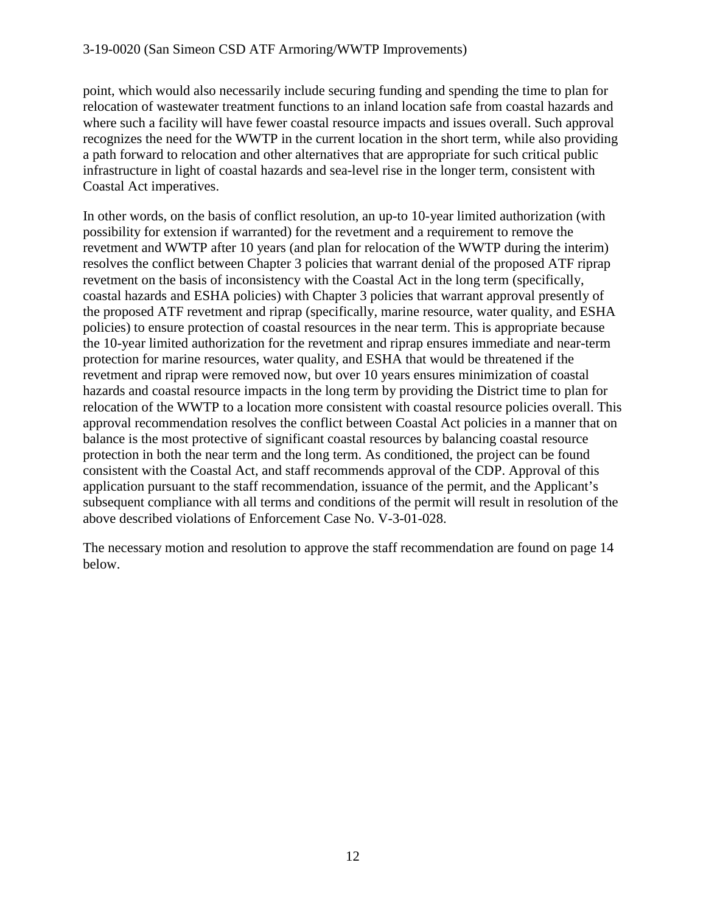point, which would also necessarily include securing funding and spending the time to plan for relocation of wastewater treatment functions to an inland location safe from coastal hazards and where such a facility will have fewer coastal resource impacts and issues overall. Such approval recognizes the need for the WWTP in the current location in the short term, while also providing a path forward to relocation and other alternatives that are appropriate for such critical public infrastructure in light of coastal hazards and sea-level rise in the longer term, consistent with Coastal Act imperatives.

In other words, on the basis of conflict resolution, an up-to 10-year limited authorization (with possibility for extension if warranted) for the revetment and a requirement to remove the revetment and WWTP after 10 years (and plan for relocation of the WWTP during the interim) resolves the conflict between Chapter 3 policies that warrant denial of the proposed ATF riprap revetment on the basis of inconsistency with the Coastal Act in the long term (specifically, coastal hazards and ESHA policies) with Chapter 3 policies that warrant approval presently of the proposed ATF revetment and riprap (specifically, marine resource, water quality, and ESHA policies) to ensure protection of coastal resources in the near term. This is appropriate because the 10-year limited authorization for the revetment and riprap ensures immediate and near-term protection for marine resources, water quality, and ESHA that would be threatened if the revetment and riprap were removed now, but over 10 years ensures minimization of coastal hazards and coastal resource impacts in the long term by providing the District time to plan for relocation of the WWTP to a location more consistent with coastal resource policies overall. This approval recommendation resolves the conflict between Coastal Act policies in a manner that on balance is the most protective of significant coastal resources by balancing coastal resource protection in both the near term and the long term. As conditioned, the project can be found consistent with the Coastal Act, and staff recommends approval of the CDP. Approval of this application pursuant to the staff recommendation, issuance of the permit, and the Applicant's subsequent compliance with all terms and conditions of the permit will result in resolution of the above described violations of Enforcement Case No. V-3-01-028.

The necessary motion and resolution to approve the staff recommendation are found on page 14 below.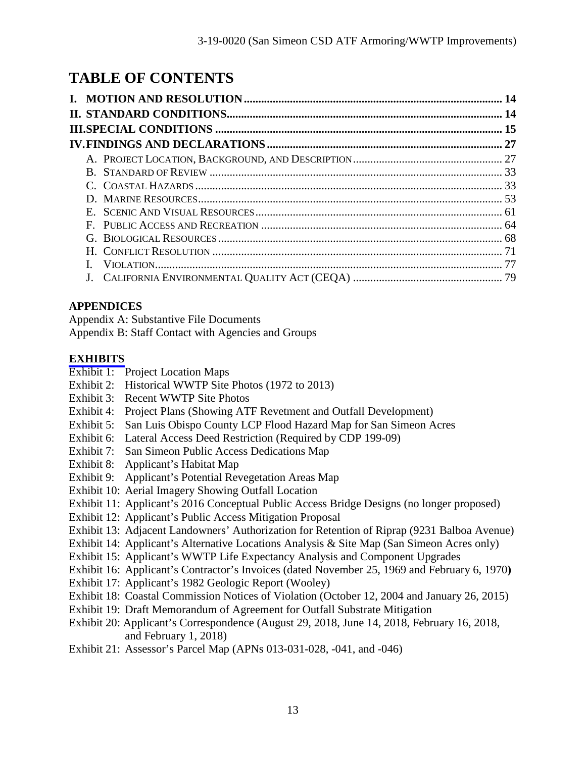# TABLE OF CONTENTS

**I. MOTION AND RESOLUTION** ........................................................................................ 14
**II. STANDARD CONDITIONS** ........................................................................................ 14
**III. SPECIAL CONDITIONS** ........................................................................................ 15
**IV. FINDINGS AND DECLARATIONS** ........................................................................................ 27

- A. PROJECT LOCATION, BACKGROUND, AND DESCRIPTION ........................................................................................ 27
- B. STANDARD OF REVIEW ........................................................................................ 33
- C. COASTAL HAZARDS ........................................................................................ 33
- D. MARINE RESOURCES ........................................................................................ 53
- E. SCENIC AND VISUAL RESOURCES ........................................................................................ 61
- F. PUBLIC ACCESS AND RECREATION ........................................................................................ 64
- G. BIOLOGICAL RESOURCES ........................................................................................ 68
- H. CONFLICT RESOLUTION ........................................................................................ 71
- I. VIOLATION ........................................................................................ 77
- J. CALIFORNIA ENVIRONMENTAL QUALITY ACT (CEQA) ........................................................................................ 79

**APPENDICES**

Appendix A: Substantive File Documents
Appendix B: Staff Contact with Agencies and Groups

**EXHIBITS**

Exhibit 1: Project Location Maps
Exhibit 2: Historical WWTP Site Photos (1972 to 2013)
Exhibit 3: Recent WWTP Site Photos
Exhibit 4: Project Plans (Showing ATF Revetment and Outfall Development)
Exhibit 5: San Luis Obispo County LCP Flood Hazard Map for San Simeon Acres
Exhibit 6: Lateral Access Deed Restriction (Required by CDP 199-09)
Exhibit 7: San Simeon Public Access Dedications Map
Exhibit 8: Applicant's Habitat Map
Exhibit 9: Applicant's Potential Revegetation Areas Map
Exhibit 10: Aerial Imagery Showing Outfall Location
Exhibit 11: Applicant's 2016 Conceptual Public Access Bridge Designs (no longer proposed)
Exhibit 12: Applicant's Public Access Mitigation Proposal
Exhibit 13: Adjacent Landowners' Authorization for Retention of Riprap (9231 Balboa Avenue)
Exhibit 14: Applicant's Alternative Locations Analysis & Site Map (San Simeon Acres only)
Exhibit 15: Applicant's WWTP Life Expectancy Analysis and Component Upgrades
Exhibit 16: Applicant's Contractor's Invoices (dated November 25, 1969 and February 6, 1970)
Exhibit 17: Applicant's 1982 Geologic Report (Wooley)
Exhibit 18: Coastal Commission Notices of Violation (October 12, 2004 and January 26, 2015)
Exhibit 19: Draft Memorandum of Agreement for Outfall Substrate Mitigation
Exhibit 20: Applicant's Correspondence (August 29, 2018, June 14, 2018, February 16, 2018, and February 1, 2018)
Exhibit 21: Assessor's Parcel Map (APNs 013-031-028, -041, and -046)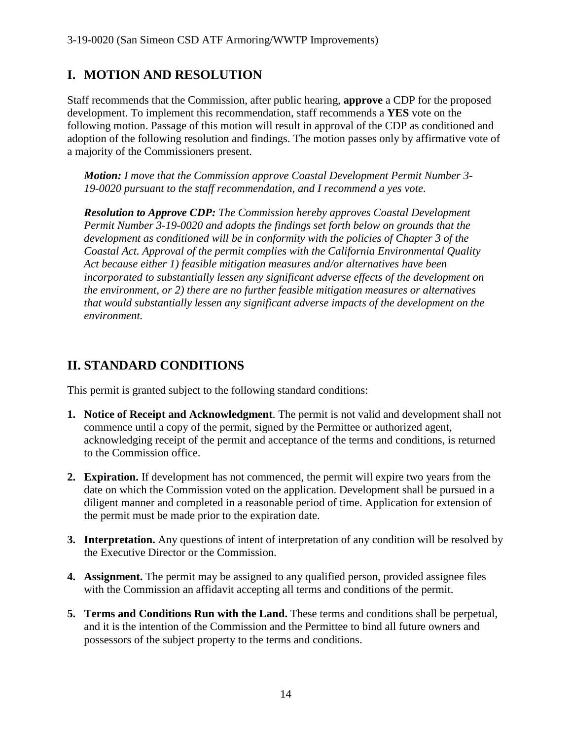## I. MOTION AND RESOLUTION

Staff recommends that the Commission, after public hearing, **approve** a CDP for the proposed development. To implement this recommendation, staff recommends a **YES** vote on the following motion. Passage of this motion will result in approval of the CDP as conditioned and adoption of the following resolution and findings. The motion passes only by affirmative vote of a majority of the Commissioners present.

> ***Motion:*** *I move that the Commission approve Coastal Development Permit Number 3-19-0020 pursuant to the staff recommendation, and I recommend a yes vote.*
>
> ***Resolution to Approve CDP:*** *The Commission hereby approves Coastal Development Permit Number 3-19-0020 and adopts the findings set forth below on grounds that the development as conditioned will be in conformity with the policies of Chapter 3 of the Coastal Act. Approval of the permit complies with the California Environmental Quality Act because either 1) feasible mitigation measures and/or alternatives have been incorporated to substantially lessen any significant adverse effects of the development on the environment, or 2) there are no further feasible mitigation measures or alternatives that would substantially lessen any significant adverse impacts of the development on the environment.*

## II. STANDARD CONDITIONS

This permit is granted subject to the following standard conditions:

1. **Notice of Receipt and Acknowledgment**. The permit is not valid and development shall not commence until a copy of the permit, signed by the Permittee or authorized agent, acknowledging receipt of the permit and acceptance of the terms and conditions, is returned to the Commission office.
2. **Expiration.** If development has not commenced, the permit will expire two years from the date on which the Commission voted on the application. Development shall be pursued in a diligent manner and completed in a reasonable period of time. Application for extension of the permit must be made prior to the expiration date.
3. **Interpretation.** Any questions of intent of interpretation of any condition will be resolved by the Executive Director or the Commission.
4. **Assignment.** The permit may be assigned to any qualified person, provided assignee files with the Commission an affidavit accepting all terms and conditions of the permit.
5. **Terms and Conditions Run with the Land.** These terms and conditions shall be perpetual, and it is the intention of the Commission and the Permittee to bind all future owners and possessors of the subject property to the terms and conditions.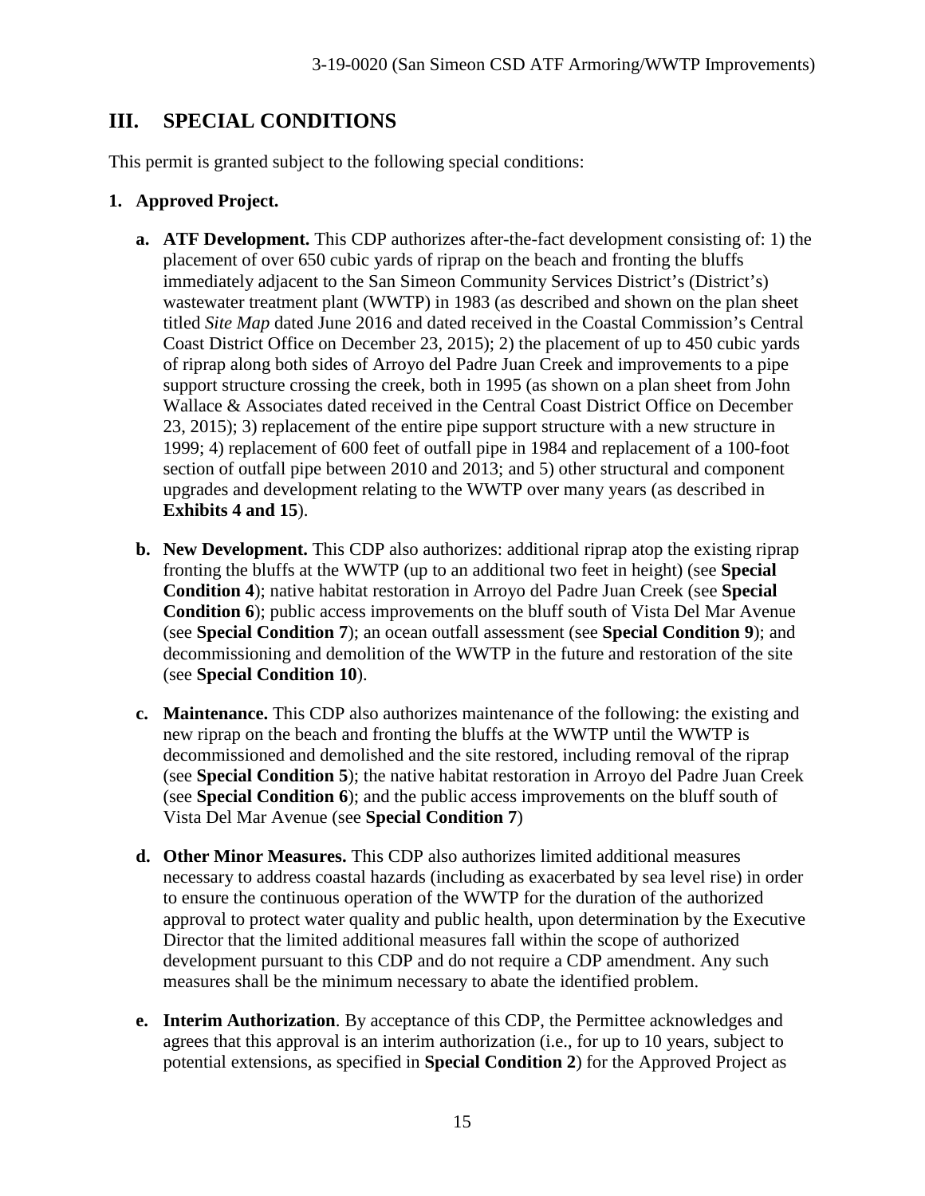## III. SPECIAL CONDITIONS

This permit is granted subject to the following special conditions:

**1. Approved Project.**

**a. ATF Development.** This CDP authorizes after-the-fact development consisting of: 1) the placement of over 650 cubic yards of riprap on the beach and fronting the bluffs immediately adjacent to the San Simeon Community Services District's (District's) wastewater treatment plant (WWTP) in 1983 (as described and shown on the plan sheet titled *Site Map* dated June 2016 and dated received in the Coastal Commission's Central Coast District Office on December 23, 2015); 2) the placement of up to 450 cubic yards of riprap along both sides of Arroyo del Padre Juan Creek and improvements to a pipe support structure crossing the creek, both in 1995 (as shown on a plan sheet from John Wallace & Associates dated received in the Central Coast District Office on December 23, 2015); 3) replacement of the entire pipe support structure with a new structure in 1999; 4) replacement of 600 feet of outfall pipe in 1984 and replacement of a 100-foot section of outfall pipe between 2010 and 2013; and 5) other structural and component upgrades and development relating to the WWTP over many years (as described in **Exhibits 4 and 15**).

**b. New Development.** This CDP also authorizes: additional riprap atop the existing riprap fronting the bluffs at the WWTP (up to an additional two feet in height) (see **Special Condition 4**); native habitat restoration in Arroyo del Padre Juan Creek (see **Special Condition 6**); public access improvements on the bluff south of Vista Del Mar Avenue (see **Special Condition 7**); an ocean outfall assessment (see **Special Condition 9**); and decommissioning and demolition of the WWTP in the future and restoration of the site (see **Special Condition 10**).

**c. Maintenance.** This CDP also authorizes maintenance of the following: the existing and new riprap on the beach and fronting the bluffs at the WWTP until the WWTP is decommissioned and demolished and the site restored, including removal of the riprap (see **Special Condition 5**); the native habitat restoration in Arroyo del Padre Juan Creek (see **Special Condition 6**); and the public access improvements on the bluff south of Vista Del Mar Avenue (see **Special Condition 7**)

**d. Other Minor Measures.** This CDP also authorizes limited additional measures necessary to address coastal hazards (including as exacerbated by sea level rise) in order to ensure the continuous operation of the WWTP for the duration of the authorized approval to protect water quality and public health, upon determination by the Executive Director that the limited additional measures fall within the scope of authorized development pursuant to this CDP and do not require a CDP amendment. Any such measures shall be the minimum necessary to abate the identified problem.

**e. Interim Authorization**. By acceptance of this CDP, the Permittee acknowledges and agrees that this approval is an interim authorization (i.e., for up to 10 years, subject to potential extensions, as specified in **Special Condition 2**) for the Approved Project as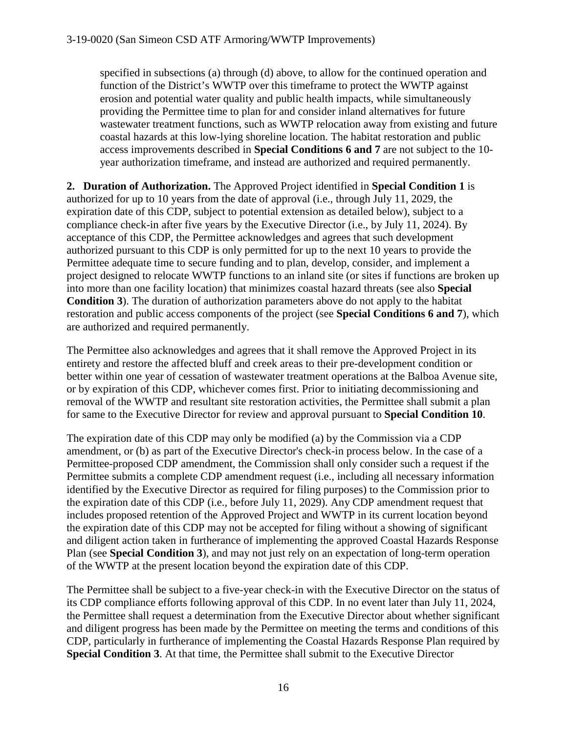specified in subsections (a) through (d) above, to allow for the continued operation and function of the District's WWTP over this timeframe to protect the WWTP against erosion and potential water quality and public health impacts, while simultaneously providing the Permittee time to plan for and consider inland alternatives for future wastewater treatment functions, such as WWTP relocation away from existing and future coastal hazards at this low-lying shoreline location. The habitat restoration and public access improvements described in **Special Conditions 6 and 7** are not subject to the 10-year authorization timeframe, and instead are authorized and required permanently.

**2. Duration of Authorization.** The Approved Project identified in **Special Condition 1** is authorized for up to 10 years from the date of approval (i.e., through July 11, 2029, the expiration date of this CDP, subject to potential extension as detailed below), subject to a compliance check-in after five years by the Executive Director (i.e., by July 11, 2024). By acceptance of this CDP, the Permittee acknowledges and agrees that such development authorized pursuant to this CDP is only permitted for up to the next 10 years to provide the Permittee adequate time to secure funding and to plan, develop, consider, and implement a project designed to relocate WWTP functions to an inland site (or sites if functions are broken up into more than one facility location) that minimizes coastal hazard threats (see also **Special Condition 3**). The duration of authorization parameters above do not apply to the habitat restoration and public access components of the project (see **Special Conditions 6 and 7**), which are authorized and required permanently.

The Permittee also acknowledges and agrees that it shall remove the Approved Project in its entirety and restore the affected bluff and creek areas to their pre-development condition or better within one year of cessation of wastewater treatment operations at the Balboa Avenue site, or by expiration of this CDP, whichever comes first. Prior to initiating decommissioning and removal of the WWTP and resultant site restoration activities, the Permittee shall submit a plan for same to the Executive Director for review and approval pursuant to **Special Condition 10**.

The expiration date of this CDP may only be modified (a) by the Commission via a CDP amendment, or (b) as part of the Executive Director's check-in process below. In the case of a Permittee-proposed CDP amendment, the Commission shall only consider such a request if the Permittee submits a complete CDP amendment request (i.e., including all necessary information identified by the Executive Director as required for filing purposes) to the Commission prior to the expiration date of this CDP (i.e., before July 11, 2029). Any CDP amendment request that includes proposed retention of the Approved Project and WWTP in its current location beyond the expiration date of this CDP may not be accepted for filing without a showing of significant and diligent action taken in furtherance of implementing the approved Coastal Hazards Response Plan (see **Special Condition 3**), and may not just rely on an expectation of long-term operation of the WWTP at the present location beyond the expiration date of this CDP.

The Permittee shall be subject to a five-year check-in with the Executive Director on the status of its CDP compliance efforts following approval of this CDP. In no event later than July 11, 2024, the Permittee shall request a determination from the Executive Director about whether significant and diligent progress has been made by the Permittee on meeting the terms and conditions of this CDP, particularly in furtherance of implementing the Coastal Hazards Response Plan required by **Special Condition 3**. At that time, the Permittee shall submit to the Executive Director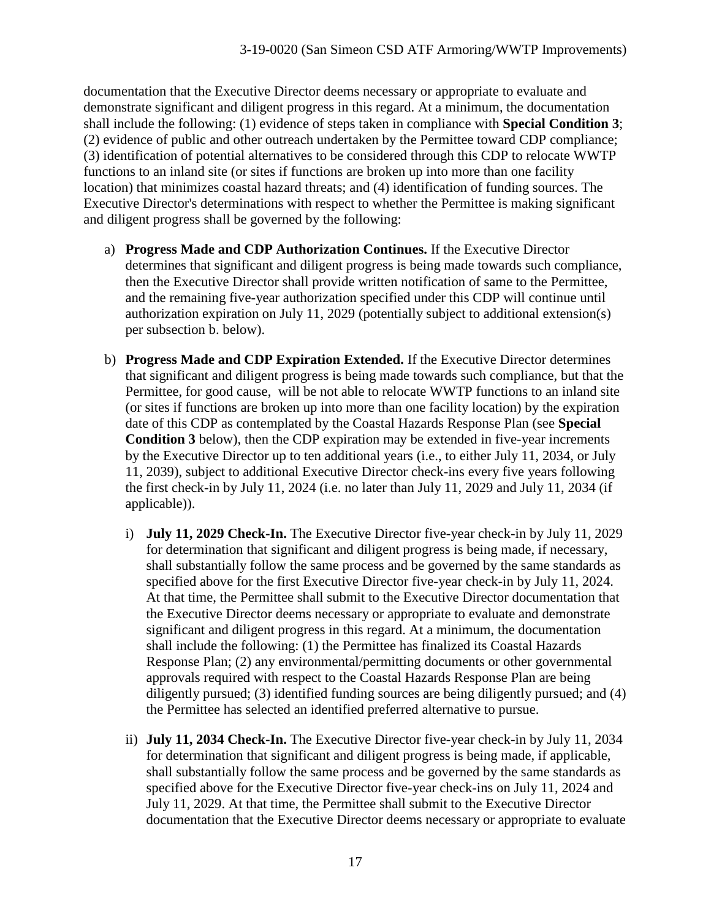documentation that the Executive Director deems necessary or appropriate to evaluate and demonstrate significant and diligent progress in this regard. At a minimum, the documentation shall include the following: (1) evidence of steps taken in compliance with **Special Condition 3**; (2) evidence of public and other outreach undertaken by the Permittee toward CDP compliance; (3) identification of potential alternatives to be considered through this CDP to relocate WWTP functions to an inland site (or sites if functions are broken up into more than one facility location) that minimizes coastal hazard threats; and (4) identification of funding sources. The Executive Director's determinations with respect to whether the Permittee is making significant and diligent progress shall be governed by the following:

a) **Progress Made and CDP Authorization Continues.** If the Executive Director determines that significant and diligent progress is being made towards such compliance, then the Executive Director shall provide written notification of same to the Permittee, and the remaining five-year authorization specified under this CDP will continue until authorization expiration on July 11, 2029 (potentially subject to additional extension(s) per subsection b. below).

b) **Progress Made and CDP Expiration Extended.** If the Executive Director determines that significant and diligent progress is being made towards such compliance, but that the Permittee, for good cause, will be not able to relocate WWTP functions to an inland site (or sites if functions are broken up into more than one facility location) by the expiration date of this CDP as contemplated by the Coastal Hazards Response Plan (see **Special Condition 3** below), then the CDP expiration may be extended in five-year increments by the Executive Director up to ten additional years (i.e., to either July 11, 2034, or July 11, 2039), subject to additional Executive Director check-ins every five years following the first check-in by July 11, 2024 (i.e. no later than July 11, 2029 and July 11, 2034 (if applicable)).

   i) **July 11, 2029 Check-In.** The Executive Director five-year check-in by July 11, 2029 for determination that significant and diligent progress is being made, if necessary, shall substantially follow the same process and be governed by the same standards as specified above for the first Executive Director five-year check-in by July 11, 2024. At that time, the Permittee shall submit to the Executive Director documentation that the Executive Director deems necessary or appropriate to evaluate and demonstrate significant and diligent progress in this regard. At a minimum, the documentation shall include the following: (1) the Permittee has finalized its Coastal Hazards Response Plan; (2) any environmental/permitting documents or other governmental approvals required with respect to the Coastal Hazards Response Plan are being diligently pursued; (3) identified funding sources are being diligently pursued; and (4) the Permittee has selected an identified preferred alternative to pursue.

   ii) **July 11, 2034 Check-In.** The Executive Director five-year check-in by July 11, 2034 for determination that significant and diligent progress is being made, if applicable, shall substantially follow the same process and be governed by the same standards as specified above for the Executive Director five-year check-ins on July 11, 2024 and July 11, 2029. At that time, the Permittee shall submit to the Executive Director documentation that the Executive Director deems necessary or appropriate to evaluate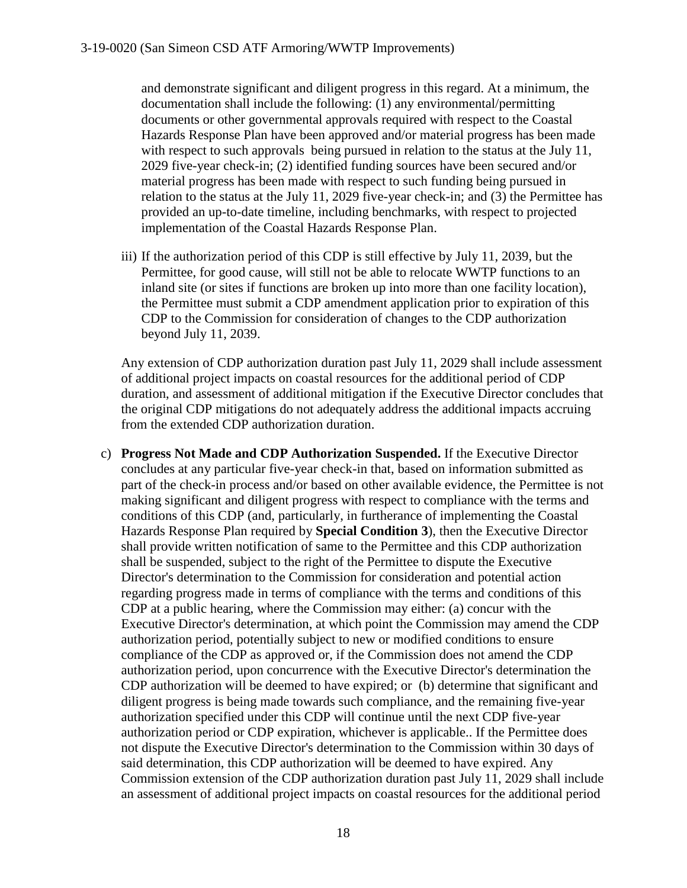and demonstrate significant and diligent progress in this regard. At a minimum, the documentation shall include the following: (1) any environmental/permitting documents or other governmental approvals required with respect to the Coastal Hazards Response Plan have been approved and/or material progress has been made with respect to such approvals being pursued in relation to the status at the July 11, 2029 five-year check-in; (2) identified funding sources have been secured and/or material progress has been made with respect to such funding being pursued in relation to the status at the July 11, 2029 five-year check-in; and (3) the Permittee has provided an up-to-date timeline, including benchmarks, with respect to projected implementation of the Coastal Hazards Response Plan.

iii) If the authorization period of this CDP is still effective by July 11, 2039, but the Permittee, for good cause, will still not be able to relocate WWTP functions to an inland site (or sites if functions are broken up into more than one facility location), the Permittee must submit a CDP amendment application prior to expiration of this CDP to the Commission for consideration of changes to the CDP authorization beyond July 11, 2039.

Any extension of CDP authorization duration past July 11, 2029 shall include assessment of additional project impacts on coastal resources for the additional period of CDP duration, and assessment of additional mitigation if the Executive Director concludes that the original CDP mitigations do not adequately address the additional impacts accruing from the extended CDP authorization duration.

c) **Progress Not Made and CDP Authorization Suspended.** If the Executive Director concludes at any particular five-year check-in that, based on information submitted as part of the check-in process and/or based on other available evidence, the Permittee is not making significant and diligent progress with respect to compliance with the terms and conditions of this CDP (and, particularly, in furtherance of implementing the Coastal Hazards Response Plan required by **Special Condition 3**), then the Executive Director shall provide written notification of same to the Permittee and this CDP authorization shall be suspended, subject to the right of the Permittee to dispute the Executive Director's determination to the Commission for consideration and potential action regarding progress made in terms of compliance with the terms and conditions of this CDP at a public hearing, where the Commission may either: (a) concur with the Executive Director's determination, at which point the Commission may amend the CDP authorization period, potentially subject to new or modified conditions to ensure compliance of the CDP as approved or, if the Commission does not amend the CDP authorization period, upon concurrence with the Executive Director's determination the CDP authorization will be deemed to have expired; or (b) determine that significant and diligent progress is being made towards such compliance, and the remaining five-year authorization specified under this CDP will continue until the next CDP five-year authorization period or CDP expiration, whichever is applicable.. If the Permittee does not dispute the Executive Director's determination to the Commission within 30 days of said determination, this CDP authorization will be deemed to have expired. Any Commission extension of the CDP authorization duration past July 11, 2029 shall include an assessment of additional project impacts on coastal resources for the additional period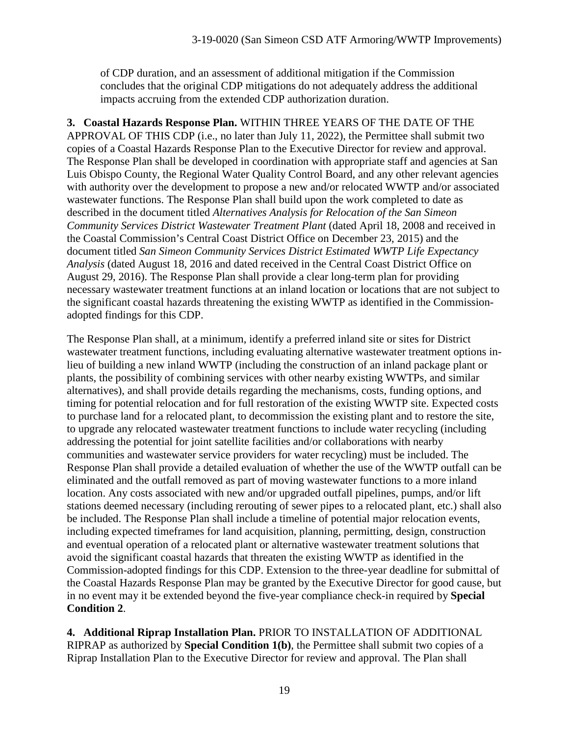of CDP duration, and an assessment of additional mitigation if the Commission concludes that the original CDP mitigations do not adequately address the additional impacts accruing from the extended CDP authorization duration.

**3. Coastal Hazards Response Plan.** WITHIN THREE YEARS OF THE DATE OF THE APPROVAL OF THIS CDP (i.e., no later than July 11, 2022), the Permittee shall submit two copies of a Coastal Hazards Response Plan to the Executive Director for review and approval. The Response Plan shall be developed in coordination with appropriate staff and agencies at San Luis Obispo County, the Regional Water Quality Control Board, and any other relevant agencies with authority over the development to propose a new and/or relocated WWTP and/or associated wastewater functions. The Response Plan shall build upon the work completed to date as described in the document titled *Alternatives Analysis for Relocation of the San Simeon Community Services District Wastewater Treatment Plant* (dated April 18, 2008 and received in the Coastal Commission's Central Coast District Office on December 23, 2015) and the document titled *San Simeon Community Services District Estimated WWTP Life Expectancy Analysis* (dated August 18, 2016 and dated received in the Central Coast District Office on August 29, 2016). The Response Plan shall provide a clear long-term plan for providing necessary wastewater treatment functions at an inland location or locations that are not subject to the significant coastal hazards threatening the existing WWTP as identified in the Commission-adopted findings for this CDP.

The Response Plan shall, at a minimum, identify a preferred inland site or sites for District wastewater treatment functions, including evaluating alternative wastewater treatment options in-lieu of building a new inland WWTP (including the construction of an inland package plant or plants, the possibility of combining services with other nearby existing WWTPs, and similar alternatives), and shall provide details regarding the mechanisms, costs, funding options, and timing for potential relocation and for full restoration of the existing WWTP site. Expected costs to purchase land for a relocated plant, to decommission the existing plant and to restore the site, to upgrade any relocated wastewater treatment functions to include water recycling (including addressing the potential for joint satellite facilities and/or collaborations with nearby communities and wastewater service providers for water recycling) must be included. The Response Plan shall provide a detailed evaluation of whether the use of the WWTP outfall can be eliminated and the outfall removed as part of moving wastewater functions to a more inland location. Any costs associated with new and/or upgraded outfall pipelines, pumps, and/or lift stations deemed necessary (including rerouting of sewer pipes to a relocated plant, etc.) shall also be included. The Response Plan shall include a timeline of potential major relocation events, including expected timeframes for land acquisition, planning, permitting, design, construction and eventual operation of a relocated plant or alternative wastewater treatment solutions that avoid the significant coastal hazards that threaten the existing WWTP as identified in the Commission-adopted findings for this CDP. Extension to the three-year deadline for submittal of the Coastal Hazards Response Plan may be granted by the Executive Director for good cause, but in no event may it be extended beyond the five-year compliance check-in required by **Special Condition 2**.

**4. Additional Riprap Installation Plan.** PRIOR TO INSTALLATION OF ADDITIONAL RIPRAP as authorized by **Special Condition 1(b)**, the Permittee shall submit two copies of a Riprap Installation Plan to the Executive Director for review and approval. The Plan shall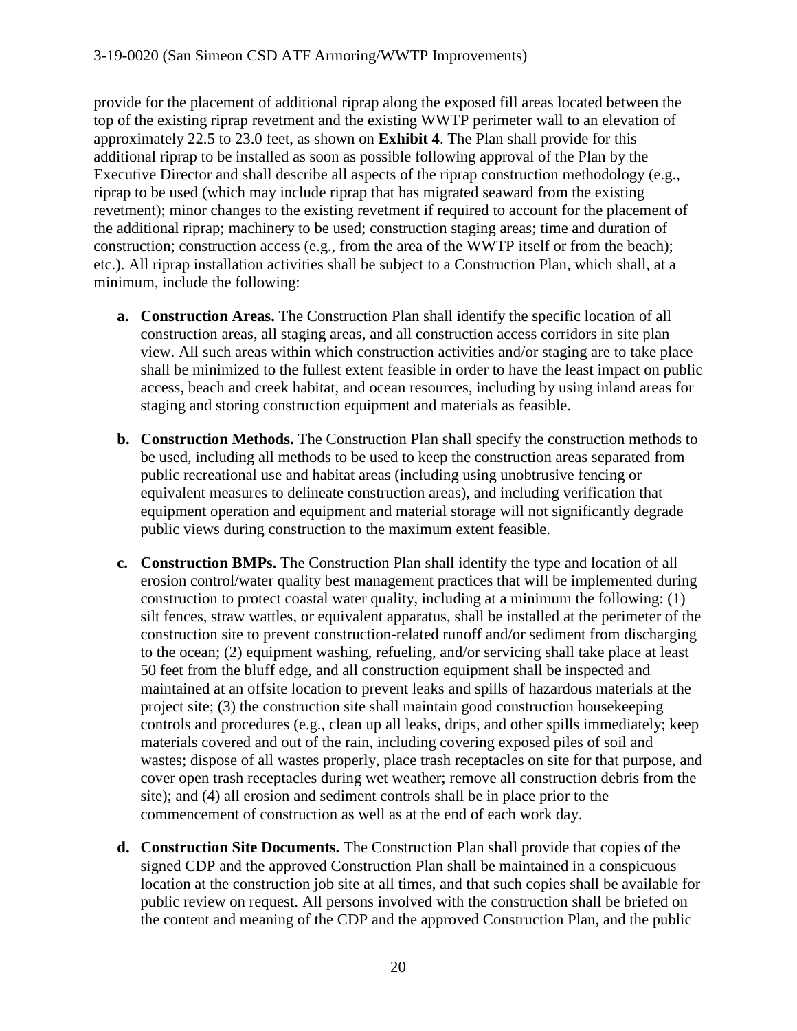provide for the placement of additional riprap along the exposed fill areas located between the top of the existing riprap revetment and the existing WWTP perimeter wall to an elevation of approximately 22.5 to 23.0 feet, as shown on **Exhibit 4**. The Plan shall provide for this additional riprap to be installed as soon as possible following approval of the Plan by the Executive Director and shall describe all aspects of the riprap construction methodology (e.g., riprap to be used (which may include riprap that has migrated seaward from the existing revetment); minor changes to the existing revetment if required to account for the placement of the additional riprap; machinery to be used; construction staging areas; time and duration of construction; construction access (e.g., from the area of the WWTP itself or from the beach); etc.). All riprap installation activities shall be subject to a Construction Plan, which shall, at a minimum, include the following:

- **a. Construction Areas.** The Construction Plan shall identify the specific location of all construction areas, all staging areas, and all construction access corridors in site plan view. All such areas within which construction activities and/or staging are to take place shall be minimized to the fullest extent feasible in order to have the least impact on public access, beach and creek habitat, and ocean resources, including by using inland areas for staging and storing construction equipment and materials as feasible.

- **b. Construction Methods.** The Construction Plan shall specify the construction methods to be used, including all methods to be used to keep the construction areas separated from public recreational use and habitat areas (including using unobtrusive fencing or equivalent measures to delineate construction areas), and including verification that equipment operation and equipment and material storage will not significantly degrade public views during construction to the maximum extent feasible.

- **c. Construction BMPs.** The Construction Plan shall identify the type and location of all erosion control/water quality best management practices that will be implemented during construction to protect coastal water quality, including at a minimum the following: (1) silt fences, straw wattles, or equivalent apparatus, shall be installed at the perimeter of the construction site to prevent construction-related runoff and/or sediment from discharging to the ocean; (2) equipment washing, refueling, and/or servicing shall take place at least 50 feet from the bluff edge, and all construction equipment shall be inspected and maintained at an offsite location to prevent leaks and spills of hazardous materials at the project site; (3) the construction site shall maintain good construction housekeeping controls and procedures (e.g., clean up all leaks, drips, and other spills immediately; keep materials covered and out of the rain, including covering exposed piles of soil and wastes; dispose of all wastes properly, place trash receptacles on site for that purpose, and cover open trash receptacles during wet weather; remove all construction debris from the site); and (4) all erosion and sediment controls shall be in place prior to the commencement of construction as well as at the end of each work day.

- **d. Construction Site Documents.** The Construction Plan shall provide that copies of the signed CDP and the approved Construction Plan shall be maintained in a conspicuous location at the construction job site at all times, and that such copies shall be available for public review on request. All persons involved with the construction shall be briefed on the content and meaning of the CDP and the approved Construction Plan, and the public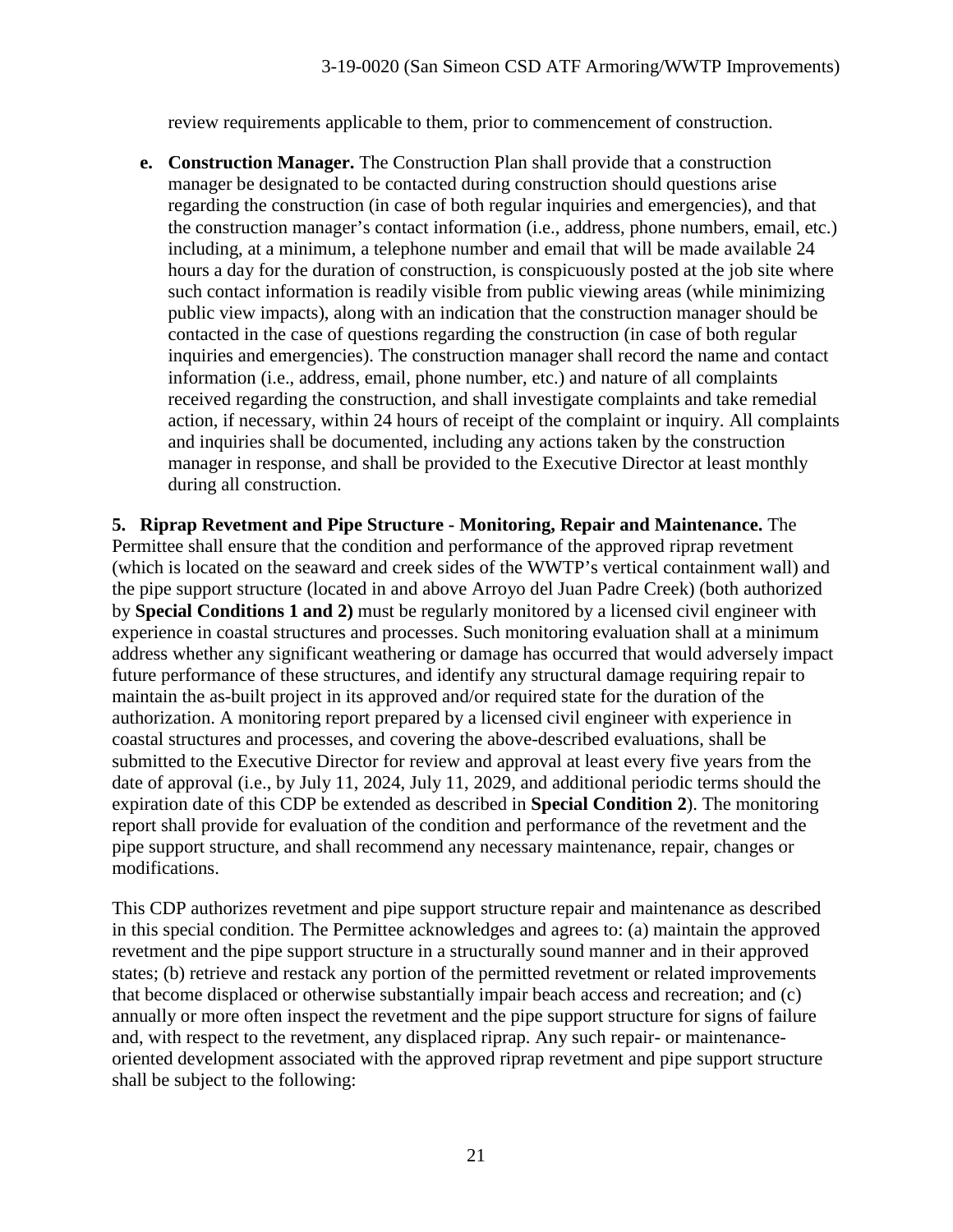review requirements applicable to them, prior to commencement of construction.

**e. Construction Manager.** The Construction Plan shall provide that a construction manager be designated to be contacted during construction should questions arise regarding the construction (in case of both regular inquiries and emergencies), and that the construction manager's contact information (i.e., address, phone numbers, email, etc.) including, at a minimum, a telephone number and email that will be made available 24 hours a day for the duration of construction, is conspicuously posted at the job site where such contact information is readily visible from public viewing areas (while minimizing public view impacts), along with an indication that the construction manager should be contacted in the case of questions regarding the construction (in case of both regular inquiries and emergencies). The construction manager shall record the name and contact information (i.e., address, email, phone number, etc.) and nature of all complaints received regarding the construction, and shall investigate complaints and take remedial action, if necessary, within 24 hours of receipt of the complaint or inquiry. All complaints and inquiries shall be documented, including any actions taken by the construction manager in response, and shall be provided to the Executive Director at least monthly during all construction.

**5. Riprap Revetment and Pipe Structure - Monitoring, Repair and Maintenance.** The Permittee shall ensure that the condition and performance of the approved riprap revetment (which is located on the seaward and creek sides of the WWTP's vertical containment wall) and the pipe support structure (located in and above Arroyo del Juan Padre Creek) (both authorized by **Special Conditions 1 and 2)** must be regularly monitored by a licensed civil engineer with experience in coastal structures and processes. Such monitoring evaluation shall at a minimum address whether any significant weathering or damage has occurred that would adversely impact future performance of these structures, and identify any structural damage requiring repair to maintain the as-built project in its approved and/or required state for the duration of the authorization. A monitoring report prepared by a licensed civil engineer with experience in coastal structures and processes, and covering the above-described evaluations, shall be submitted to the Executive Director for review and approval at least every five years from the date of approval (i.e., by July 11, 2024, July 11, 2029, and additional periodic terms should the expiration date of this CDP be extended as described in **Special Condition 2**). The monitoring report shall provide for evaluation of the condition and performance of the revetment and the pipe support structure, and shall recommend any necessary maintenance, repair, changes or modifications.

This CDP authorizes revetment and pipe support structure repair and maintenance as described in this special condition. The Permittee acknowledges and agrees to: (a) maintain the approved revetment and the pipe support structure in a structurally sound manner and in their approved states; (b) retrieve and restack any portion of the permitted revetment or related improvements that become displaced or otherwise substantially impair beach access and recreation; and (c) annually or more often inspect the revetment and the pipe support structure for signs of failure and, with respect to the revetment, any displaced riprap. Any such repair- or maintenance-oriented development associated with the approved riprap revetment and pipe support structure shall be subject to the following: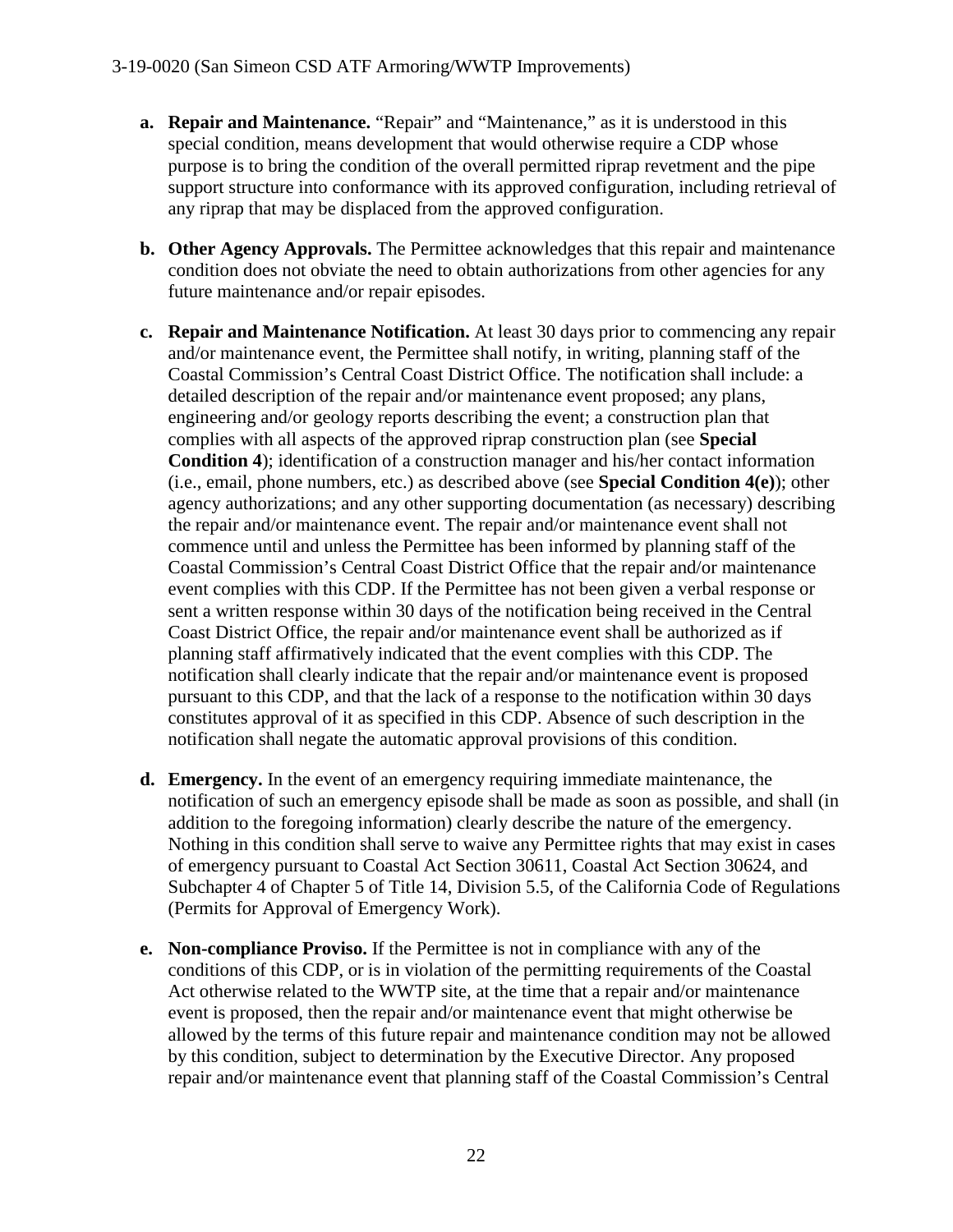- **a. Repair and Maintenance.** "Repair" and "Maintenance," as it is understood in this special condition, means development that would otherwise require a CDP whose purpose is to bring the condition of the overall permitted riprap revetment and the pipe support structure into conformance with its approved configuration, including retrieval of any riprap that may be displaced from the approved configuration.

- **b. Other Agency Approvals.** The Permittee acknowledges that this repair and maintenance condition does not obviate the need to obtain authorizations from other agencies for any future maintenance and/or repair episodes.

- **c. Repair and Maintenance Notification.** At least 30 days prior to commencing any repair and/or maintenance event, the Permittee shall notify, in writing, planning staff of the Coastal Commission's Central Coast District Office. The notification shall include: a detailed description of the repair and/or maintenance event proposed; any plans, engineering and/or geology reports describing the event; a construction plan that complies with all aspects of the approved riprap construction plan (see **Special Condition 4**); identification of a construction manager and his/her contact information (i.e., email, phone numbers, etc.) as described above (see **Special Condition 4(e)**); other agency authorizations; and any other supporting documentation (as necessary) describing the repair and/or maintenance event. The repair and/or maintenance event shall not commence until and unless the Permittee has been informed by planning staff of the Coastal Commission's Central Coast District Office that the repair and/or maintenance event complies with this CDP. If the Permittee has not been given a verbal response or sent a written response within 30 days of the notification being received in the Central Coast District Office, the repair and/or maintenance event shall be authorized as if planning staff affirmatively indicated that the event complies with this CDP. The notification shall clearly indicate that the repair and/or maintenance event is proposed pursuant to this CDP, and that the lack of a response to the notification within 30 days constitutes approval of it as specified in this CDP. Absence of such description in the notification shall negate the automatic approval provisions of this condition.

- **d. Emergency.** In the event of an emergency requiring immediate maintenance, the notification of such an emergency episode shall be made as soon as possible, and shall (in addition to the foregoing information) clearly describe the nature of the emergency. Nothing in this condition shall serve to waive any Permittee rights that may exist in cases of emergency pursuant to Coastal Act Section 30611, Coastal Act Section 30624, and Subchapter 4 of Chapter 5 of Title 14, Division 5.5, of the California Code of Regulations (Permits for Approval of Emergency Work).

- **e. Non-compliance Proviso.** If the Permittee is not in compliance with any of the conditions of this CDP, or is in violation of the permitting requirements of the Coastal Act otherwise related to the WWTP site, at the time that a repair and/or maintenance event is proposed, then the repair and/or maintenance event that might otherwise be allowed by the terms of this future repair and maintenance condition may not be allowed by this condition, subject to determination by the Executive Director. Any proposed repair and/or maintenance event that planning staff of the Coastal Commission's Central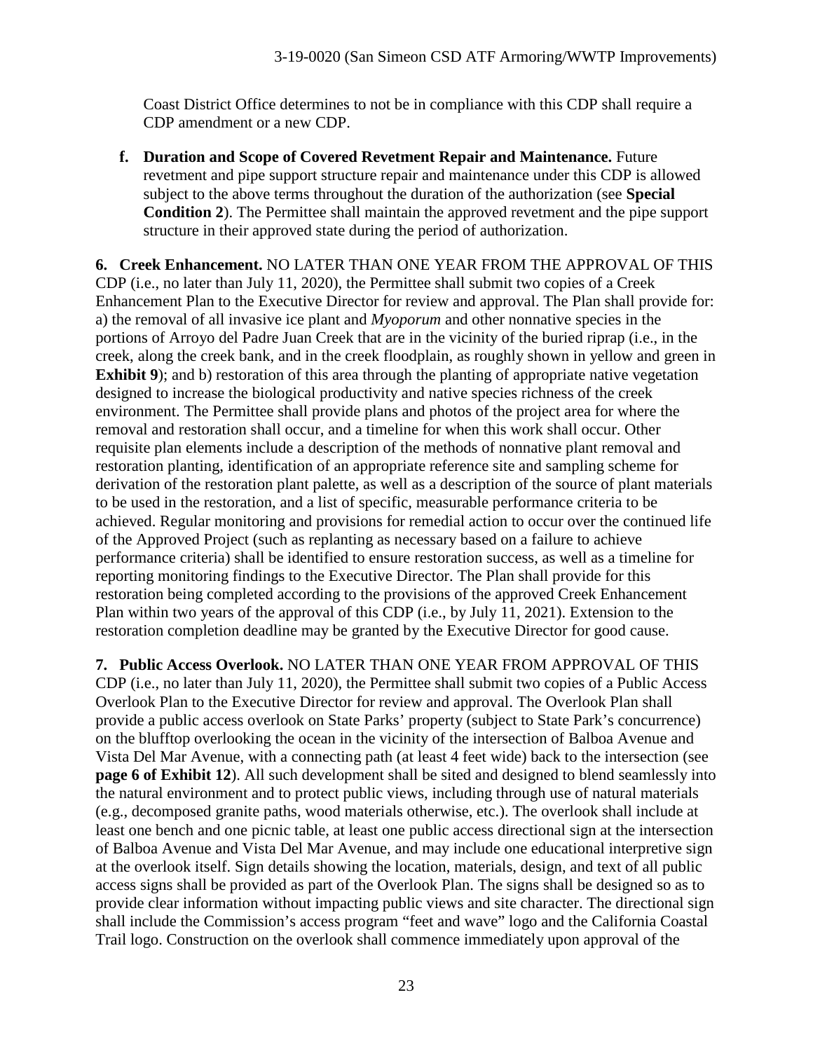Coast District Office determines to not be in compliance with this CDP shall require a CDP amendment or a new CDP.

**f. Duration and Scope of Covered Revetment Repair and Maintenance.** Future revetment and pipe support structure repair and maintenance under this CDP is allowed subject to the above terms throughout the duration of the authorization (see **Special Condition 2**). The Permittee shall maintain the approved revetment and the pipe support structure in their approved state during the period of authorization.

**6. Creek Enhancement.** NO LATER THAN ONE YEAR FROM THE APPROVAL OF THIS CDP (i.e., no later than July 11, 2020), the Permittee shall submit two copies of a Creek Enhancement Plan to the Executive Director for review and approval. The Plan shall provide for: a) the removal of all invasive ice plant and *Myoporum* and other nonnative species in the portions of Arroyo del Padre Juan Creek that are in the vicinity of the buried riprap (i.e., in the creek, along the creek bank, and in the creek floodplain, as roughly shown in yellow and green in **Exhibit 9**); and b) restoration of this area through the planting of appropriate native vegetation designed to increase the biological productivity and native species richness of the creek environment. The Permittee shall provide plans and photos of the project area for where the removal and restoration shall occur, and a timeline for when this work shall occur. Other requisite plan elements include a description of the methods of nonnative plant removal and restoration planting, identification of an appropriate reference site and sampling scheme for derivation of the restoration plant palette, as well as a description of the source of plant materials to be used in the restoration, and a list of specific, measurable performance criteria to be achieved. Regular monitoring and provisions for remedial action to occur over the continued life of the Approved Project (such as replanting as necessary based on a failure to achieve performance criteria) shall be identified to ensure restoration success, as well as a timeline for reporting monitoring findings to the Executive Director. The Plan shall provide for this restoration being completed according to the provisions of the approved Creek Enhancement Plan within two years of the approval of this CDP (i.e., by July 11, 2021). Extension to the restoration completion deadline may be granted by the Executive Director for good cause.

**7. Public Access Overlook.** NO LATER THAN ONE YEAR FROM APPROVAL OF THIS CDP (i.e., no later than July 11, 2020), the Permittee shall submit two copies of a Public Access Overlook Plan to the Executive Director for review and approval. The Overlook Plan shall provide a public access overlook on State Parks' property (subject to State Park's concurrence) on the blufftop overlooking the ocean in the vicinity of the intersection of Balboa Avenue and Vista Del Mar Avenue, with a connecting path (at least 4 feet wide) back to the intersection (see **page 6 of Exhibit 12**). All such development shall be sited and designed to blend seamlessly into the natural environment and to protect public views, including through use of natural materials (e.g., decomposed granite paths, wood materials otherwise, etc.). The overlook shall include at least one bench and one picnic table, at least one public access directional sign at the intersection of Balboa Avenue and Vista Del Mar Avenue, and may include one educational interpretive sign at the overlook itself. Sign details showing the location, materials, design, and text of all public access signs shall be provided as part of the Overlook Plan. The signs shall be designed so as to provide clear information without impacting public views and site character. The directional sign shall include the Commission's access program "feet and wave" logo and the California Coastal Trail logo. Construction on the overlook shall commence immediately upon approval of the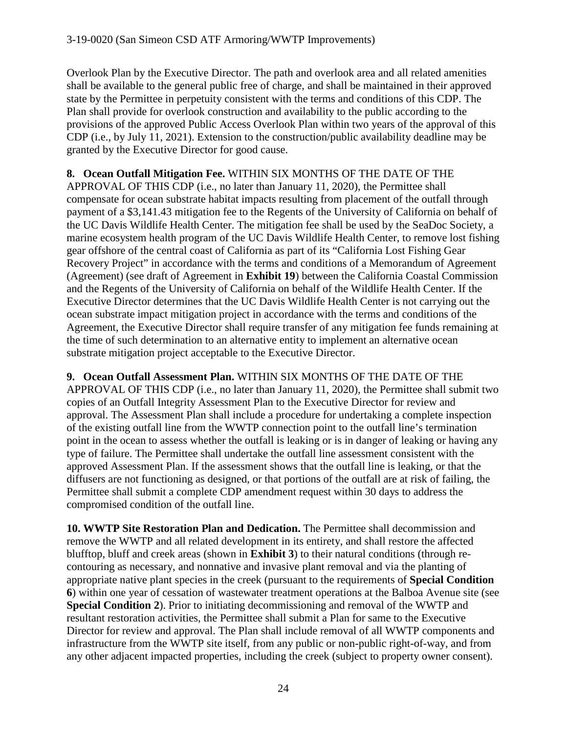Overlook Plan by the Executive Director. The path and overlook area and all related amenities shall be available to the general public free of charge, and shall be maintained in their approved state by the Permittee in perpetuity consistent with the terms and conditions of this CDP. The Plan shall provide for overlook construction and availability to the public according to the provisions of the approved Public Access Overlook Plan within two years of the approval of this CDP (i.e., by July 11, 2021). Extension to the construction/public availability deadline may be granted by the Executive Director for good cause.

**8. Ocean Outfall Mitigation Fee.** WITHIN SIX MONTHS OF THE DATE OF THE APPROVAL OF THIS CDP (i.e., no later than January 11, 2020), the Permittee shall compensate for ocean substrate habitat impacts resulting from placement of the outfall through payment of a $3,141.43 mitigation fee to the Regents of the University of California on behalf of the UC Davis Wildlife Health Center. The mitigation fee shall be used by the SeaDoc Society, a marine ecosystem health program of the UC Davis Wildlife Health Center, to remove lost fishing gear offshore of the central coast of California as part of its "California Lost Fishing Gear Recovery Project" in accordance with the terms and conditions of a Memorandum of Agreement (Agreement) (see draft of Agreement in **Exhibit 19**) between the California Coastal Commission and the Regents of the University of California on behalf of the Wildlife Health Center. If the Executive Director determines that the UC Davis Wildlife Health Center is not carrying out the ocean substrate impact mitigation project in accordance with the terms and conditions of the Agreement, the Executive Director shall require transfer of any mitigation fee funds remaining at the time of such determination to an alternative entity to implement an alternative ocean substrate mitigation project acceptable to the Executive Director.

**9. Ocean Outfall Assessment Plan.** WITHIN SIX MONTHS OF THE DATE OF THE APPROVAL OF THIS CDP (i.e., no later than January 11, 2020), the Permittee shall submit two copies of an Outfall Integrity Assessment Plan to the Executive Director for review and approval. The Assessment Plan shall include a procedure for undertaking a complete inspection of the existing outfall line from the WWTP connection point to the outfall line's termination point in the ocean to assess whether the outfall is leaking or is in danger of leaking or having any type of failure. The Permittee shall undertake the outfall line assessment consistent with the approved Assessment Plan. If the assessment shows that the outfall line is leaking, or that the diffusers are not functioning as designed, or that portions of the outfall are at risk of failing, the Permittee shall submit a complete CDP amendment request within 30 days to address the compromised condition of the outfall line.

**10. WWTP Site Restoration Plan and Dedication.** The Permittee shall decommission and remove the WWTP and all related development in its entirety, and shall restore the affected blufftop, bluff and creek areas (shown in **Exhibit 3**) to their natural conditions (through re-contouring as necessary, and nonnative and invasive plant removal and via the planting of appropriate native plant species in the creek (pursuant to the requirements of **Special Condition 6**) within one year of cessation of wastewater treatment operations at the Balboa Avenue site (see **Special Condition 2**). Prior to initiating decommissioning and removal of the WWTP and resultant restoration activities, the Permittee shall submit a Plan for same to the Executive Director for review and approval. The Plan shall include removal of all WWTP components and infrastructure from the WWTP site itself, from any public or non-public right-of-way, and from any other adjacent impacted properties, including the creek (subject to property owner consent).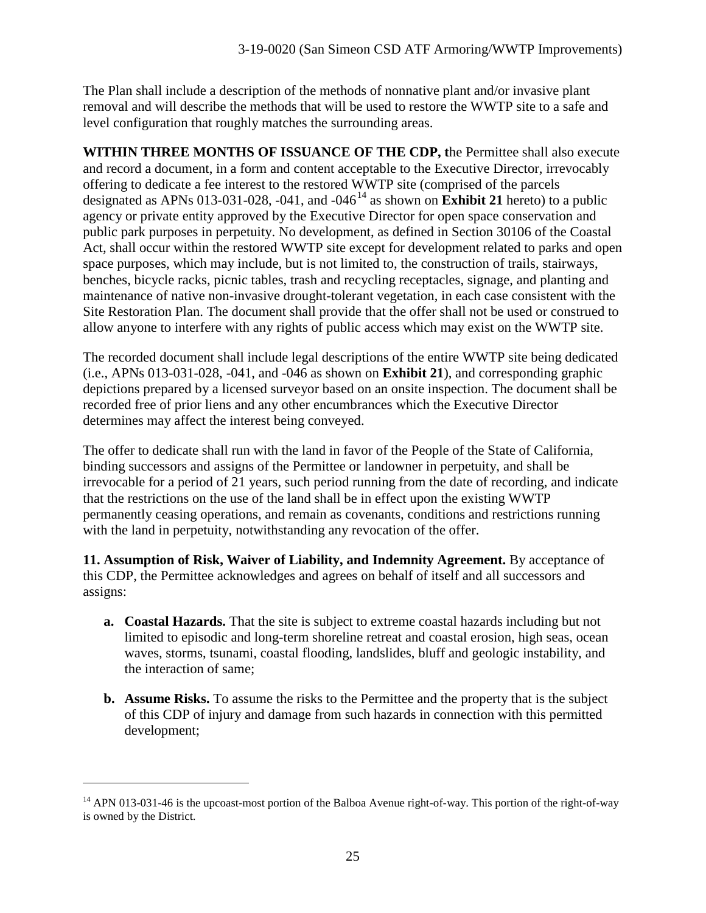The Plan shall include a description of the methods of nonnative plant and/or invasive plant removal and will describe the methods that will be used to restore the WWTP site to a safe and level configuration that roughly matches the surrounding areas.

**WITHIN THREE MONTHS OF ISSUANCE OF THE CDP, t**he Permittee shall also execute and record a document, in a form and content acceptable to the Executive Director, irrevocably offering to dedicate a fee interest to the restored WWTP site (comprised of the parcels designated as APNs 013-031-028, -041, and -046[14] as shown on **Exhibit 21** hereto) to a public agency or private entity approved by the Executive Director for open space conservation and public park purposes in perpetuity. No development, as defined in Section 30106 of the Coastal Act, shall occur within the restored WWTP site except for development related to parks and open space purposes, which may include, but is not limited to, the construction of trails, stairways, benches, bicycle racks, picnic tables, trash and recycling receptacles, signage, and planting and maintenance of native non-invasive drought-tolerant vegetation, in each case consistent with the Site Restoration Plan. The document shall provide that the offer shall not be used or construed to allow anyone to interfere with any rights of public access which may exist on the WWTP site.

The recorded document shall include legal descriptions of the entire WWTP site being dedicated (i.e., APNs 013-031-028, -041, and -046 as shown on **Exhibit 21**), and corresponding graphic depictions prepared by a licensed surveyor based on an onsite inspection. The document shall be recorded free of prior liens and any other encumbrances which the Executive Director determines may affect the interest being conveyed.

The offer to dedicate shall run with the land in favor of the People of the State of California, binding successors and assigns of the Permittee or landowner in perpetuity, and shall be irrevocable for a period of 21 years, such period running from the date of recording, and indicate that the restrictions on the use of the land shall be in effect upon the existing WWTP permanently ceasing operations, and remain as covenants, conditions and restrictions running with the land in perpetuity, notwithstanding any revocation of the offer.

**11. Assumption of Risk, Waiver of Liability, and Indemnity Agreement.** By acceptance of this CDP, the Permittee acknowledges and agrees on behalf of itself and all successors and assigns:

- **a. Coastal Hazards.** That the site is subject to extreme coastal hazards including but not limited to episodic and long-term shoreline retreat and coastal erosion, high seas, ocean waves, storms, tsunami, coastal flooding, landslides, bluff and geologic instability, and the interaction of same;
- **b. Assume Risks.** To assume the risks to the Permittee and the property that is the subject of this CDP of injury and damage from such hazards in connection with this permitted development;

---

[14] APN 013-031-46 is the upcoast-most portion of the Balboa Avenue right-of-way. This portion of the right-of-way is owned by the District.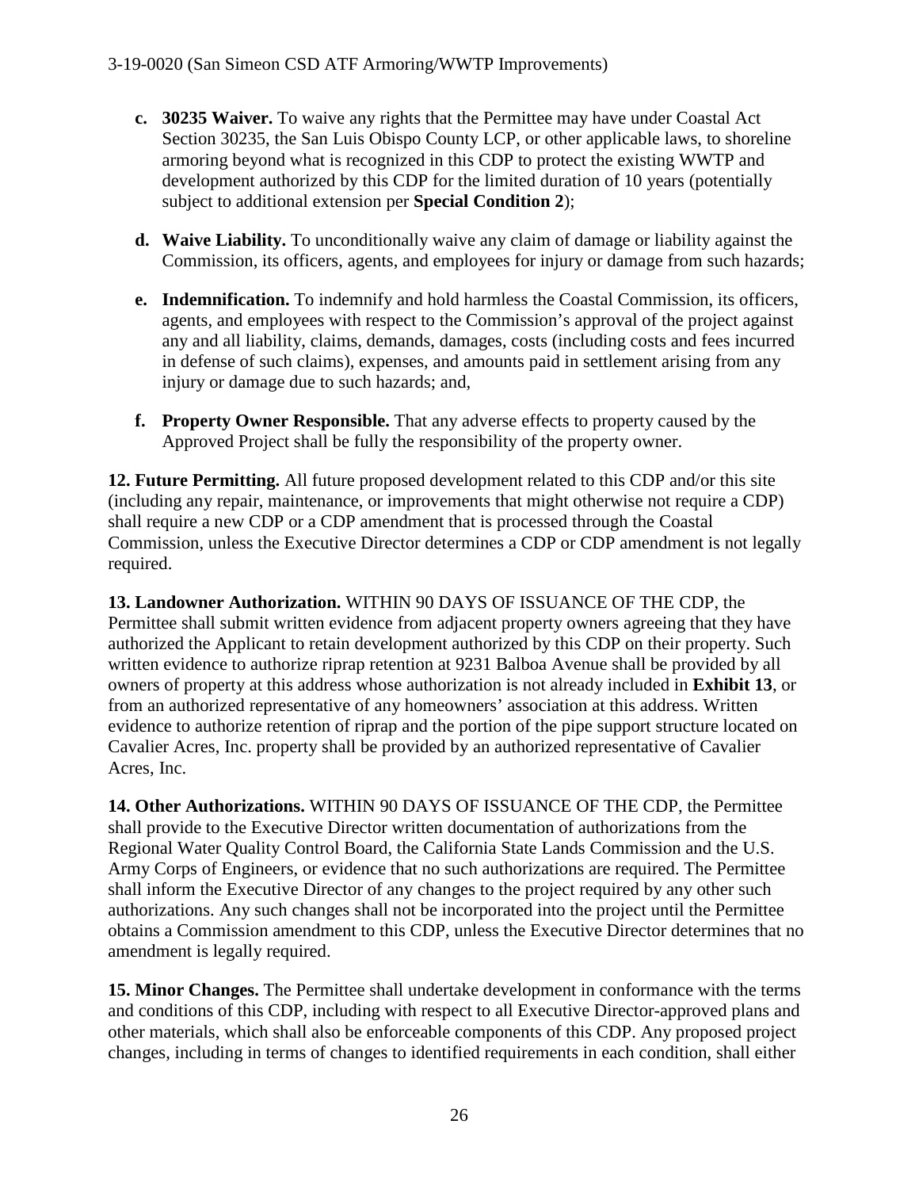- **c. 30235 Waiver.** To waive any rights that the Permittee may have under Coastal Act Section 30235, the San Luis Obispo County LCP, or other applicable laws, to shoreline armoring beyond what is recognized in this CDP to protect the existing WWTP and development authorized by this CDP for the limited duration of 10 years (potentially subject to additional extension per **Special Condition 2**);

- **d. Waive Liability.** To unconditionally waive any claim of damage or liability against the Commission, its officers, agents, and employees for injury or damage from such hazards;

- **e. Indemnification.** To indemnify and hold harmless the Coastal Commission, its officers, agents, and employees with respect to the Commission's approval of the project against any and all liability, claims, demands, damages, costs (including costs and fees incurred in defense of such claims), expenses, and amounts paid in settlement arising from any injury or damage due to such hazards; and,

- **f. Property Owner Responsible.** That any adverse effects to property caused by the Approved Project shall be fully the responsibility of the property owner.

**12. Future Permitting.** All future proposed development related to this CDP and/or this site (including any repair, maintenance, or improvements that might otherwise not require a CDP) shall require a new CDP or a CDP amendment that is processed through the Coastal Commission, unless the Executive Director determines a CDP or CDP amendment is not legally required.

**13. Landowner Authorization.** WITHIN 90 DAYS OF ISSUANCE OF THE CDP, the Permittee shall submit written evidence from adjacent property owners agreeing that they have authorized the Applicant to retain development authorized by this CDP on their property. Such written evidence to authorize riprap retention at 9231 Balboa Avenue shall be provided by all owners of property at this address whose authorization is not already included in **Exhibit 13**, or from an authorized representative of any homeowners' association at this address. Written evidence to authorize retention of riprap and the portion of the pipe support structure located on Cavalier Acres, Inc. property shall be provided by an authorized representative of Cavalier Acres, Inc.

**14. Other Authorizations.** WITHIN 90 DAYS OF ISSUANCE OF THE CDP, the Permittee shall provide to the Executive Director written documentation of authorizations from the Regional Water Quality Control Board, the California State Lands Commission and the U.S. Army Corps of Engineers, or evidence that no such authorizations are required. The Permittee shall inform the Executive Director of any changes to the project required by any other such authorizations. Any such changes shall not be incorporated into the project until the Permittee obtains a Commission amendment to this CDP, unless the Executive Director determines that no amendment is legally required.

**15. Minor Changes.** The Permittee shall undertake development in conformance with the terms and conditions of this CDP, including with respect to all Executive Director-approved plans and other materials, which shall also be enforceable components of this CDP. Any proposed project changes, including in terms of changes to identified requirements in each condition, shall either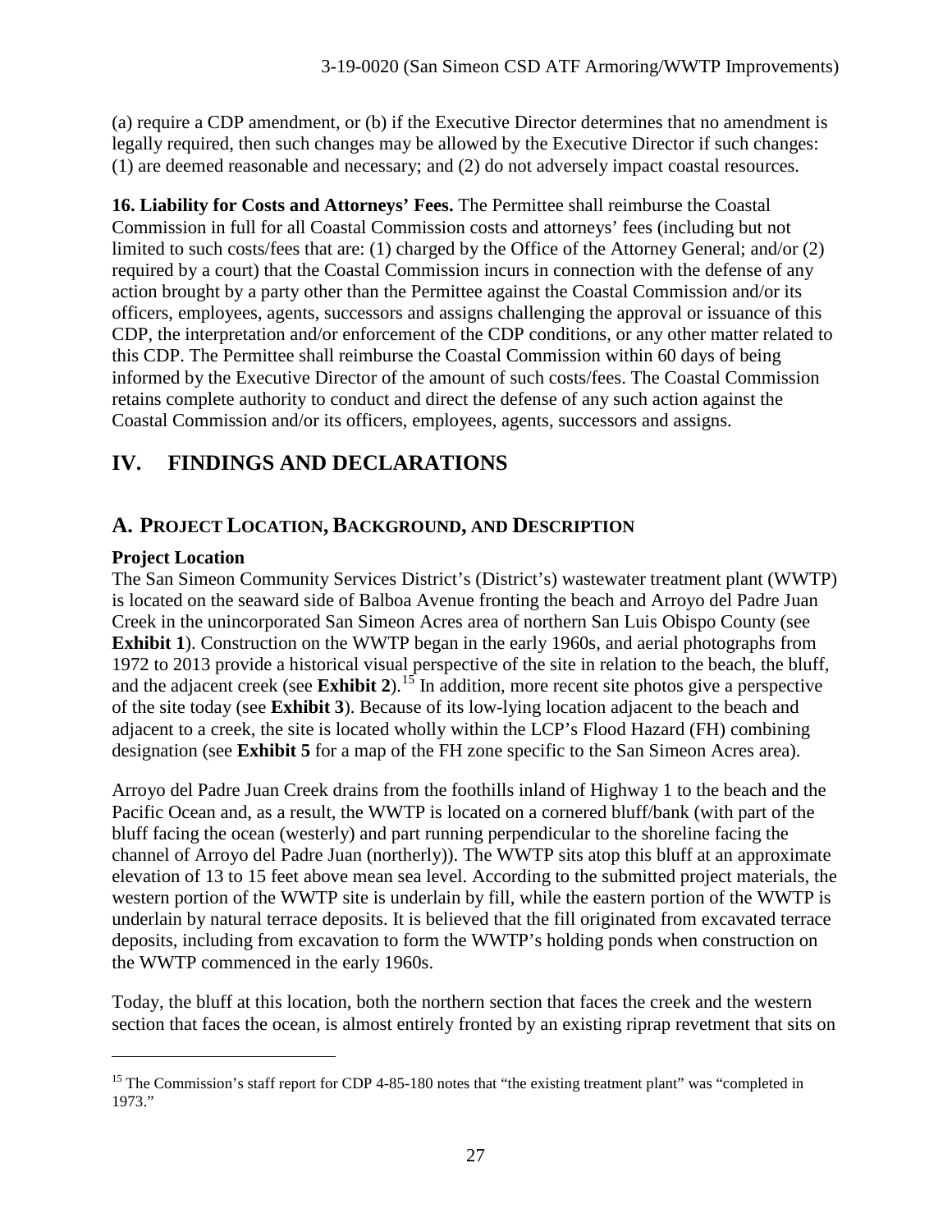(a) require a CDP amendment, or (b) if the Executive Director determines that no amendment is legally required, then such changes may be allowed by the Executive Director if such changes: (1) are deemed reasonable and necessary; and (2) do not adversely impact coastal resources.

**16. Liability for Costs and Attorneys' Fees.** The Permittee shall reimburse the Coastal Commission in full for all Coastal Commission costs and attorneys' fees (including but not limited to such costs/fees that are: (1) charged by the Office of the Attorney General; and/or (2) required by a court) that the Coastal Commission incurs in connection with the defense of any action brought by a party other than the Permittee against the Coastal Commission and/or its officers, employees, agents, successors and assigns challenging the approval or issuance of this CDP, the interpretation and/or enforcement of the CDP conditions, or any other matter related to this CDP. The Permittee shall reimburse the Coastal Commission within 60 days of being informed by the Executive Director of the amount of such costs/fees. The Coastal Commission retains complete authority to conduct and direct the defense of any such action against the Coastal Commission and/or its officers, employees, agents, successors and assigns.

# IV. FINDINGS AND DECLARATIONS

## A. PROJECT LOCATION, BACKGROUND, AND DESCRIPTION

### Project Location

The San Simeon Community Services District's (District's) wastewater treatment plant (WWTP) is located on the seaward side of Balboa Avenue fronting the beach and Arroyo del Padre Juan Creek in the unincorporated San Simeon Acres area of northern San Luis Obispo County (see **Exhibit 1**). Construction on the WWTP began in the early 1960s, and aerial photographs from 1972 to 2013 provide a historical visual perspective of the site in relation to the beach, the bluff, and the adjacent creek (see **Exhibit 2**).[15] In addition, more recent site photos give a perspective of the site today (see **Exhibit 3**). Because of its low-lying location adjacent to the beach and adjacent to a creek, the site is located wholly within the LCP's Flood Hazard (FH) combining designation (see **Exhibit 5** for a map of the FH zone specific to the San Simeon Acres area).

Arroyo del Padre Juan Creek drains from the foothills inland of Highway 1 to the beach and the Pacific Ocean and, as a result, the WWTP is located on a cornered bluff/bank (with part of the bluff facing the ocean (westerly) and part running perpendicular to the shoreline facing the channel of Arroyo del Padre Juan (northerly)). The WWTP sits atop this bluff at an approximate elevation of 13 to 15 feet above mean sea level. According to the submitted project materials, the western portion of the WWTP site is underlain by fill, while the eastern portion of the WWTP is underlain by natural terrace deposits. It is believed that the fill originated from excavated terrace deposits, including from excavation to form the WWTP's holding ponds when construction on the WWTP commenced in the early 1960s.

Today, the bluff at this location, both the northern section that faces the creek and the western section that faces the ocean, is almost entirely fronted by an existing riprap revetment that sits on

---

[15] The Commission's staff report for CDP 4-85-180 notes that "the existing treatment plant" was "completed in 1973."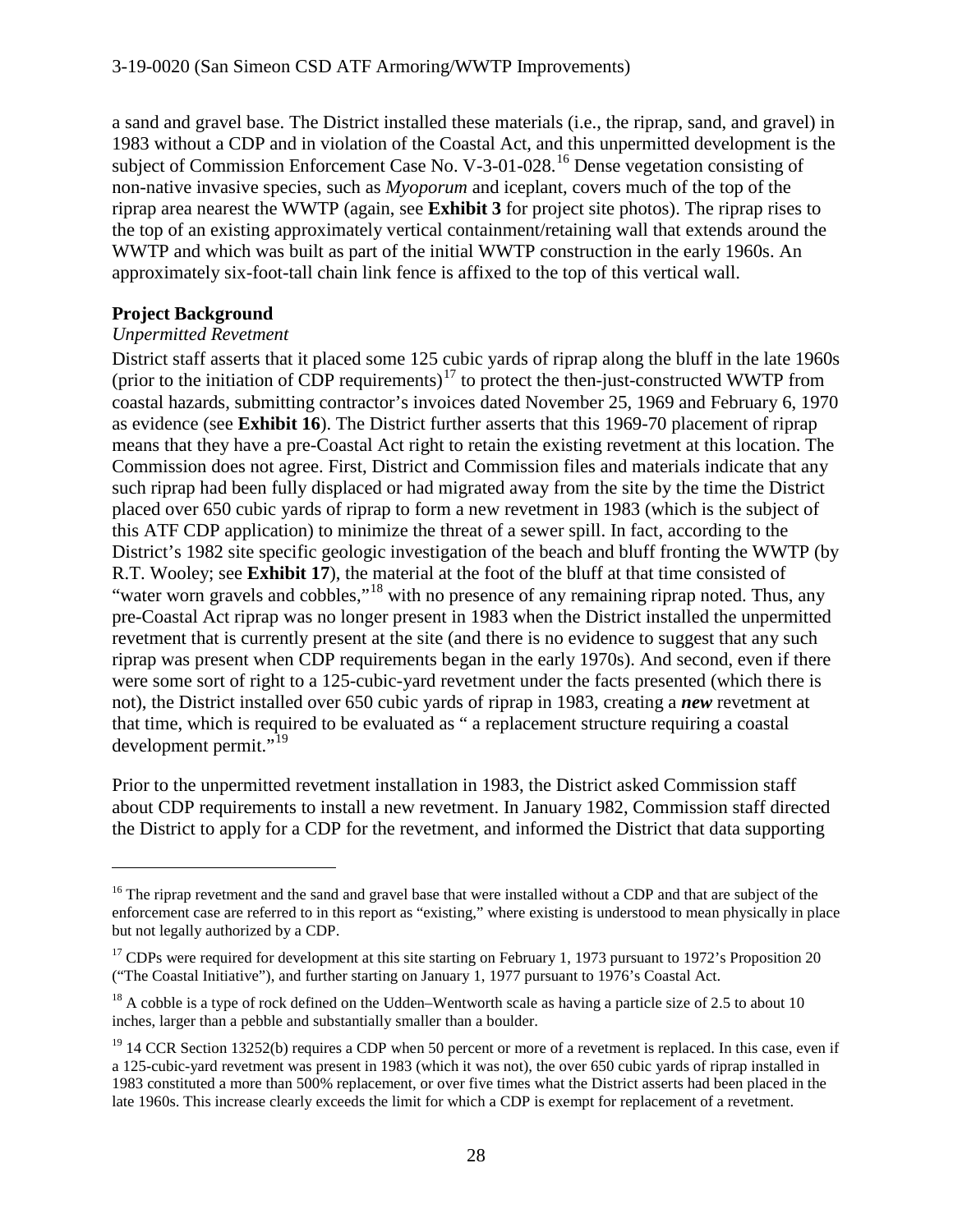a sand and gravel base. The District installed these materials (i.e., the riprap, sand, and gravel) in 1983 without a CDP and in violation of the Coastal Act, and this unpermitted development is the subject of Commission Enforcement Case No. V-3-01-028.[16] Dense vegetation consisting of non-native invasive species, such as *Myoporum* and iceplant, covers much of the top of the riprap area nearest the WWTP (again, see **Exhibit 3** for project site photos). The riprap rises to the top of an existing approximately vertical containment/retaining wall that extends around the WWTP and which was built as part of the initial WWTP construction in the early 1960s. An approximately six-foot-tall chain link fence is affixed to the top of this vertical wall.

**Project Background**

*Unpermitted Revetment*

District staff asserts that it placed some 125 cubic yards of riprap along the bluff in the late 1960s (prior to the initiation of CDP requirements)[17] to protect the then-just-constructed WWTP from coastal hazards, submitting contractor's invoices dated November 25, 1969 and February 6, 1970 as evidence (see **Exhibit 16**). The District further asserts that this 1969-70 placement of riprap means that they have a pre-Coastal Act right to retain the existing revetment at this location. The Commission does not agree. First, District and Commission files and materials indicate that any such riprap had been fully displaced or had migrated away from the site by the time the District placed over 650 cubic yards of riprap to form a new revetment in 1983 (which is the subject of this ATF CDP application) to minimize the threat of a sewer spill. In fact, according to the District's 1982 site specific geologic investigation of the beach and bluff fronting the WWTP (by R.T. Wooley; see **Exhibit 17**), the material at the foot of the bluff at that time consisted of "water worn gravels and cobbles,"[18] with no presence of any remaining riprap noted. Thus, any pre-Coastal Act riprap was no longer present in 1983 when the District installed the unpermitted revetment that is currently present at the site (and there is no evidence to suggest that any such riprap was present when CDP requirements began in the early 1970s). And second, even if there were some sort of right to a 125-cubic-yard revetment under the facts presented (which there is not), the District installed over 650 cubic yards of riprap in 1983, creating a ***new*** revetment at that time, which is required to be evaluated as " a replacement structure requiring a coastal development permit."[19]

Prior to the unpermitted revetment installation in 1983, the District asked Commission staff about CDP requirements to install a new revetment. In January 1982, Commission staff directed the District to apply for a CDP for the revetment, and informed the District that data supporting

---

[16] The riprap revetment and the sand and gravel base that were installed without a CDP and that are subject of the enforcement case are referred to in this report as "existing," where existing is understood to mean physically in place but not legally authorized by a CDP.

[17] CDPs were required for development at this site starting on February 1, 1973 pursuant to 1972's Proposition 20 ("The Coastal Initiative"), and further starting on January 1, 1977 pursuant to 1976's Coastal Act.

[18] A cobble is a type of rock defined on the Udden–Wentworth scale as having a particle size of 2.5 to about 10 inches, larger than a pebble and substantially smaller than a boulder.

[19] 14 CCR Section 13252(b) requires a CDP when 50 percent or more of a revetment is replaced. In this case, even if a 125-cubic-yard revetment was present in 1983 (which it was not), the over 650 cubic yards of riprap installed in 1983 constituted a more than 500% replacement, or over five times what the District asserts had been placed in the late 1960s. This increase clearly exceeds the limit for which a CDP is exempt for replacement of a revetment.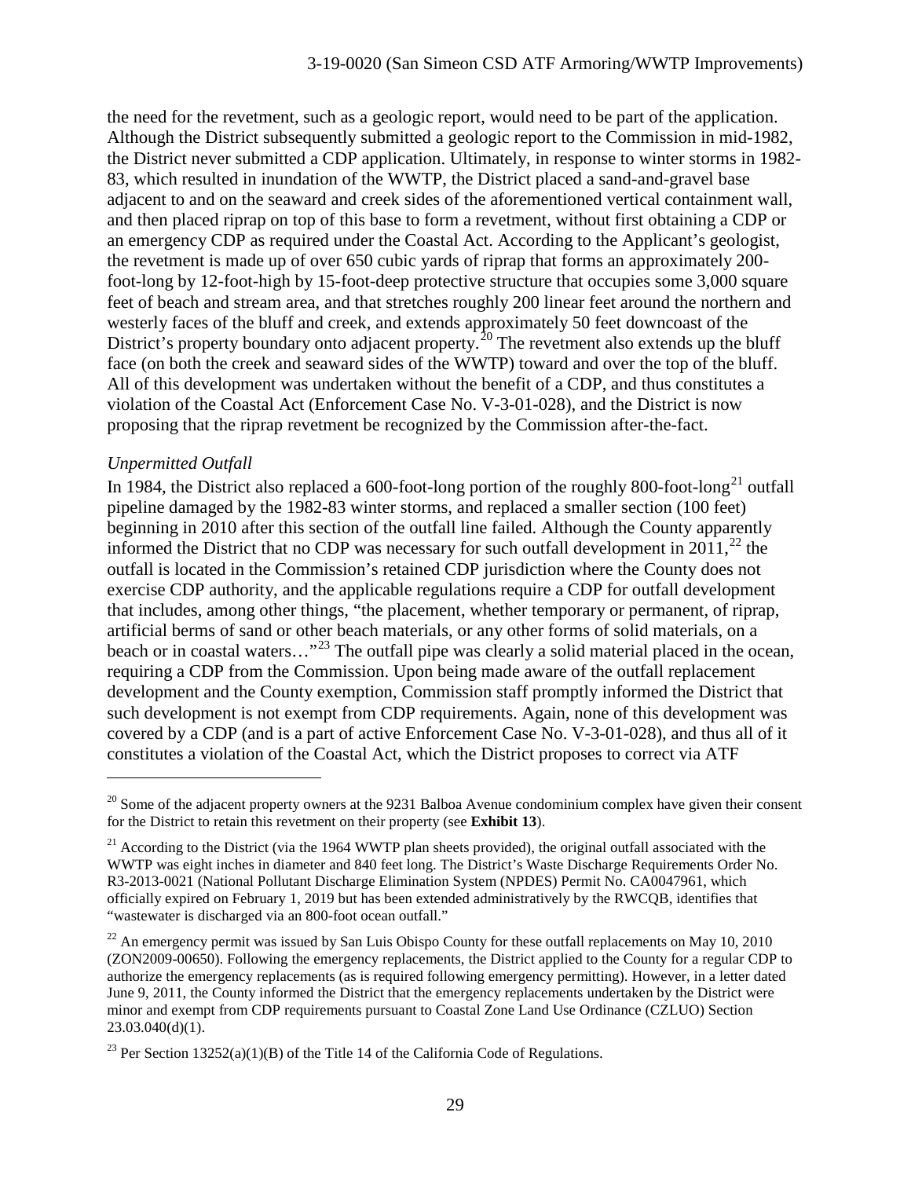the need for the revetment, such as a geologic report, would need to be part of the application. Although the District subsequently submitted a geologic report to the Commission in mid-1982, the District never submitted a CDP application. Ultimately, in response to winter storms in 1982-83, which resulted in inundation of the WWTP, the District placed a sand-and-gravel base adjacent to and on the seaward and creek sides of the aforementioned vertical containment wall, and then placed riprap on top of this base to form a revetment, without first obtaining a CDP or an emergency CDP as required under the Coastal Act. According to the Applicant's geologist, the revetment is made up of over 650 cubic yards of riprap that forms an approximately 200-foot-long by 12-foot-high by 15-foot-deep protective structure that occupies some 3,000 square feet of beach and stream area, and that stretches roughly 200 linear feet around the northern and westerly faces of the bluff and creek, and extends approximately 50 feet downcoast of the District's property boundary onto adjacent property.[20] The revetment also extends up the bluff face (on both the creek and seaward sides of the WWTP) toward and over the top of the bluff. All of this development was undertaken without the benefit of a CDP, and thus constitutes a violation of the Coastal Act (Enforcement Case No. V-3-01-028), and the District is now proposing that the riprap revetment be recognized by the Commission after-the-fact.

*Unpermitted Outfall*

In 1984, the District also replaced a 600-foot-long portion of the roughly 800-foot-long[21] outfall pipeline damaged by the 1982-83 winter storms, and replaced a smaller section (100 feet) beginning in 2010 after this section of the outfall line failed. Although the County apparently informed the District that no CDP was necessary for such outfall development in 2011,[22] the outfall is located in the Commission's retained CDP jurisdiction where the County does not exercise CDP authority, and the applicable regulations require a CDP for outfall development that includes, among other things, "the placement, whether temporary or permanent, of riprap, artificial berms of sand or other beach materials, or any other forms of solid materials, on a beach or in coastal waters…"[23] The outfall pipe was clearly a solid material placed in the ocean, requiring a CDP from the Commission. Upon being made aware of the outfall replacement development and the County exemption, Commission staff promptly informed the District that such development is not exempt from CDP requirements. Again, none of this development was covered by a CDP (and is a part of active Enforcement Case No. V-3-01-028), and thus all of it constitutes a violation of the Coastal Act, which the District proposes to correct via ATF

---

[20] Some of the adjacent property owners at the 9231 Balboa Avenue condominium complex have given their consent for the District to retain this revetment on their property (see **Exhibit 13**).

[21] According to the District (via the 1964 WWTP plan sheets provided), the original outfall associated with the WWTP was eight inches in diameter and 840 feet long. The District's Waste Discharge Requirements Order No. R3-2013-0021 (National Pollutant Discharge Elimination System (NPDES) Permit No. CA0047961, which officially expired on February 1, 2019 but has been extended administratively by the RWCQB, identifies that "wastewater is discharged via an 800-foot ocean outfall."

[22] An emergency permit was issued by San Luis Obispo County for these outfall replacements on May 10, 2010 (ZON2009-00650). Following the emergency replacements, the District applied to the County for a regular CDP to authorize the emergency replacements (as is required following emergency permitting). However, in a letter dated June 9, 2011, the County informed the District that the emergency replacements undertaken by the District were minor and exempt from CDP requirements pursuant to Coastal Zone Land Use Ordinance (CZLUO) Section 23.03.040(d)(1).

[23] Per Section 13252(a)(1)(B) of the Title 14 of the California Code of Regulations.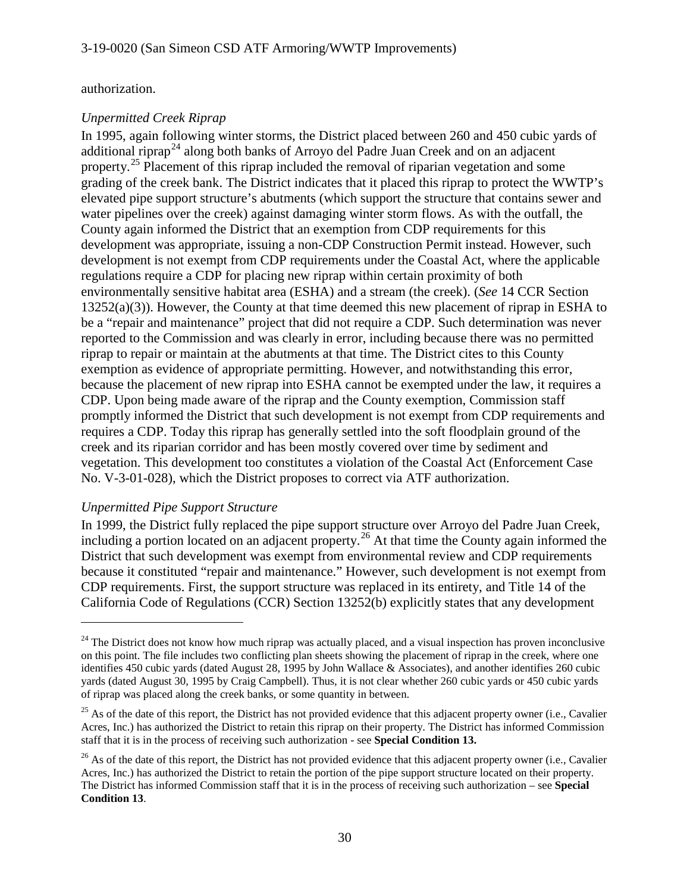authorization.

*Unpermitted Creek Riprap*

In 1995, again following winter storms, the District placed between 260 and 450 cubic yards of additional riprap[24] along both banks of Arroyo del Padre Juan Creek and on an adjacent property.[25] Placement of this riprap included the removal of riparian vegetation and some grading of the creek bank. The District indicates that it placed this riprap to protect the WWTP's elevated pipe support structure's abutments (which support the structure that contains sewer and water pipelines over the creek) against damaging winter storm flows. As with the outfall, the County again informed the District that an exemption from CDP requirements for this development was appropriate, issuing a non-CDP Construction Permit instead. However, such development is not exempt from CDP requirements under the Coastal Act, where the applicable regulations require a CDP for placing new riprap within certain proximity of both environmentally sensitive habitat area (ESHA) and a stream (the creek). (*See* 14 CCR Section 13252(a)(3)). However, the County at that time deemed this new placement of riprap in ESHA to be a "repair and maintenance" project that did not require a CDP. Such determination was never reported to the Commission and was clearly in error, including because there was no permitted riprap to repair or maintain at the abutments at that time. The District cites to this County exemption as evidence of appropriate permitting. However, and notwithstanding this error, because the placement of new riprap into ESHA cannot be exempted under the law, it requires a CDP. Upon being made aware of the riprap and the County exemption, Commission staff promptly informed the District that such development is not exempt from CDP requirements and requires a CDP. Today this riprap has generally settled into the soft floodplain ground of the creek and its riparian corridor and has been mostly covered over time by sediment and vegetation. This development too constitutes a violation of the Coastal Act (Enforcement Case No. V-3-01-028), which the District proposes to correct via ATF authorization.

*Unpermitted Pipe Support Structure*

In 1999, the District fully replaced the pipe support structure over Arroyo del Padre Juan Creek, including a portion located on an adjacent property.[26] At that time the County again informed the District that such development was exempt from environmental review and CDP requirements because it constituted "repair and maintenance." However, such development is not exempt from CDP requirements. First, the support structure was replaced in its entirety, and Title 14 of the California Code of Regulations (CCR) Section 13252(b) explicitly states that any development

---

[24] The District does not know how much riprap was actually placed, and a visual inspection has proven inconclusive on this point. The file includes two conflicting plan sheets showing the placement of riprap in the creek, where one identifies 450 cubic yards (dated August 28, 1995 by John Wallace & Associates), and another identifies 260 cubic yards (dated August 30, 1995 by Craig Campbell). Thus, it is not clear whether 260 cubic yards or 450 cubic yards of riprap was placed along the creek banks, or some quantity in between.

[25] As of the date of this report, the District has not provided evidence that this adjacent property owner (i.e., Cavalier Acres, Inc.) has authorized the District to retain this riprap on their property. The District has informed Commission staff that it is in the process of receiving such authorization - see **Special Condition 13.**

[26] As of the date of this report, the District has not provided evidence that this adjacent property owner (i.e., Cavalier Acres, Inc.) has authorized the District to retain the portion of the pipe support structure located on their property. The District has informed Commission staff that it is in the process of receiving such authorization – see **Special Condition 13**.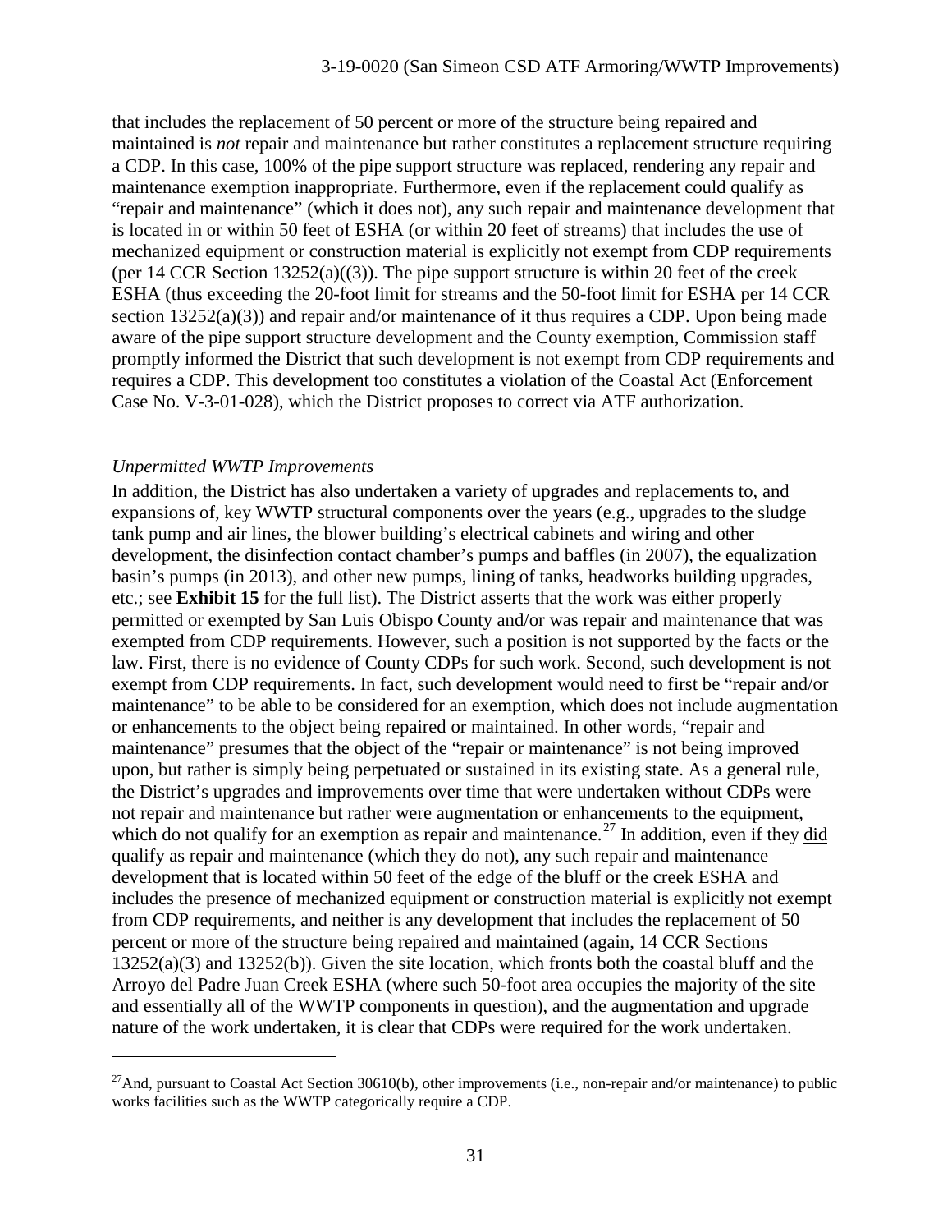that includes the replacement of 50 percent or more of the structure being repaired and maintained is *not* repair and maintenance but rather constitutes a replacement structure requiring a CDP. In this case, 100% of the pipe support structure was replaced, rendering any repair and maintenance exemption inappropriate. Furthermore, even if the replacement could qualify as "repair and maintenance" (which it does not), any such repair and maintenance development that is located in or within 50 feet of ESHA (or within 20 feet of streams) that includes the use of mechanized equipment or construction material is explicitly not exempt from CDP requirements (per 14 CCR Section 13252(a)((3)). The pipe support structure is within 20 feet of the creek ESHA (thus exceeding the 20-foot limit for streams and the 50-foot limit for ESHA per 14 CCR section 13252(a)(3)) and repair and/or maintenance of it thus requires a CDP. Upon being made aware of the pipe support structure development and the County exemption, Commission staff promptly informed the District that such development is not exempt from CDP requirements and requires a CDP. This development too constitutes a violation of the Coastal Act (Enforcement Case No. V-3-01-028), which the District proposes to correct via ATF authorization.

*Unpermitted WWTP Improvements*

In addition, the District has also undertaken a variety of upgrades and replacements to, and expansions of, key WWTP structural components over the years (e.g., upgrades to the sludge tank pump and air lines, the blower building's electrical cabinets and wiring and other development, the disinfection contact chamber's pumps and baffles (in 2007), the equalization basin's pumps (in 2013), and other new pumps, lining of tanks, headworks building upgrades, etc.; see **Exhibit 15** for the full list). The District asserts that the work was either properly permitted or exempted by San Luis Obispo County and/or was repair and maintenance that was exempted from CDP requirements. However, such a position is not supported by the facts or the law. First, there is no evidence of County CDPs for such work. Second, such development is not exempt from CDP requirements. In fact, such development would need to first be "repair and/or maintenance" to be able to be considered for an exemption, which does not include augmentation or enhancements to the object being repaired or maintained. In other words, "repair and maintenance" presumes that the object of the "repair or maintenance" is not being improved upon, but rather is simply being perpetuated or sustained in its existing state. As a general rule, the District's upgrades and improvements over time that were undertaken without CDPs were not repair and maintenance but rather were augmentation or enhancements to the equipment, which do not qualify for an exemption as repair and maintenance.[27] In addition, even if they did qualify as repair and maintenance (which they do not), any such repair and maintenance development that is located within 50 feet of the edge of the bluff or the creek ESHA and includes the presence of mechanized equipment or construction material is explicitly not exempt from CDP requirements, and neither is any development that includes the replacement of 50 percent or more of the structure being repaired and maintained (again, 14 CCR Sections 13252(a)(3) and 13252(b)). Given the site location, which fronts both the coastal bluff and the Arroyo del Padre Juan Creek ESHA (where such 50-foot area occupies the majority of the site and essentially all of the WWTP components in question), and the augmentation and upgrade nature of the work undertaken, it is clear that CDPs were required for the work undertaken.

[27] And, pursuant to Coastal Act Section 30610(b), other improvements (i.e., non-repair and/or maintenance) to public works facilities such as the WWTP categorically require a CDP.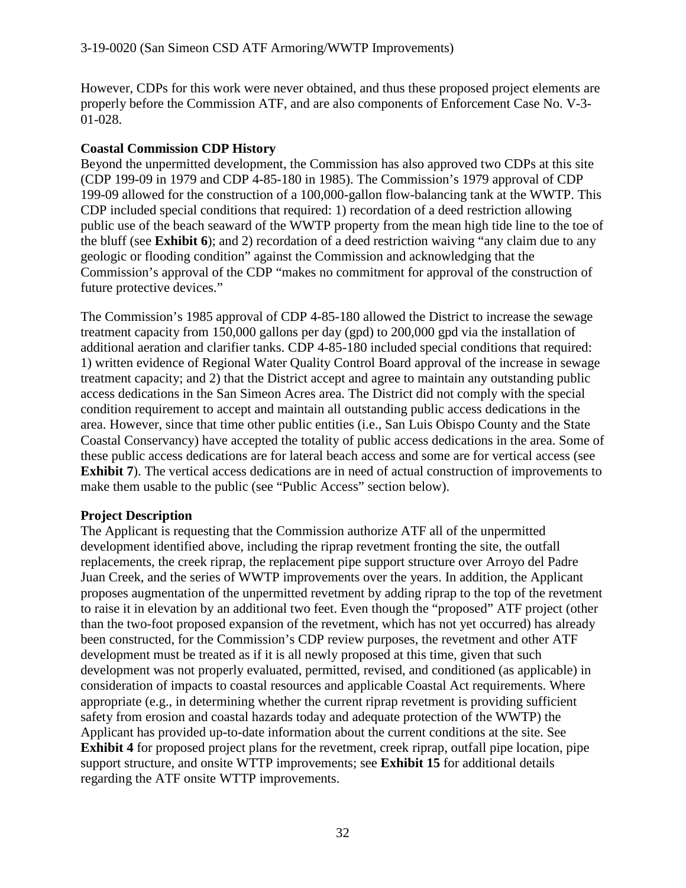However, CDPs for this work were never obtained, and thus these proposed project elements are properly before the Commission ATF, and are also components of Enforcement Case No. V-3-01-028.

**Coastal Commission CDP History**

Beyond the unpermitted development, the Commission has also approved two CDPs at this site (CDP 199-09 in 1979 and CDP 4-85-180 in 1985). The Commission's 1979 approval of CDP 199-09 allowed for the construction of a 100,000-gallon flow-balancing tank at the WWTP. This CDP included special conditions that required: 1) recordation of a deed restriction allowing public use of the beach seaward of the WWTP property from the mean high tide line to the toe of the bluff (see **Exhibit 6**); and 2) recordation of a deed restriction waiving "any claim due to any geologic or flooding condition" against the Commission and acknowledging that the Commission's approval of the CDP "makes no commitment for approval of the construction of future protective devices."

The Commission's 1985 approval of CDP 4-85-180 allowed the District to increase the sewage treatment capacity from 150,000 gallons per day (gpd) to 200,000 gpd via the installation of additional aeration and clarifier tanks. CDP 4-85-180 included special conditions that required: 1) written evidence of Regional Water Quality Control Board approval of the increase in sewage treatment capacity; and 2) that the District accept and agree to maintain any outstanding public access dedications in the San Simeon Acres area. The District did not comply with the special condition requirement to accept and maintain all outstanding public access dedications in the area. However, since that time other public entities (i.e., San Luis Obispo County and the State Coastal Conservancy) have accepted the totality of public access dedications in the area. Some of these public access dedications are for lateral beach access and some are for vertical access (see **Exhibit 7**). The vertical access dedications are in need of actual construction of improvements to make them usable to the public (see "Public Access" section below).

**Project Description**

The Applicant is requesting that the Commission authorize ATF all of the unpermitted development identified above, including the riprap revetment fronting the site, the outfall replacements, the creek riprap, the replacement pipe support structure over Arroyo del Padre Juan Creek, and the series of WWTP improvements over the years. In addition, the Applicant proposes augmentation of the unpermitted revetment by adding riprap to the top of the revetment to raise it in elevation by an additional two feet. Even though the "proposed" ATF project (other than the two-foot proposed expansion of the revetment, which has not yet occurred) has already been constructed, for the Commission's CDP review purposes, the revetment and other ATF development must be treated as if it is all newly proposed at this time, given that such development was not properly evaluated, permitted, revised, and conditioned (as applicable) in consideration of impacts to coastal resources and applicable Coastal Act requirements. Where appropriate (e.g., in determining whether the current riprap revetment is providing sufficient safety from erosion and coastal hazards today and adequate protection of the WWTP) the Applicant has provided up-to-date information about the current conditions at the site. See **Exhibit 4** for proposed project plans for the revetment, creek riprap, outfall pipe location, pipe support structure, and onsite WTTP improvements; see **Exhibit 15** for additional details regarding the ATF onsite WTTP improvements.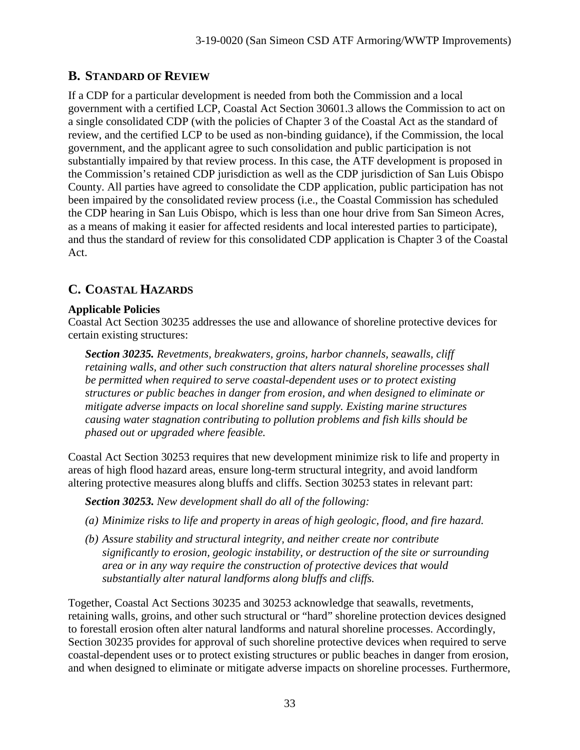## B. STANDARD OF REVIEW

If a CDP for a particular development is needed from both the Commission and a local government with a certified LCP, Coastal Act Section 30601.3 allows the Commission to act on a single consolidated CDP (with the policies of Chapter 3 of the Coastal Act as the standard of review, and the certified LCP to be used as non-binding guidance), if the Commission, the local government, and the applicant agree to such consolidation and public participation is not substantially impaired by that review process. In this case, the ATF development is proposed in the Commission's retained CDP jurisdiction as well as the CDP jurisdiction of San Luis Obispo County. All parties have agreed to consolidate the CDP application, public participation has not been impaired by the consolidated review process (i.e., the Coastal Commission has scheduled the CDP hearing in San Luis Obispo, which is less than one hour drive from San Simeon Acres, as a means of making it easier for affected residents and local interested parties to participate), and thus the standard of review for this consolidated CDP application is Chapter 3 of the Coastal Act.

## C. COASTAL HAZARDS

**Applicable Policies**

Coastal Act Section 30235 addresses the use and allowance of shoreline protective devices for certain existing structures:

> ***Section 30235.*** *Revetments, breakwaters, groins, harbor channels, seawalls, cliff retaining walls, and other such construction that alters natural shoreline processes shall be permitted when required to serve coastal-dependent uses or to protect existing structures or public beaches in danger from erosion, and when designed to eliminate or mitigate adverse impacts on local shoreline sand supply. Existing marine structures causing water stagnation contributing to pollution problems and fish kills should be phased out or upgraded where feasible.*

Coastal Act Section 30253 requires that new development minimize risk to life and property in areas of high flood hazard areas, ensure long-term structural integrity, and avoid landform altering protective measures along bluffs and cliffs. Section 30253 states in relevant part:

> ***Section 30253.*** *New development shall do all of the following:*
>
> *(a) Minimize risks to life and property in areas of high geologic, flood, and fire hazard.*
>
> *(b) Assure stability and structural integrity, and neither create nor contribute significantly to erosion, geologic instability, or destruction of the site or surrounding area or in any way require the construction of protective devices that would substantially alter natural landforms along bluffs and cliffs.*

Together, Coastal Act Sections 30235 and 30253 acknowledge that seawalls, revetments, retaining walls, groins, and other such structural or "hard" shoreline protection devices designed to forestall erosion often alter natural landforms and natural shoreline processes. Accordingly, Section 30235 provides for approval of such shoreline protective devices when required to serve coastal-dependent uses or to protect existing structures or public beaches in danger from erosion, and when designed to eliminate or mitigate adverse impacts on shoreline processes. Furthermore,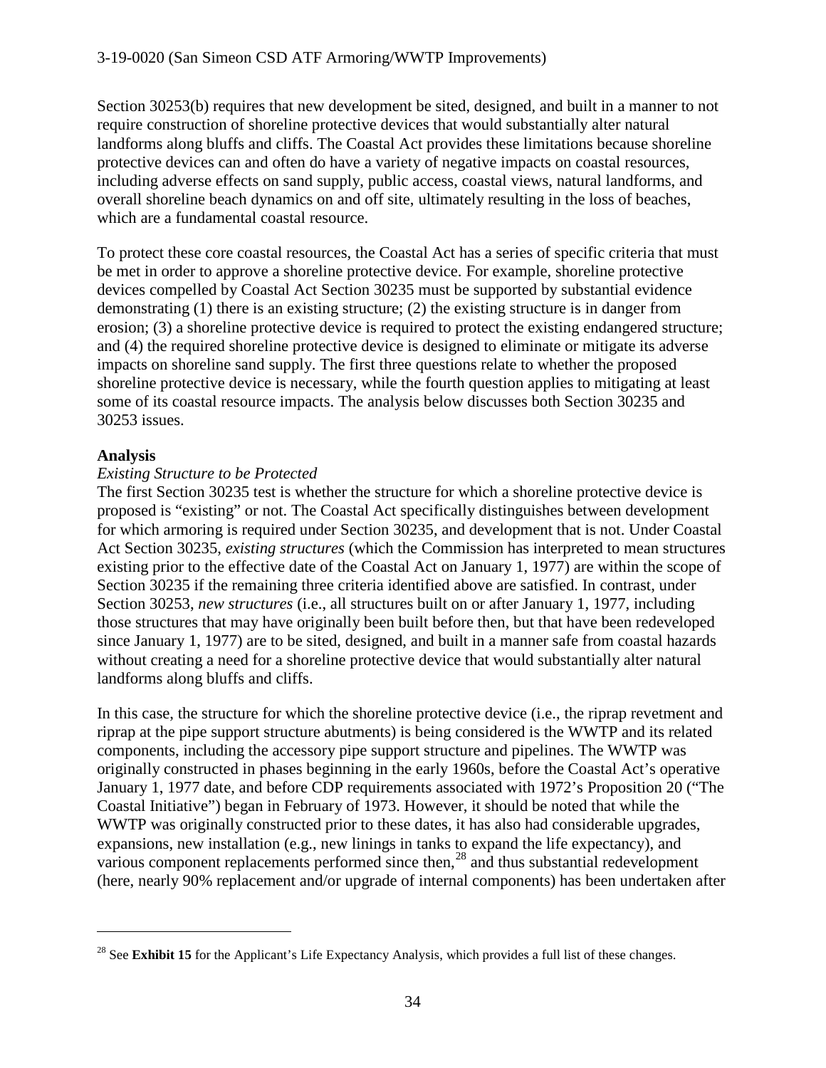Section 30253(b) requires that new development be sited, designed, and built in a manner to not require construction of shoreline protective devices that would substantially alter natural landforms along bluffs and cliffs. The Coastal Act provides these limitations because shoreline protective devices can and often do have a variety of negative impacts on coastal resources, including adverse effects on sand supply, public access, coastal views, natural landforms, and overall shoreline beach dynamics on and off site, ultimately resulting in the loss of beaches, which are a fundamental coastal resource.

To protect these core coastal resources, the Coastal Act has a series of specific criteria that must be met in order to approve a shoreline protective device. For example, shoreline protective devices compelled by Coastal Act Section 30235 must be supported by substantial evidence demonstrating (1) there is an existing structure; (2) the existing structure is in danger from erosion; (3) a shoreline protective device is required to protect the existing endangered structure; and (4) the required shoreline protective device is designed to eliminate or mitigate its adverse impacts on shoreline sand supply. The first three questions relate to whether the proposed shoreline protective device is necessary, while the fourth question applies to mitigating at least some of its coastal resource impacts. The analysis below discusses both Section 30235 and 30253 issues.

**Analysis**

*Existing Structure to be Protected*

The first Section 30235 test is whether the structure for which a shoreline protective device is proposed is "existing" or not. The Coastal Act specifically distinguishes between development for which armoring is required under Section 30235, and development that is not. Under Coastal Act Section 30235, *existing structures* (which the Commission has interpreted to mean structures existing prior to the effective date of the Coastal Act on January 1, 1977) are within the scope of Section 30235 if the remaining three criteria identified above are satisfied. In contrast, under Section 30253, *new structures* (i.e., all structures built on or after January 1, 1977, including those structures that may have originally been built before then, but that have been redeveloped since January 1, 1977) are to be sited, designed, and built in a manner safe from coastal hazards without creating a need for a shoreline protective device that would substantially alter natural landforms along bluffs and cliffs.

In this case, the structure for which the shoreline protective device (i.e., the riprap revetment and riprap at the pipe support structure abutments) is being considered is the WWTP and its related components, including the accessory pipe support structure and pipelines. The WWTP was originally constructed in phases beginning in the early 1960s, before the Coastal Act's operative January 1, 1977 date, and before CDP requirements associated with 1972's Proposition 20 ("The Coastal Initiative") began in February of 1973. However, it should be noted that while the WWTP was originally constructed prior to these dates, it has also had considerable upgrades, expansions, new installation (e.g., new linings in tanks to expand the life expectancy), and various component replacements performed since then,[28] and thus substantial redevelopment (here, nearly 90% replacement and/or upgrade of internal components) has been undertaken after

[28] See **Exhibit 15** for the Applicant's Life Expectancy Analysis, which provides a full list of these changes.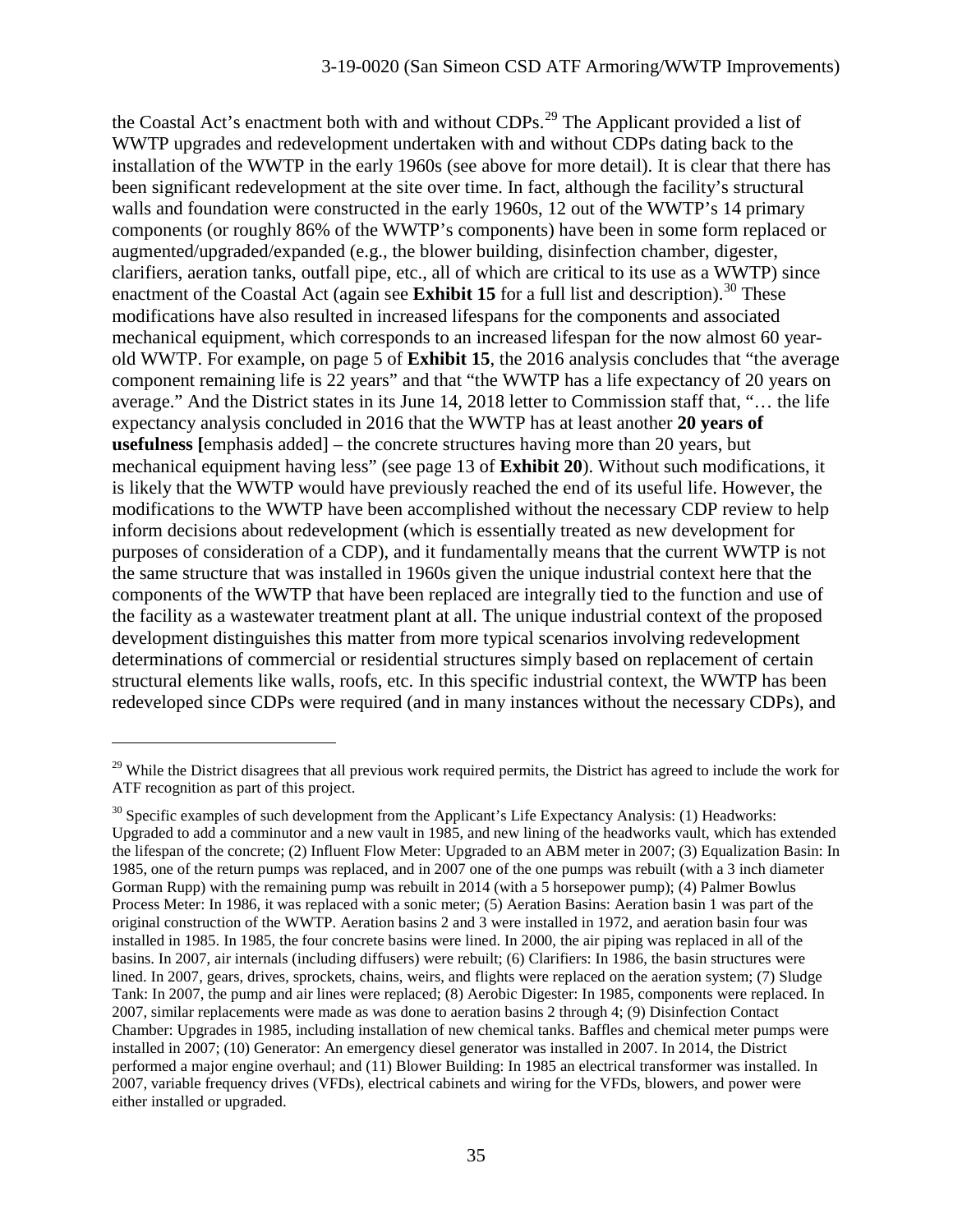the Coastal Act's enactment both with and without CDPs.[29] The Applicant provided a list of WWTP upgrades and redevelopment undertaken with and without CDPs dating back to the installation of the WWTP in the early 1960s (see above for more detail). It is clear that there has been significant redevelopment at the site over time. In fact, although the facility's structural walls and foundation were constructed in the early 1960s, 12 out of the WWTP's 14 primary components (or roughly 86% of the WWTP's components) have been in some form replaced or augmented/upgraded/expanded (e.g., the blower building, disinfection chamber, digester, clarifiers, aeration tanks, outfall pipe, etc., all of which are critical to its use as a WWTP) since enactment of the Coastal Act (again see **Exhibit 15** for a full list and description).[30] These modifications have also resulted in increased lifespans for the components and associated mechanical equipment, which corresponds to an increased lifespan for the now almost 60 year-old WWTP. For example, on page 5 of **Exhibit 15**, the 2016 analysis concludes that "the average component remaining life is 22 years" and that "the WWTP has a life expectancy of 20 years on average." And the District states in its June 14, 2018 letter to Commission staff that, "… the life expectancy analysis concluded in 2016 that the WWTP has at least another **20 years of usefulness [**emphasis added] – the concrete structures having more than 20 years, but mechanical equipment having less" (see page 13 of **Exhibit 20**). Without such modifications, it is likely that the WWTP would have previously reached the end of its useful life. However, the modifications to the WWTP have been accomplished without the necessary CDP review to help inform decisions about redevelopment (which is essentially treated as new development for purposes of consideration of a CDP), and it fundamentally means that the current WWTP is not the same structure that was installed in 1960s given the unique industrial context here that the components of the WWTP that have been replaced are integrally tied to the function and use of the facility as a wastewater treatment plant at all. The unique industrial context of the proposed development distinguishes this matter from more typical scenarios involving redevelopment determinations of commercial or residential structures simply based on replacement of certain structural elements like walls, roofs, etc. In this specific industrial context, the WWTP has been redeveloped since CDPs were required (and in many instances without the necessary CDPs), and

---

[29] While the District disagrees that all previous work required permits, the District has agreed to include the work for ATF recognition as part of this project.

[30] Specific examples of such development from the Applicant's Life Expectancy Analysis: (1) Headworks: Upgraded to add a comminutor and a new vault in 1985, and new lining of the headworks vault, which has extended the lifespan of the concrete; (2) Influent Flow Meter: Upgraded to an ABM meter in 2007; (3) Equalization Basin: In 1985, one of the return pumps was replaced, and in 2007 one of the one pumps was rebuilt (with a 3 inch diameter Gorman Rupp) with the remaining pump was rebuilt in 2014 (with a 5 horsepower pump); (4) Palmer Bowlus Process Meter: In 1986, it was replaced with a sonic meter; (5) Aeration Basins: Aeration basin 1 was part of the original construction of the WWTP. Aeration basins 2 and 3 were installed in 1972, and aeration basin four was installed in 1985. In 1985, the four concrete basins were lined. In 2000, the air piping was replaced in all of the basins. In 2007, air internals (including diffusers) were rebuilt; (6) Clarifiers: In 1986, the basin structures were lined. In 2007, gears, drives, sprockets, chains, weirs, and flights were replaced on the aeration system; (7) Sludge Tank: In 2007, the pump and air lines were replaced; (8) Aerobic Digester: In 1985, components were replaced. In 2007, similar replacements were made as was done to aeration basins 2 through 4; (9) Disinfection Contact Chamber: Upgrades in 1985, including installation of new chemical tanks. Baffles and chemical meter pumps were installed in 2007; (10) Generator: An emergency diesel generator was installed in 2007. In 2014, the District performed a major engine overhaul; and (11) Blower Building: In 1985 an electrical transformer was installed. In 2007, variable frequency drives (VFDs), electrical cabinets and wiring for the VFDs, blowers, and power were either installed or upgraded.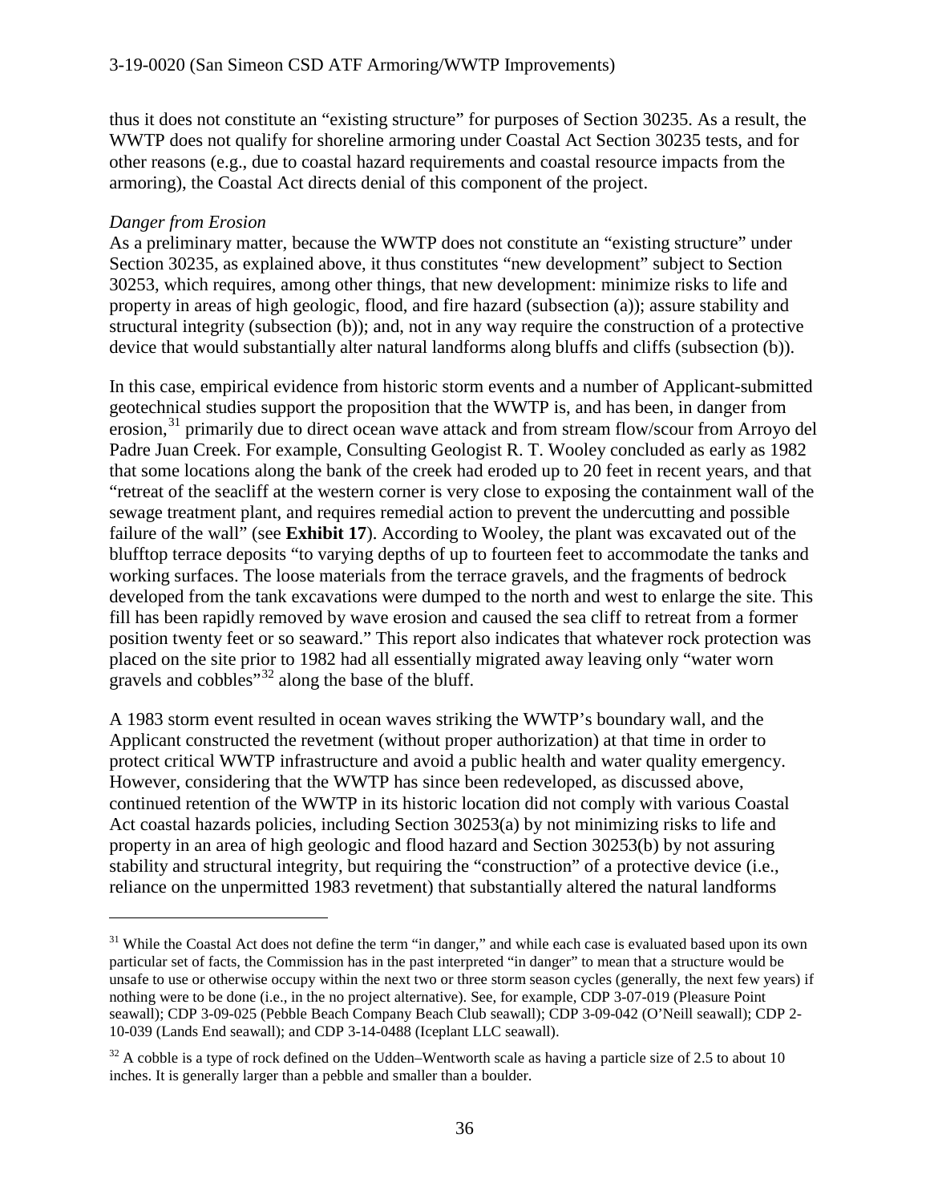thus it does not constitute an "existing structure" for purposes of Section 30235. As a result, the WWTP does not qualify for shoreline armoring under Coastal Act Section 30235 tests, and for other reasons (e.g., due to coastal hazard requirements and coastal resource impacts from the armoring), the Coastal Act directs denial of this component of the project.

*Danger from Erosion*

As a preliminary matter, because the WWTP does not constitute an "existing structure" under Section 30235, as explained above, it thus constitutes "new development" subject to Section 30253, which requires, among other things, that new development: minimize risks to life and property in areas of high geologic, flood, and fire hazard (subsection (a)); assure stability and structural integrity (subsection (b)); and, not in any way require the construction of a protective device that would substantially alter natural landforms along bluffs and cliffs (subsection (b)).

In this case, empirical evidence from historic storm events and a number of Applicant-submitted geotechnical studies support the proposition that the WWTP is, and has been, in danger from erosion,[31] primarily due to direct ocean wave attack and from stream flow/scour from Arroyo del Padre Juan Creek. For example, Consulting Geologist R. T. Wooley concluded as early as 1982 that some locations along the bank of the creek had eroded up to 20 feet in recent years, and that "retreat of the seacliff at the western corner is very close to exposing the containment wall of the sewage treatment plant, and requires remedial action to prevent the undercutting and possible failure of the wall" (see **Exhibit 17**). According to Wooley, the plant was excavated out of the blufftop terrace deposits "to varying depths of up to fourteen feet to accommodate the tanks and working surfaces. The loose materials from the terrace gravels, and the fragments of bedrock developed from the tank excavations were dumped to the north and west to enlarge the site. This fill has been rapidly removed by wave erosion and caused the sea cliff to retreat from a former position twenty feet or so seaward." This report also indicates that whatever rock protection was placed on the site prior to 1982 had all essentially migrated away leaving only "water worn gravels and cobbles"[32] along the base of the bluff.

A 1983 storm event resulted in ocean waves striking the WWTP's boundary wall, and the Applicant constructed the revetment (without proper authorization) at that time in order to protect critical WWTP infrastructure and avoid a public health and water quality emergency. However, considering that the WWTP has since been redeveloped, as discussed above, continued retention of the WWTP in its historic location did not comply with various Coastal Act coastal hazards policies, including Section 30253(a) by not minimizing risks to life and property in an area of high geologic and flood hazard and Section 30253(b) by not assuring stability and structural integrity, but requiring the "construction" of a protective device (i.e., reliance on the unpermitted 1983 revetment) that substantially altered the natural landforms

---

[31] While the Coastal Act does not define the term "in danger," and while each case is evaluated based upon its own particular set of facts, the Commission has in the past interpreted "in danger" to mean that a structure would be unsafe to use or otherwise occupy within the next two or three storm season cycles (generally, the next few years) if nothing were to be done (i.e., in the no project alternative). See, for example, CDP 3-07-019 (Pleasure Point seawall); CDP 3-09-025 (Pebble Beach Company Beach Club seawall); CDP 3-09-042 (O'Neill seawall); CDP 2-10-039 (Lands End seawall); and CDP 3-14-0488 (Iceplant LLC seawall).

[32] A cobble is a type of rock defined on the Udden–Wentworth scale as having a particle size of 2.5 to about 10 inches. It is generally larger than a pebble and smaller than a boulder.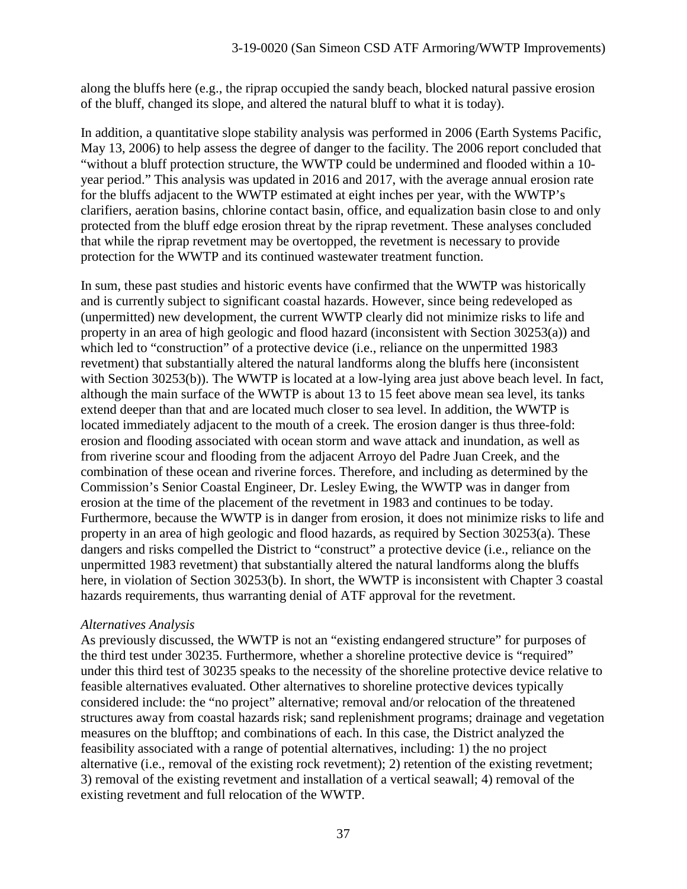along the bluffs here (e.g., the riprap occupied the sandy beach, blocked natural passive erosion of the bluff, changed its slope, and altered the natural bluff to what it is today).

In addition, a quantitative slope stability analysis was performed in 2006 (Earth Systems Pacific, May 13, 2006) to help assess the degree of danger to the facility. The 2006 report concluded that "without a bluff protection structure, the WWTP could be undermined and flooded within a 10-year period." This analysis was updated in 2016 and 2017, with the average annual erosion rate for the bluffs adjacent to the WWTP estimated at eight inches per year, with the WWTP's clarifiers, aeration basins, chlorine contact basin, office, and equalization basin close to and only protected from the bluff edge erosion threat by the riprap revetment. These analyses concluded that while the riprap revetment may be overtopped, the revetment is necessary to provide protection for the WWTP and its continued wastewater treatment function.

In sum, these past studies and historic events have confirmed that the WWTP was historically and is currently subject to significant coastal hazards. However, since being redeveloped as (unpermitted) new development, the current WWTP clearly did not minimize risks to life and property in an area of high geologic and flood hazard (inconsistent with Section 30253(a)) and which led to "construction" of a protective device (i.e., reliance on the unpermitted 1983 revetment) that substantially altered the natural landforms along the bluffs here (inconsistent with Section 30253(b)). The WWTP is located at a low-lying area just above beach level. In fact, although the main surface of the WWTP is about 13 to 15 feet above mean sea level, its tanks extend deeper than that and are located much closer to sea level. In addition, the WWTP is located immediately adjacent to the mouth of a creek. The erosion danger is thus three-fold: erosion and flooding associated with ocean storm and wave attack and inundation, as well as from riverine scour and flooding from the adjacent Arroyo del Padre Juan Creek, and the combination of these ocean and riverine forces. Therefore, and including as determined by the Commission's Senior Coastal Engineer, Dr. Lesley Ewing, the WWTP was in danger from erosion at the time of the placement of the revetment in 1983 and continues to be today. Furthermore, because the WWTP is in danger from erosion, it does not minimize risks to life and property in an area of high geologic and flood hazards, as required by Section 30253(a). These dangers and risks compelled the District to "construct" a protective device (i.e., reliance on the unpermitted 1983 revetment) that substantially altered the natural landforms along the bluffs here, in violation of Section 30253(b). In short, the WWTP is inconsistent with Chapter 3 coastal hazards requirements, thus warranting denial of ATF approval for the revetment.

*Alternatives Analysis*

As previously discussed, the WWTP is not an "existing endangered structure" for purposes of the third test under 30235. Furthermore, whether a shoreline protective device is "required" under this third test of 30235 speaks to the necessity of the shoreline protective device relative to feasible alternatives evaluated. Other alternatives to shoreline protective devices typically considered include: the "no project" alternative; removal and/or relocation of the threatened structures away from coastal hazards risk; sand replenishment programs; drainage and vegetation measures on the blufftop; and combinations of each. In this case, the District analyzed the feasibility associated with a range of potential alternatives, including: 1) the no project alternative (i.e., removal of the existing rock revetment); 2) retention of the existing revetment; 3) removal of the existing revetment and installation of a vertical seawall; 4) removal of the existing revetment and full relocation of the WWTP.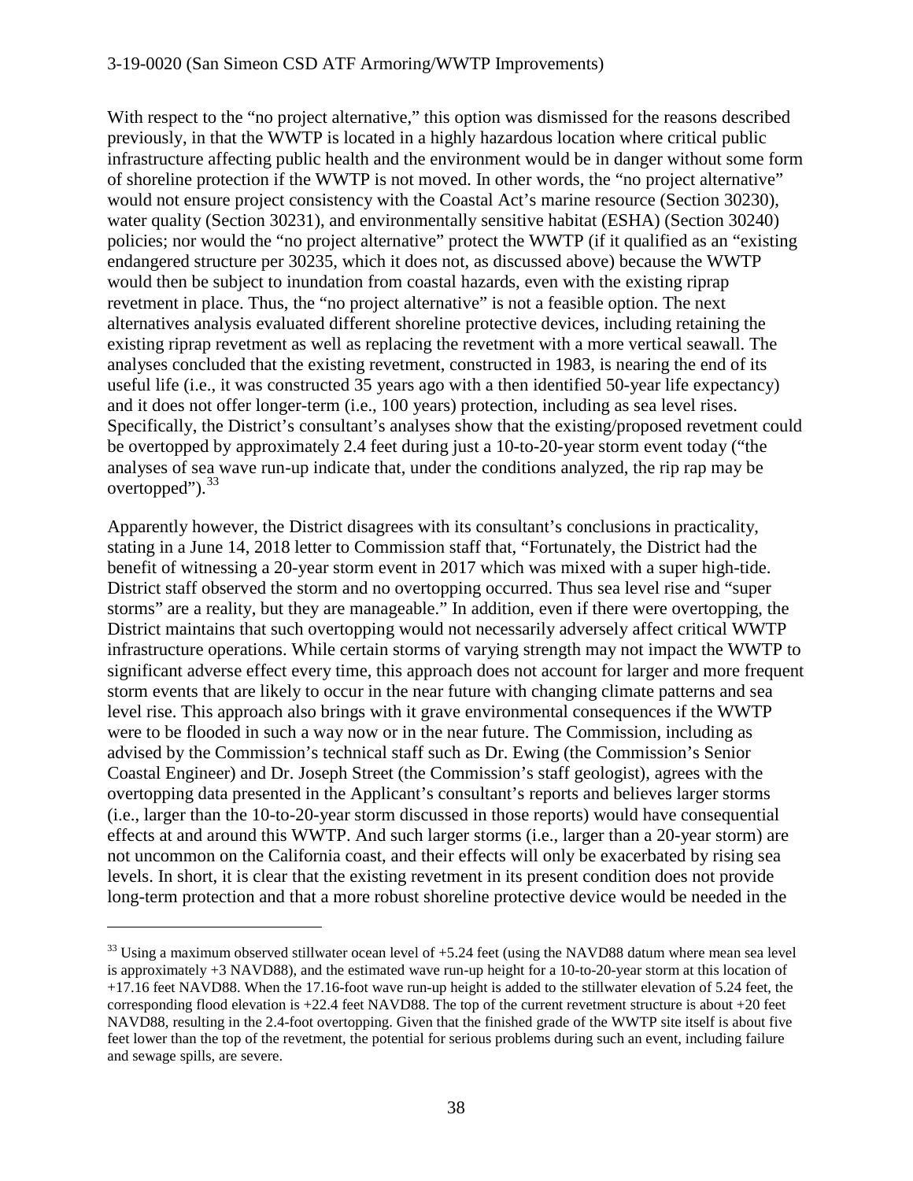With respect to the "no project alternative," this option was dismissed for the reasons described previously, in that the WWTP is located in a highly hazardous location where critical public infrastructure affecting public health and the environment would be in danger without some form of shoreline protection if the WWTP is not moved. In other words, the "no project alternative" would not ensure project consistency with the Coastal Act's marine resource (Section 30230), water quality (Section 30231), and environmentally sensitive habitat (ESHA) (Section 30240) policies; nor would the "no project alternative" protect the WWTP (if it qualified as an "existing endangered structure per 30235, which it does not, as discussed above) because the WWTP would then be subject to inundation from coastal hazards, even with the existing riprap revetment in place. Thus, the "no project alternative" is not a feasible option. The next alternatives analysis evaluated different shoreline protective devices, including retaining the existing riprap revetment as well as replacing the revetment with a more vertical seawall. The analyses concluded that the existing revetment, constructed in 1983, is nearing the end of its useful life (i.e., it was constructed 35 years ago with a then identified 50-year life expectancy) and it does not offer longer-term (i.e., 100 years) protection, including as sea level rises. Specifically, the District's consultant's analyses show that the existing/proposed revetment could be overtopped by approximately 2.4 feet during just a 10-to-20-year storm event today ("the analyses of sea wave run-up indicate that, under the conditions analyzed, the rip rap may be overtopped").[33]

Apparently however, the District disagrees with its consultant's conclusions in practicality, stating in a June 14, 2018 letter to Commission staff that, "Fortunately, the District had the benefit of witnessing a 20-year storm event in 2017 which was mixed with a super high-tide. District staff observed the storm and no overtopping occurred. Thus sea level rise and "super storms" are a reality, but they are manageable." In addition, even if there were overtopping, the District maintains that such overtopping would not necessarily adversely affect critical WWTP infrastructure operations. While certain storms of varying strength may not impact the WWTP to significant adverse effect every time, this approach does not account for larger and more frequent storm events that are likely to occur in the near future with changing climate patterns and sea level rise. This approach also brings with it grave environmental consequences if the WWTP were to be flooded in such a way now or in the near future. The Commission, including as advised by the Commission's technical staff such as Dr. Ewing (the Commission's Senior Coastal Engineer) and Dr. Joseph Street (the Commission's staff geologist), agrees with the overtopping data presented in the Applicant's consultant's reports and believes larger storms (i.e., larger than the 10-to-20-year storm discussed in those reports) would have consequential effects at and around this WWTP. And such larger storms (i.e., larger than a 20-year storm) are not uncommon on the California coast, and their effects will only be exacerbated by rising sea levels. In short, it is clear that the existing revetment in its present condition does not provide long-term protection and that a more robust shoreline protective device would be needed in the

---

[33] Using a maximum observed stillwater ocean level of +5.24 feet (using the NAVD88 datum where mean sea level is approximately +3 NAVD88), and the estimated wave run-up height for a 10-to-20-year storm at this location of +17.16 feet NAVD88. When the 17.16-foot wave run-up height is added to the stillwater elevation of 5.24 feet, the corresponding flood elevation is +22.4 feet NAVD88. The top of the current revetment structure is about +20 feet NAVD88, resulting in the 2.4-foot overtopping. Given that the finished grade of the WWTP site itself is about five feet lower than the top of the revetment, the potential for serious problems during such an event, including failure and sewage spills, are severe.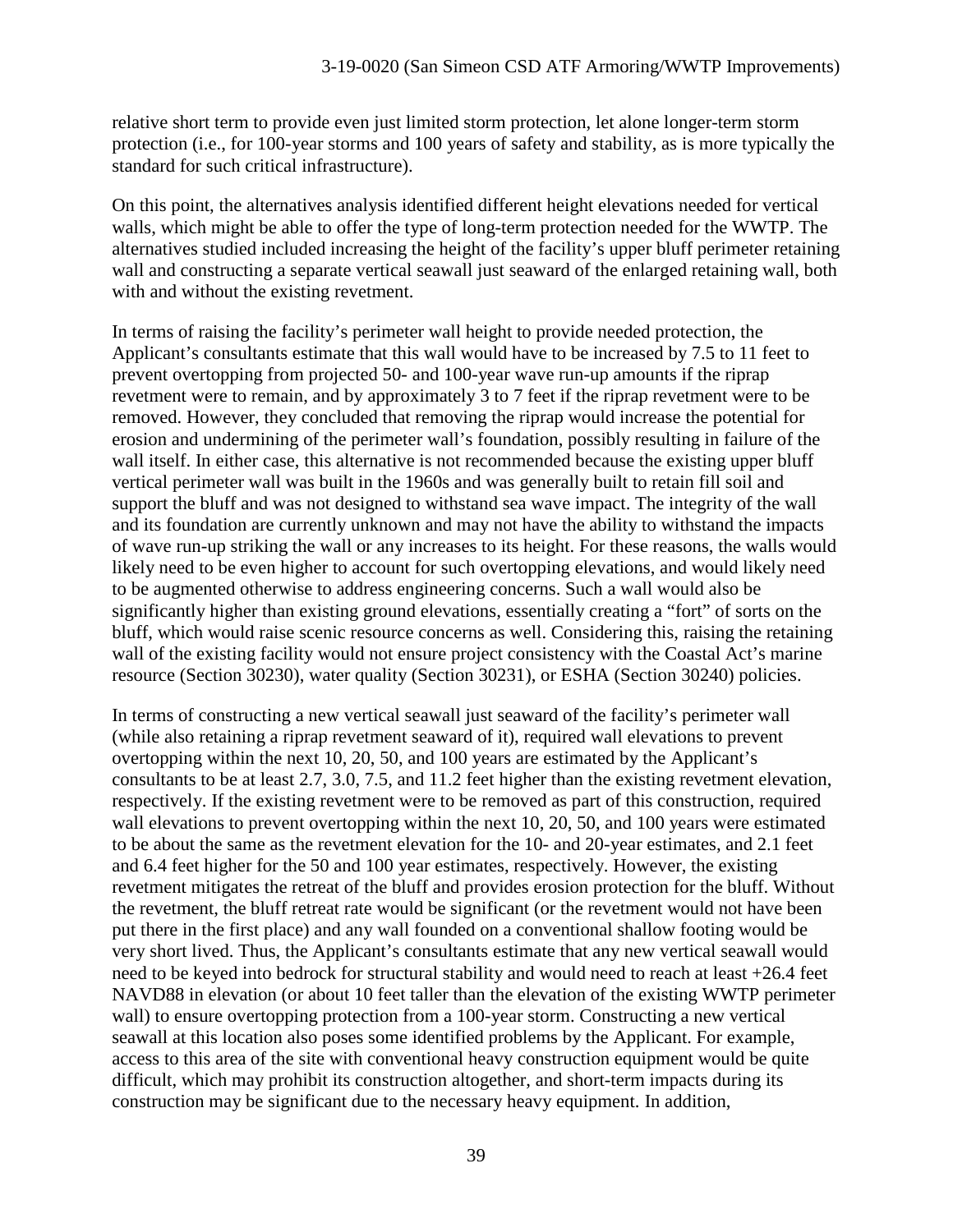relative short term to provide even just limited storm protection, let alone longer-term storm protection (i.e., for 100-year storms and 100 years of safety and stability, as is more typically the standard for such critical infrastructure).

On this point, the alternatives analysis identified different height elevations needed for vertical walls, which might be able to offer the type of long-term protection needed for the WWTP. The alternatives studied included increasing the height of the facility's upper bluff perimeter retaining wall and constructing a separate vertical seawall just seaward of the enlarged retaining wall, both with and without the existing revetment.

In terms of raising the facility's perimeter wall height to provide needed protection, the Applicant's consultants estimate that this wall would have to be increased by 7.5 to 11 feet to prevent overtopping from projected 50- and 100-year wave run-up amounts if the riprap revetment were to remain, and by approximately 3 to 7 feet if the riprap revetment were to be removed. However, they concluded that removing the riprap would increase the potential for erosion and undermining of the perimeter wall's foundation, possibly resulting in failure of the wall itself. In either case, this alternative is not recommended because the existing upper bluff vertical perimeter wall was built in the 1960s and was generally built to retain fill soil and support the bluff and was not designed to withstand sea wave impact. The integrity of the wall and its foundation are currently unknown and may not have the ability to withstand the impacts of wave run-up striking the wall or any increases to its height. For these reasons, the walls would likely need to be even higher to account for such overtopping elevations, and would likely need to be augmented otherwise to address engineering concerns. Such a wall would also be significantly higher than existing ground elevations, essentially creating a "fort" of sorts on the bluff, which would raise scenic resource concerns as well. Considering this, raising the retaining wall of the existing facility would not ensure project consistency with the Coastal Act's marine resource (Section 30230), water quality (Section 30231), or ESHA (Section 30240) policies.

In terms of constructing a new vertical seawall just seaward of the facility's perimeter wall (while also retaining a riprap revetment seaward of it), required wall elevations to prevent overtopping within the next 10, 20, 50, and 100 years are estimated by the Applicant's consultants to be at least 2.7, 3.0, 7.5, and 11.2 feet higher than the existing revetment elevation, respectively. If the existing revetment were to be removed as part of this construction, required wall elevations to prevent overtopping within the next 10, 20, 50, and 100 years were estimated to be about the same as the revetment elevation for the 10- and 20-year estimates, and 2.1 feet and 6.4 feet higher for the 50 and 100 year estimates, respectively. However, the existing revetment mitigates the retreat of the bluff and provides erosion protection for the bluff. Without the revetment, the bluff retreat rate would be significant (or the revetment would not have been put there in the first place) and any wall founded on a conventional shallow footing would be very short lived. Thus, the Applicant's consultants estimate that any new vertical seawall would need to be keyed into bedrock for structural stability and would need to reach at least +26.4 feet NAVD88 in elevation (or about 10 feet taller than the elevation of the existing WWTP perimeter wall) to ensure overtopping protection from a 100-year storm. Constructing a new vertical seawall at this location also poses some identified problems by the Applicant. For example, access to this area of the site with conventional heavy construction equipment would be quite difficult, which may prohibit its construction altogether, and short-term impacts during its construction may be significant due to the necessary heavy equipment. In addition,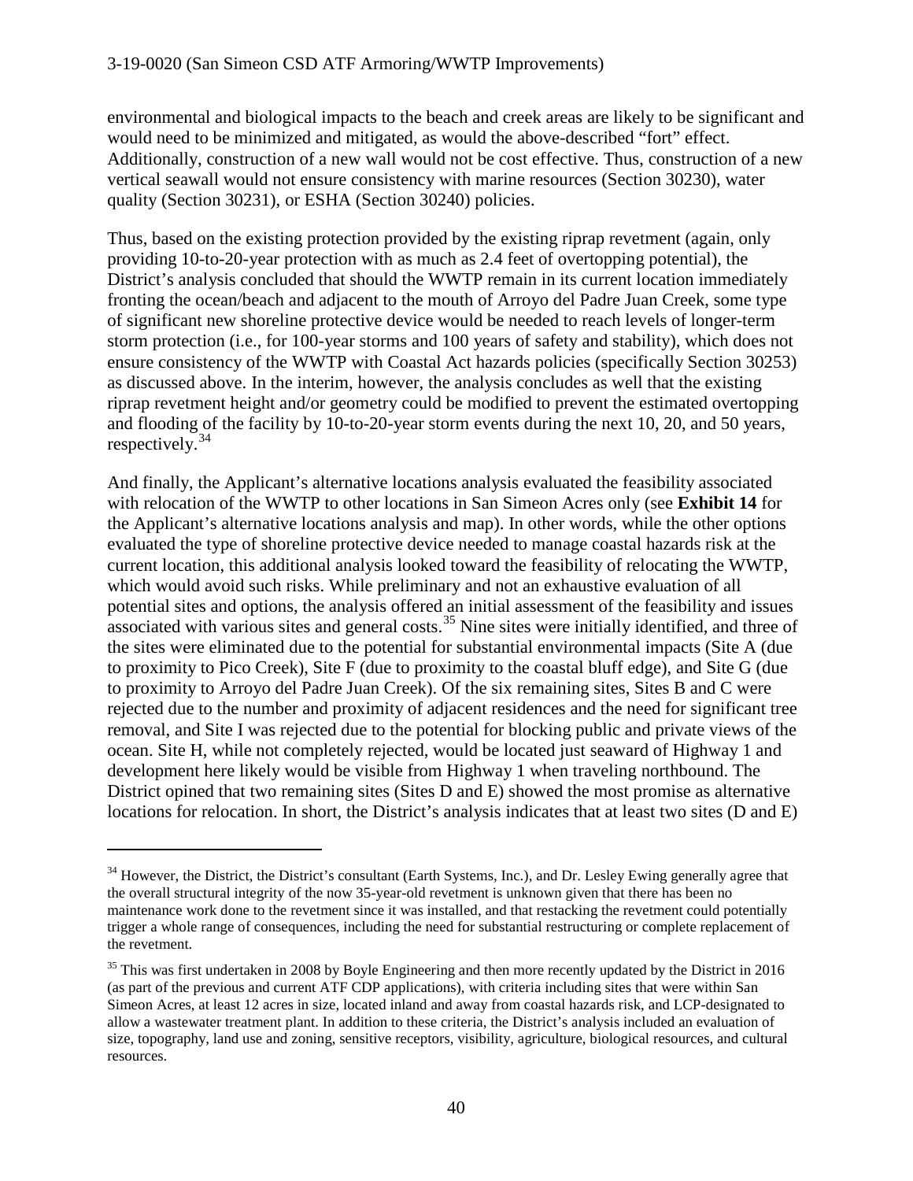environmental and biological impacts to the beach and creek areas are likely to be significant and would need to be minimized and mitigated, as would the above-described "fort" effect. Additionally, construction of a new wall would not be cost effective. Thus, construction of a new vertical seawall would not ensure consistency with marine resources (Section 30230), water quality (Section 30231), or ESHA (Section 30240) policies.

Thus, based on the existing protection provided by the existing riprap revetment (again, only providing 10-to-20-year protection with as much as 2.4 feet of overtopping potential), the District's analysis concluded that should the WWTP remain in its current location immediately fronting the ocean/beach and adjacent to the mouth of Arroyo del Padre Juan Creek, some type of significant new shoreline protective device would be needed to reach levels of longer-term storm protection (i.e., for 100-year storms and 100 years of safety and stability), which does not ensure consistency of the WWTP with Coastal Act hazards policies (specifically Section 30253) as discussed above. In the interim, however, the analysis concludes as well that the existing riprap revetment height and/or geometry could be modified to prevent the estimated overtopping and flooding of the facility by 10-to-20-year storm events during the next 10, 20, and 50 years, respectively.[34]

And finally, the Applicant's alternative locations analysis evaluated the feasibility associated with relocation of the WWTP to other locations in San Simeon Acres only (see **Exhibit 14** for the Applicant's alternative locations analysis and map). In other words, while the other options evaluated the type of shoreline protective device needed to manage coastal hazards risk at the current location, this additional analysis looked toward the feasibility of relocating the WWTP, which would avoid such risks. While preliminary and not an exhaustive evaluation of all potential sites and options, the analysis offered an initial assessment of the feasibility and issues associated with various sites and general costs.[35] Nine sites were initially identified, and three of the sites were eliminated due to the potential for substantial environmental impacts (Site A (due to proximity to Pico Creek), Site F (due to proximity to the coastal bluff edge), and Site G (due to proximity to Arroyo del Padre Juan Creek). Of the six remaining sites, Sites B and C were rejected due to the number and proximity of adjacent residences and the need for significant tree removal, and Site I was rejected due to the potential for blocking public and private views of the ocean. Site H, while not completely rejected, would be located just seaward of Highway 1 and development here likely would be visible from Highway 1 when traveling northbound. The District opined that two remaining sites (Sites D and E) showed the most promise as alternative locations for relocation. In short, the District's analysis indicates that at least two sites (D and E)

---

[34] However, the District, the District's consultant (Earth Systems, Inc.), and Dr. Lesley Ewing generally agree that the overall structural integrity of the now 35-year-old revetment is unknown given that there has been no maintenance work done to the revetment since it was installed, and that restacking the revetment could potentially trigger a whole range of consequences, including the need for substantial restructuring or complete replacement of the revetment.

[35] This was first undertaken in 2008 by Boyle Engineering and then more recently updated by the District in 2016 (as part of the previous and current ATF CDP applications), with criteria including sites that were within San Simeon Acres, at least 12 acres in size, located inland and away from coastal hazards risk, and LCP-designated to allow a wastewater treatment plant. In addition to these criteria, the District's analysis included an evaluation of size, topography, land use and zoning, sensitive receptors, visibility, agriculture, biological resources, and cultural resources.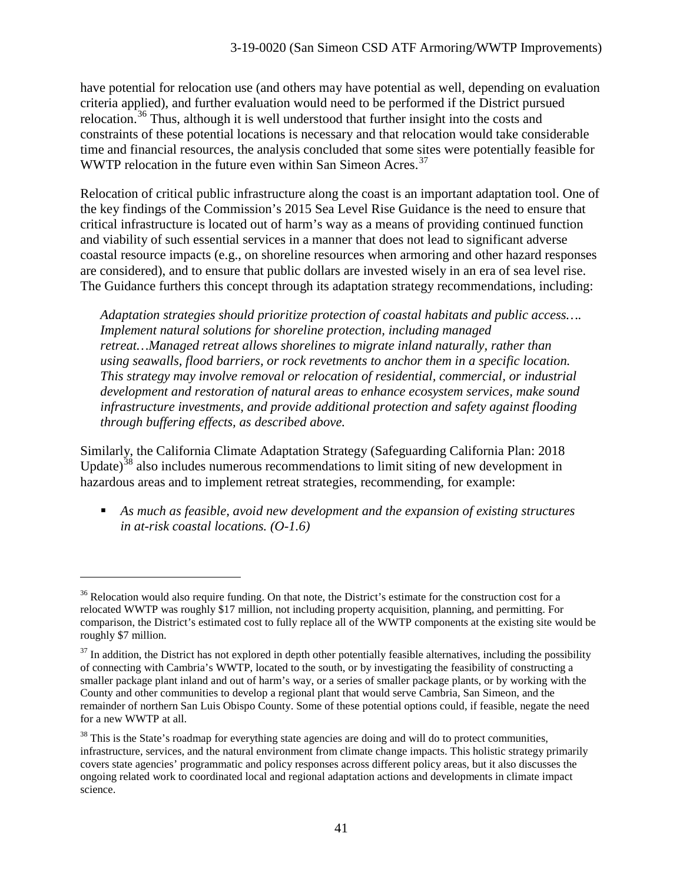have potential for relocation use (and others may have potential as well, depending on evaluation criteria applied), and further evaluation would need to be performed if the District pursued relocation.[36] Thus, although it is well understood that further insight into the costs and constraints of these potential locations is necessary and that relocation would take considerable time and financial resources, the analysis concluded that some sites were potentially feasible for WWTP relocation in the future even within San Simeon Acres.[37]

Relocation of critical public infrastructure along the coast is an important adaptation tool. One of the key findings of the Commission's 2015 Sea Level Rise Guidance is the need to ensure that critical infrastructure is located out of harm's way as a means of providing continued function and viability of such essential services in a manner that does not lead to significant adverse coastal resource impacts (e.g., on shoreline resources when armoring and other hazard responses are considered), and to ensure that public dollars are invested wisely in an era of sea level rise. The Guidance furthers this concept through its adaptation strategy recommendations, including:

> *Adaptation strategies should prioritize protection of coastal habitats and public access…. Implement natural solutions for shoreline protection, including managed retreat…Managed retreat allows shorelines to migrate inland naturally, rather than using seawalls, flood barriers, or rock revetments to anchor them in a specific location. This strategy may involve removal or relocation of residential, commercial, or industrial development and restoration of natural areas to enhance ecosystem services, make sound infrastructure investments, and provide additional protection and safety against flooding through buffering effects, as described above.*

Similarly, the California Climate Adaptation Strategy (Safeguarding California Plan: 2018 Update)[38] also includes numerous recommendations to limit siting of new development in hazardous areas and to implement retreat strategies, recommending, for example:

- *As much as feasible, avoid new development and the expansion of existing structures in at-risk coastal locations. (O-1.6)*

---

[36] Relocation would also require funding. On that note, the District's estimate for the construction cost for a relocated WWTP was roughly $17 million, not including property acquisition, planning, and permitting. For comparison, the District's estimated cost to fully replace all of the WWTP components at the existing site would be roughly $7 million.

[37] In addition, the District has not explored in depth other potentially feasible alternatives, including the possibility of connecting with Cambria's WWTP, located to the south, or by investigating the feasibility of constructing a smaller package plant inland and out of harm's way, or a series of smaller package plants, or by working with the County and other communities to develop a regional plant that would serve Cambria, San Simeon, and the remainder of northern San Luis Obispo County. Some of these potential options could, if feasible, negate the need for a new WWTP at all.

[38] This is the State's roadmap for everything state agencies are doing and will do to protect communities, infrastructure, services, and the natural environment from climate change impacts. This holistic strategy primarily covers state agencies' programmatic and policy responses across different policy areas, but it also discusses the ongoing related work to coordinated local and regional adaptation actions and developments in climate impact science.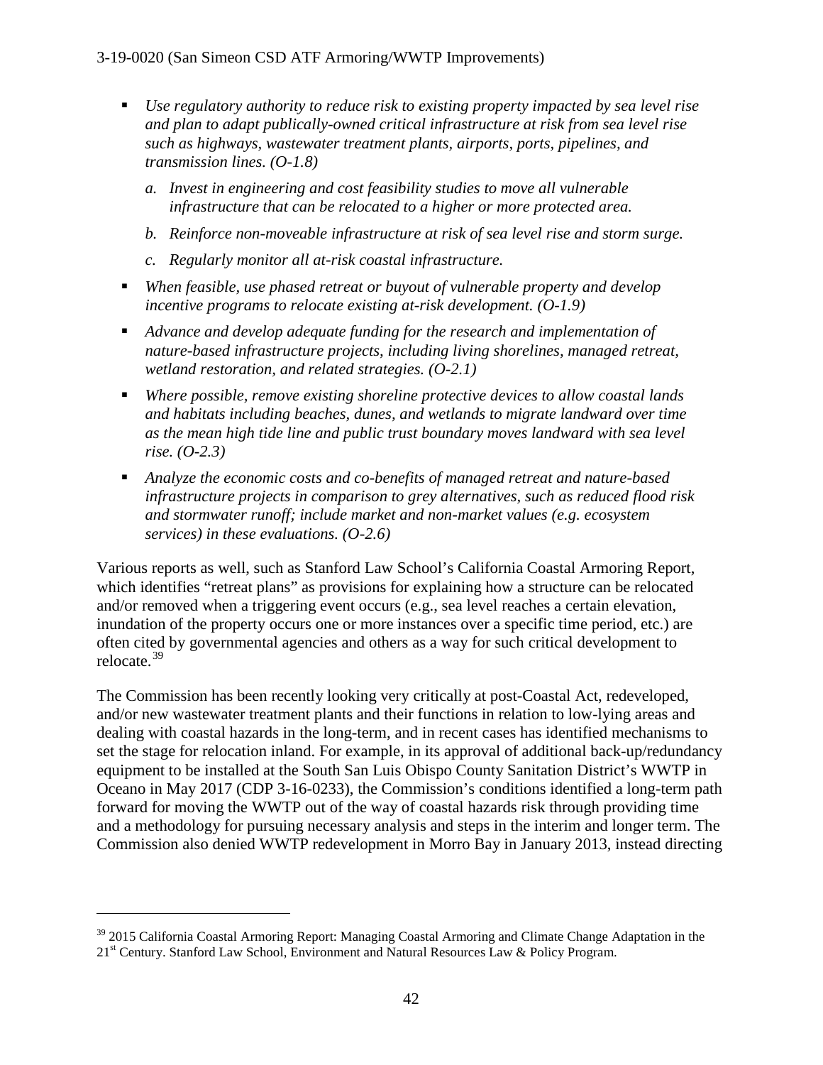- *Use regulatory authority to reduce risk to existing property impacted by sea level rise and plan to adapt publically-owned critical infrastructure at risk from sea level rise such as highways, wastewater treatment plants, airports, ports, pipelines, and transmission lines. (O-1.8)*
    - a. *Invest in engineering and cost feasibility studies to move all vulnerable infrastructure that can be relocated to a higher or more protected area.*
    - b. *Reinforce non-moveable infrastructure at risk of sea level rise and storm surge.*
    - c. *Regularly monitor all at-risk coastal infrastructure.*
- *When feasible, use phased retreat or buyout of vulnerable property and develop incentive programs to relocate existing at-risk development. (O-1.9)*
- *Advance and develop adequate funding for the research and implementation of nature-based infrastructure projects, including living shorelines, managed retreat, wetland restoration, and related strategies. (O-2.1)*
- *Where possible, remove existing shoreline protective devices to allow coastal lands and habitats including beaches, dunes, and wetlands to migrate landward over time as the mean high tide line and public trust boundary moves landward with sea level rise. (O-2.3)*
- *Analyze the economic costs and co-benefits of managed retreat and nature-based infrastructure projects in comparison to grey alternatives, such as reduced flood risk and stormwater runoff; include market and non-market values (e.g. ecosystem services) in these evaluations. (O-2.6)*

Various reports as well, such as Stanford Law School's California Coastal Armoring Report, which identifies "retreat plans" as provisions for explaining how a structure can be relocated and/or removed when a triggering event occurs (e.g., sea level reaches a certain elevation, inundation of the property occurs one or more instances over a specific time period, etc.) are often cited by governmental agencies and others as a way for such critical development to relocate.[39]

The Commission has been recently looking very critically at post-Coastal Act, redeveloped, and/or new wastewater treatment plants and their functions in relation to low-lying areas and dealing with coastal hazards in the long-term, and in recent cases has identified mechanisms to set the stage for relocation inland. For example, in its approval of additional back-up/redundancy equipment to be installed at the South San Luis Obispo County Sanitation District's WWTP in Oceano in May 2017 (CDP 3-16-0233), the Commission's conditions identified a long-term path forward for moving the WWTP out of the way of coastal hazards risk through providing time and a methodology for pursuing necessary analysis and steps in the interim and longer term. The Commission also denied WWTP redevelopment in Morro Bay in January 2013, instead directing

---

[39] 2015 California Coastal Armoring Report: Managing Coastal Armoring and Climate Change Adaptation in the 21st Century. Stanford Law School, Environment and Natural Resources Law & Policy Program.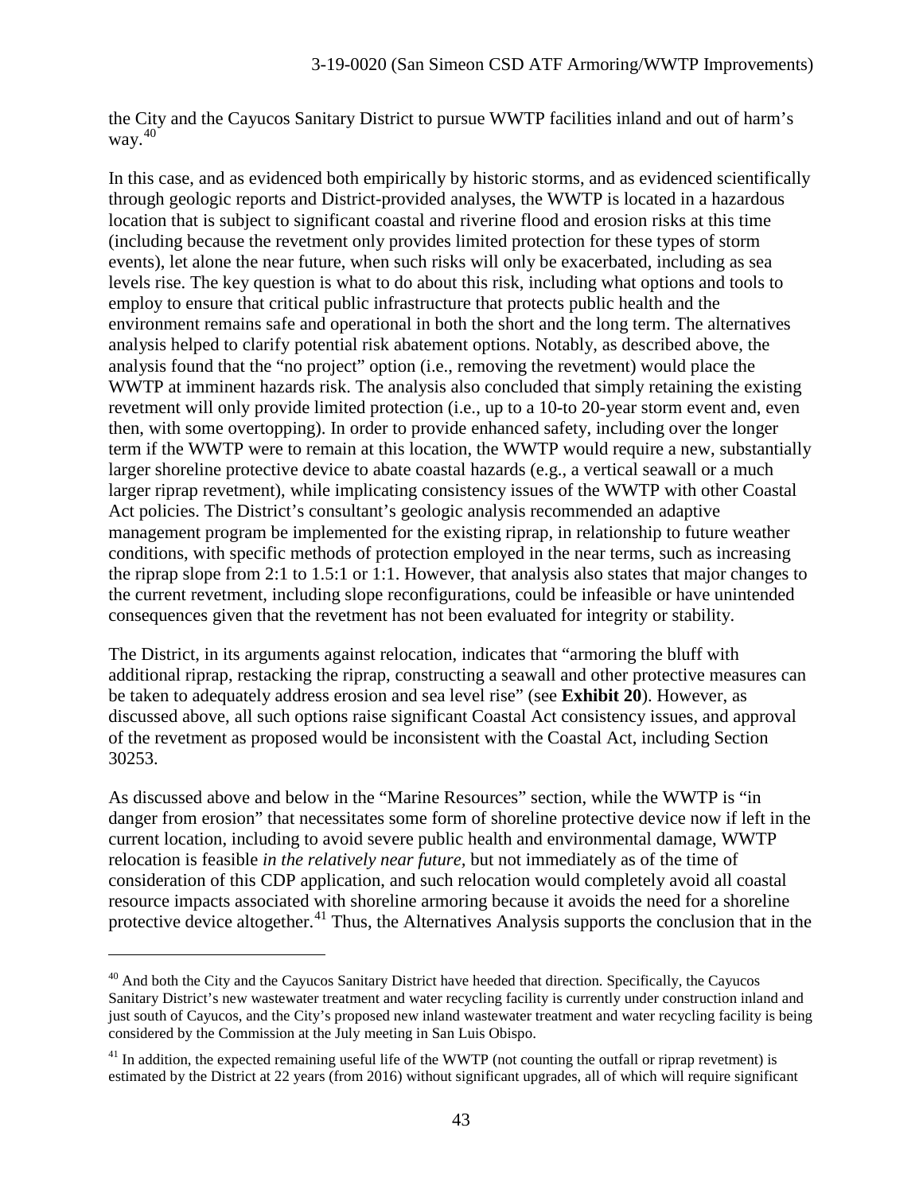the City and the Cayucos Sanitary District to pursue WWTP facilities inland and out of harm's way.[40]

In this case, and as evidenced both empirically by historic storms, and as evidenced scientifically through geologic reports and District-provided analyses, the WWTP is located in a hazardous location that is subject to significant coastal and riverine flood and erosion risks at this time (including because the revetment only provides limited protection for these types of storm events), let alone the near future, when such risks will only be exacerbated, including as sea levels rise. The key question is what to do about this risk, including what options and tools to employ to ensure that critical public infrastructure that protects public health and the environment remains safe and operational in both the short and the long term. The alternatives analysis helped to clarify potential risk abatement options. Notably, as described above, the analysis found that the "no project" option (i.e., removing the revetment) would place the WWTP at imminent hazards risk. The analysis also concluded that simply retaining the existing revetment will only provide limited protection (i.e., up to a 10-to 20-year storm event and, even then, with some overtopping). In order to provide enhanced safety, including over the longer term if the WWTP were to remain at this location, the WWTP would require a new, substantially larger shoreline protective device to abate coastal hazards (e.g., a vertical seawall or a much larger riprap revetment), while implicating consistency issues of the WWTP with other Coastal Act policies. The District's consultant's geologic analysis recommended an adaptive management program be implemented for the existing riprap, in relationship to future weather conditions, with specific methods of protection employed in the near terms, such as increasing the riprap slope from 2:1 to 1.5:1 or 1:1. However, that analysis also states that major changes to the current revetment, including slope reconfigurations, could be infeasible or have unintended consequences given that the revetment has not been evaluated for integrity or stability.

The District, in its arguments against relocation, indicates that "armoring the bluff with additional riprap, restacking the riprap, constructing a seawall and other protective measures can be taken to adequately address erosion and sea level rise" (see **Exhibit 20**). However, as discussed above, all such options raise significant Coastal Act consistency issues, and approval of the revetment as proposed would be inconsistent with the Coastal Act, including Section 30253.

As discussed above and below in the "Marine Resources" section, while the WWTP is "in danger from erosion" that necessitates some form of shoreline protective device now if left in the current location, including to avoid severe public health and environmental damage, WWTP relocation is feasible *in the relatively near future*, but not immediately as of the time of consideration of this CDP application, and such relocation would completely avoid all coastal resource impacts associated with shoreline armoring because it avoids the need for a shoreline protective device altogether.[41] Thus, the Alternatives Analysis supports the conclusion that in the

[40] And both the City and the Cayucos Sanitary District have heeded that direction. Specifically, the Cayucos Sanitary District's new wastewater treatment and water recycling facility is currently under construction inland and just south of Cayucos, and the City's proposed new inland wastewater treatment and water recycling facility is being considered by the Commission at the July meeting in San Luis Obispo.

[41] In addition, the expected remaining useful life of the WWTP (not counting the outfall or riprap revetment) is estimated by the District at 22 years (from 2016) without significant upgrades, all of which will require significant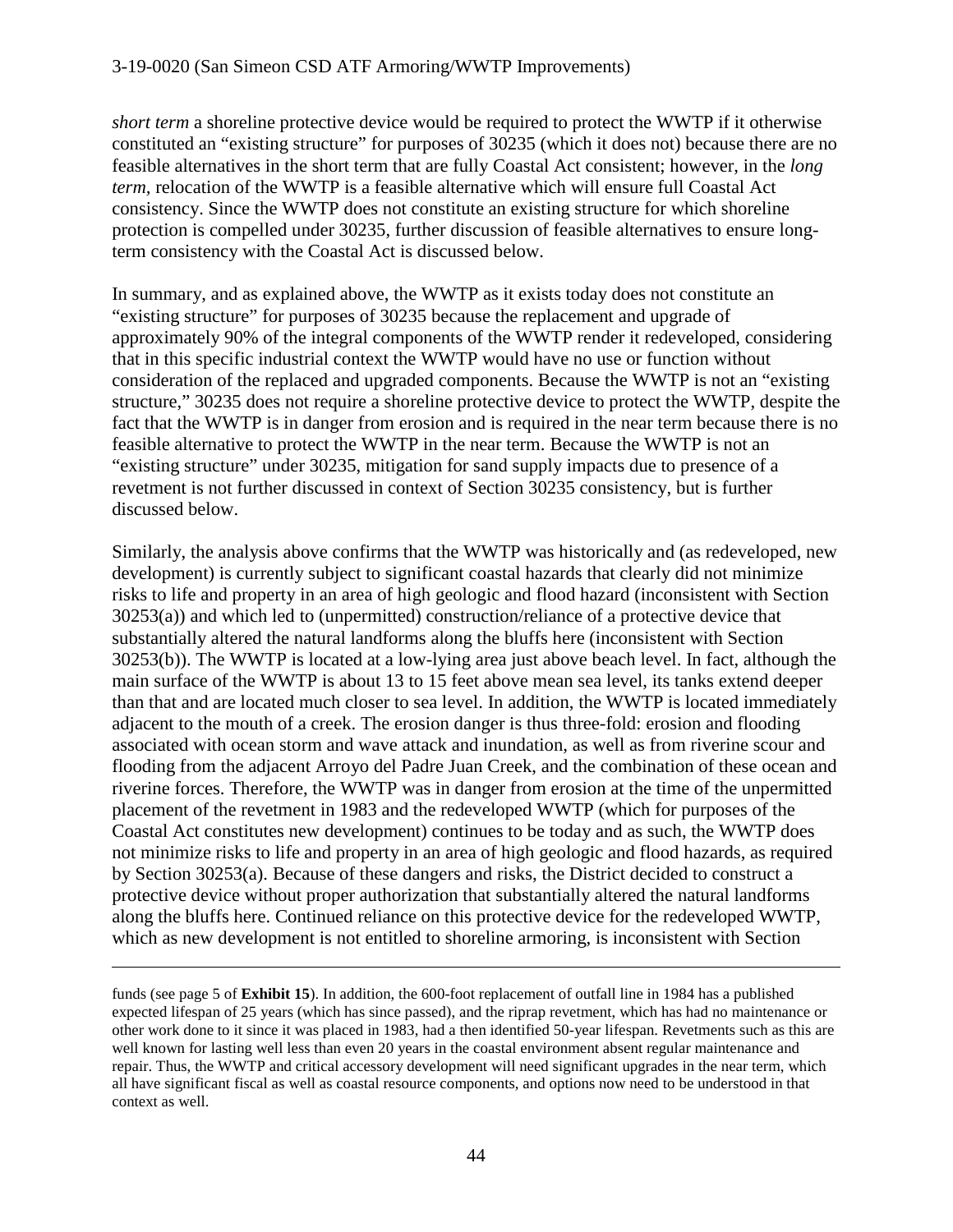*short term* a shoreline protective device would be required to protect the WWTP if it otherwise constituted an "existing structure" for purposes of 30235 (which it does not) because there are no feasible alternatives in the short term that are fully Coastal Act consistent; however, in the *long term*, relocation of the WWTP is a feasible alternative which will ensure full Coastal Act consistency. Since the WWTP does not constitute an existing structure for which shoreline protection is compelled under 30235, further discussion of feasible alternatives to ensure long-term consistency with the Coastal Act is discussed below.

In summary, and as explained above, the WWTP as it exists today does not constitute an "existing structure" for purposes of 30235 because the replacement and upgrade of approximately 90% of the integral components of the WWTP render it redeveloped, considering that in this specific industrial context the WWTP would have no use or function without consideration of the replaced and upgraded components. Because the WWTP is not an "existing structure," 30235 does not require a shoreline protective device to protect the WWTP, despite the fact that the WWTP is in danger from erosion and is required in the near term because there is no feasible alternative to protect the WWTP in the near term. Because the WWTP is not an "existing structure" under 30235, mitigation for sand supply impacts due to presence of a revetment is not further discussed in context of Section 30235 consistency, but is further discussed below.

Similarly, the analysis above confirms that the WWTP was historically and (as redeveloped, new development) is currently subject to significant coastal hazards that clearly did not minimize risks to life and property in an area of high geologic and flood hazard (inconsistent with Section 30253(a)) and which led to (unpermitted) construction/reliance of a protective device that substantially altered the natural landforms along the bluffs here (inconsistent with Section 30253(b)). The WWTP is located at a low-lying area just above beach level. In fact, although the main surface of the WWTP is about 13 to 15 feet above mean sea level, its tanks extend deeper than that and are located much closer to sea level. In addition, the WWTP is located immediately adjacent to the mouth of a creek. The erosion danger is thus three-fold: erosion and flooding associated with ocean storm and wave attack and inundation, as well as from riverine scour and flooding from the adjacent Arroyo del Padre Juan Creek, and the combination of these ocean and riverine forces. Therefore, the WWTP was in danger from erosion at the time of the unpermitted placement of the revetment in 1983 and the redeveloped WWTP (which for purposes of the Coastal Act constitutes new development) continues to be today and as such, the WWTP does not minimize risks to life and property in an area of high geologic and flood hazards, as required by Section 30253(a). Because of these dangers and risks, the District decided to construct a protective device without proper authorization that substantially altered the natural landforms along the bluffs here. Continued reliance on this protective device for the redeveloped WWTP, which as new development is not entitled to shoreline armoring, is inconsistent with Section

---

funds (see page 5 of **Exhibit 15**). In addition, the 600-foot replacement of outfall line in 1984 has a published expected lifespan of 25 years (which has since passed), and the riprap revetment, which has had no maintenance or other work done to it since it was placed in 1983, had a then identified 50-year lifespan. Revetments such as this are well known for lasting well less than even 20 years in the coastal environment absent regular maintenance and repair. Thus, the WWTP and critical accessory development will need significant upgrades in the near term, which all have significant fiscal as well as coastal resource components, and options now need to be understood in that context as well.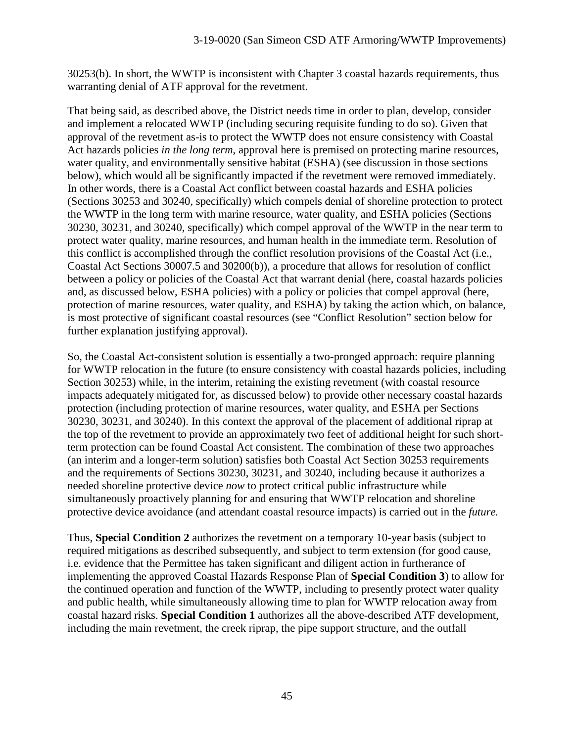30253(b). In short, the WWTP is inconsistent with Chapter 3 coastal hazards requirements, thus warranting denial of ATF approval for the revetment.

That being said, as described above, the District needs time in order to plan, develop, consider and implement a relocated WWTP (including securing requisite funding to do so). Given that approval of the revetment as-is to protect the WWTP does not ensure consistency with Coastal Act hazards policies *in the long term*, approval here is premised on protecting marine resources, water quality, and environmentally sensitive habitat (ESHA) (see discussion in those sections below), which would all be significantly impacted if the revetment were removed immediately. In other words, there is a Coastal Act conflict between coastal hazards and ESHA policies (Sections 30253 and 30240, specifically) which compels denial of shoreline protection to protect the WWTP in the long term with marine resource, water quality, and ESHA policies (Sections 30230, 30231, and 30240, specifically) which compel approval of the WWTP in the near term to protect water quality, marine resources, and human health in the immediate term. Resolution of this conflict is accomplished through the conflict resolution provisions of the Coastal Act (i.e., Coastal Act Sections 30007.5 and 30200(b)), a procedure that allows for resolution of conflict between a policy or policies of the Coastal Act that warrant denial (here, coastal hazards policies and, as discussed below, ESHA policies) with a policy or policies that compel approval (here, protection of marine resources, water quality, and ESHA) by taking the action which, on balance, is most protective of significant coastal resources (see "Conflict Resolution" section below for further explanation justifying approval).

So, the Coastal Act-consistent solution is essentially a two-pronged approach: require planning for WWTP relocation in the future (to ensure consistency with coastal hazards policies, including Section 30253) while, in the interim, retaining the existing revetment (with coastal resource impacts adequately mitigated for, as discussed below) to provide other necessary coastal hazards protection (including protection of marine resources, water quality, and ESHA per Sections 30230, 30231, and 30240). In this context the approval of the placement of additional riprap at the top of the revetment to provide an approximately two feet of additional height for such short-term protection can be found Coastal Act consistent. The combination of these two approaches (an interim and a longer-term solution) satisfies both Coastal Act Section 30253 requirements and the requirements of Sections 30230, 30231, and 30240, including because it authorizes a needed shoreline protective device *now* to protect critical public infrastructure while simultaneously proactively planning for and ensuring that WWTP relocation and shoreline protective device avoidance (and attendant coastal resource impacts) is carried out in the *future.*

Thus, **Special Condition 2** authorizes the revetment on a temporary 10-year basis (subject to required mitigations as described subsequently, and subject to term extension (for good cause, i.e. evidence that the Permittee has taken significant and diligent action in furtherance of implementing the approved Coastal Hazards Response Plan of **Special Condition 3**) to allow for the continued operation and function of the WWTP, including to presently protect water quality and public health, while simultaneously allowing time to plan for WWTP relocation away from coastal hazard risks. **Special Condition 1** authorizes all the above-described ATF development, including the main revetment, the creek riprap, the pipe support structure, and the outfall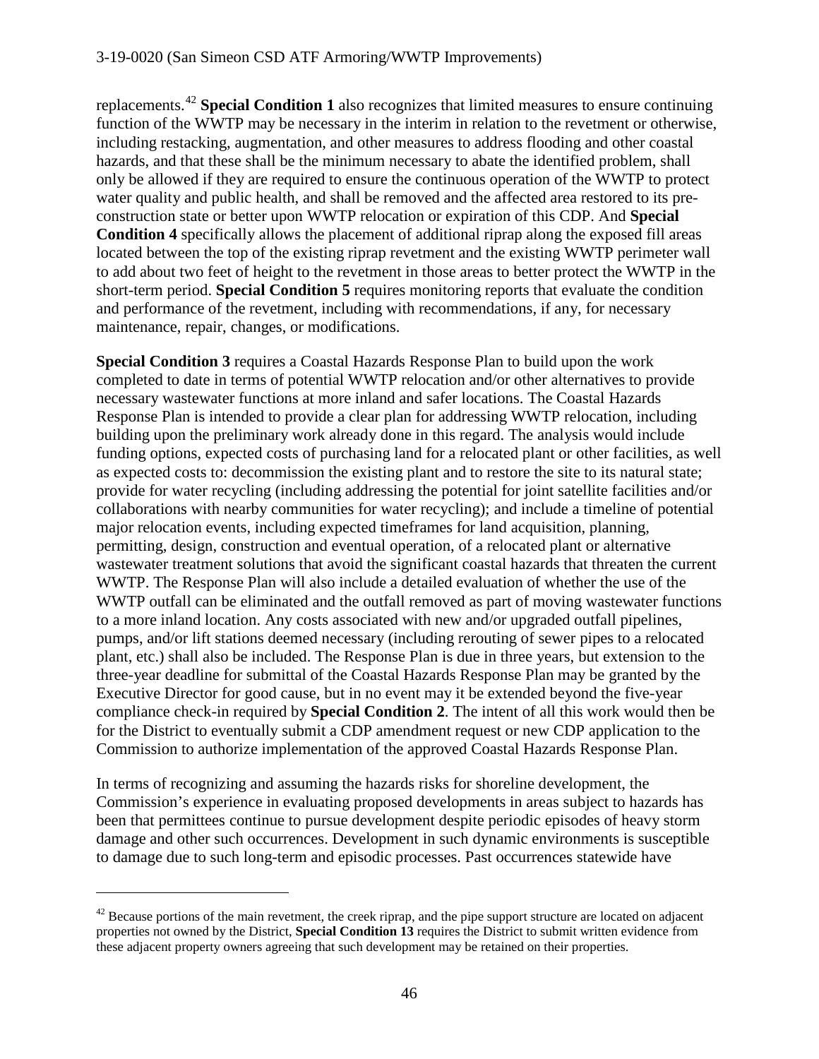replacements.[42] **Special Condition 1** also recognizes that limited measures to ensure continuing function of the WWTP may be necessary in the interim in relation to the revetment or otherwise, including restacking, augmentation, and other measures to address flooding and other coastal hazards, and that these shall be the minimum necessary to abate the identified problem, shall only be allowed if they are required to ensure the continuous operation of the WWTP to protect water quality and public health, and shall be removed and the affected area restored to its pre-construction state or better upon WWTP relocation or expiration of this CDP. And **Special Condition 4** specifically allows the placement of additional riprap along the exposed fill areas located between the top of the existing riprap revetment and the existing WWTP perimeter wall to add about two feet of height to the revetment in those areas to better protect the WWTP in the short-term period. **Special Condition 5** requires monitoring reports that evaluate the condition and performance of the revetment, including with recommendations, if any, for necessary maintenance, repair, changes, or modifications.

**Special Condition 3** requires a Coastal Hazards Response Plan to build upon the work completed to date in terms of potential WWTP relocation and/or other alternatives to provide necessary wastewater functions at more inland and safer locations. The Coastal Hazards Response Plan is intended to provide a clear plan for addressing WWTP relocation, including building upon the preliminary work already done in this regard. The analysis would include funding options, expected costs of purchasing land for a relocated plant or other facilities, as well as expected costs to: decommission the existing plant and to restore the site to its natural state; provide for water recycling (including addressing the potential for joint satellite facilities and/or collaborations with nearby communities for water recycling); and include a timeline of potential major relocation events, including expected timeframes for land acquisition, planning, permitting, design, construction and eventual operation, of a relocated plant or alternative wastewater treatment solutions that avoid the significant coastal hazards that threaten the current WWTP. The Response Plan will also include a detailed evaluation of whether the use of the WWTP outfall can be eliminated and the outfall removed as part of moving wastewater functions to a more inland location. Any costs associated with new and/or upgraded outfall pipelines, pumps, and/or lift stations deemed necessary (including rerouting of sewer pipes to a relocated plant, etc.) shall also be included. The Response Plan is due in three years, but extension to the three-year deadline for submittal of the Coastal Hazards Response Plan may be granted by the Executive Director for good cause, but in no event may it be extended beyond the five-year compliance check-in required by **Special Condition 2**. The intent of all this work would then be for the District to eventually submit a CDP amendment request or new CDP application to the Commission to authorize implementation of the approved Coastal Hazards Response Plan.

In terms of recognizing and assuming the hazards risks for shoreline development, the Commission's experience in evaluating proposed developments in areas subject to hazards has been that permittees continue to pursue development despite periodic episodes of heavy storm damage and other such occurrences. Development in such dynamic environments is susceptible to damage due to such long-term and episodic processes. Past occurrences statewide have

---

[42] Because portions of the main revetment, the creek riprap, and the pipe support structure are located on adjacent properties not owned by the District, **Special Condition 13** requires the District to submit written evidence from these adjacent property owners agreeing that such development may be retained on their properties.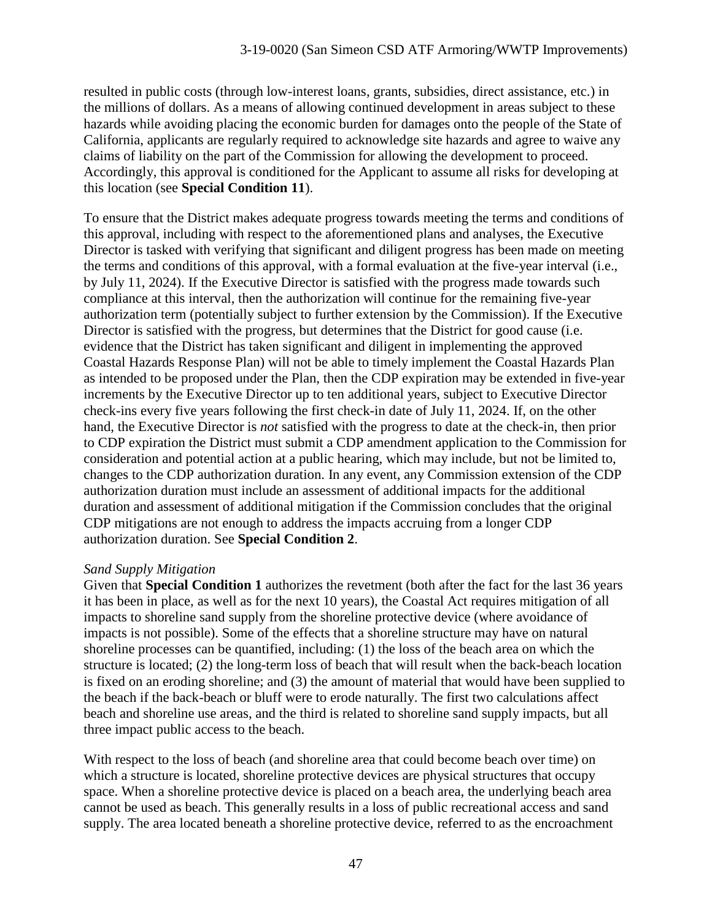resulted in public costs (through low-interest loans, grants, subsidies, direct assistance, etc.) in the millions of dollars. As a means of allowing continued development in areas subject to these hazards while avoiding placing the economic burden for damages onto the people of the State of California, applicants are regularly required to acknowledge site hazards and agree to waive any claims of liability on the part of the Commission for allowing the development to proceed. Accordingly, this approval is conditioned for the Applicant to assume all risks for developing at this location (see **Special Condition 11**).

To ensure that the District makes adequate progress towards meeting the terms and conditions of this approval, including with respect to the aforementioned plans and analyses, the Executive Director is tasked with verifying that significant and diligent progress has been made on meeting the terms and conditions of this approval, with a formal evaluation at the five-year interval (i.e., by July 11, 2024). If the Executive Director is satisfied with the progress made towards such compliance at this interval, then the authorization will continue for the remaining five-year authorization term (potentially subject to further extension by the Commission). If the Executive Director is satisfied with the progress, but determines that the District for good cause (i.e. evidence that the District has taken significant and diligent in implementing the approved Coastal Hazards Response Plan) will not be able to timely implement the Coastal Hazards Plan as intended to be proposed under the Plan, then the CDP expiration may be extended in five-year increments by the Executive Director up to ten additional years, subject to Executive Director check-ins every five years following the first check-in date of July 11, 2024. If, on the other hand, the Executive Director is *not* satisfied with the progress to date at the check-in, then prior to CDP expiration the District must submit a CDP amendment application to the Commission for consideration and potential action at a public hearing, which may include, but not be limited to, changes to the CDP authorization duration. In any event, any Commission extension of the CDP authorization duration must include an assessment of additional impacts for the additional duration and assessment of additional mitigation if the Commission concludes that the original CDP mitigations are not enough to address the impacts accruing from a longer CDP authorization duration. See **Special Condition 2**.

*Sand Supply Mitigation*

Given that **Special Condition 1** authorizes the revetment (both after the fact for the last 36 years it has been in place, as well as for the next 10 years), the Coastal Act requires mitigation of all impacts to shoreline sand supply from the shoreline protective device (where avoidance of impacts is not possible). Some of the effects that a shoreline structure may have on natural shoreline processes can be quantified, including: (1) the loss of the beach area on which the structure is located; (2) the long-term loss of beach that will result when the back-beach location is fixed on an eroding shoreline; and (3) the amount of material that would have been supplied to the beach if the back-beach or bluff were to erode naturally. The first two calculations affect beach and shoreline use areas, and the third is related to shoreline sand supply impacts, but all three impact public access to the beach.

With respect to the loss of beach (and shoreline area that could become beach over time) on which a structure is located, shoreline protective devices are physical structures that occupy space. When a shoreline protective device is placed on a beach area, the underlying beach area cannot be used as beach. This generally results in a loss of public recreational access and sand supply. The area located beneath a shoreline protective device, referred to as the encroachment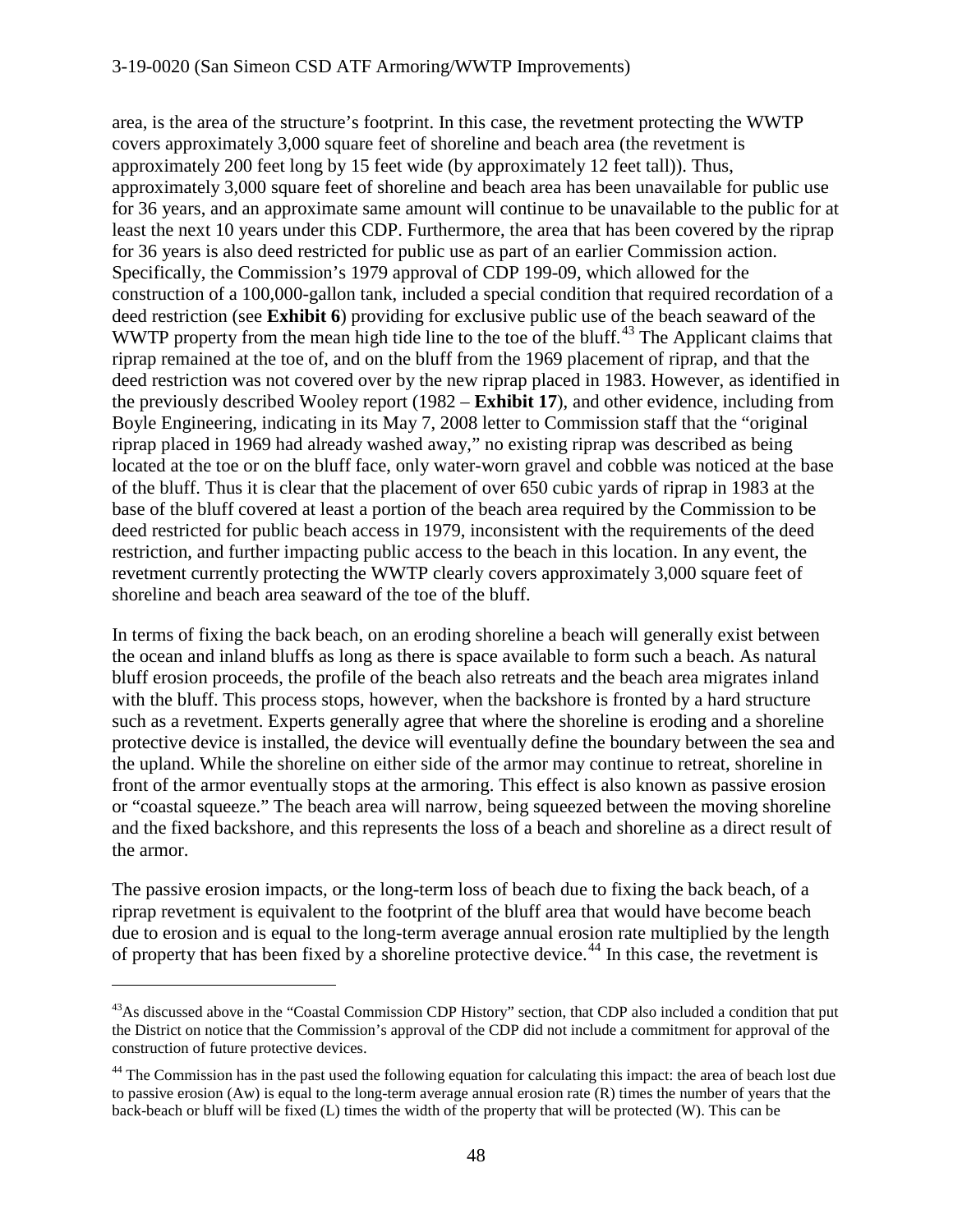area, is the area of the structure's footprint. In this case, the revetment protecting the WWTP covers approximately 3,000 square feet of shoreline and beach area (the revetment is approximately 200 feet long by 15 feet wide (by approximately 12 feet tall)). Thus, approximately 3,000 square feet of shoreline and beach area has been unavailable for public use for 36 years, and an approximate same amount will continue to be unavailable to the public for at least the next 10 years under this CDP. Furthermore, the area that has been covered by the riprap for 36 years is also deed restricted for public use as part of an earlier Commission action. Specifically, the Commission's 1979 approval of CDP 199-09, which allowed for the construction of a 100,000-gallon tank, included a special condition that required recordation of a deed restriction (see **Exhibit 6**) providing for exclusive public use of the beach seaward of the WWTP property from the mean high tide line to the toe of the bluff.[43] The Applicant claims that riprap remained at the toe of, and on the bluff from the 1969 placement of riprap, and that the deed restriction was not covered over by the new riprap placed in 1983. However, as identified in the previously described Wooley report (1982 – **Exhibit 17**), and other evidence, including from Boyle Engineering, indicating in its May 7, 2008 letter to Commission staff that the "original riprap placed in 1969 had already washed away," no existing riprap was described as being located at the toe or on the bluff face, only water-worn gravel and cobble was noticed at the base of the bluff. Thus it is clear that the placement of over 650 cubic yards of riprap in 1983 at the base of the bluff covered at least a portion of the beach area required by the Commission to be deed restricted for public beach access in 1979, inconsistent with the requirements of the deed restriction, and further impacting public access to the beach in this location. In any event, the revetment currently protecting the WWTP clearly covers approximately 3,000 square feet of shoreline and beach area seaward of the toe of the bluff.

In terms of fixing the back beach, on an eroding shoreline a beach will generally exist between the ocean and inland bluffs as long as there is space available to form such a beach. As natural bluff erosion proceeds, the profile of the beach also retreats and the beach area migrates inland with the bluff. This process stops, however, when the backshore is fronted by a hard structure such as a revetment. Experts generally agree that where the shoreline is eroding and a shoreline protective device is installed, the device will eventually define the boundary between the sea and the upland. While the shoreline on either side of the armor may continue to retreat, shoreline in front of the armor eventually stops at the armoring. This effect is also known as passive erosion or "coastal squeeze." The beach area will narrow, being squeezed between the moving shoreline and the fixed backshore, and this represents the loss of a beach and shoreline as a direct result of the armor.

The passive erosion impacts, or the long-term loss of beach due to fixing the back beach, of a riprap revetment is equivalent to the footprint of the bluff area that would have become beach due to erosion and is equal to the long-term average annual erosion rate multiplied by the length of property that has been fixed by a shoreline protective device.[44] In this case, the revetment is

---

[43] As discussed above in the "Coastal Commission CDP History" section, that CDP also included a condition that put the District on notice that the Commission's approval of the CDP did not include a commitment for approval of the construction of future protective devices.

[44] The Commission has in the past used the following equation for calculating this impact: the area of beach lost due to passive erosion (Aw) is equal to the long-term average annual erosion rate (R) times the number of years that the back-beach or bluff will be fixed (L) times the width of the property that will be protected (W). This can be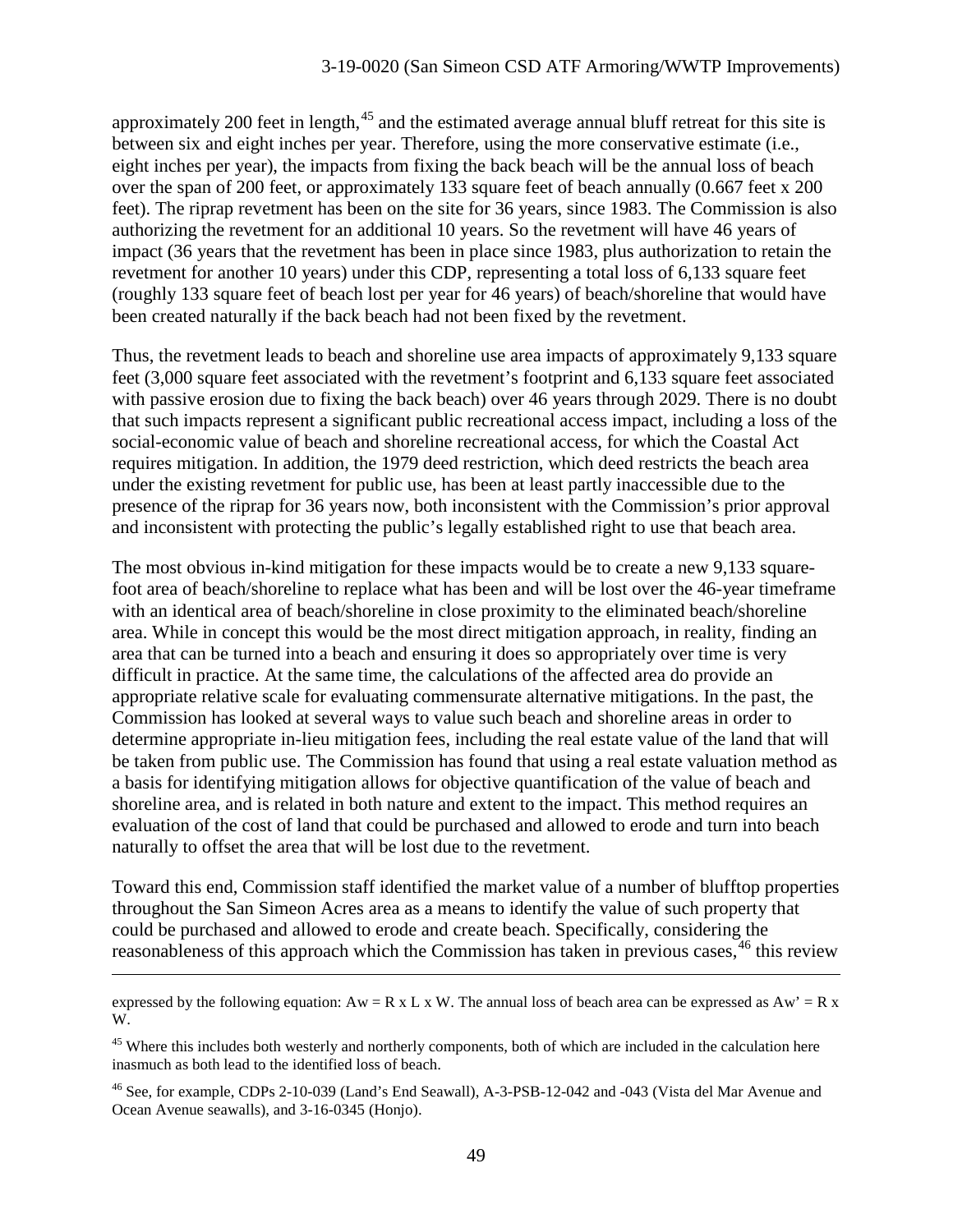approximately 200 feet in length,[45] and the estimated average annual bluff retreat for this site is between six and eight inches per year. Therefore, using the more conservative estimate (i.e., eight inches per year), the impacts from fixing the back beach will be the annual loss of beach over the span of 200 feet, or approximately 133 square feet of beach annually (0.667 feet x 200 feet). The riprap revetment has been on the site for 36 years, since 1983. The Commission is also authorizing the revetment for an additional 10 years. So the revetment will have 46 years of impact (36 years that the revetment has been in place since 1983, plus authorization to retain the revetment for another 10 years) under this CDP, representing a total loss of 6,133 square feet (roughly 133 square feet of beach lost per year for 46 years) of beach/shoreline that would have been created naturally if the back beach had not been fixed by the revetment.

Thus, the revetment leads to beach and shoreline use area impacts of approximately 9,133 square feet (3,000 square feet associated with the revetment's footprint and 6,133 square feet associated with passive erosion due to fixing the back beach) over 46 years through 2029. There is no doubt that such impacts represent a significant public recreational access impact, including a loss of the social-economic value of beach and shoreline recreational access, for which the Coastal Act requires mitigation. In addition, the 1979 deed restriction, which deed restricts the beach area under the existing revetment for public use, has been at least partly inaccessible due to the presence of the riprap for 36 years now, both inconsistent with the Commission's prior approval and inconsistent with protecting the public's legally established right to use that beach area.

The most obvious in-kind mitigation for these impacts would be to create a new 9,133 square-foot area of beach/shoreline to replace what has been and will be lost over the 46-year timeframe with an identical area of beach/shoreline in close proximity to the eliminated beach/shoreline area. While in concept this would be the most direct mitigation approach, in reality, finding an area that can be turned into a beach and ensuring it does so appropriately over time is very difficult in practice. At the same time, the calculations of the affected area do provide an appropriate relative scale for evaluating commensurate alternative mitigations. In the past, the Commission has looked at several ways to value such beach and shoreline areas in order to determine appropriate in-lieu mitigation fees, including the real estate value of the land that will be taken from public use. The Commission has found that using a real estate valuation method as a basis for identifying mitigation allows for objective quantification of the value of beach and shoreline area, and is related in both nature and extent to the impact. This method requires an evaluation of the cost of land that could be purchased and allowed to erode and turn into beach naturally to offset the area that will be lost due to the revetment.

Toward this end, Commission staff identified the market value of a number of blufftop properties throughout the San Simeon Acres area as a means to identify the value of such property that could be purchased and allowed to erode and create beach. Specifically, considering the reasonableness of this approach which the Commission has taken in previous cases,[46] this review

---

expressed by the following equation: $Aw = R \times L \times W$. The annual loss of beach area can be expressed as $Aw' = R \times W$.

[45] Where this includes both westerly and northerly components, both of which are included in the calculation here inasmuch as both lead to the identified loss of beach.

[46] See, for example, CDPs 2-10-039 (Land's End Seawall), A-3-PSB-12-042 and -043 (Vista del Mar Avenue and Ocean Avenue seawalls), and 3-16-0345 (Honjo).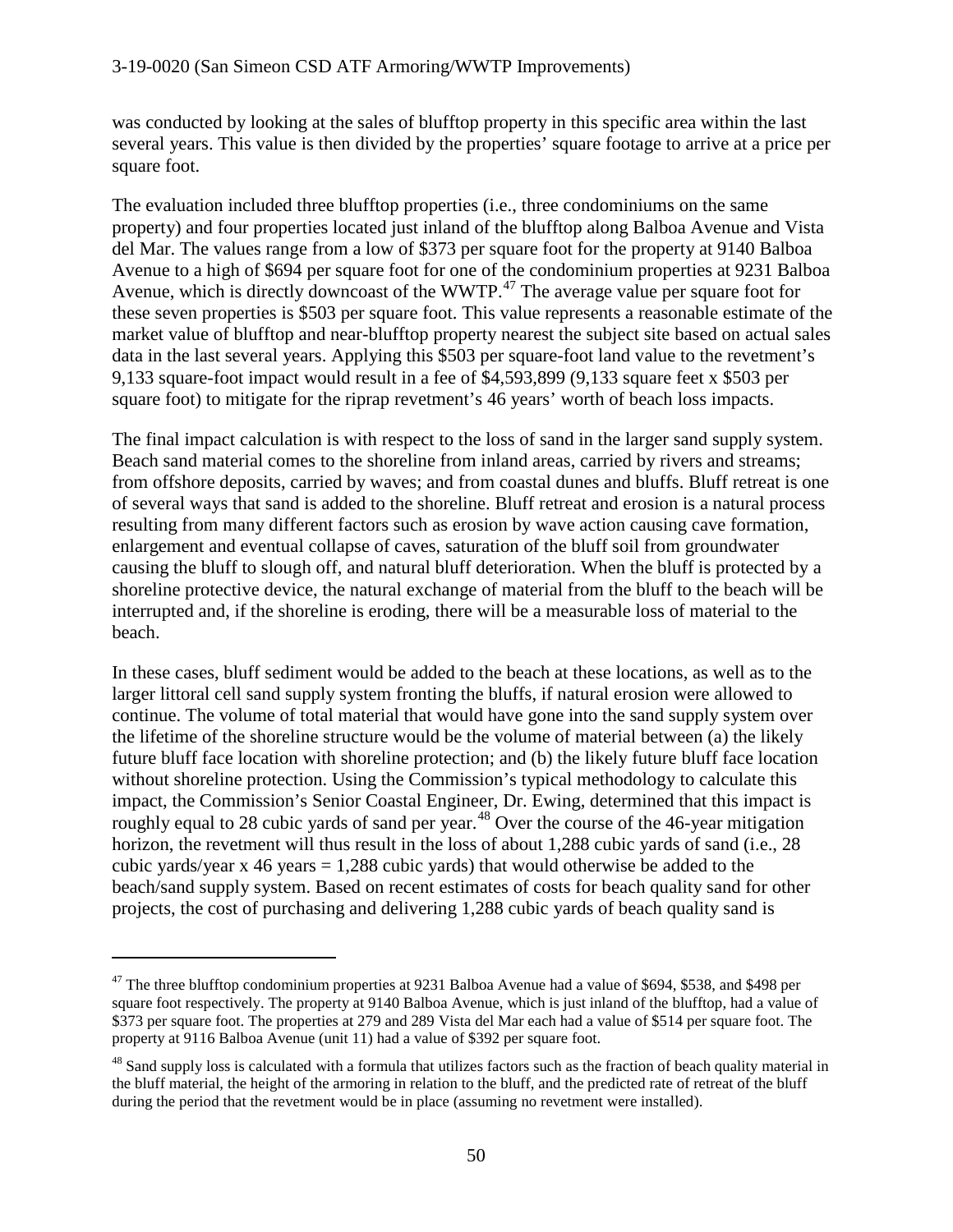was conducted by looking at the sales of blufftop property in this specific area within the last several years. This value is then divided by the properties' square footage to arrive at a price per square foot.

The evaluation included three blufftop properties (i.e., three condominiums on the same property) and four properties located just inland of the blufftop along Balboa Avenue and Vista del Mar. The values range from a low of \$373 per square foot for the property at 9140 Balboa Avenue to a high of \$694 per square foot for one of the condominium properties at 9231 Balboa Avenue, which is directly downcoast of the WWTP.[47] The average value per square foot for these seven properties is \$503 per square foot. This value represents a reasonable estimate of the market value of blufftop and near-blufftop property nearest the subject site based on actual sales data in the last several years. Applying this \$503 per square-foot land value to the revetment's 9,133 square-foot impact would result in a fee of \$4,593,899 (9,133 square feet x \$503 per square foot) to mitigate for the riprap revetment's 46 years' worth of beach loss impacts.

The final impact calculation is with respect to the loss of sand in the larger sand supply system. Beach sand material comes to the shoreline from inland areas, carried by rivers and streams; from offshore deposits, carried by waves; and from coastal dunes and bluffs. Bluff retreat is one of several ways that sand is added to the shoreline. Bluff retreat and erosion is a natural process resulting from many different factors such as erosion by wave action causing cave formation, enlargement and eventual collapse of caves, saturation of the bluff soil from groundwater causing the bluff to slough off, and natural bluff deterioration. When the bluff is protected by a shoreline protective device, the natural exchange of material from the bluff to the beach will be interrupted and, if the shoreline is eroding, there will be a measurable loss of material to the beach.

In these cases, bluff sediment would be added to the beach at these locations, as well as to the larger littoral cell sand supply system fronting the bluffs, if natural erosion were allowed to continue. The volume of total material that would have gone into the sand supply system over the lifetime of the shoreline structure would be the volume of material between (a) the likely future bluff face location with shoreline protection; and (b) the likely future bluff face location without shoreline protection. Using the Commission's typical methodology to calculate this impact, the Commission's Senior Coastal Engineer, Dr. Ewing, determined that this impact is roughly equal to 28 cubic yards of sand per year.[48] Over the course of the 46-year mitigation horizon, the revetment will thus result in the loss of about 1,288 cubic yards of sand (i.e., 28 cubic yards/year x 46 years = 1,288 cubic yards) that would otherwise be added to the beach/sand supply system. Based on recent estimates of costs for beach quality sand for other projects, the cost of purchasing and delivering 1,288 cubic yards of beach quality sand is

---

[47] The three blufftop condominium properties at 9231 Balboa Avenue had a value of \$694, \$538, and \$498 per square foot respectively. The property at 9140 Balboa Avenue, which is just inland of the blufftop, had a value of \$373 per square foot. The properties at 279 and 289 Vista del Mar each had a value of \$514 per square foot. The property at 9116 Balboa Avenue (unit 11) had a value of \$392 per square foot.

[48] Sand supply loss is calculated with a formula that utilizes factors such as the fraction of beach quality material in the bluff material, the height of the armoring in relation to the bluff, and the predicted rate of retreat of the bluff during the period that the revetment would be in place (assuming no revetment were installed).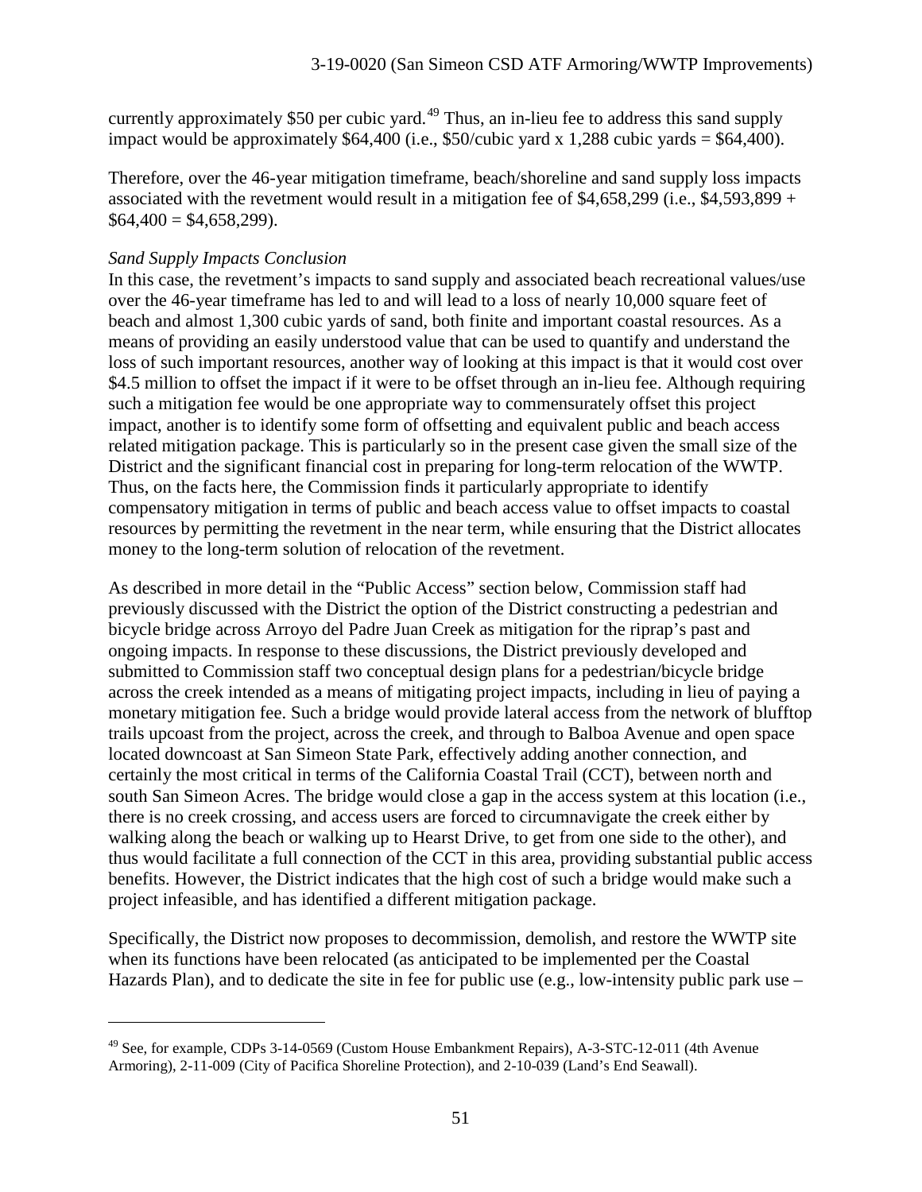currently approximately $50 per cubic yard.[49] Thus, an in-lieu fee to address this sand supply impact would be approximately $64,400 (i.e., $50/cubic yard x 1,288 cubic yards = $64,400).

Therefore, over the 46-year mitigation timeframe, beach/shoreline and sand supply loss impacts associated with the revetment would result in a mitigation fee of $4,658,299 (i.e., $4,593,899 + $64,400 = $4,658,299).

*Sand Supply Impacts Conclusion*

In this case, the revetment's impacts to sand supply and associated beach recreational values/use over the 46-year timeframe has led to and will lead to a loss of nearly 10,000 square feet of beach and almost 1,300 cubic yards of sand, both finite and important coastal resources. As a means of providing an easily understood value that can be used to quantify and understand the loss of such important resources, another way of looking at this impact is that it would cost over $4.5 million to offset the impact if it were to be offset through an in-lieu fee. Although requiring such a mitigation fee would be one appropriate way to commensurately offset this project impact, another is to identify some form of offsetting and equivalent public and beach access related mitigation package. This is particularly so in the present case given the small size of the District and the significant financial cost in preparing for long-term relocation of the WWTP. Thus, on the facts here, the Commission finds it particularly appropriate to identify compensatory mitigation in terms of public and beach access value to offset impacts to coastal resources by permitting the revetment in the near term, while ensuring that the District allocates money to the long-term solution of relocation of the revetment.

As described in more detail in the "Public Access" section below, Commission staff had previously discussed with the District the option of the District constructing a pedestrian and bicycle bridge across Arroyo del Padre Juan Creek as mitigation for the riprap's past and ongoing impacts. In response to these discussions, the District previously developed and submitted to Commission staff two conceptual design plans for a pedestrian/bicycle bridge across the creek intended as a means of mitigating project impacts, including in lieu of paying a monetary mitigation fee. Such a bridge would provide lateral access from the network of blufftop trails upcoast from the project, across the creek, and through to Balboa Avenue and open space located downcoast at San Simeon State Park, effectively adding another connection, and certainly the most critical in terms of the California Coastal Trail (CCT), between north and south San Simeon Acres. The bridge would close a gap in the access system at this location (i.e., there is no creek crossing, and access users are forced to circumnavigate the creek either by walking along the beach or walking up to Hearst Drive, to get from one side to the other), and thus would facilitate a full connection of the CCT in this area, providing substantial public access benefits. However, the District indicates that the high cost of such a bridge would make such a project infeasible, and has identified a different mitigation package.

Specifically, the District now proposes to decommission, demolish, and restore the WWTP site when its functions have been relocated (as anticipated to be implemented per the Coastal Hazards Plan), and to dedicate the site in fee for public use (e.g., low-intensity public park use –

[49] See, for example, CDPs 3-14-0569 (Custom House Embankment Repairs), A-3-STC-12-011 (4th Avenue Armoring), 2-11-009 (City of Pacifica Shoreline Protection), and 2-10-039 (Land's End Seawall).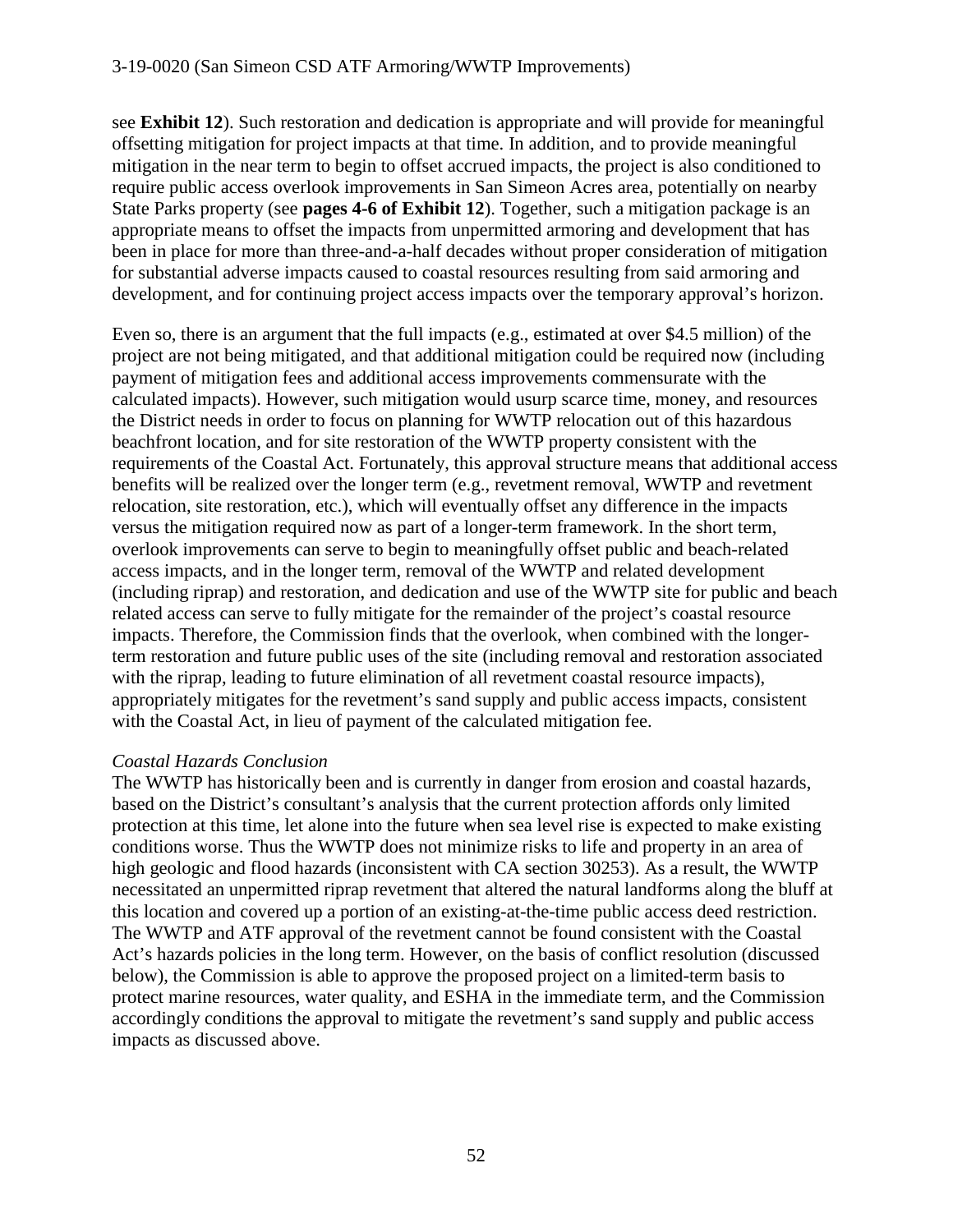see **Exhibit 12**). Such restoration and dedication is appropriate and will provide for meaningful offsetting mitigation for project impacts at that time. In addition, and to provide meaningful mitigation in the near term to begin to offset accrued impacts, the project is also conditioned to require public access overlook improvements in San Simeon Acres area, potentially on nearby State Parks property (see **pages 4-6 of Exhibit 12**). Together, such a mitigation package is an appropriate means to offset the impacts from unpermitted armoring and development that has been in place for more than three-and-a-half decades without proper consideration of mitigation for substantial adverse impacts caused to coastal resources resulting from said armoring and development, and for continuing project access impacts over the temporary approval's horizon.

Even so, there is an argument that the full impacts (e.g., estimated at over $4.5 million) of the project are not being mitigated, and that additional mitigation could be required now (including payment of mitigation fees and additional access improvements commensurate with the calculated impacts). However, such mitigation would usurp scarce time, money, and resources the District needs in order to focus on planning for WWTP relocation out of this hazardous beachfront location, and for site restoration of the WWTP property consistent with the requirements of the Coastal Act. Fortunately, this approval structure means that additional access benefits will be realized over the longer term (e.g., revetment removal, WWTP and revetment relocation, site restoration, etc.), which will eventually offset any difference in the impacts versus the mitigation required now as part of a longer-term framework. In the short term, overlook improvements can serve to begin to meaningfully offset public and beach-related access impacts, and in the longer term, removal of the WWTP and related development (including riprap) and restoration, and dedication and use of the WWTP site for public and beach related access can serve to fully mitigate for the remainder of the project's coastal resource impacts. Therefore, the Commission finds that the overlook, when combined with the longer-term restoration and future public uses of the site (including removal and restoration associated with the riprap, leading to future elimination of all revetment coastal resource impacts), appropriately mitigates for the revetment's sand supply and public access impacts, consistent with the Coastal Act, in lieu of payment of the calculated mitigation fee.

*Coastal Hazards Conclusion*

The WWTP has historically been and is currently in danger from erosion and coastal hazards, based on the District's consultant's analysis that the current protection affords only limited protection at this time, let alone into the future when sea level rise is expected to make existing conditions worse. Thus the WWTP does not minimize risks to life and property in an area of high geologic and flood hazards (inconsistent with CA section 30253). As a result, the WWTP necessitated an unpermitted riprap revetment that altered the natural landforms along the bluff at this location and covered up a portion of an existing-at-the-time public access deed restriction. The WWTP and ATF approval of the revetment cannot be found consistent with the Coastal Act's hazards policies in the long term. However, on the basis of conflict resolution (discussed below), the Commission is able to approve the proposed project on a limited-term basis to protect marine resources, water quality, and ESHA in the immediate term, and the Commission accordingly conditions the approval to mitigate the revetment's sand supply and public access impacts as discussed above.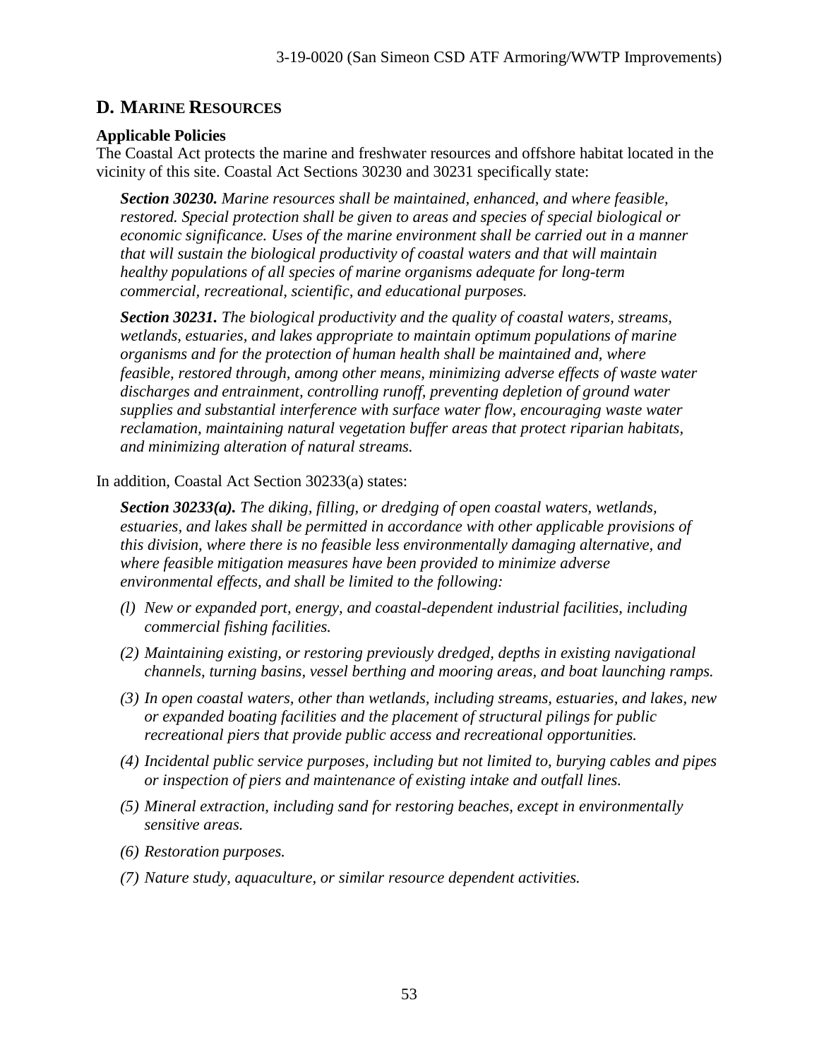## D. MARINE RESOURCES

**Applicable Policies**

The Coastal Act protects the marine and freshwater resources and offshore habitat located in the vicinity of this site. Coastal Act Sections 30230 and 30231 specifically state:

> ***Section 30230.*** *Marine resources shall be maintained, enhanced, and where feasible, restored. Special protection shall be given to areas and species of special biological or economic significance. Uses of the marine environment shall be carried out in a manner that will sustain the biological productivity of coastal waters and that will maintain healthy populations of all species of marine organisms adequate for long-term commercial, recreational, scientific, and educational purposes.*
>
> ***Section 30231.*** *The biological productivity and the quality of coastal waters, streams, wetlands, estuaries, and lakes appropriate to maintain optimum populations of marine organisms and for the protection of human health shall be maintained and, where feasible, restored through, among other means, minimizing adverse effects of waste water discharges and entrainment, controlling runoff, preventing depletion of ground water supplies and substantial interference with surface water flow, encouraging waste water reclamation, maintaining natural vegetation buffer areas that protect riparian habitats, and minimizing alteration of natural streams.*

In addition, Coastal Act Section 30233(a) states:

> ***Section 30233(a).*** *The diking, filling, or dredging of open coastal waters, wetlands, estuaries, and lakes shall be permitted in accordance with other applicable provisions of this division, where there is no feasible less environmentally damaging alternative, and where feasible mitigation measures have been provided to minimize adverse environmental effects, and shall be limited to the following:*
>
> *(l) New or expanded port, energy, and coastal-dependent industrial facilities, including commercial fishing facilities.*
>
> *(2) Maintaining existing, or restoring previously dredged, depths in existing navigational channels, turning basins, vessel berthing and mooring areas, and boat launching ramps.*
>
> *(3) In open coastal waters, other than wetlands, including streams, estuaries, and lakes, new or expanded boating facilities and the placement of structural pilings for public recreational piers that provide public access and recreational opportunities.*
>
> *(4) Incidental public service purposes, including but not limited to, burying cables and pipes or inspection of piers and maintenance of existing intake and outfall lines.*
>
> *(5) Mineral extraction, including sand for restoring beaches, except in environmentally sensitive areas.*
>
> *(6) Restoration purposes.*
>
> *(7) Nature study, aquaculture, or similar resource dependent activities.*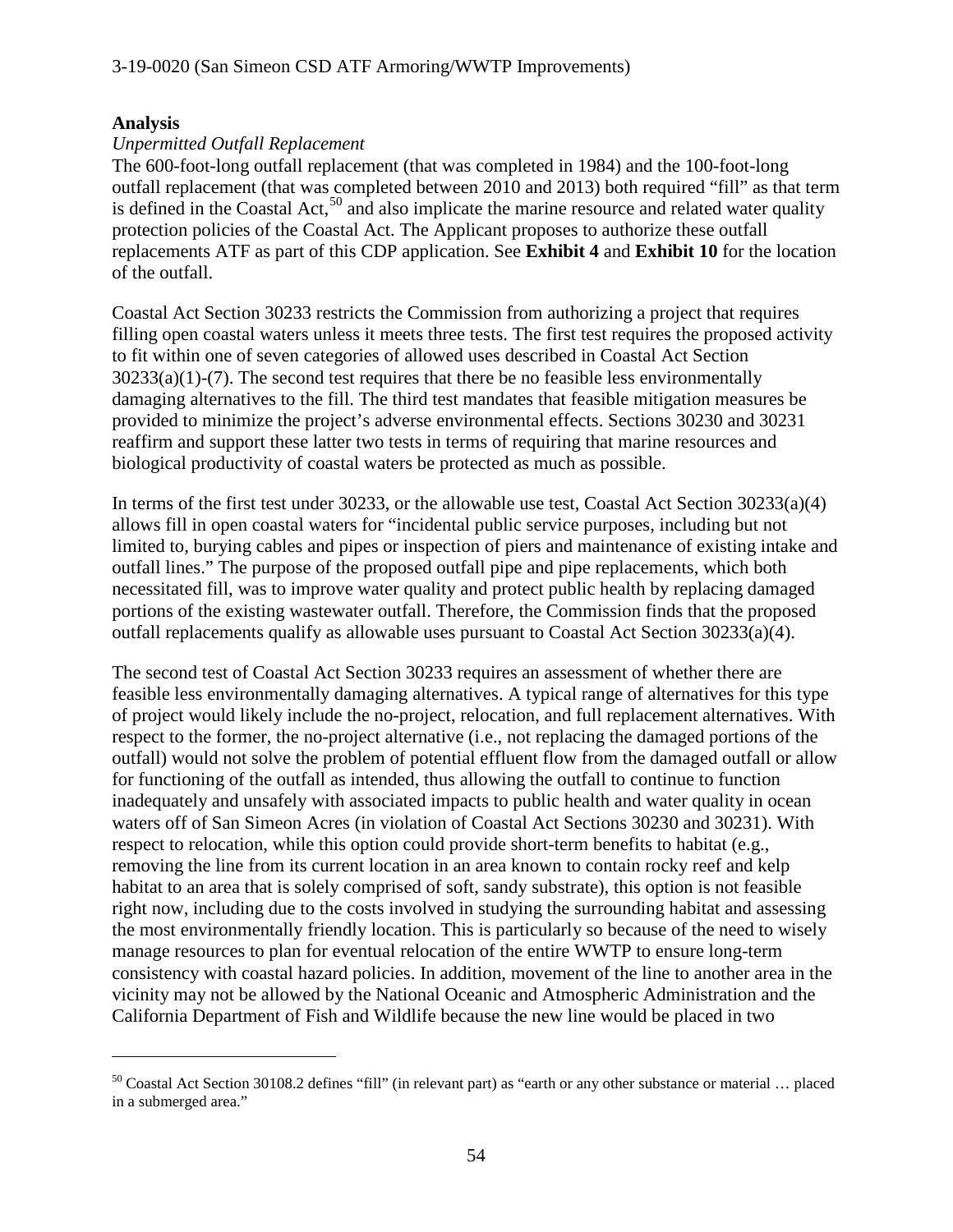## Analysis

*Unpermitted Outfall Replacement*

The 600-foot-long outfall replacement (that was completed in 1984) and the 100-foot-long outfall replacement (that was completed between 2010 and 2013) both required "fill" as that term is defined in the Coastal Act,[50] and also implicate the marine resource and related water quality protection policies of the Coastal Act. The Applicant proposes to authorize these outfall replacements ATF as part of this CDP application. See **Exhibit 4** and **Exhibit 10** for the location of the outfall.

Coastal Act Section 30233 restricts the Commission from authorizing a project that requires filling open coastal waters unless it meets three tests. The first test requires the proposed activity to fit within one of seven categories of allowed uses described in Coastal Act Section 30233(a)(1)-(7). The second test requires that there be no feasible less environmentally damaging alternatives to the fill. The third test mandates that feasible mitigation measures be provided to minimize the project's adverse environmental effects. Sections 30230 and 30231 reaffirm and support these latter two tests in terms of requiring that marine resources and biological productivity of coastal waters be protected as much as possible.

In terms of the first test under 30233, or the allowable use test, Coastal Act Section 30233(a)(4) allows fill in open coastal waters for "incidental public service purposes, including but not limited to, burying cables and pipes or inspection of piers and maintenance of existing intake and outfall lines." The purpose of the proposed outfall pipe and pipe replacements, which both necessitated fill, was to improve water quality and protect public health by replacing damaged portions of the existing wastewater outfall. Therefore, the Commission finds that the proposed outfall replacements qualify as allowable uses pursuant to Coastal Act Section 30233(a)(4).

The second test of Coastal Act Section 30233 requires an assessment of whether there are feasible less environmentally damaging alternatives. A typical range of alternatives for this type of project would likely include the no-project, relocation, and full replacement alternatives. With respect to the former, the no-project alternative (i.e., not replacing the damaged portions of the outfall) would not solve the problem of potential effluent flow from the damaged outfall or allow for functioning of the outfall as intended, thus allowing the outfall to continue to function inadequately and unsafely with associated impacts to public health and water quality in ocean waters off of San Simeon Acres (in violation of Coastal Act Sections 30230 and 30231). With respect to relocation, while this option could provide short-term benefits to habitat (e.g., removing the line from its current location in an area known to contain rocky reef and kelp habitat to an area that is solely comprised of soft, sandy substrate), this option is not feasible right now, including due to the costs involved in studying the surrounding habitat and assessing the most environmentally friendly location. This is particularly so because of the need to wisely manage resources to plan for eventual relocation of the entire WWTP to ensure long-term consistency with coastal hazard policies. In addition, movement of the line to another area in the vicinity may not be allowed by the National Oceanic and Atmospheric Administration and the California Department of Fish and Wildlife because the new line would be placed in two

---

[50] Coastal Act Section 30108.2 defines "fill" (in relevant part) as "earth or any other substance or material … placed in a submerged area."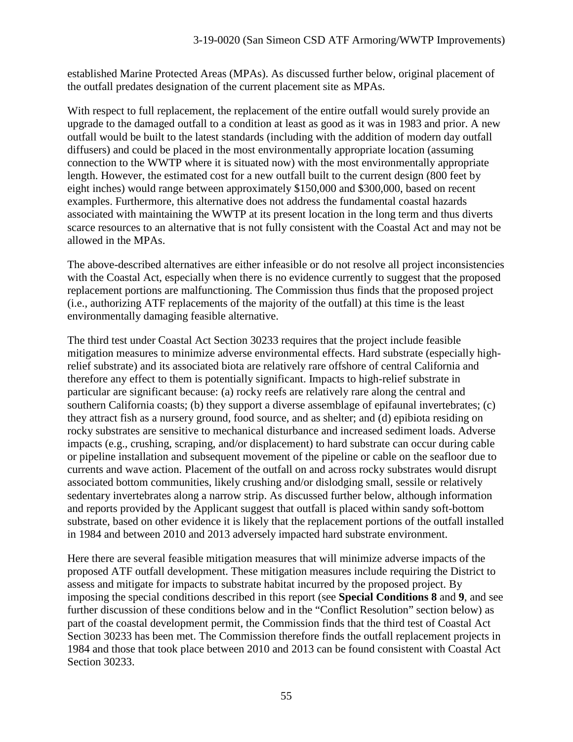established Marine Protected Areas (MPAs). As discussed further below, original placement of the outfall predates designation of the current placement site as MPAs.

With respect to full replacement, the replacement of the entire outfall would surely provide an upgrade to the damaged outfall to a condition at least as good as it was in 1983 and prior. A new outfall would be built to the latest standards (including with the addition of modern day outfall diffusers) and could be placed in the most environmentally appropriate location (assuming connection to the WWTP where it is situated now) with the most environmentally appropriate length. However, the estimated cost for a new outfall built to the current design (800 feet by eight inches) would range between approximately $150,000 and $300,000, based on recent examples. Furthermore, this alternative does not address the fundamental coastal hazards associated with maintaining the WWTP at its present location in the long term and thus diverts scarce resources to an alternative that is not fully consistent with the Coastal Act and may not be allowed in the MPAs.

The above-described alternatives are either infeasible or do not resolve all project inconsistencies with the Coastal Act, especially when there is no evidence currently to suggest that the proposed replacement portions are malfunctioning. The Commission thus finds that the proposed project (i.e., authorizing ATF replacements of the majority of the outfall) at this time is the least environmentally damaging feasible alternative.

The third test under Coastal Act Section 30233 requires that the project include feasible mitigation measures to minimize adverse environmental effects. Hard substrate (especially high-relief substrate) and its associated biota are relatively rare offshore of central California and therefore any effect to them is potentially significant. Impacts to high-relief substrate in particular are significant because: (a) rocky reefs are relatively rare along the central and southern California coasts; (b) they support a diverse assemblage of epifaunal invertebrates; (c) they attract fish as a nursery ground, food source, and as shelter; and (d) epibiota residing on rocky substrates are sensitive to mechanical disturbance and increased sediment loads. Adverse impacts (e.g., crushing, scraping, and/or displacement) to hard substrate can occur during cable or pipeline installation and subsequent movement of the pipeline or cable on the seafloor due to currents and wave action. Placement of the outfall on and across rocky substrates would disrupt associated bottom communities, likely crushing and/or dislodging small, sessile or relatively sedentary invertebrates along a narrow strip. As discussed further below, although information and reports provided by the Applicant suggest that outfall is placed within sandy soft-bottom substrate, based on other evidence it is likely that the replacement portions of the outfall installed in 1984 and between 2010 and 2013 adversely impacted hard substrate environment.

Here there are several feasible mitigation measures that will minimize adverse impacts of the proposed ATF outfall development. These mitigation measures include requiring the District to assess and mitigate for impacts to substrate habitat incurred by the proposed project. By imposing the special conditions described in this report (see **Special Conditions 8** and **9**, and see further discussion of these conditions below and in the "Conflict Resolution" section below) as part of the coastal development permit, the Commission finds that the third test of Coastal Act Section 30233 has been met. The Commission therefore finds the outfall replacement projects in 1984 and those that took place between 2010 and 2013 can be found consistent with Coastal Act Section 30233.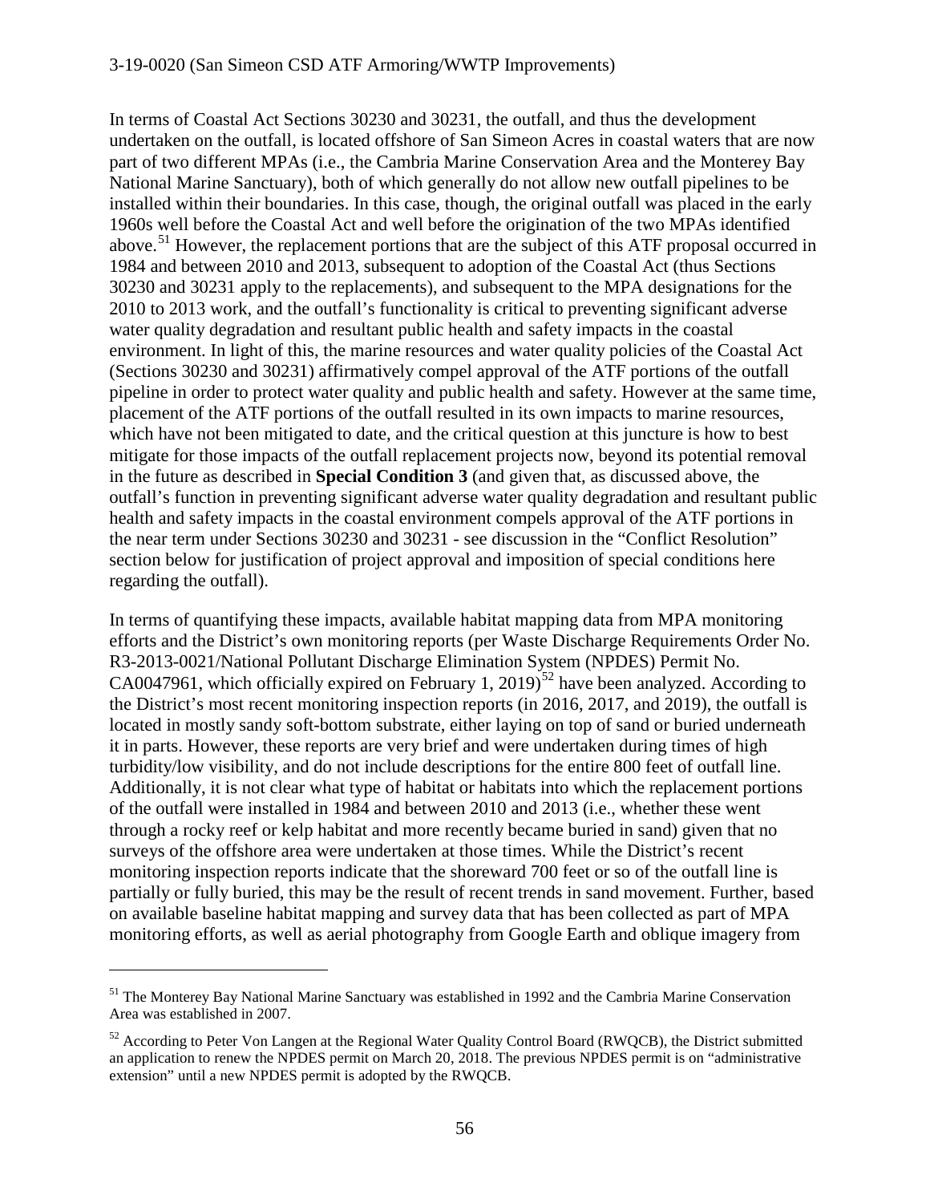In terms of Coastal Act Sections 30230 and 30231, the outfall, and thus the development undertaken on the outfall, is located offshore of San Simeon Acres in coastal waters that are now part of two different MPAs (i.e., the Cambria Marine Conservation Area and the Monterey Bay National Marine Sanctuary), both of which generally do not allow new outfall pipelines to be installed within their boundaries. In this case, though, the original outfall was placed in the early 1960s well before the Coastal Act and well before the origination of the two MPAs identified above.[51] However, the replacement portions that are the subject of this ATF proposal occurred in 1984 and between 2010 and 2013, subsequent to adoption of the Coastal Act (thus Sections 30230 and 30231 apply to the replacements), and subsequent to the MPA designations for the 2010 to 2013 work, and the outfall's functionality is critical to preventing significant adverse water quality degradation and resultant public health and safety impacts in the coastal environment. In light of this, the marine resources and water quality policies of the Coastal Act (Sections 30230 and 30231) affirmatively compel approval of the ATF portions of the outfall pipeline in order to protect water quality and public health and safety. However at the same time, placement of the ATF portions of the outfall resulted in its own impacts to marine resources, which have not been mitigated to date, and the critical question at this juncture is how to best mitigate for those impacts of the outfall replacement projects now, beyond its potential removal in the future as described in **Special Condition 3** (and given that, as discussed above, the outfall's function in preventing significant adverse water quality degradation and resultant public health and safety impacts in the coastal environment compels approval of the ATF portions in the near term under Sections 30230 and 30231 - see discussion in the "Conflict Resolution" section below for justification of project approval and imposition of special conditions here regarding the outfall).

In terms of quantifying these impacts, available habitat mapping data from MPA monitoring efforts and the District's own monitoring reports (per Waste Discharge Requirements Order No. R3-2013-0021/National Pollutant Discharge Elimination System (NPDES) Permit No. CA0047961, which officially expired on February 1, 2019)[52] have been analyzed. According to the District's most recent monitoring inspection reports (in 2016, 2017, and 2019), the outfall is located in mostly sandy soft-bottom substrate, either laying on top of sand or buried underneath it in parts. However, these reports are very brief and were undertaken during times of high turbidity/low visibility, and do not include descriptions for the entire 800 feet of outfall line. Additionally, it is not clear what type of habitat or habitats into which the replacement portions of the outfall were installed in 1984 and between 2010 and 2013 (i.e., whether these went through a rocky reef or kelp habitat and more recently became buried in sand) given that no surveys of the offshore area were undertaken at those times. While the District's recent monitoring inspection reports indicate that the shoreward 700 feet or so of the outfall line is partially or fully buried, this may be the result of recent trends in sand movement. Further, based on available baseline habitat mapping and survey data that has been collected as part of MPA monitoring efforts, as well as aerial photography from Google Earth and oblique imagery from

---

[51] The Monterey Bay National Marine Sanctuary was established in 1992 and the Cambria Marine Conservation Area was established in 2007.

[52] According to Peter Von Langen at the Regional Water Quality Control Board (RWQCB), the District submitted an application to renew the NPDES permit on March 20, 2018. The previous NPDES permit is on "administrative extension" until a new NPDES permit is adopted by the RWQCB.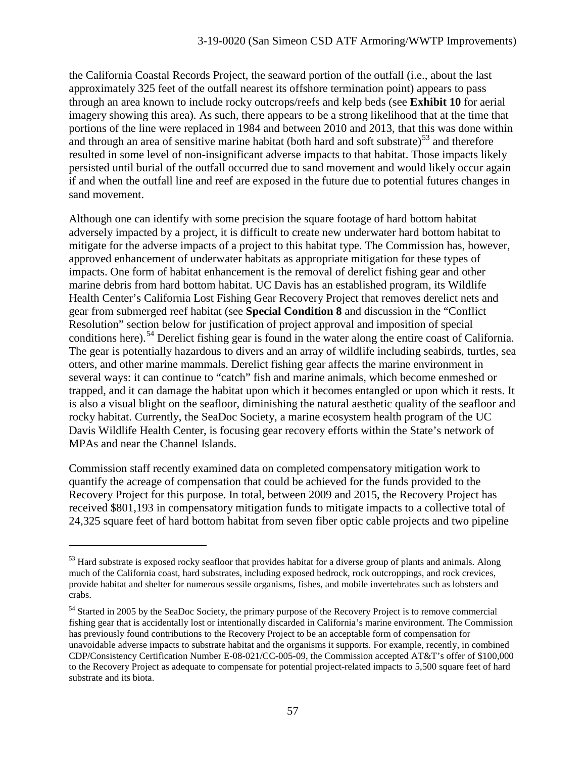the California Coastal Records Project, the seaward portion of the outfall (i.e., about the last approximately 325 feet of the outfall nearest its offshore termination point) appears to pass through an area known to include rocky outcrops/reefs and kelp beds (see **Exhibit 10** for aerial imagery showing this area). As such, there appears to be a strong likelihood that at the time that portions of the line were replaced in 1984 and between 2010 and 2013, that this was done within and through an area of sensitive marine habitat (both hard and soft substrate)[53] and therefore resulted in some level of non-insignificant adverse impacts to that habitat. Those impacts likely persisted until burial of the outfall occurred due to sand movement and would likely occur again if and when the outfall line and reef are exposed in the future due to potential futures changes in sand movement.

Although one can identify with some precision the square footage of hard bottom habitat adversely impacted by a project, it is difficult to create new underwater hard bottom habitat to mitigate for the adverse impacts of a project to this habitat type. The Commission has, however, approved enhancement of underwater habitats as appropriate mitigation for these types of impacts. One form of habitat enhancement is the removal of derelict fishing gear and other marine debris from hard bottom habitat. UC Davis has an established program, its Wildlife Health Center's California Lost Fishing Gear Recovery Project that removes derelict nets and gear from submerged reef habitat (see **Special Condition 8** and discussion in the "Conflict Resolution" section below for justification of project approval and imposition of special conditions here).[54] Derelict fishing gear is found in the water along the entire coast of California. The gear is potentially hazardous to divers and an array of wildlife including seabirds, turtles, sea otters, and other marine mammals. Derelict fishing gear affects the marine environment in several ways: it can continue to "catch" fish and marine animals, which become enmeshed or trapped, and it can damage the habitat upon which it becomes entangled or upon which it rests. It is also a visual blight on the seafloor, diminishing the natural aesthetic quality of the seafloor and rocky habitat. Currently, the SeaDoc Society, a marine ecosystem health program of the UC Davis Wildlife Health Center, is focusing gear recovery efforts within the State's network of MPAs and near the Channel Islands.

Commission staff recently examined data on completed compensatory mitigation work to quantify the acreage of compensation that could be achieved for the funds provided to the Recovery Project for this purpose. In total, between 2009 and 2015, the Recovery Project has received $801,193 in compensatory mitigation funds to mitigate impacts to a collective total of 24,325 square feet of hard bottom habitat from seven fiber optic cable projects and two pipeline

---

[53] Hard substrate is exposed rocky seafloor that provides habitat for a diverse group of plants and animals. Along much of the California coast, hard substrates, including exposed bedrock, rock outcroppings, and rock crevices, provide habitat and shelter for numerous sessile organisms, fishes, and mobile invertebrates such as lobsters and crabs.

[54] Started in 2005 by the SeaDoc Society, the primary purpose of the Recovery Project is to remove commercial fishing gear that is accidentally lost or intentionally discarded in California's marine environment. The Commission has previously found contributions to the Recovery Project to be an acceptable form of compensation for unavoidable adverse impacts to substrate habitat and the organisms it supports. For example, recently, in combined CDP/Consistency Certification Number E-08-021/CC-005-09, the Commission accepted AT&T's offer of $100,000 to the Recovery Project as adequate to compensate for potential project-related impacts to 5,500 square feet of hard substrate and its biota.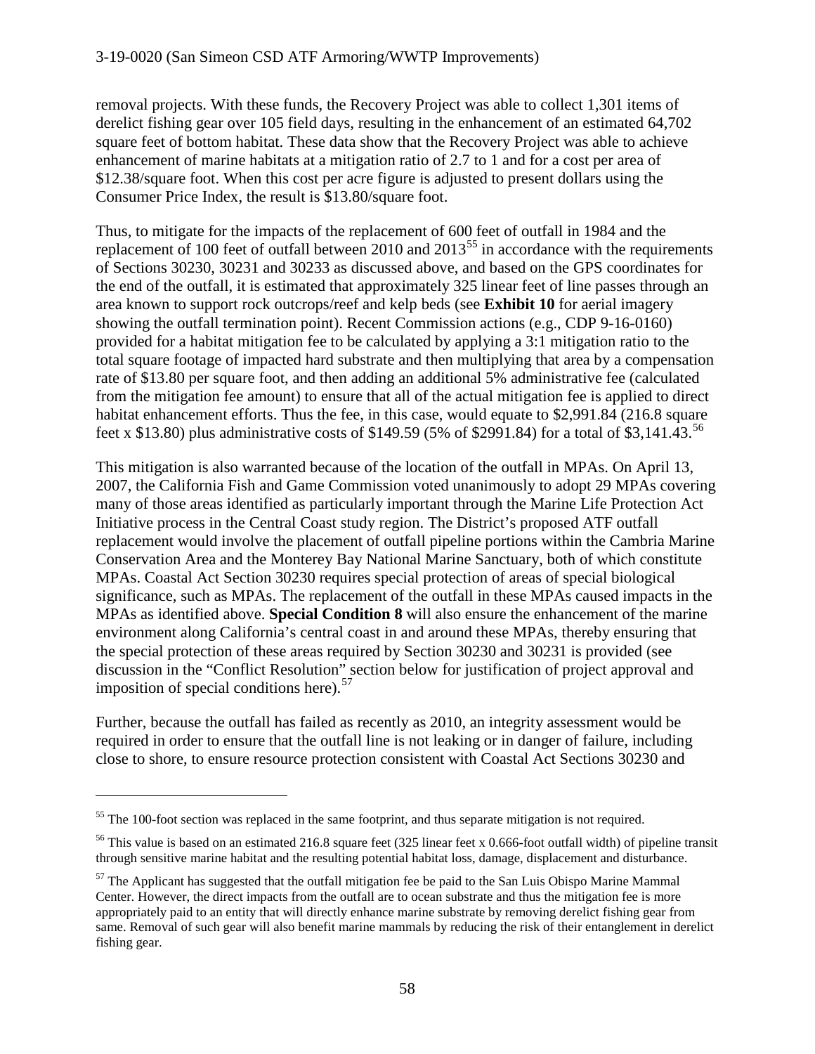removal projects. With these funds, the Recovery Project was able to collect 1,301 items of derelict fishing gear over 105 field days, resulting in the enhancement of an estimated 64,702 square feet of bottom habitat. These data show that the Recovery Project was able to achieve enhancement of marine habitats at a mitigation ratio of 2.7 to 1 and for a cost per area of \$12.38/square foot. When this cost per acre figure is adjusted to present dollars using the Consumer Price Index, the result is \$13.80/square foot.

Thus, to mitigate for the impacts of the replacement of 600 feet of outfall in 1984 and the replacement of 100 feet of outfall between 2010 and 2013[55] in accordance with the requirements of Sections 30230, 30231 and 30233 as discussed above, and based on the GPS coordinates for the end of the outfall, it is estimated that approximately 325 linear feet of line passes through an area known to support rock outcrops/reef and kelp beds (see **Exhibit 10** for aerial imagery showing the outfall termination point). Recent Commission actions (e.g., CDP 9-16-0160) provided for a habitat mitigation fee to be calculated by applying a 3:1 mitigation ratio to the total square footage of impacted hard substrate and then multiplying that area by a compensation rate of \$13.80 per square foot, and then adding an additional 5% administrative fee (calculated from the mitigation fee amount) to ensure that all of the actual mitigation fee is applied to direct habitat enhancement efforts. Thus the fee, in this case, would equate to \$2,991.84 (216.8 square feet x \$13.80) plus administrative costs of \$149.59 (5% of \$2991.84) for a total of \$3,141.43.[56]

This mitigation is also warranted because of the location of the outfall in MPAs. On April 13, 2007, the California Fish and Game Commission voted unanimously to adopt 29 MPAs covering many of those areas identified as particularly important through the Marine Life Protection Act Initiative process in the Central Coast study region. The District's proposed ATF outfall replacement would involve the placement of outfall pipeline portions within the Cambria Marine Conservation Area and the Monterey Bay National Marine Sanctuary, both of which constitute MPAs. Coastal Act Section 30230 requires special protection of areas of special biological significance, such as MPAs. The replacement of the outfall in these MPAs caused impacts in the MPAs as identified above. **Special Condition 8** will also ensure the enhancement of the marine environment along California's central coast in and around these MPAs, thereby ensuring that the special protection of these areas required by Section 30230 and 30231 is provided (see discussion in the "Conflict Resolution" section below for justification of project approval and imposition of special conditions here).[57]

Further, because the outfall has failed as recently as 2010, an integrity assessment would be required in order to ensure that the outfall line is not leaking or in danger of failure, including close to shore, to ensure resource protection consistent with Coastal Act Sections 30230 and

---

[55] The 100-foot section was replaced in the same footprint, and thus separate mitigation is not required.

[56] This value is based on an estimated 216.8 square feet (325 linear feet x 0.666-foot outfall width) of pipeline transit through sensitive marine habitat and the resulting potential habitat loss, damage, displacement and disturbance.

[57] The Applicant has suggested that the outfall mitigation fee be paid to the San Luis Obispo Marine Mammal Center. However, the direct impacts from the outfall are to ocean substrate and thus the mitigation fee is more appropriately paid to an entity that will directly enhance marine substrate by removing derelict fishing gear from same. Removal of such gear will also benefit marine mammals by reducing the risk of their entanglement in derelict fishing gear.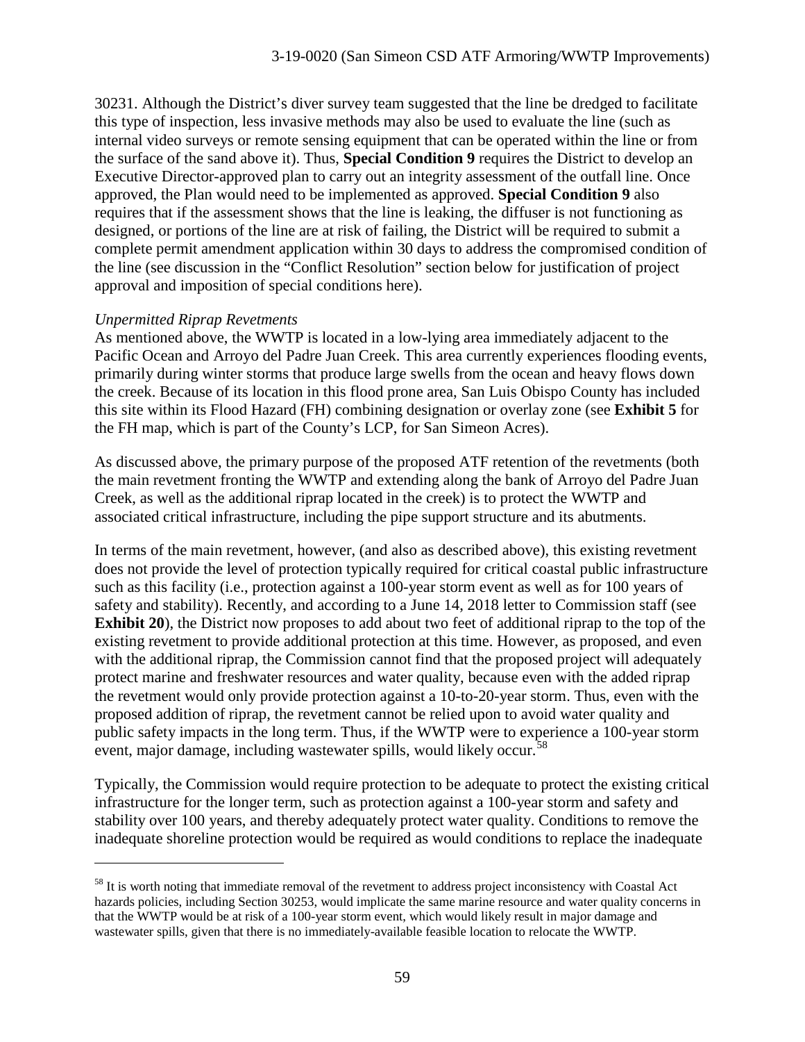30231. Although the District's diver survey team suggested that the line be dredged to facilitate this type of inspection, less invasive methods may also be used to evaluate the line (such as internal video surveys or remote sensing equipment that can be operated within the line or from the surface of the sand above it). Thus, **Special Condition 9** requires the District to develop an Executive Director-approved plan to carry out an integrity assessment of the outfall line. Once approved, the Plan would need to be implemented as approved. **Special Condition 9** also requires that if the assessment shows that the line is leaking, the diffuser is not functioning as designed, or portions of the line are at risk of failing, the District will be required to submit a complete permit amendment application within 30 days to address the compromised condition of the line (see discussion in the "Conflict Resolution" section below for justification of project approval and imposition of special conditions here).

*Unpermitted Riprap Revetments*

As mentioned above, the WWTP is located in a low-lying area immediately adjacent to the Pacific Ocean and Arroyo del Padre Juan Creek. This area currently experiences flooding events, primarily during winter storms that produce large swells from the ocean and heavy flows down the creek. Because of its location in this flood prone area, San Luis Obispo County has included this site within its Flood Hazard (FH) combining designation or overlay zone (see **Exhibit 5** for the FH map, which is part of the County's LCP, for San Simeon Acres).

As discussed above, the primary purpose of the proposed ATF retention of the revetments (both the main revetment fronting the WWTP and extending along the bank of Arroyo del Padre Juan Creek, as well as the additional riprap located in the creek) is to protect the WWTP and associated critical infrastructure, including the pipe support structure and its abutments.

In terms of the main revetment, however, (and also as described above), this existing revetment does not provide the level of protection typically required for critical coastal public infrastructure such as this facility (i.e., protection against a 100-year storm event as well as for 100 years of safety and stability). Recently, and according to a June 14, 2018 letter to Commission staff (see **Exhibit 20**), the District now proposes to add about two feet of additional riprap to the top of the existing revetment to provide additional protection at this time. However, as proposed, and even with the additional riprap, the Commission cannot find that the proposed project will adequately protect marine and freshwater resources and water quality, because even with the added riprap the revetment would only provide protection against a 10-to-20-year storm. Thus, even with the proposed addition of riprap, the revetment cannot be relied upon to avoid water quality and public safety impacts in the long term. Thus, if the WWTP were to experience a 100-year storm event, major damage, including wastewater spills, would likely occur.[58]

Typically, the Commission would require protection to be adequate to protect the existing critical infrastructure for the longer term, such as protection against a 100-year storm and safety and stability over 100 years, and thereby adequately protect water quality. Conditions to remove the inadequate shoreline protection would be required as would conditions to replace the inadequate

---

[58] It is worth noting that immediate removal of the revetment to address project inconsistency with Coastal Act hazards policies, including Section 30253, would implicate the same marine resource and water quality concerns in that the WWTP would be at risk of a 100-year storm event, which would likely result in major damage and wastewater spills, given that there is no immediately-available feasible location to relocate the WWTP.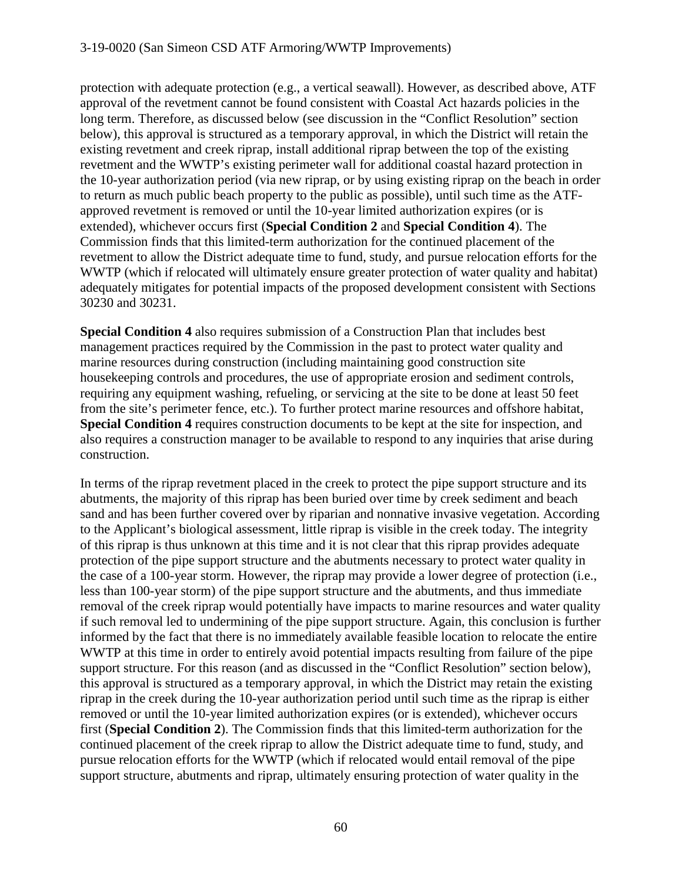protection with adequate protection (e.g., a vertical seawall). However, as described above, ATF approval of the revetment cannot be found consistent with Coastal Act hazards policies in the long term. Therefore, as discussed below (see discussion in the "Conflict Resolution" section below), this approval is structured as a temporary approval, in which the District will retain the existing revetment and creek riprap, install additional riprap between the top of the existing revetment and the WWTP's existing perimeter wall for additional coastal hazard protection in the 10-year authorization period (via new riprap, or by using existing riprap on the beach in order to return as much public beach property to the public as possible), until such time as the ATF-approved revetment is removed or until the 10-year limited authorization expires (or is extended), whichever occurs first (**Special Condition 2** and **Special Condition 4**). The Commission finds that this limited-term authorization for the continued placement of the revetment to allow the District adequate time to fund, study, and pursue relocation efforts for the WWTP (which if relocated will ultimately ensure greater protection of water quality and habitat) adequately mitigates for potential impacts of the proposed development consistent with Sections 30230 and 30231.

**Special Condition 4** also requires submission of a Construction Plan that includes best management practices required by the Commission in the past to protect water quality and marine resources during construction (including maintaining good construction site housekeeping controls and procedures, the use of appropriate erosion and sediment controls, requiring any equipment washing, refueling, or servicing at the site to be done at least 50 feet from the site's perimeter fence, etc.). To further protect marine resources and offshore habitat, **Special Condition 4** requires construction documents to be kept at the site for inspection, and also requires a construction manager to be available to respond to any inquiries that arise during construction.

In terms of the riprap revetment placed in the creek to protect the pipe support structure and its abutments, the majority of this riprap has been buried over time by creek sediment and beach sand and has been further covered over by riparian and nonnative invasive vegetation. According to the Applicant's biological assessment, little riprap is visible in the creek today. The integrity of this riprap is thus unknown at this time and it is not clear that this riprap provides adequate protection of the pipe support structure and the abutments necessary to protect water quality in the case of a 100-year storm. However, the riprap may provide a lower degree of protection (i.e., less than 100-year storm) of the pipe support structure and the abutments, and thus immediate removal of the creek riprap would potentially have impacts to marine resources and water quality if such removal led to undermining of the pipe support structure. Again, this conclusion is further informed by the fact that there is no immediately available feasible location to relocate the entire WWTP at this time in order to entirely avoid potential impacts resulting from failure of the pipe support structure. For this reason (and as discussed in the "Conflict Resolution" section below), this approval is structured as a temporary approval, in which the District may retain the existing riprap in the creek during the 10-year authorization period until such time as the riprap is either removed or until the 10-year limited authorization expires (or is extended), whichever occurs first (**Special Condition 2**). The Commission finds that this limited-term authorization for the continued placement of the creek riprap to allow the District adequate time to fund, study, and pursue relocation efforts for the WWTP (which if relocated would entail removal of the pipe support structure, abutments and riprap, ultimately ensuring protection of water quality in the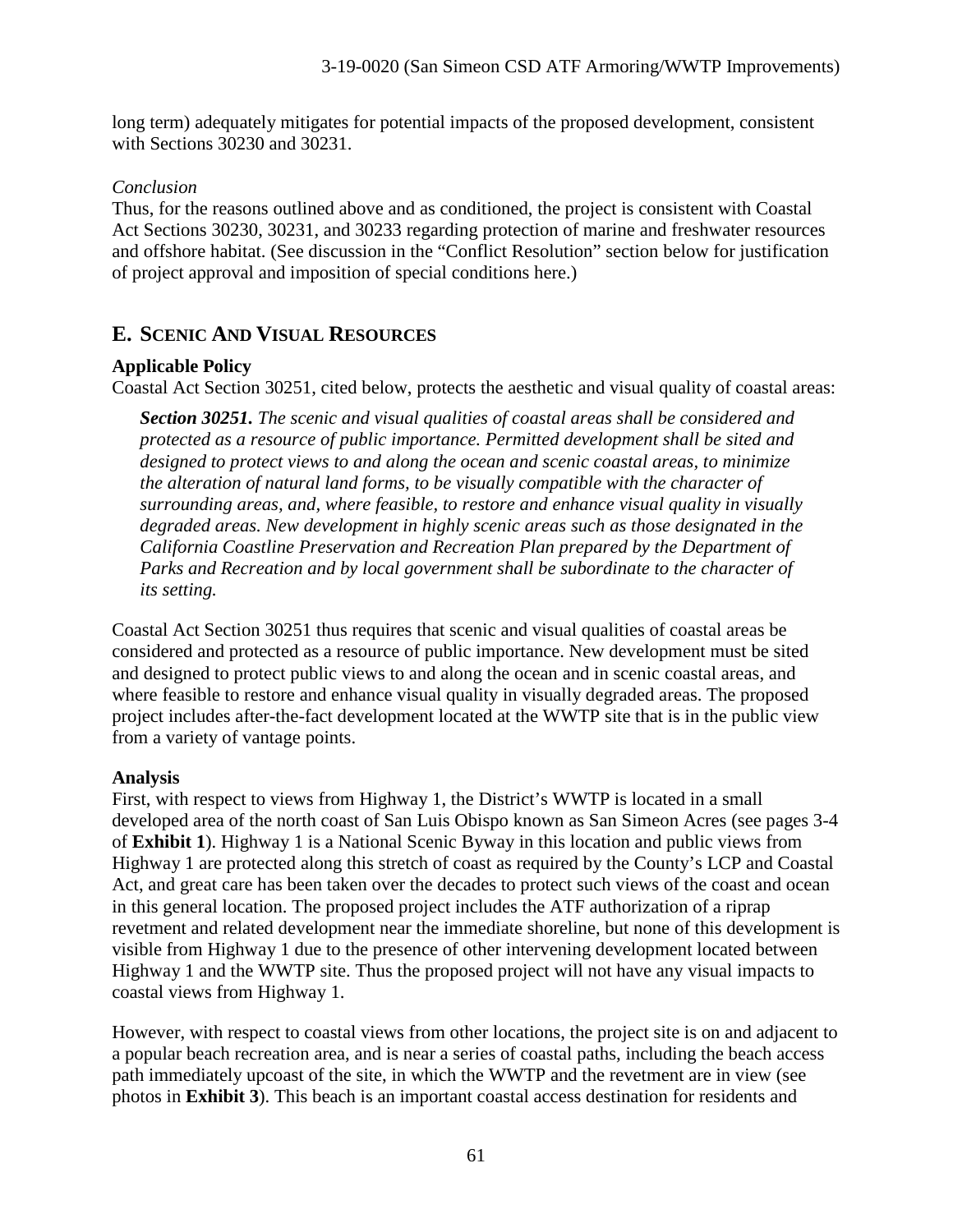long term) adequately mitigates for potential impacts of the proposed development, consistent with Sections 30230 and 30231.

*Conclusion*
Thus, for the reasons outlined above and as conditioned, the project is consistent with Coastal Act Sections 30230, 30231, and 30233 regarding protection of marine and freshwater resources and offshore habitat. (See discussion in the "Conflict Resolution" section below for justification of project approval and imposition of special conditions here.)

## E. SCENIC AND VISUAL RESOURCES

**Applicable Policy**
Coastal Act Section 30251, cited below, protects the aesthetic and visual quality of coastal areas:

> ***Section 30251.*** *The scenic and visual qualities of coastal areas shall be considered and protected as a resource of public importance. Permitted development shall be sited and designed to protect views to and along the ocean and scenic coastal areas, to minimize the alteration of natural land forms, to be visually compatible with the character of surrounding areas, and, where feasible, to restore and enhance visual quality in visually degraded areas. New development in highly scenic areas such as those designated in the California Coastline Preservation and Recreation Plan prepared by the Department of Parks and Recreation and by local government shall be subordinate to the character of its setting.*

Coastal Act Section 30251 thus requires that scenic and visual qualities of coastal areas be considered and protected as a resource of public importance. New development must be sited and designed to protect public views to and along the ocean and in scenic coastal areas, and where feasible to restore and enhance visual quality in visually degraded areas. The proposed project includes after-the-fact development located at the WWTP site that is in the public view from a variety of vantage points.

**Analysis**
First, with respect to views from Highway 1, the District's WWTP is located in a small developed area of the north coast of San Luis Obispo known as San Simeon Acres (see pages 3-4 of **Exhibit 1**). Highway 1 is a National Scenic Byway in this location and public views from Highway 1 are protected along this stretch of coast as required by the County's LCP and Coastal Act, and great care has been taken over the decades to protect such views of the coast and ocean in this general location. The proposed project includes the ATF authorization of a riprap revetment and related development near the immediate shoreline, but none of this development is visible from Highway 1 due to the presence of other intervening development located between Highway 1 and the WWTP site. Thus the proposed project will not have any visual impacts to coastal views from Highway 1.

However, with respect to coastal views from other locations, the project site is on and adjacent to a popular beach recreation area, and is near a series of coastal paths, including the beach access path immediately upcoast of the site, in which the WWTP and the revetment are in view (see photos in **Exhibit 3**). This beach is an important coastal access destination for residents and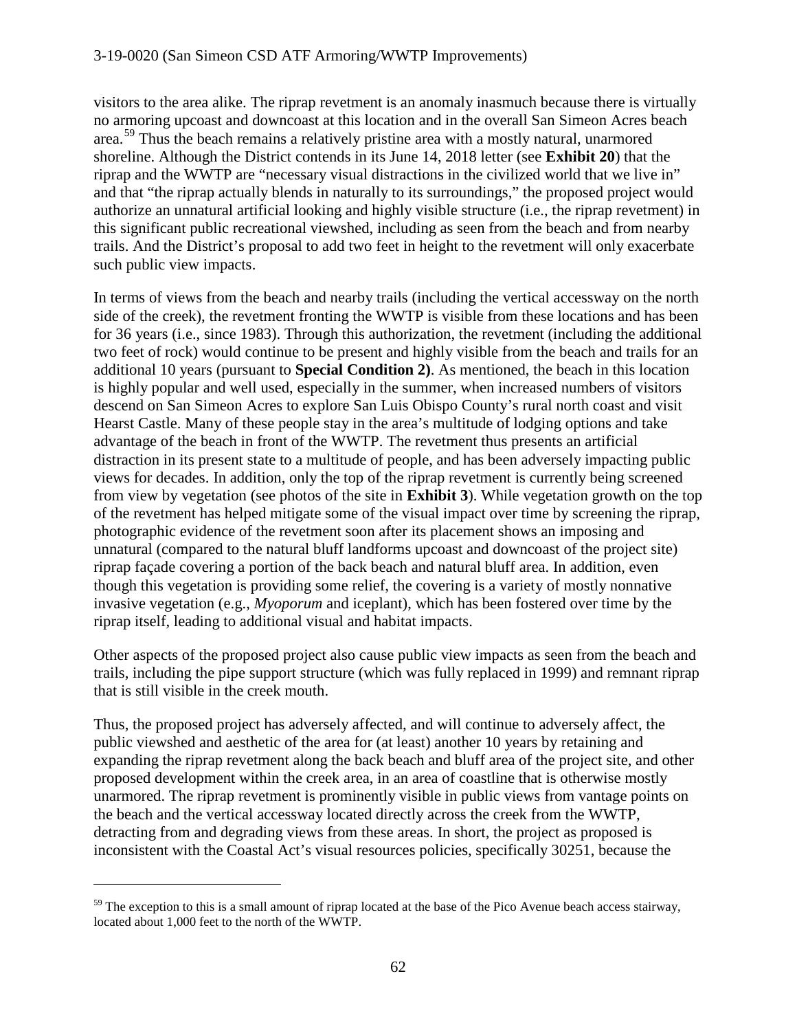visitors to the area alike. The riprap revetment is an anomaly inasmuch because there is virtually no armoring upcoast and downcoast at this location and in the overall San Simeon Acres beach area.[59] Thus the beach remains a relatively pristine area with a mostly natural, unarmored shoreline. Although the District contends in its June 14, 2018 letter (see **Exhibit 20**) that the riprap and the WWTP are "necessary visual distractions in the civilized world that we live in" and that "the riprap actually blends in naturally to its surroundings," the proposed project would authorize an unnatural artificial looking and highly visible structure (i.e., the riprap revetment) in this significant public recreational viewshed, including as seen from the beach and from nearby trails. And the District's proposal to add two feet in height to the revetment will only exacerbate such public view impacts.

In terms of views from the beach and nearby trails (including the vertical accessway on the north side of the creek), the revetment fronting the WWTP is visible from these locations and has been for 36 years (i.e., since 1983). Through this authorization, the revetment (including the additional two feet of rock) would continue to be present and highly visible from the beach and trails for an additional 10 years (pursuant to **Special Condition 2)**. As mentioned, the beach in this location is highly popular and well used, especially in the summer, when increased numbers of visitors descend on San Simeon Acres to explore San Luis Obispo County's rural north coast and visit Hearst Castle. Many of these people stay in the area's multitude of lodging options and take advantage of the beach in front of the WWTP. The revetment thus presents an artificial distraction in its present state to a multitude of people, and has been adversely impacting public views for decades. In addition, only the top of the riprap revetment is currently being screened from view by vegetation (see photos of the site in **Exhibit 3**). While vegetation growth on the top of the revetment has helped mitigate some of the visual impact over time by screening the riprap, photographic evidence of the revetment soon after its placement shows an imposing and unnatural (compared to the natural bluff landforms upcoast and downcoast of the project site) riprap façade covering a portion of the back beach and natural bluff area. In addition, even though this vegetation is providing some relief, the covering is a variety of mostly nonnative invasive vegetation (e.g., *Myoporum* and iceplant), which has been fostered over time by the riprap itself, leading to additional visual and habitat impacts.

Other aspects of the proposed project also cause public view impacts as seen from the beach and trails, including the pipe support structure (which was fully replaced in 1999) and remnant riprap that is still visible in the creek mouth.

Thus, the proposed project has adversely affected, and will continue to adversely affect, the public viewshed and aesthetic of the area for (at least) another 10 years by retaining and expanding the riprap revetment along the back beach and bluff area of the project site, and other proposed development within the creek area, in an area of coastline that is otherwise mostly unarmored. The riprap revetment is prominently visible in public views from vantage points on the beach and the vertical accessway located directly across the creek from the WWTP, detracting from and degrading views from these areas. In short, the project as proposed is inconsistent with the Coastal Act's visual resources policies, specifically 30251, because the

[59] The exception to this is a small amount of riprap located at the base of the Pico Avenue beach access stairway, located about 1,000 feet to the north of the WWTP.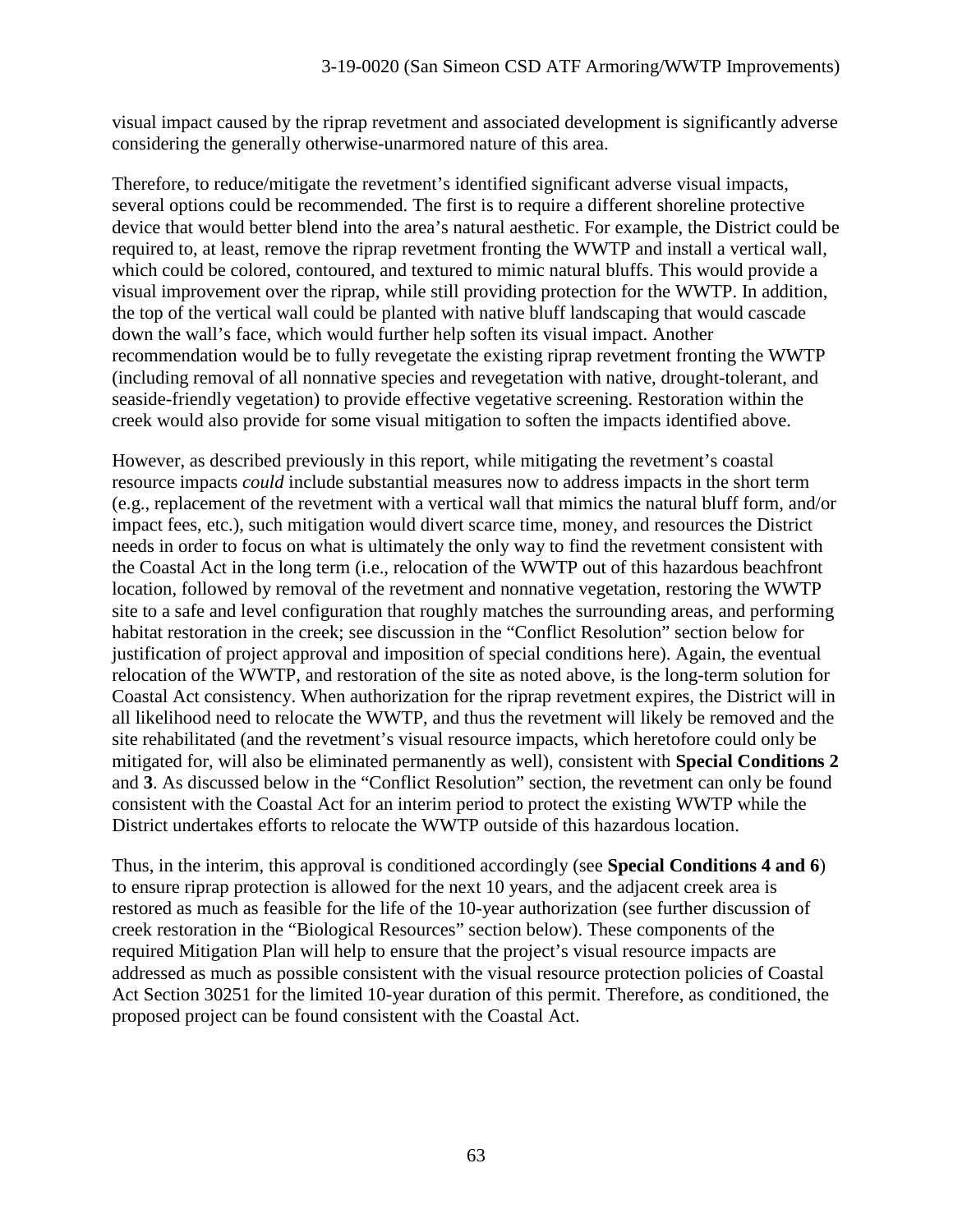visual impact caused by the riprap revetment and associated development is significantly adverse considering the generally otherwise-unarmored nature of this area.

Therefore, to reduce/mitigate the revetment's identified significant adverse visual impacts, several options could be recommended. The first is to require a different shoreline protective device that would better blend into the area's natural aesthetic. For example, the District could be required to, at least, remove the riprap revetment fronting the WWTP and install a vertical wall, which could be colored, contoured, and textured to mimic natural bluffs. This would provide a visual improvement over the riprap, while still providing protection for the WWTP. In addition, the top of the vertical wall could be planted with native bluff landscaping that would cascade down the wall's face, which would further help soften its visual impact. Another recommendation would be to fully revegetate the existing riprap revetment fronting the WWTP (including removal of all nonnative species and revegetation with native, drought-tolerant, and seaside-friendly vegetation) to provide effective vegetative screening. Restoration within the creek would also provide for some visual mitigation to soften the impacts identified above.

However, as described previously in this report, while mitigating the revetment's coastal resource impacts *could* include substantial measures now to address impacts in the short term (e.g., replacement of the revetment with a vertical wall that mimics the natural bluff form, and/or impact fees, etc.), such mitigation would divert scarce time, money, and resources the District needs in order to focus on what is ultimately the only way to find the revetment consistent with the Coastal Act in the long term (i.e., relocation of the WWTP out of this hazardous beachfront location, followed by removal of the revetment and nonnative vegetation, restoring the WWTP site to a safe and level configuration that roughly matches the surrounding areas, and performing habitat restoration in the creek; see discussion in the "Conflict Resolution" section below for justification of project approval and imposition of special conditions here). Again, the eventual relocation of the WWTP, and restoration of the site as noted above, is the long-term solution for Coastal Act consistency. When authorization for the riprap revetment expires, the District will in all likelihood need to relocate the WWTP, and thus the revetment will likely be removed and the site rehabilitated (and the revetment's visual resource impacts, which heretofore could only be mitigated for, will also be eliminated permanently as well), consistent with **Special Conditions 2** and **3**. As discussed below in the "Conflict Resolution" section, the revetment can only be found consistent with the Coastal Act for an interim period to protect the existing WWTP while the District undertakes efforts to relocate the WWTP outside of this hazardous location.

Thus, in the interim, this approval is conditioned accordingly (see **Special Conditions 4 and 6**) to ensure riprap protection is allowed for the next 10 years, and the adjacent creek area is restored as much as feasible for the life of the 10-year authorization (see further discussion of creek restoration in the "Biological Resources" section below). These components of the required Mitigation Plan will help to ensure that the project's visual resource impacts are addressed as much as possible consistent with the visual resource protection policies of Coastal Act Section 30251 for the limited 10-year duration of this permit. Therefore, as conditioned, the proposed project can be found consistent with the Coastal Act.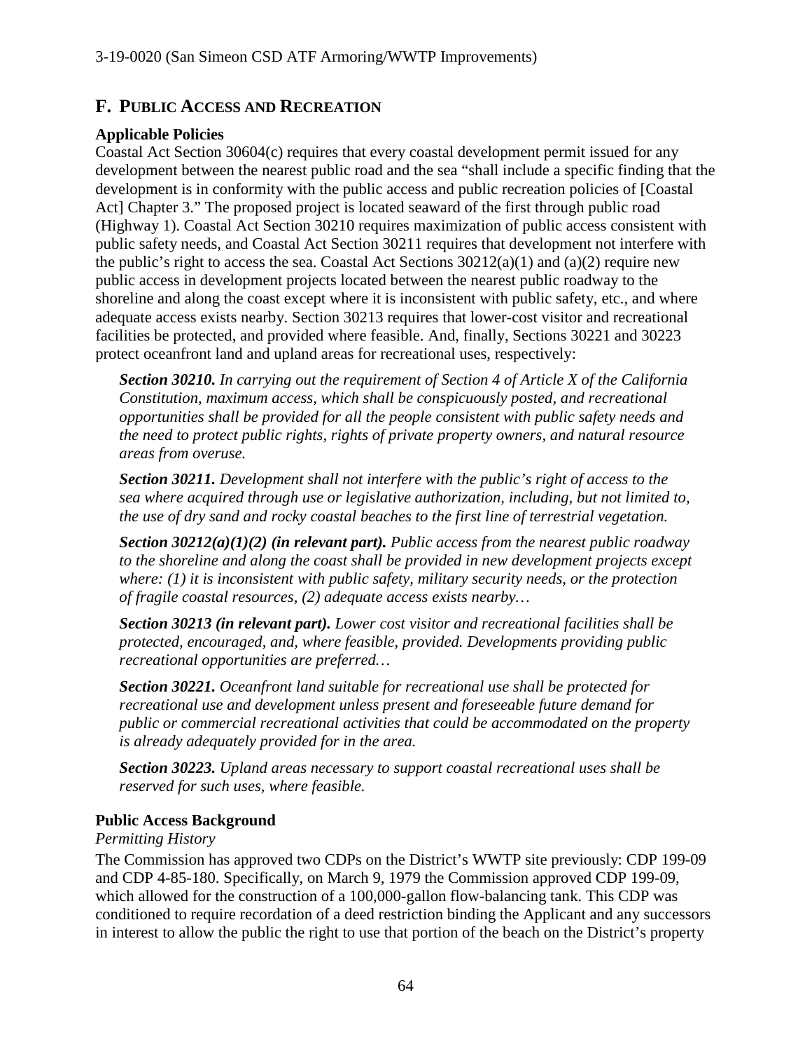## F. PUBLIC ACCESS AND RECREATION

### Applicable Policies

Coastal Act Section 30604(c) requires that every coastal development permit issued for any development between the nearest public road and the sea "shall include a specific finding that the development is in conformity with the public access and public recreation policies of [Coastal Act] Chapter 3." The proposed project is located seaward of the first through public road (Highway 1). Coastal Act Section 30210 requires maximization of public access consistent with public safety needs, and Coastal Act Section 30211 requires that development not interfere with the public's right to access the sea. Coastal Act Sections 30212(a)(1) and (a)(2) require new public access in development projects located between the nearest public roadway to the shoreline and along the coast except where it is inconsistent with public safety, etc., and where adequate access exists nearby. Section 30213 requires that lower-cost visitor and recreational facilities be protected, and provided where feasible. And, finally, Sections 30221 and 30223 protect oceanfront land and upland areas for recreational uses, respectively:

> ***Section 30210.*** *In carrying out the requirement of Section 4 of Article X of the California Constitution, maximum access, which shall be conspicuously posted, and recreational opportunities shall be provided for all the people consistent with public safety needs and the need to protect public rights, rights of private property owners, and natural resource areas from overuse.*
>
> ***Section 30211.*** *Development shall not interfere with the public's right of access to the sea where acquired through use or legislative authorization, including, but not limited to, the use of dry sand and rocky coastal beaches to the first line of terrestrial vegetation.*
>
> ***Section 30212(a)(1)(2) (in relevant part).*** *Public access from the nearest public roadway to the shoreline and along the coast shall be provided in new development projects except where: (1) it is inconsistent with public safety, military security needs, or the protection of fragile coastal resources, (2) adequate access exists nearby…*
>
> ***Section 30213 (in relevant part).*** *Lower cost visitor and recreational facilities shall be protected, encouraged, and, where feasible, provided. Developments providing public recreational opportunities are preferred…*
>
> ***Section 30221.*** *Oceanfront land suitable for recreational use shall be protected for recreational use and development unless present and foreseeable future demand for public or commercial recreational activities that could be accommodated on the property is already adequately provided for in the area.*
>
> ***Section 30223.*** *Upland areas necessary to support coastal recreational uses shall be reserved for such uses, where feasible.*

### Public Access Background

*Permitting History*

The Commission has approved two CDPs on the District's WWTP site previously: CDP 199-09 and CDP 4-85-180. Specifically, on March 9, 1979 the Commission approved CDP 199-09, which allowed for the construction of a 100,000-gallon flow-balancing tank. This CDP was conditioned to require recordation of a deed restriction binding the Applicant and any successors in interest to allow the public the right to use that portion of the beach on the District's property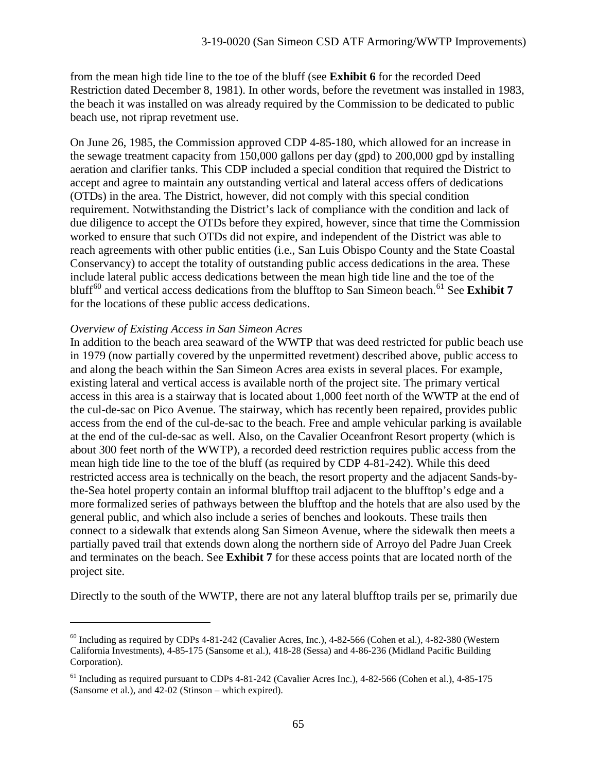from the mean high tide line to the toe of the bluff (see **Exhibit 6** for the recorded Deed Restriction dated December 8, 1981). In other words, before the revetment was installed in 1983, the beach it was installed on was already required by the Commission to be dedicated to public beach use, not riprap revetment use.

On June 26, 1985, the Commission approved CDP 4-85-180, which allowed for an increase in the sewage treatment capacity from 150,000 gallons per day (gpd) to 200,000 gpd by installing aeration and clarifier tanks. This CDP included a special condition that required the District to accept and agree to maintain any outstanding vertical and lateral access offers of dedications (OTDs) in the area. The District, however, did not comply with this special condition requirement. Notwithstanding the District's lack of compliance with the condition and lack of due diligence to accept the OTDs before they expired, however, since that time the Commission worked to ensure that such OTDs did not expire, and independent of the District was able to reach agreements with other public entities (i.e., San Luis Obispo County and the State Coastal Conservancy) to accept the totality of outstanding public access dedications in the area. These include lateral public access dedications between the mean high tide line and the toe of the bluff[60] and vertical access dedications from the blufftop to San Simeon beach.[61] See **Exhibit 7** for the locations of these public access dedications.

*Overview of Existing Access in San Simeon Acres*

In addition to the beach area seaward of the WWTP that was deed restricted for public beach use in 1979 (now partially covered by the unpermitted revetment) described above, public access to and along the beach within the San Simeon Acres area exists in several places. For example, existing lateral and vertical access is available north of the project site. The primary vertical access in this area is a stairway that is located about 1,000 feet north of the WWTP at the end of the cul-de-sac on Pico Avenue. The stairway, which has recently been repaired, provides public access from the end of the cul-de-sac to the beach. Free and ample vehicular parking is available at the end of the cul-de-sac as well. Also, on the Cavalier Oceanfront Resort property (which is about 300 feet north of the WWTP), a recorded deed restriction requires public access from the mean high tide line to the toe of the bluff (as required by CDP 4-81-242). While this deed restricted access area is technically on the beach, the resort property and the adjacent Sands-by-the-Sea hotel property contain an informal blufftop trail adjacent to the blufftop's edge and a more formalized series of pathways between the blufftop and the hotels that are also used by the general public, and which also include a series of benches and lookouts. These trails then connect to a sidewalk that extends along San Simeon Avenue, where the sidewalk then meets a partially paved trail that extends down along the northern side of Arroyo del Padre Juan Creek and terminates on the beach. See **Exhibit 7** for these access points that are located north of the project site.

Directly to the south of the WWTP, there are not any lateral blufftop trails per se, primarily due

---

[60] Including as required by CDPs 4-81-242 (Cavalier Acres, Inc.), 4-82-566 (Cohen et al.), 4-82-380 (Western California Investments), 4-85-175 (Sansome et al.), 418-28 (Sessa) and 4-86-236 (Midland Pacific Building Corporation).

[61] Including as required pursuant to CDPs 4-81-242 (Cavalier Acres Inc.), 4-82-566 (Cohen et al.), 4-85-175 (Sansome et al.), and 42-02 (Stinson – which expired).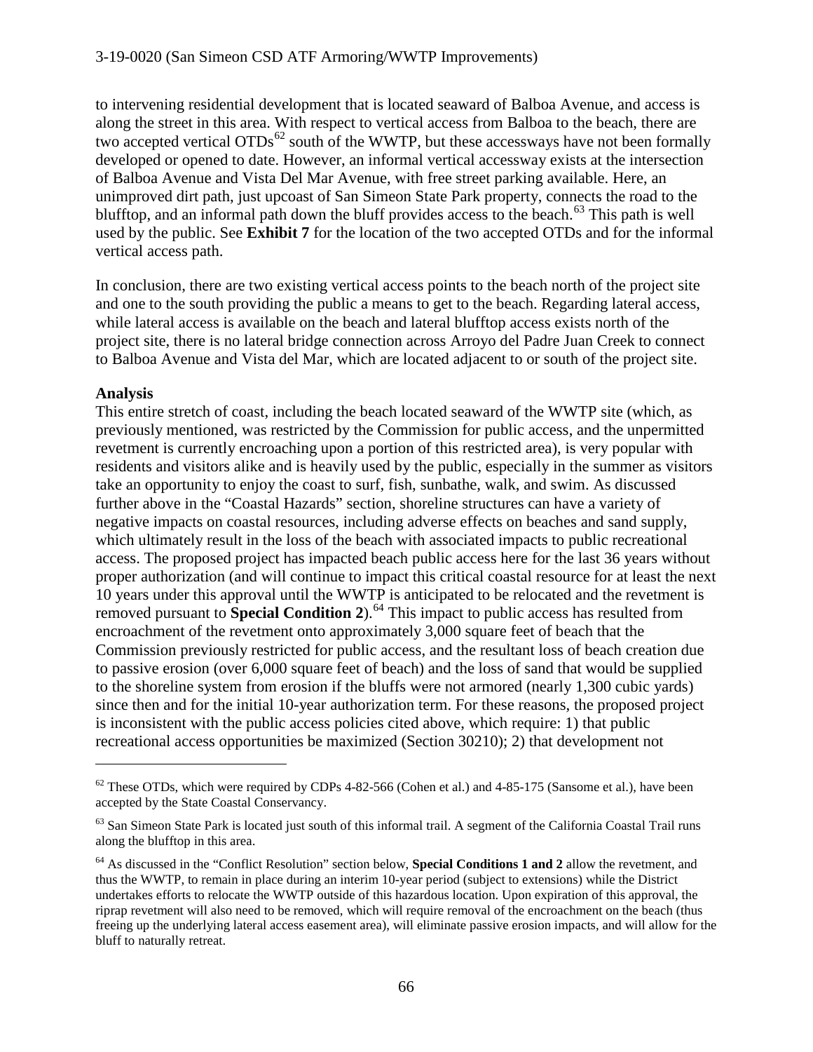to intervening residential development that is located seaward of Balboa Avenue, and access is along the street in this area. With respect to vertical access from Balboa to the beach, there are two accepted vertical OTDs[62] south of the WWTP, but these accessways have not been formally developed or opened to date. However, an informal vertical accessways exists at the intersection of Balboa Avenue and Vista Del Mar Avenue, with free street parking available. Here, an unimproved dirt path, just upcoast of San Simeon State Park property, connects the road to the blufftop, and an informal path down the bluff provides access to the beach.[63] This path is well used by the public. See **Exhibit 7** for the location of the two accepted OTDs and for the informal vertical access path.

In conclusion, there are two existing vertical access points to the beach north of the project site and one to the south providing the public a means to get to the beach. Regarding lateral access, while lateral access is available on the beach and lateral blufftop access exists north of the project site, there is no lateral bridge connection across Arroyo del Padre Juan Creek to connect to Balboa Avenue and Vista del Mar, which are located adjacent to or south of the project site.

**Analysis**

This entire stretch of coast, including the beach located seaward of the WWTP site (which, as previously mentioned, was restricted by the Commission for public access, and the unpermitted revetment is currently encroaching upon a portion of this restricted area), is very popular with residents and visitors alike and is heavily used by the public, especially in the summer as visitors take an opportunity to enjoy the coast to surf, fish, sunbathe, walk, and swim. As discussed further above in the "Coastal Hazards" section, shoreline structures can have a variety of negative impacts on coastal resources, including adverse effects on beaches and sand supply, which ultimately result in the loss of the beach with associated impacts to public recreational access. The proposed project has impacted beach public access here for the last 36 years without proper authorization (and will continue to impact this critical coastal resource for at least the next 10 years under this approval until the WWTP is anticipated to be relocated and the revetment is removed pursuant to **Special Condition 2**).[64] This impact to public access has resulted from encroachment of the revetment onto approximately 3,000 square feet of beach that the Commission previously restricted for public access, and the resultant loss of beach creation due to passive erosion (over 6,000 square feet of beach) and the loss of sand that would be supplied to the shoreline system from erosion if the bluffs were not armored (nearly 1,300 cubic yards) since then and for the initial 10-year authorization term. For these reasons, the proposed project is inconsistent with the public access policies cited above, which require: 1) that public recreational access opportunities be maximized (Section 30210); 2) that development not

---

[62] These OTDs, which were required by CDPs 4-82-566 (Cohen et al.) and 4-85-175 (Sansome et al.), have been accepted by the State Coastal Conservancy.

[63] San Simeon State Park is located just south of this informal trail. A segment of the California Coastal Trail runs along the blufftop in this area.

[64] As discussed in the "Conflict Resolution" section below, **Special Conditions 1 and 2** allow the revetment, and thus the WWTP, to remain in place during an interim 10-year period (subject to extensions) while the District undertakes efforts to relocate the WWTP outside of this hazardous location. Upon expiration of this approval, the riprap revetment will also need to be removed, which will require removal of the encroachment on the beach (thus freeing up the underlying lateral access easement area), will eliminate passive erosion impacts, and will allow for the bluff to naturally retreat.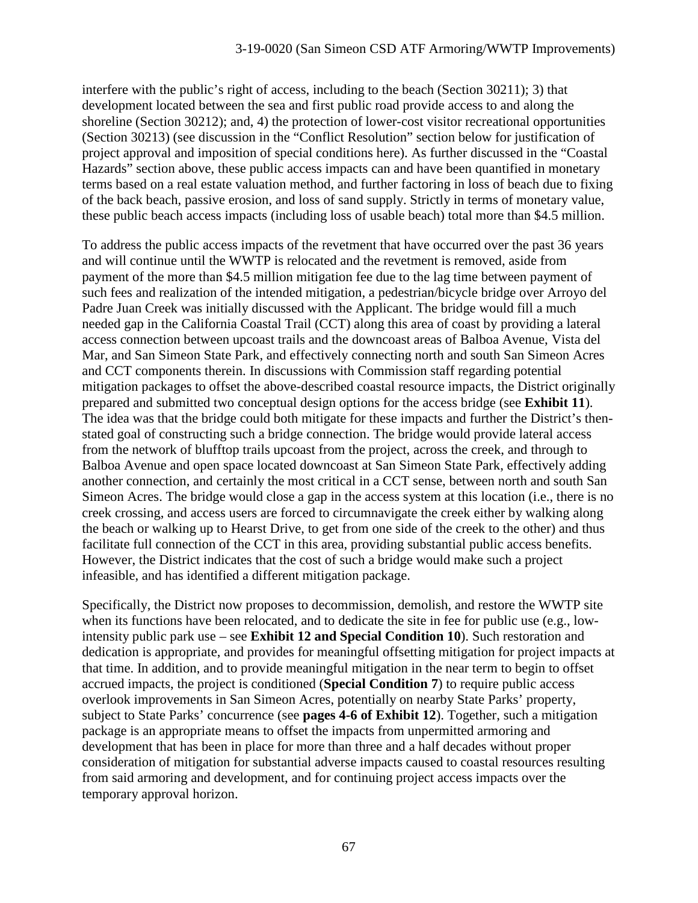interfere with the public's right of access, including to the beach (Section 30211); 3) that development located between the sea and first public road provide access to and along the shoreline (Section 30212); and, 4) the protection of lower-cost visitor recreational opportunities (Section 30213) (see discussion in the "Conflict Resolution" section below for justification of project approval and imposition of special conditions here). As further discussed in the "Coastal Hazards" section above, these public access impacts can and have been quantified in monetary terms based on a real estate valuation method, and further factoring in loss of beach due to fixing of the back beach, passive erosion, and loss of sand supply. Strictly in terms of monetary value, these public beach access impacts (including loss of usable beach) total more than $4.5 million.

To address the public access impacts of the revetment that have occurred over the past 36 years and will continue until the WWTP is relocated and the revetment is removed, aside from payment of the more than $4.5 million mitigation fee due to the lag time between payment of such fees and realization of the intended mitigation, a pedestrian/bicycle bridge over Arroyo del Padre Juan Creek was initially discussed with the Applicant. The bridge would fill a much needed gap in the California Coastal Trail (CCT) along this area of coast by providing a lateral access connection between upcoast trails and the downcoast areas of Balboa Avenue, Vista del Mar, and San Simeon State Park, and effectively connecting north and south San Simeon Acres and CCT components therein. In discussions with Commission staff regarding potential mitigation packages to offset the above-described coastal resource impacts, the District originally prepared and submitted two conceptual design options for the access bridge (see **Exhibit 11**). The idea was that the bridge could both mitigate for these impacts and further the District's then-stated goal of constructing such a bridge connection. The bridge would provide lateral access from the network of blufftop trails upcoast from the project, across the creek, and through to Balboa Avenue and open space located downcoast at San Simeon State Park, effectively adding another connection, and certainly the most critical in a CCT sense, between north and south San Simeon Acres. The bridge would close a gap in the access system at this location (i.e., there is no creek crossing, and access users are forced to circumnavigate the creek either by walking along the beach or walking up to Hearst Drive, to get from one side of the creek to the other) and thus facilitate full connection of the CCT in this area, providing substantial public access benefits. However, the District indicates that the cost of such a bridge would make such a project infeasible, and has identified a different mitigation package.

Specifically, the District now proposes to decommission, demolish, and restore the WWTP site when its functions have been relocated, and to dedicate the site in fee for public use (e.g., low-intensity public park use – see **Exhibit 12 and Special Condition 10**). Such restoration and dedication is appropriate, and provides for meaningful offsetting mitigation for project impacts at that time. In addition, and to provide meaningful mitigation in the near term to begin to offset accrued impacts, the project is conditioned (**Special Condition 7**) to require public access overlook improvements in San Simeon Acres, potentially on nearby State Parks' property, subject to State Parks' concurrence (see **pages 4-6 of Exhibit 12**). Together, such a mitigation package is an appropriate means to offset the impacts from unpermitted armoring and development that has been in place for more than three and a half decades without proper consideration of mitigation for substantial adverse impacts caused to coastal resources resulting from said armoring and development, and for continuing project access impacts over the temporary approval horizon.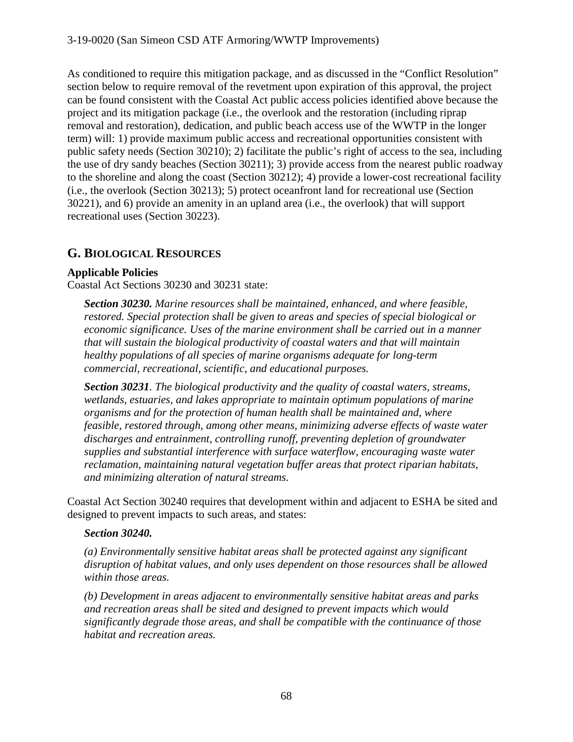As conditioned to require this mitigation package, and as discussed in the "Conflict Resolution" section below to require removal of the revetment upon expiration of this approval, the project can be found consistent with the Coastal Act public access policies identified above because the project and its mitigation package (i.e., the overlook and the restoration (including riprap removal and restoration), dedication, and public beach access use of the WWTP in the longer term) will: 1) provide maximum public access and recreational opportunities consistent with public safety needs (Section 30210); 2) facilitate the public's right of access to the sea, including the use of dry sandy beaches (Section 30211); 3) provide access from the nearest public roadway to the shoreline and along the coast (Section 30212); 4) provide a lower-cost recreational facility (i.e., the overlook (Section 30213); 5) protect oceanfront land for recreational use (Section 30221), and 6) provide an amenity in an upland area (i.e., the overlook) that will support recreational uses (Section 30223).

## G. BIOLOGICAL RESOURCES

**Applicable Policies**

Coastal Act Sections 30230 and 30231 state:

> ***Section 30230.*** *Marine resources shall be maintained, enhanced, and where feasible, restored. Special protection shall be given to areas and species of special biological or economic significance. Uses of the marine environment shall be carried out in a manner that will sustain the biological productivity of coastal waters and that will maintain healthy populations of all species of marine organisms adequate for long-term commercial, recreational, scientific, and educational purposes.*
>
> ***Section 30231****. The biological productivity and the quality of coastal waters, streams, wetlands, estuaries, and lakes appropriate to maintain optimum populations of marine organisms and for the protection of human health shall be maintained and, where feasible, restored through, among other means, minimizing adverse effects of waste water discharges and entrainment, controlling runoff, preventing depletion of groundwater supplies and substantial interference with surface waterflow, encouraging waste water reclamation, maintaining natural vegetation buffer areas that protect riparian habitats, and minimizing alteration of natural streams.*

Coastal Act Section 30240 requires that development within and adjacent to ESHA be sited and designed to prevent impacts to such areas, and states:

> ***Section 30240.***
>
> *(a) Environmentally sensitive habitat areas shall be protected against any significant disruption of habitat values, and only uses dependent on those resources shall be allowed within those areas.*
>
> *(b) Development in areas adjacent to environmentally sensitive habitat areas and parks and recreation areas shall be sited and designed to prevent impacts which would significantly degrade those areas, and shall be compatible with the continuance of those habitat and recreation areas.*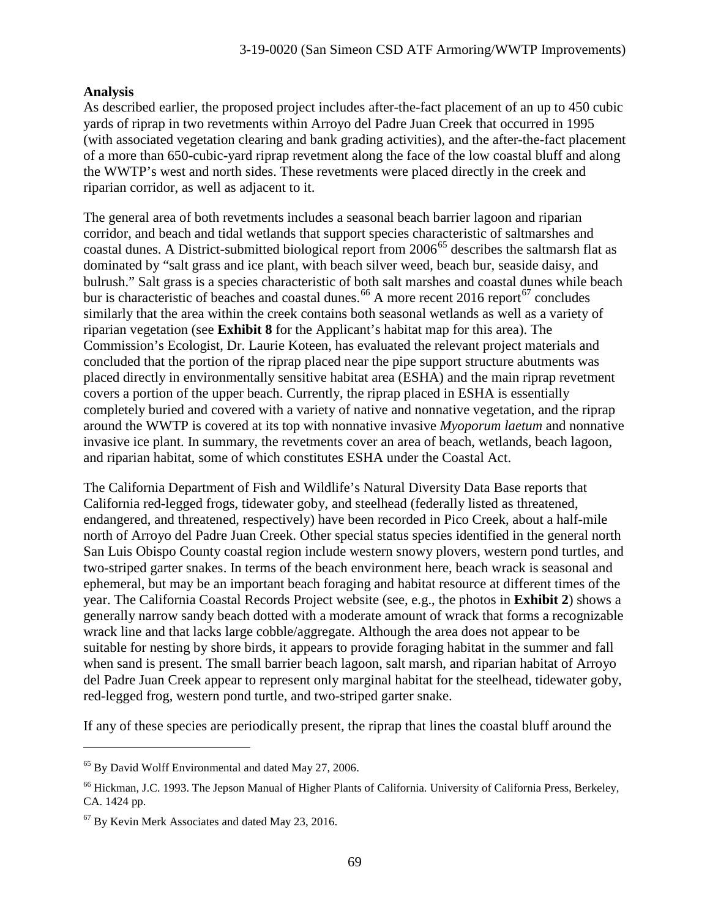**Analysis**

As described earlier, the proposed project includes after-the-fact placement of an up to 450 cubic yards of riprap in two revetments within Arroyo del Padre Juan Creek that occurred in 1995 (with associated vegetation clearing and bank grading activities), and the after-the-fact placement of a more than 650-cubic-yard riprap revetment along the face of the low coastal bluff and along the WWTP's west and north sides. These revetments were placed directly in the creek and riparian corridor, as well as adjacent to it.

The general area of both revetments includes a seasonal beach barrier lagoon and riparian corridor, and beach and tidal wetlands that support species characteristic of saltmarshes and coastal dunes. A District-submitted biological report from 2006[65] describes the saltmarsh flat as dominated by "salt grass and ice plant, with beach silver weed, beach bur, seaside daisy, and bulrush." Salt grass is a species characteristic of both salt marshes and coastal dunes while beach bur is characteristic of beaches and coastal dunes.[66] A more recent 2016 report[67] concludes similarly that the area within the creek contains both seasonal wetlands as well as a variety of riparian vegetation (see **Exhibit 8** for the Applicant's habitat map for this area). The Commission's Ecologist, Dr. Laurie Koteen, has evaluated the relevant project materials and concluded that the portion of the riprap placed near the pipe support structure abutments was placed directly in environmentally sensitive habitat area (ESHA) and the main riprap revetment covers a portion of the upper beach. Currently, the riprap placed in ESHA is essentially completely buried and covered with a variety of native and nonnative vegetation, and the riprap around the WWTP is covered at its top with nonnative invasive *Myoporum laetum* and nonnative invasive ice plant. In summary, the revetments cover an area of beach, wetlands, beach lagoon, and riparian habitat, some of which constitutes ESHA under the Coastal Act.

The California Department of Fish and Wildlife's Natural Diversity Data Base reports that California red-legged frogs, tidewater goby, and steelhead (federally listed as threatened, endangered, and threatened, respectively) have been recorded in Pico Creek, about a half-mile north of Arroyo del Padre Juan Creek. Other special status species identified in the general north San Luis Obispo County coastal region include western snowy plovers, western pond turtles, and two-striped garter snakes. In terms of the beach environment here, beach wrack is seasonal and ephemeral, but may be an important beach foraging and habitat resource at different times of the year. The California Coastal Records Project website (see, e.g., the photos in **Exhibit 2**) shows a generally narrow sandy beach dotted with a moderate amount of wrack that forms a recognizable wrack line and that lacks large cobble/aggregate. Although the area does not appear to be suitable for nesting by shore birds, it appears to provide foraging habitat in the summer and fall when sand is present. The small barrier beach lagoon, salt marsh, and riparian habitat of Arroyo del Padre Juan Creek appear to represent only marginal habitat for the steelhead, tidewater goby, red-legged frog, western pond turtle, and two-striped garter snake.

If any of these species are periodically present, the riprap that lines the coastal bluff around the

---

[65] By David Wolff Environmental and dated May 27, 2006.

[66] Hickman, J.C. 1993. The Jepson Manual of Higher Plants of California. University of California Press, Berkeley, CA. 1424 pp.

[67] By Kevin Merk Associates and dated May 23, 2016.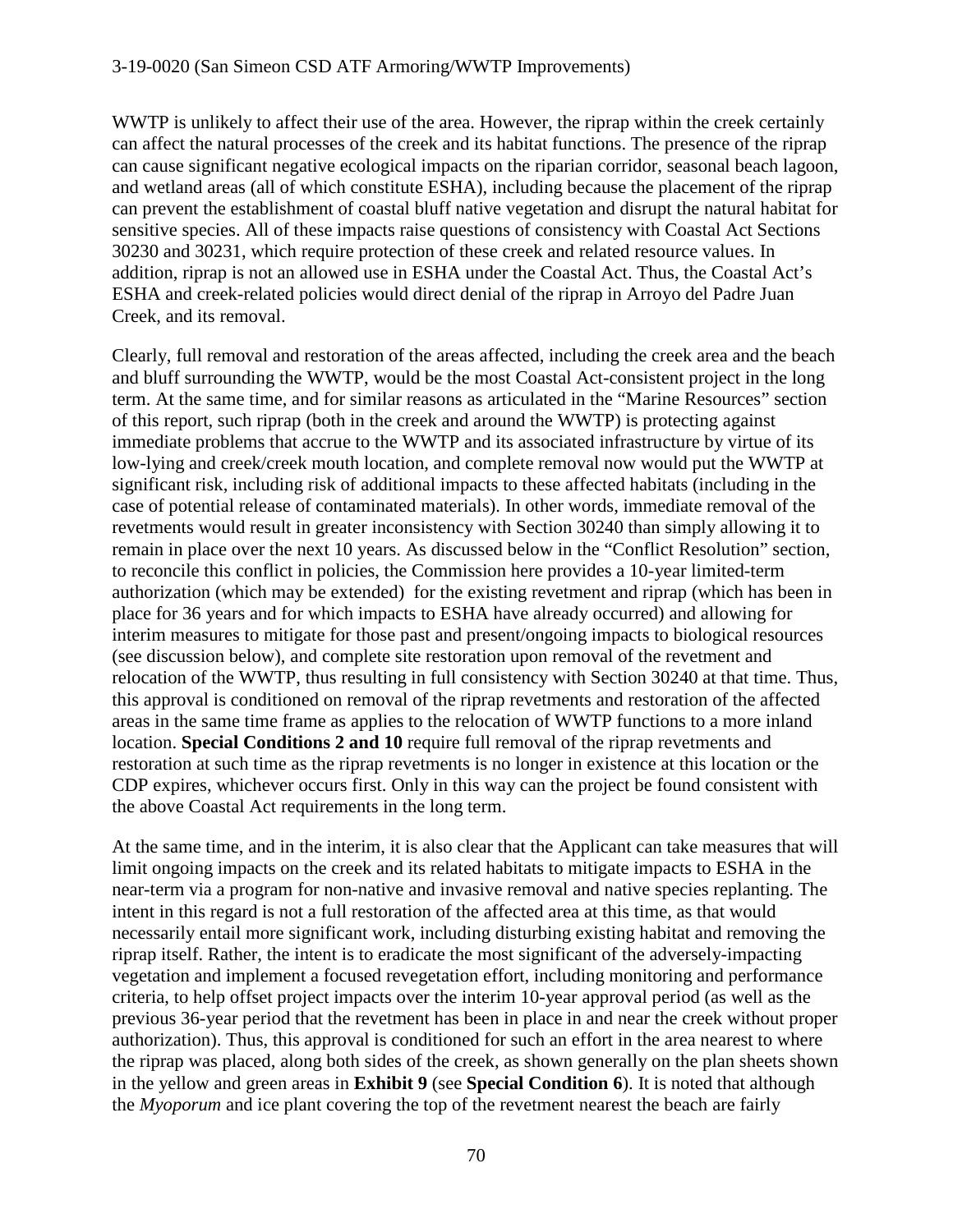WWTP is unlikely to affect their use of the area. However, the riprap within the creek certainly can affect the natural processes of the creek and its habitat functions. The presence of the riprap can cause significant negative ecological impacts on the riparian corridor, seasonal beach lagoon, and wetland areas (all of which constitute ESHA), including because the placement of the riprap can prevent the establishment of coastal bluff native vegetation and disrupt the natural habitat for sensitive species. All of these impacts raise questions of consistency with Coastal Act Sections 30230 and 30231, which require protection of these creek and related resource values. In addition, riprap is not an allowed use in ESHA under the Coastal Act. Thus, the Coastal Act's ESHA and creek-related policies would direct denial of the riprap in Arroyo del Padre Juan Creek, and its removal.

Clearly, full removal and restoration of the areas affected, including the creek area and the beach and bluff surrounding the WWTP, would be the most Coastal Act-consistent project in the long term. At the same time, and for similar reasons as articulated in the "Marine Resources" section of this report, such riprap (both in the creek and around the WWTP) is protecting against immediate problems that accrue to the WWTP and its associated infrastructure by virtue of its low-lying and creek/creek mouth location, and complete removal now would put the WWTP at significant risk, including risk of additional impacts to these affected habitats (including in the case of potential release of contaminated materials). In other words, immediate removal of the revetments would result in greater inconsistency with Section 30240 than simply allowing it to remain in place over the next 10 years. As discussed below in the "Conflict Resolution" section, to reconcile this conflict in policies, the Commission here provides a 10-year limited-term authorization (which may be extended) for the existing revetment and riprap (which has been in place for 36 years and for which impacts to ESHA have already occurred) and allowing for interim measures to mitigate for those past and present/ongoing impacts to biological resources (see discussion below), and complete site restoration upon removal of the revetment and relocation of the WWTP, thus resulting in full consistency with Section 30240 at that time. Thus, this approval is conditioned on removal of the riprap revetments and restoration of the affected areas in the same time frame as applies to the relocation of WWTP functions to a more inland location. **Special Conditions 2 and 10** require full removal of the riprap revetments and restoration at such time as the riprap revetments is no longer in existence at this location or the CDP expires, whichever occurs first. Only in this way can the project be found consistent with the above Coastal Act requirements in the long term.

At the same time, and in the interim, it is also clear that the Applicant can take measures that will limit ongoing impacts on the creek and its related habitats to mitigate impacts to ESHA in the near-term via a program for non-native and invasive removal and native species replanting. The intent in this regard is not a full restoration of the affected area at this time, as that would necessarily entail more significant work, including disturbing existing habitat and removing the riprap itself. Rather, the intent is to eradicate the most significant of the adversely-impacting vegetation and implement a focused revegetation effort, including monitoring and performance criteria, to help offset project impacts over the interim 10-year approval period (as well as the previous 36-year period that the revetment has been in place in and near the creek without proper authorization). Thus, this approval is conditioned for such an effort in the area nearest to where the riprap was placed, along both sides of the creek, as shown generally on the plan sheets shown in the yellow and green areas in **Exhibit 9** (see **Special Condition 6**). It is noted that although the *Myoporum* and ice plant covering the top of the revetment nearest the beach are fairly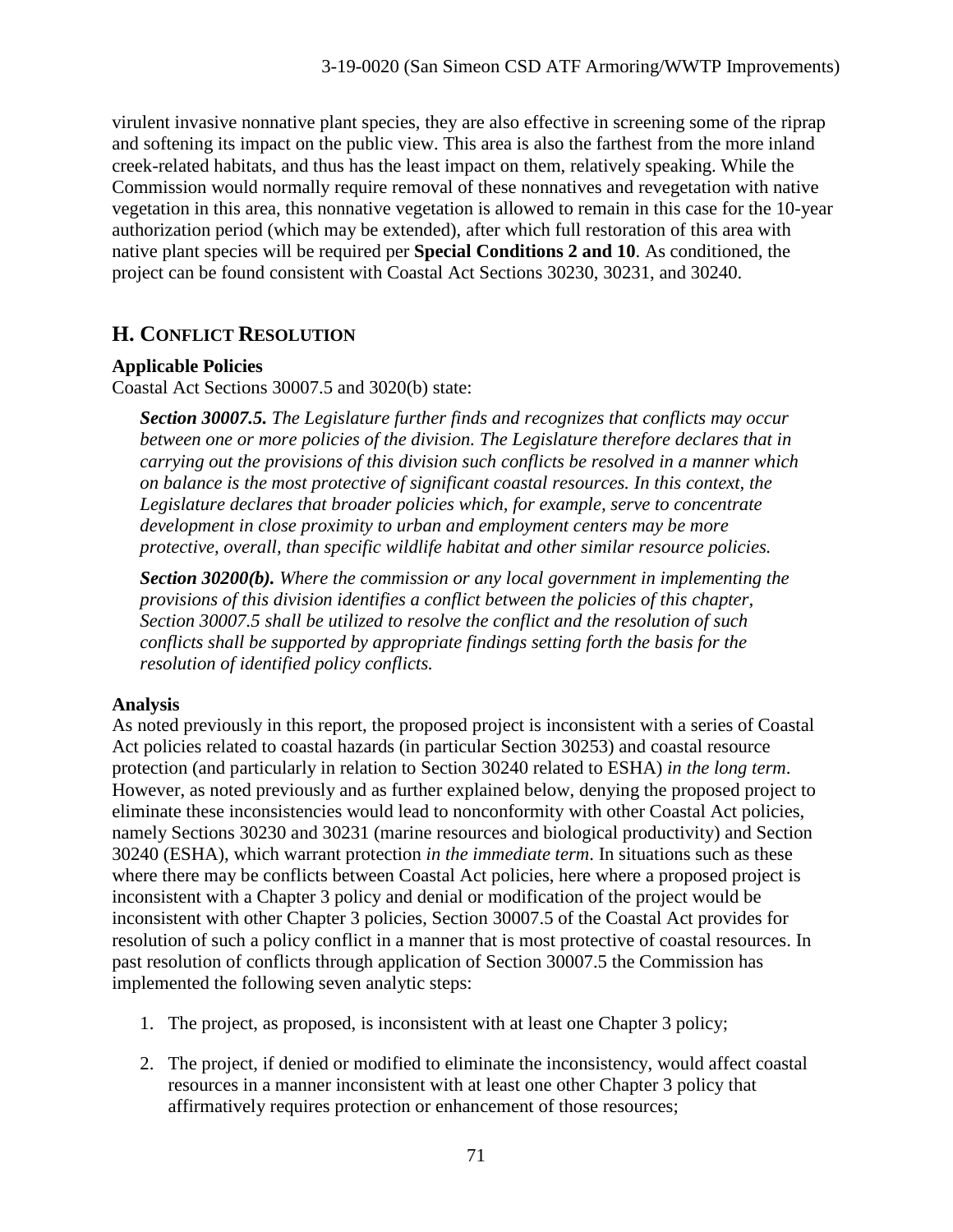virulent invasive nonnative plant species, they are also effective in screening some of the riprap and softening its impact on the public view. This area is also the farthest from the more inland creek-related habitats, and thus has the least impact on them, relatively speaking. While the Commission would normally require removal of these nonnatives and revegetation with native vegetation in this area, this nonnative vegetation is allowed to remain in this case for the 10-year authorization period (which may be extended), after which full restoration of this area with native plant species will be required per **Special Conditions 2 and 10**. As conditioned, the project can be found consistent with Coastal Act Sections 30230, 30231, and 30240.

## H. Conflict Resolution

**Applicable Policies**

Coastal Act Sections 30007.5 and 3020(b) state:

> ***Section 30007.5.*** *The Legislature further finds and recognizes that conflicts may occur between one or more policies of the division. The Legislature therefore declares that in carrying out the provisions of this division such conflicts be resolved in a manner which on balance is the most protective of significant coastal resources. In this context, the Legislature declares that broader policies which, for example, serve to concentrate development in close proximity to urban and employment centers may be more protective, overall, than specific wildlife habitat and other similar resource policies.*
>
> ***Section 30200(b).*** *Where the commission or any local government in implementing the provisions of this division identifies a conflict between the policies of this chapter, Section 30007.5 shall be utilized to resolve the conflict and the resolution of such conflicts shall be supported by appropriate findings setting forth the basis for the resolution of identified policy conflicts.*

**Analysis**

As noted previously in this report, the proposed project is inconsistent with a series of Coastal Act policies related to coastal hazards (in particular Section 30253) and coastal resource protection (and particularly in relation to Section 30240 related to ESHA) *in the long term*. However, as noted previously and as further explained below, denying the proposed project to eliminate these inconsistencies would lead to nonconformity with other Coastal Act policies, namely Sections 30230 and 30231 (marine resources and biological productivity) and Section 30240 (ESHA), which warrant protection *in the immediate term*. In situations such as these where there may be conflicts between Coastal Act policies, here where a proposed project is inconsistent with a Chapter 3 policy and denial or modification of the project would be inconsistent with other Chapter 3 policies, Section 30007.5 of the Coastal Act provides for resolution of such a policy conflict in a manner that is most protective of coastal resources. In past resolution of conflicts through application of Section 30007.5 the Commission has implemented the following seven analytic steps:

1. The project, as proposed, is inconsistent with at least one Chapter 3 policy;
2. The project, if denied or modified to eliminate the inconsistency, would affect coastal resources in a manner inconsistent with at least one other Chapter 3 policy that affirmatively requires protection or enhancement of those resources;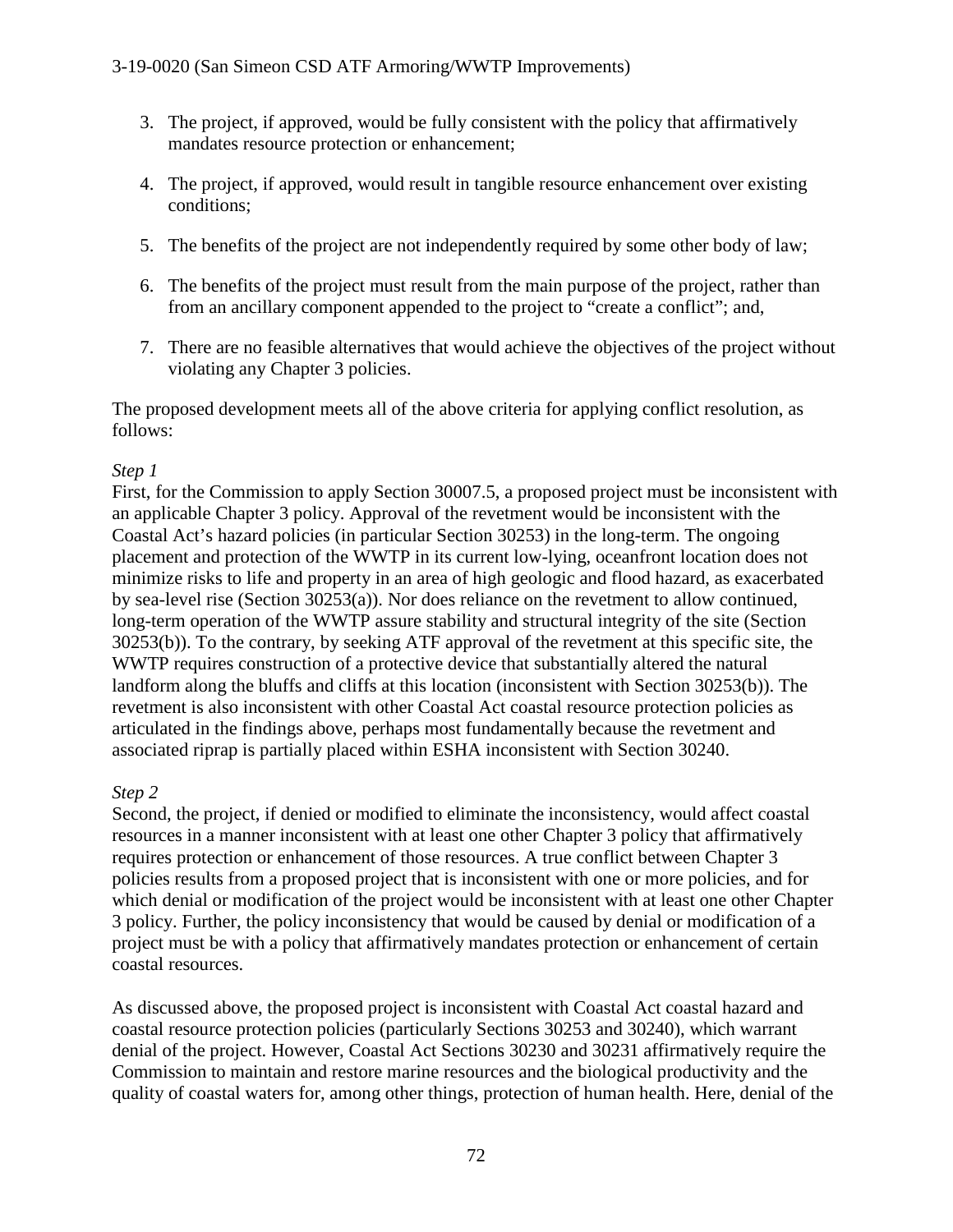3. The project, if approved, would be fully consistent with the policy that affirmatively mandates resource protection or enhancement;

4. The project, if approved, would result in tangible resource enhancement over existing conditions;

5. The benefits of the project are not independently required by some other body of law;

6. The benefits of the project must result from the main purpose of the project, rather than from an ancillary component appended to the project to "create a conflict"; and,

7. There are no feasible alternatives that would achieve the objectives of the project without violating any Chapter 3 policies.

The proposed development meets all of the above criteria for applying conflict resolution, as follows:

*Step 1*

First, for the Commission to apply Section 30007.5, a proposed project must be inconsistent with an applicable Chapter 3 policy. Approval of the revetment would be inconsistent with the Coastal Act's hazard policies (in particular Section 30253) in the long-term. The ongoing placement and protection of the WWTP in its current low-lying, oceanfront location does not minimize risks to life and property in an area of high geologic and flood hazard, as exacerbated by sea-level rise (Section 30253(a)). Nor does reliance on the revetment to allow continued, long-term operation of the WWTP assure stability and structural integrity of the site (Section 30253(b)). To the contrary, by seeking ATF approval of the revetment at this specific site, the WWTP requires construction of a protective device that substantially altered the natural landform along the bluffs and cliffs at this location (inconsistent with Section 30253(b)). The revetment is also inconsistent with other Coastal Act coastal resource protection policies as articulated in the findings above, perhaps most fundamentally because the revetment and associated riprap is partially placed within ESHA inconsistent with Section 30240.

*Step 2*

Second, the project, if denied or modified to eliminate the inconsistency, would affect coastal resources in a manner inconsistent with at least one other Chapter 3 policy that affirmatively requires protection or enhancement of those resources. A true conflict between Chapter 3 policies results from a proposed project that is inconsistent with one or more policies, and for which denial or modification of the project would be inconsistent with at least one other Chapter 3 policy. Further, the policy inconsistency that would be caused by denial or modification of a project must be with a policy that affirmatively mandates protection or enhancement of certain coastal resources.

As discussed above, the proposed project is inconsistent with Coastal Act coastal hazard and coastal resource protection policies (particularly Sections 30253 and 30240), which warrant denial of the project. However, Coastal Act Sections 30230 and 30231 affirmatively require the Commission to maintain and restore marine resources and the biological productivity and the quality of coastal waters for, among other things, protection of human health. Here, denial of the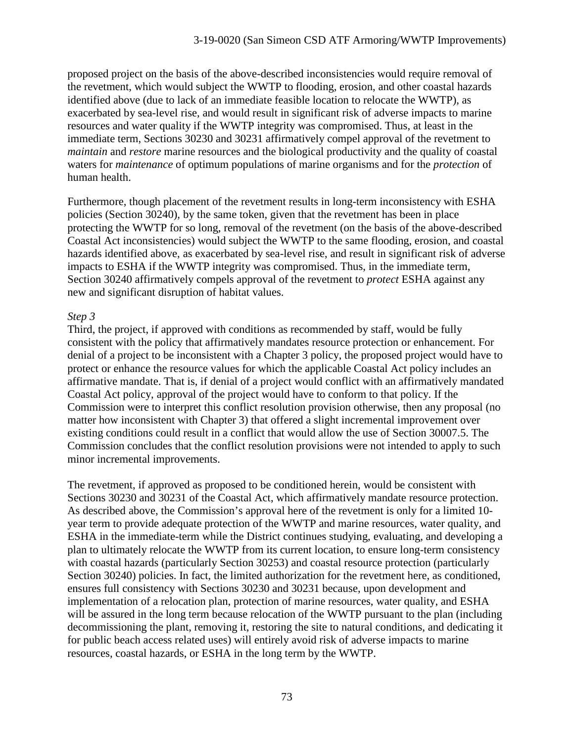proposed project on the basis of the above-described inconsistencies would require removal of the revetment, which would subject the WWTP to flooding, erosion, and other coastal hazards identified above (due to lack of an immediate feasible location to relocate the WWTP), as exacerbated by sea-level rise, and would result in significant risk of adverse impacts to marine resources and water quality if the WWTP integrity was compromised. Thus, at least in the immediate term, Sections 30230 and 30231 affirmatively compel approval of the revetment to *maintain* and *restore* marine resources and the biological productivity and the quality of coastal waters for *maintenance* of optimum populations of marine organisms and for the *protection* of human health.

Furthermore, though placement of the revetment results in long-term inconsistency with ESHA policies (Section 30240), by the same token, given that the revetment has been in place protecting the WWTP for so long, removal of the revetment (on the basis of the above-described Coastal Act inconsistencies) would subject the WWTP to the same flooding, erosion, and coastal hazards identified above, as exacerbated by sea-level rise, and result in significant risk of adverse impacts to ESHA if the WWTP integrity was compromised. Thus, in the immediate term, Section 30240 affirmatively compels approval of the revetment to *protect* ESHA against any new and significant disruption of habitat values.

*Step 3*

Third, the project, if approved with conditions as recommended by staff, would be fully consistent with the policy that affirmatively mandates resource protection or enhancement. For denial of a project to be inconsistent with a Chapter 3 policy, the proposed project would have to protect or enhance the resource values for which the applicable Coastal Act policy includes an affirmative mandate. That is, if denial of a project would conflict with an affirmatively mandated Coastal Act policy, approval of the project would have to conform to that policy. If the Commission were to interpret this conflict resolution provision otherwise, then any proposal (no matter how inconsistent with Chapter 3) that offered a slight incremental improvement over existing conditions could result in a conflict that would allow the use of Section 30007.5. The Commission concludes that the conflict resolution provisions were not intended to apply to such minor incremental improvements.

The revetment, if approved as proposed to be conditioned herein, would be consistent with Sections 30230 and 30231 of the Coastal Act, which affirmatively mandate resource protection. As described above, the Commission's approval here of the revetment is only for a limited 10-year term to provide adequate protection of the WWTP and marine resources, water quality, and ESHA in the immediate-term while the District continues studying, evaluating, and developing a plan to ultimately relocate the WWTP from its current location, to ensure long-term consistency with coastal hazards (particularly Section 30253) and coastal resource protection (particularly Section 30240) policies. In fact, the limited authorization for the revetment here, as conditioned, ensures full consistency with Sections 30230 and 30231 because, upon development and implementation of a relocation plan, protection of marine resources, water quality, and ESHA will be assured in the long term because relocation of the WWTP pursuant to the plan (including decommissioning the plant, removing it, restoring the site to natural conditions, and dedicating it for public beach access related uses) will entirely avoid risk of adverse impacts to marine resources, coastal hazards, or ESHA in the long term by the WWTP.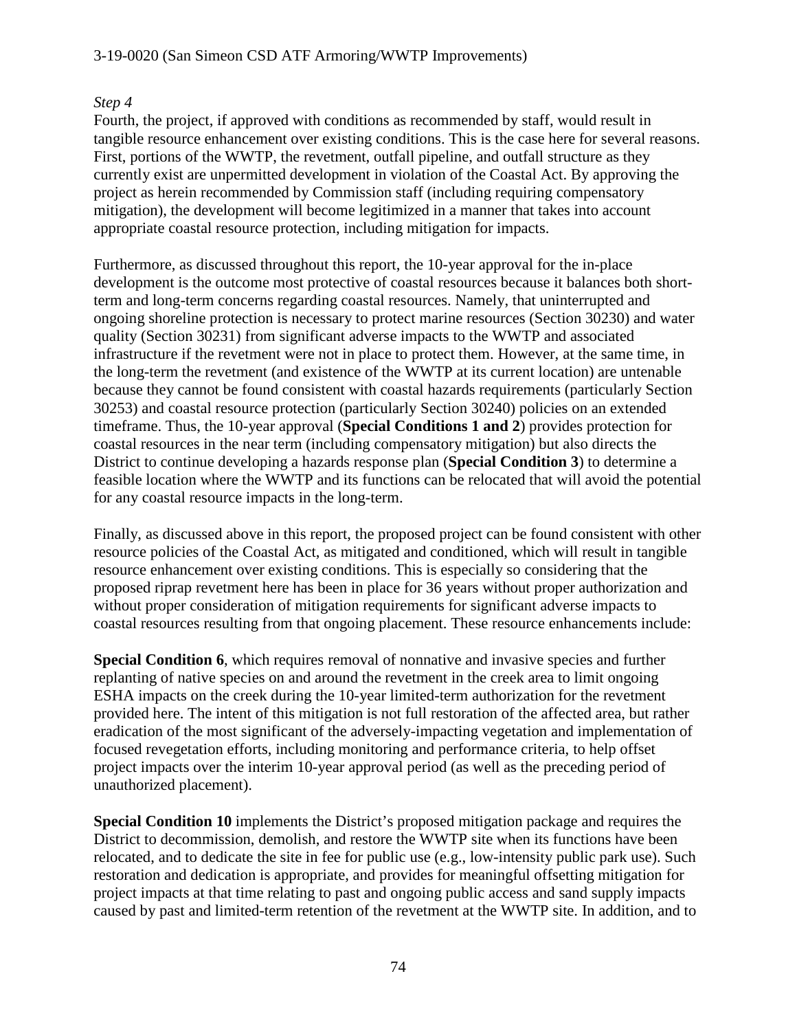*Step 4*

Fourth, the project, if approved with conditions as recommended by staff, would result in tangible resource enhancement over existing conditions. This is the case here for several reasons. First, portions of the WWTP, the revetment, outfall pipeline, and outfall structure as they currently exist are unpermitted development in violation of the Coastal Act. By approving the project as herein recommended by Commission staff (including requiring compensatory mitigation), the development will become legitimized in a manner that takes into account appropriate coastal resource protection, including mitigation for impacts.

Furthermore, as discussed throughout this report, the 10-year approval for the in-place development is the outcome most protective of coastal resources because it balances both short-term and long-term concerns regarding coastal resources. Namely, that uninterrupted and ongoing shoreline protection is necessary to protect marine resources (Section 30230) and water quality (Section 30231) from significant adverse impacts to the WWTP and associated infrastructure if the revetment were not in place to protect them. However, at the same time, in the long-term the revetment (and existence of the WWTP at its current location) are untenable because they cannot be found consistent with coastal hazards requirements (particularly Section 30253) and coastal resource protection (particularly Section 30240) policies on an extended timeframe. Thus, the 10-year approval (**Special Conditions 1 and 2**) provides protection for coastal resources in the near term (including compensatory mitigation) but also directs the District to continue developing a hazards response plan (**Special Condition 3**) to determine a feasible location where the WWTP and its functions can be relocated that will avoid the potential for any coastal resource impacts in the long-term.

Finally, as discussed above in this report, the proposed project can be found consistent with other resource policies of the Coastal Act, as mitigated and conditioned, which will result in tangible resource enhancement over existing conditions. This is especially so considering that the proposed riprap revetment here has been in place for 36 years without proper authorization and without proper consideration of mitigation requirements for significant adverse impacts to coastal resources resulting from that ongoing placement. These resource enhancements include:

**Special Condition 6**, which requires removal of nonnative and invasive species and further replanting of native species on and around the revetment in the creek area to limit ongoing ESHA impacts on the creek during the 10-year limited-term authorization for the revetment provided here. The intent of this mitigation is not full restoration of the affected area, but rather eradication of the most significant of the adversely-impacting vegetation and implementation of focused revegetation efforts, including monitoring and performance criteria, to help offset project impacts over the interim 10-year approval period (as well as the preceding period of unauthorized placement).

**Special Condition 10** implements the District's proposed mitigation package and requires the District to decommission, demolish, and restore the WWTP site when its functions have been relocated, and to dedicate the site in fee for public use (e.g., low-intensity public park use). Such restoration and dedication is appropriate, and provides for meaningful offsetting mitigation for project impacts at that time relating to past and ongoing public access and sand supply impacts caused by past and limited-term retention of the revetment at the WWTP site. In addition, and to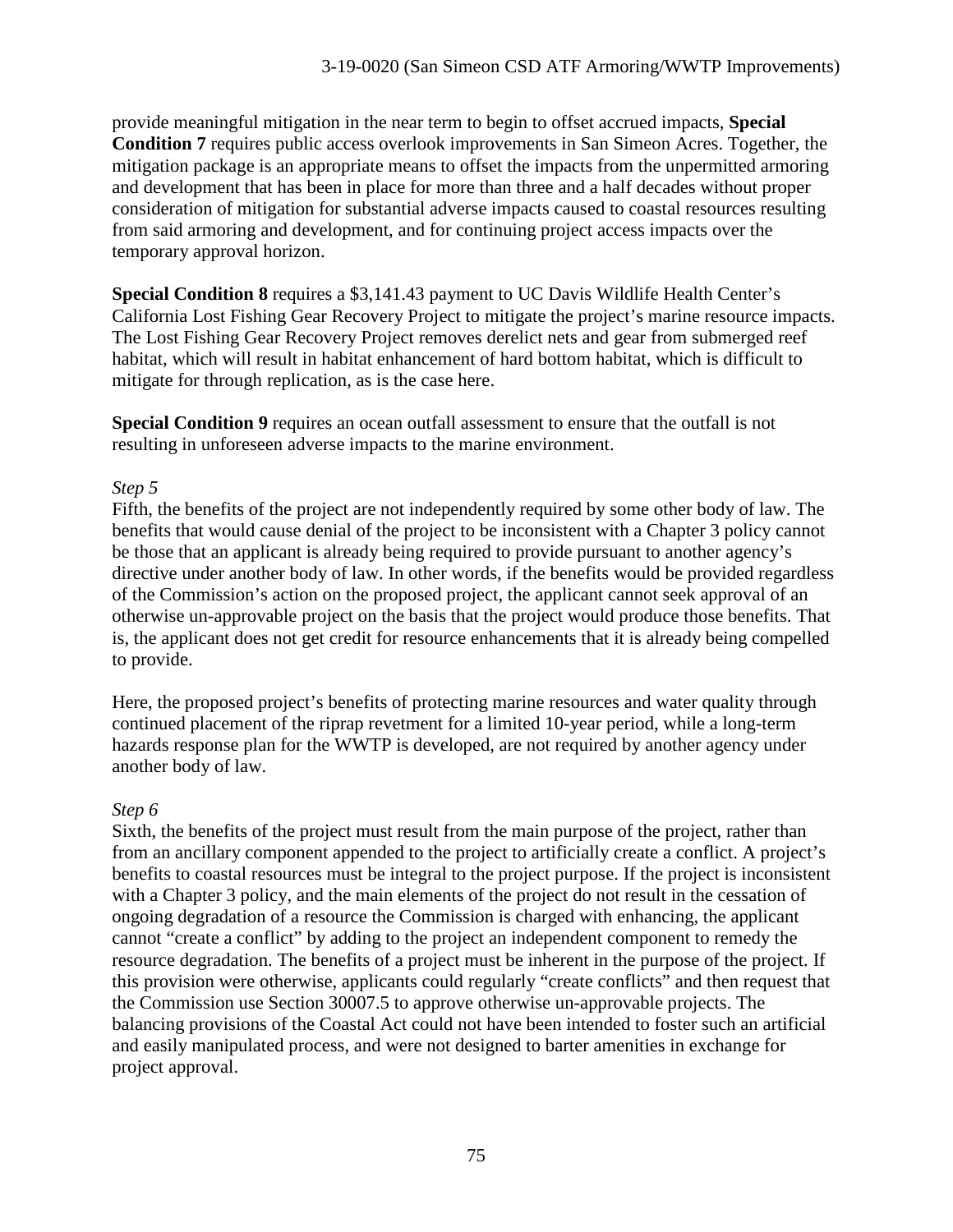provide meaningful mitigation in the near term to begin to offset accrued impacts, **Special Condition 7** requires public access overlook improvements in San Simeon Acres. Together, the mitigation package is an appropriate means to offset the impacts from the unpermitted armoring and development that has been in place for more than three and a half decades without proper consideration of mitigation for substantial adverse impacts caused to coastal resources resulting from said armoring and development, and for continuing project access impacts over the temporary approval horizon.

**Special Condition 8** requires a $3,141.43 payment to UC Davis Wildlife Health Center's California Lost Fishing Gear Recovery Project to mitigate the project's marine resource impacts. The Lost Fishing Gear Recovery Project removes derelict nets and gear from submerged reef habitat, which will result in habitat enhancement of hard bottom habitat, which is difficult to mitigate for through replication, as is the case here.

**Special Condition 9** requires an ocean outfall assessment to ensure that the outfall is not resulting in unforeseen adverse impacts to the marine environment.

*Step 5*

Fifth, the benefits of the project are not independently required by some other body of law. The benefits that would cause denial of the project to be inconsistent with a Chapter 3 policy cannot be those that an applicant is already being required to provide pursuant to another agency's directive under another body of law. In other words, if the benefits would be provided regardless of the Commission's action on the proposed project, the applicant cannot seek approval of an otherwise un-approvable project on the basis that the project would produce those benefits. That is, the applicant does not get credit for resource enhancements that it is already being compelled to provide.

Here, the proposed project's benefits of protecting marine resources and water quality through continued placement of the riprap revetment for a limited 10-year period, while a long-term hazards response plan for the WWTP is developed, are not required by another agency under another body of law.

*Step 6*

Sixth, the benefits of the project must result from the main purpose of the project, rather than from an ancillary component appended to the project to artificially create a conflict. A project's benefits to coastal resources must be integral to the project purpose. If the project is inconsistent with a Chapter 3 policy, and the main elements of the project do not result in the cessation of ongoing degradation of a resource the Commission is charged with enhancing, the applicant cannot "create a conflict" by adding to the project an independent component to remedy the resource degradation. The benefits of a project must be inherent in the purpose of the project. If this provision were otherwise, applicants could regularly "create conflicts" and then request that the Commission use Section 30007.5 to approve otherwise un-approvable projects. The balancing provisions of the Coastal Act could not have been intended to foster such an artificial and easily manipulated process, and were not designed to barter amenities in exchange for project approval.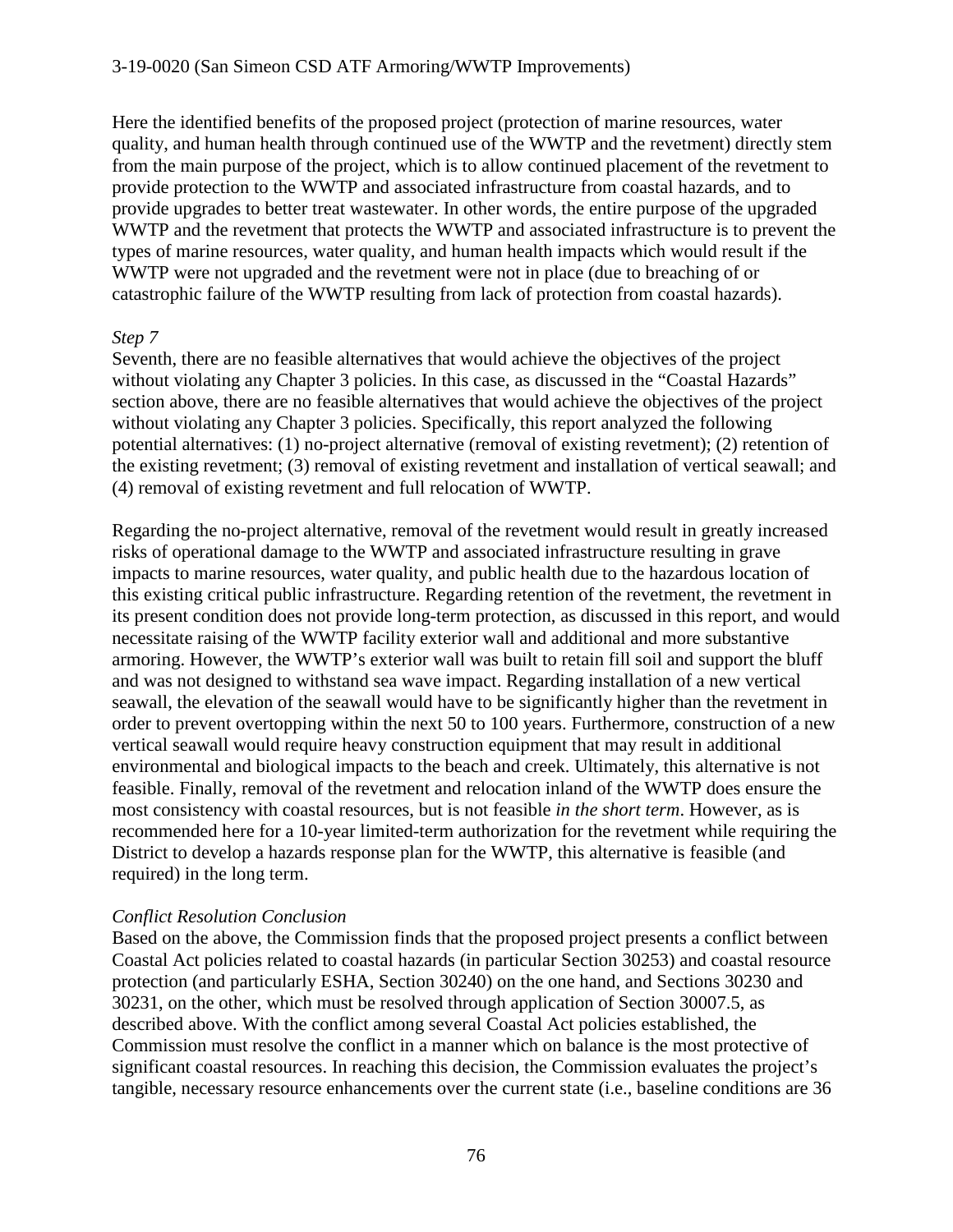Here the identified benefits of the proposed project (protection of marine resources, water quality, and human health through continued use of the WWTP and the revetment) directly stem from the main purpose of the project, which is to allow continued placement of the revetment to provide protection to the WWTP and associated infrastructure from coastal hazards, and to provide upgrades to better treat wastewater. In other words, the entire purpose of the upgraded WWTP and the revetment that protects the WWTP and associated infrastructure is to prevent the types of marine resources, water quality, and human health impacts which would result if the WWTP were not upgraded and the revetment were not in place (due to breaching of or catastrophic failure of the WWTP resulting from lack of protection from coastal hazards).

*Step 7*

Seventh, there are no feasible alternatives that would achieve the objectives of the project without violating any Chapter 3 policies. In this case, as discussed in the "Coastal Hazards" section above, there are no feasible alternatives that would achieve the objectives of the project without violating any Chapter 3 policies. Specifically, this report analyzed the following potential alternatives: (1) no-project alternative (removal of existing revetment); (2) retention of the existing revetment; (3) removal of existing revetment and installation of vertical seawall; and (4) removal of existing revetment and full relocation of WWTP.

Regarding the no-project alternative, removal of the revetment would result in greatly increased risks of operational damage to the WWTP and associated infrastructure resulting in grave impacts to marine resources, water quality, and public health due to the hazardous location of this existing critical public infrastructure. Regarding retention of the revetment, the revetment in its present condition does not provide long-term protection, as discussed in this report, and would necessitate raising of the WWTP facility exterior wall and additional and more substantive armoring. However, the WWTP's exterior wall was built to retain fill soil and support the bluff and was not designed to withstand sea wave impact. Regarding installation of a new vertical seawall, the elevation of the seawall would have to be significantly higher than the revetment in order to prevent overtopping within the next 50 to 100 years. Furthermore, construction of a new vertical seawall would require heavy construction equipment that may result in additional environmental and biological impacts to the beach and creek. Ultimately, this alternative is not feasible. Finally, removal of the revetment and relocation inland of the WWTP does ensure the most consistency with coastal resources, but is not feasible *in the short term*. However, as is recommended here for a 10-year limited-term authorization for the revetment while requiring the District to develop a hazards response plan for the WWTP, this alternative is feasible (and required) in the long term.

*Conflict Resolution Conclusion*

Based on the above, the Commission finds that the proposed project presents a conflict between Coastal Act policies related to coastal hazards (in particular Section 30253) and coastal resource protection (and particularly ESHA, Section 30240) on the one hand, and Sections 30230 and 30231, on the other, which must be resolved through application of Section 30007.5, as described above. With the conflict among several Coastal Act policies established, the Commission must resolve the conflict in a manner which on balance is the most protective of significant coastal resources. In reaching this decision, the Commission evaluates the project's tangible, necessary resource enhancements over the current state (i.e., baseline conditions are 36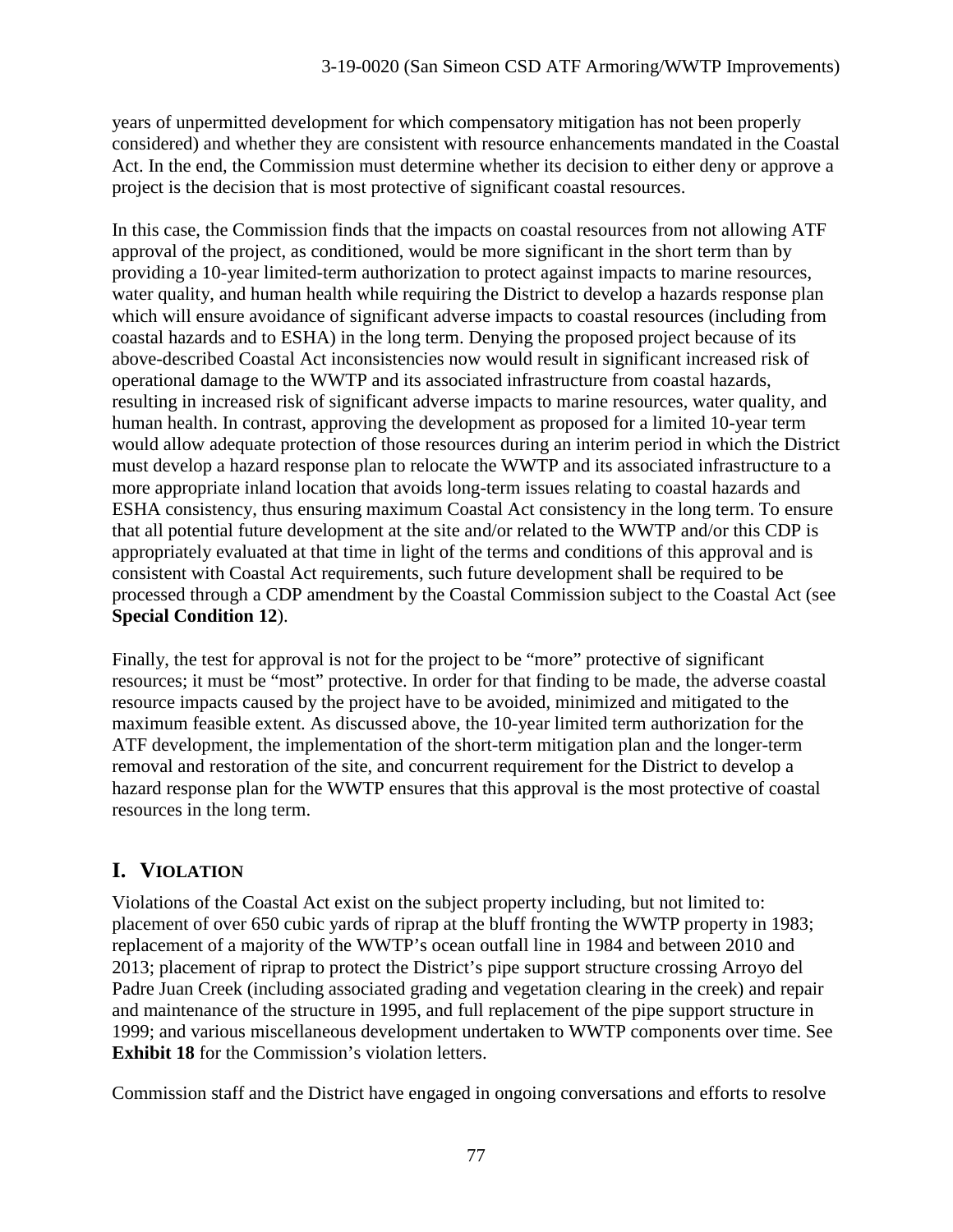years of unpermitted development for which compensatory mitigation has not been properly considered) and whether they are consistent with resource enhancements mandated in the Coastal Act. In the end, the Commission must determine whether its decision to either deny or approve a project is the decision that is most protective of significant coastal resources.

In this case, the Commission finds that the impacts on coastal resources from not allowing ATF approval of the project, as conditioned, would be more significant in the short term than by providing a 10-year limited-term authorization to protect against impacts to marine resources, water quality, and human health while requiring the District to develop a hazards response plan which will ensure avoidance of significant adverse impacts to coastal resources (including from coastal hazards and to ESHA) in the long term. Denying the proposed project because of its above-described Coastal Act inconsistencies now would result in significant increased risk of operational damage to the WWTP and its associated infrastructure from coastal hazards, resulting in increased risk of significant adverse impacts to marine resources, water quality, and human health. In contrast, approving the development as proposed for a limited 10-year term would allow adequate protection of those resources during an interim period in which the District must develop a hazard response plan to relocate the WWTP and its associated infrastructure to a more appropriate inland location that avoids long-term issues relating to coastal hazards and ESHA consistency, thus ensuring maximum Coastal Act consistency in the long term. To ensure that all potential future development at the site and/or related to the WWTP and/or this CDP is appropriately evaluated at that time in light of the terms and conditions of this approval and is consistent with Coastal Act requirements, such future development shall be required to be processed through a CDP amendment by the Coastal Commission subject to the Coastal Act (see **Special Condition 12**).

Finally, the test for approval is not for the project to be "more" protective of significant resources; it must be "most" protective. In order for that finding to be made, the adverse coastal resource impacts caused by the project have to be avoided, minimized and mitigated to the maximum feasible extent. As discussed above, the 10-year limited term authorization for the ATF development, the implementation of the short-term mitigation plan and the longer-term removal and restoration of the site, and concurrent requirement for the District to develop a hazard response plan for the WWTP ensures that this approval is the most protective of coastal resources in the long term.

## I. VIOLATION

Violations of the Coastal Act exist on the subject property including, but not limited to: placement of over 650 cubic yards of riprap at the bluff fronting the WWTP property in 1983; replacement of a majority of the WWTP's ocean outfall line in 1984 and between 2010 and 2013; placement of riprap to protect the District's pipe support structure crossing Arroyo del Padre Juan Creek (including associated grading and vegetation clearing in the creek) and repair and maintenance of the structure in 1995, and full replacement of the pipe support structure in 1999; and various miscellaneous development undertaken to WWTP components over time. See **Exhibit 18** for the Commission's violation letters.

Commission staff and the District have engaged in ongoing conversations and efforts to resolve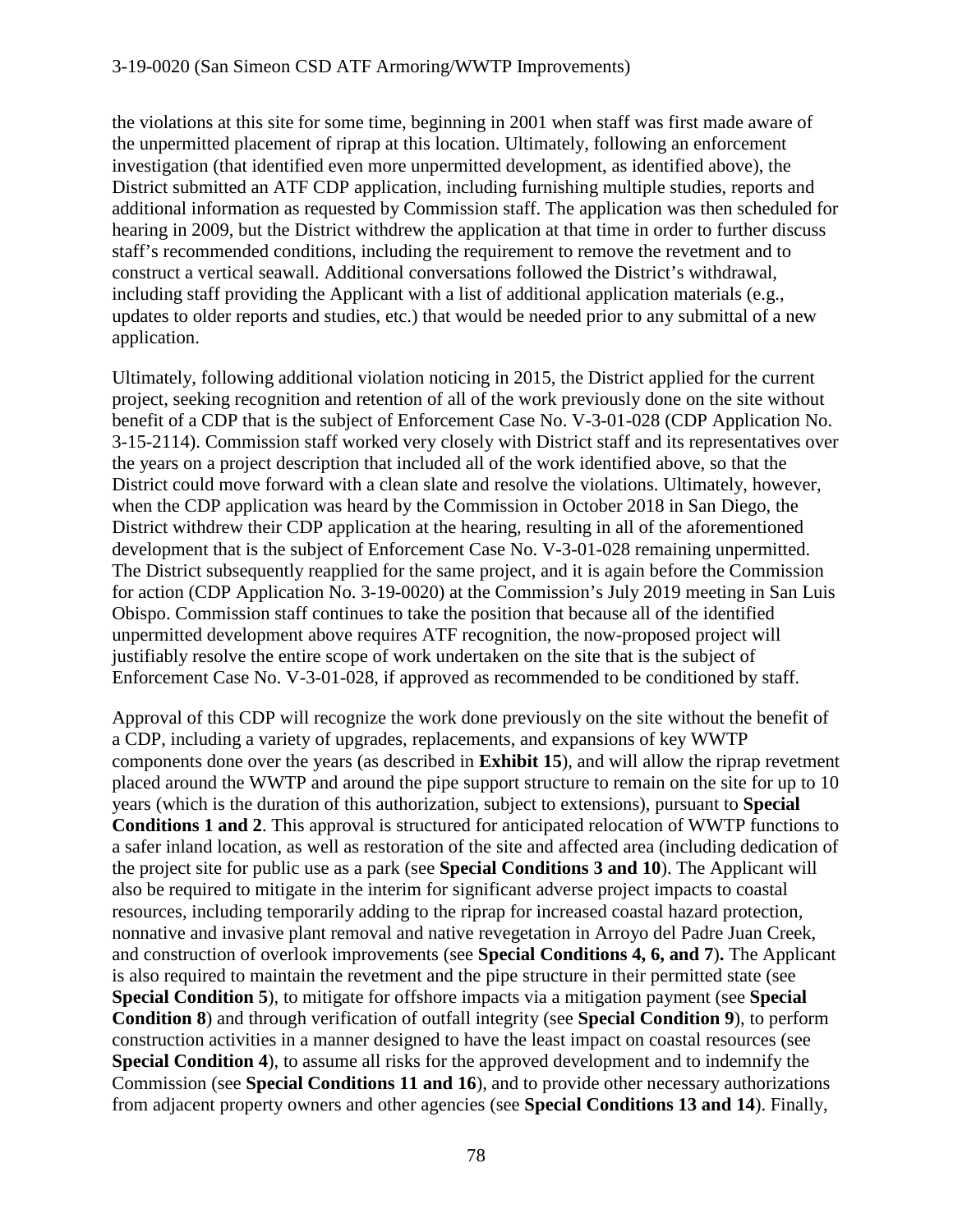the violations at this site for some time, beginning in 2001 when staff was first made aware of the unpermitted placement of riprap at this location. Ultimately, following an enforcement investigation (that identified even more unpermitted development, as identified above), the District submitted an ATF CDP application, including furnishing multiple studies, reports and additional information as requested by Commission staff. The application was then scheduled for hearing in 2009, but the District withdrew the application at that time in order to further discuss staff's recommended conditions, including the requirement to remove the revetment and to construct a vertical seawall. Additional conversations followed the District's withdrawal, including staff providing the Applicant with a list of additional application materials (e.g., updates to older reports and studies, etc.) that would be needed prior to any submittal of a new application.

Ultimately, following additional violation noticing in 2015, the District applied for the current project, seeking recognition and retention of all of the work previously done on the site without benefit of a CDP that is the subject of Enforcement Case No. V-3-01-028 (CDP Application No. 3-15-2114). Commission staff worked very closely with District staff and its representatives over the years on a project description that included all of the work identified above, so that the District could move forward with a clean slate and resolve the violations. Ultimately, however, when the CDP application was heard by the Commission in October 2018 in San Diego, the District withdrew their CDP application at the hearing, resulting in all of the aforementioned development that is the subject of Enforcement Case No. V-3-01-028 remaining unpermitted. The District subsequently reapplied for the same project, and it is again before the Commission for action (CDP Application No. 3-19-0020) at the Commission's July 2019 meeting in San Luis Obispo. Commission staff continues to take the position that because all of the identified unpermitted development above requires ATF recognition, the now-proposed project will justifiably resolve the entire scope of work undertaken on the site that is the subject of Enforcement Case No. V-3-01-028, if approved as recommended to be conditioned by staff.

Approval of this CDP will recognize the work done previously on the site without the benefit of a CDP, including a variety of upgrades, replacements, and expansions of key WWTP components done over the years (as described in **Exhibit 15**), and will allow the riprap revetment placed around the WWTP and around the pipe support structure to remain on the site for up to 10 years (which is the duration of this authorization, subject to extensions), pursuant to **Special Conditions 1 and 2**. This approval is structured for anticipated relocation of WWTP functions to a safer inland location, as well as restoration of the site and affected area (including dedication of the project site for public use as a park (see **Special Conditions 3 and 10**). The Applicant will also be required to mitigate in the interim for significant adverse project impacts to coastal resources, including temporarily adding to the riprap for increased coastal hazard protection, nonnative and invasive plant removal and native revegetation in Arroyo del Padre Juan Creek, and construction of overlook improvements (see **Special Conditions 4, 6, and 7**)**.** The Applicant is also required to maintain the revetment and the pipe structure in their permitted state (see **Special Condition 5**), to mitigate for offshore impacts via a mitigation payment (see **Special Condition 8**) and through verification of outfall integrity (see **Special Condition 9**), to perform construction activities in a manner designed to have the least impact on coastal resources (see **Special Condition 4**), to assume all risks for the approved development and to indemnify the Commission (see **Special Conditions 11 and 16**), and to provide other necessary authorizations from adjacent property owners and other agencies (see **Special Conditions 13 and 14**). Finally,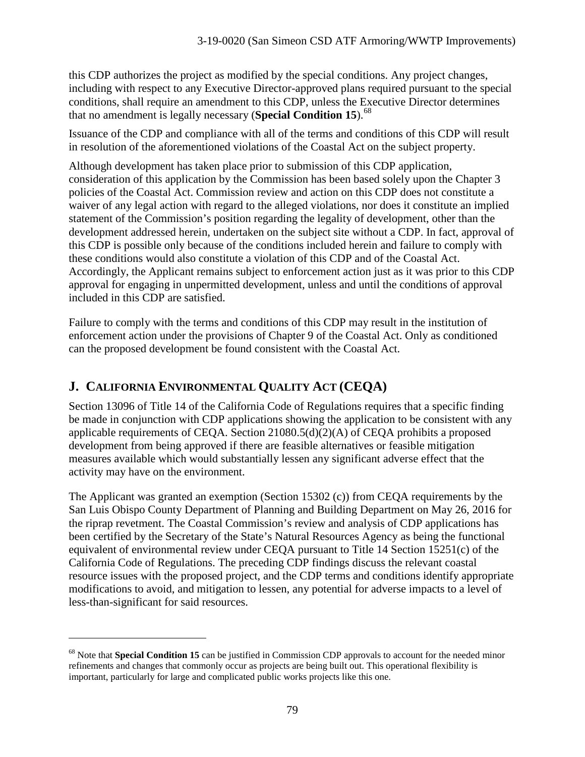this CDP authorizes the project as modified by the special conditions. Any project changes, including with respect to any Executive Director-approved plans required pursuant to the special conditions, shall require an amendment to this CDP, unless the Executive Director determines that no amendment is legally necessary (**Special Condition 15**).[68]

Issuance of the CDP and compliance with all of the terms and conditions of this CDP will result in resolution of the aforementioned violations of the Coastal Act on the subject property.

Although development has taken place prior to submission of this CDP application, consideration of this application by the Commission has been based solely upon the Chapter 3 policies of the Coastal Act. Commission review and action on this CDP does not constitute a waiver of any legal action with regard to the alleged violations, nor does it constitute an implied statement of the Commission's position regarding the legality of development, other than the development addressed herein, undertaken on the subject site without a CDP. In fact, approval of this CDP is possible only because of the conditions included herein and failure to comply with these conditions would also constitute a violation of this CDP and of the Coastal Act. Accordingly, the Applicant remains subject to enforcement action just as it was prior to this CDP approval for engaging in unpermitted development, unless and until the conditions of approval included in this CDP are satisfied.

Failure to comply with the terms and conditions of this CDP may result in the institution of enforcement action under the provisions of Chapter 9 of the Coastal Act. Only as conditioned can the proposed development be found consistent with the Coastal Act.

## J. CALIFORNIA ENVIRONMENTAL QUALITY ACT (CEQA)

Section 13096 of Title 14 of the California Code of Regulations requires that a specific finding be made in conjunction with CDP applications showing the application to be consistent with any applicable requirements of CEQA. Section 21080.5(d)(2)(A) of CEQA prohibits a proposed development from being approved if there are feasible alternatives or feasible mitigation measures available which would substantially lessen any significant adverse effect that the activity may have on the environment.

The Applicant was granted an exemption (Section 15302 (c)) from CEQA requirements by the San Luis Obispo County Department of Planning and Building Department on May 26, 2016 for the riprap revetment. The Coastal Commission's review and analysis of CDP applications has been certified by the Secretary of the State's Natural Resources Agency as being the functional equivalent of environmental review under CEQA pursuant to Title 14 Section 15251(c) of the California Code of Regulations. The preceding CDP findings discuss the relevant coastal resource issues with the proposed project, and the CDP terms and conditions identify appropriate modifications to avoid, and mitigation to lessen, any potential for adverse impacts to a level of less-than-significant for said resources.

---

[68] Note that **Special Condition 15** can be justified in Commission CDP approvals to account for the needed minor refinements and changes that commonly occur as projects are being built out. This operational flexibility is important, particularly for large and complicated public works projects like this one.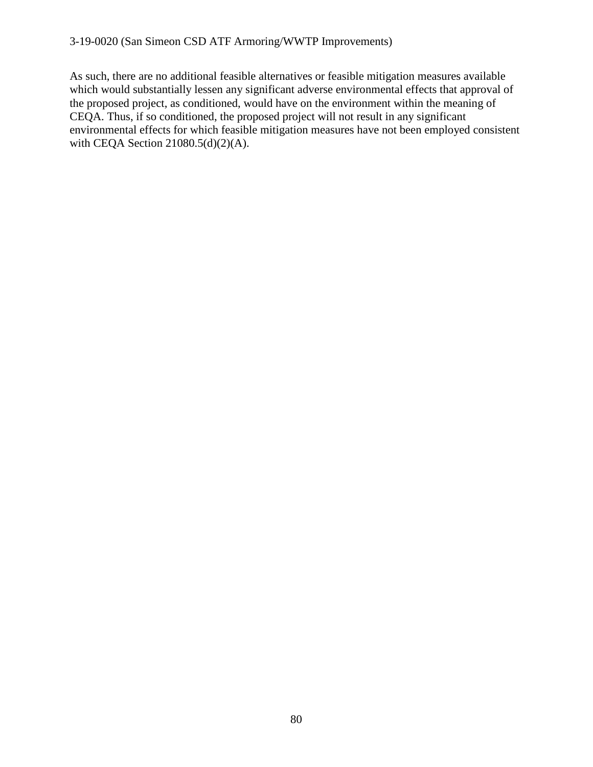As such, there are no additional feasible alternatives or feasible mitigation measures available which would substantially lessen any significant adverse environmental effects that approval of the proposed project, as conditioned, would have on the environment within the meaning of CEQA. Thus, if so conditioned, the proposed project will not result in any significant environmental effects for which feasible mitigation measures have not been employed consistent with CEQA Section 21080.5(d)(2)(A).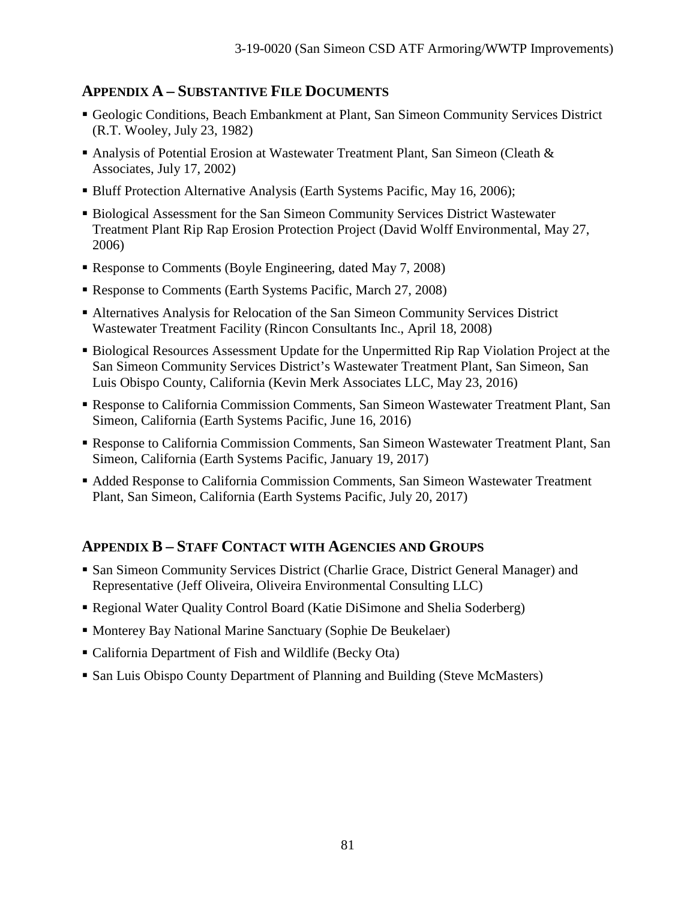## APPENDIX A – SUBSTANTIVE FILE DOCUMENTS

- Geologic Conditions, Beach Embankment at Plant, San Simeon Community Services District (R.T. Wooley, July 23, 1982)
- Analysis of Potential Erosion at Wastewater Treatment Plant, San Simeon (Cleath & Associates, July 17, 2002)
- Bluff Protection Alternative Analysis (Earth Systems Pacific, May 16, 2006);
- Biological Assessment for the San Simeon Community Services District Wastewater Treatment Plant Rip Rap Erosion Protection Project (David Wolff Environmental, May 27, 2006)
- Response to Comments (Boyle Engineering, dated May 7, 2008)
- Response to Comments (Earth Systems Pacific, March 27, 2008)
- Alternatives Analysis for Relocation of the San Simeon Community Services District Wastewater Treatment Facility (Rincon Consultants Inc., April 18, 2008)
- Biological Resources Assessment Update for the Unpermitted Rip Rap Violation Project at the San Simeon Community Services District's Wastewater Treatment Plant, San Simeon, San Luis Obispo County, California (Kevin Merk Associates LLC, May 23, 2016)
- Response to California Commission Comments, San Simeon Wastewater Treatment Plant, San Simeon, California (Earth Systems Pacific, June 16, 2016)
- Response to California Commission Comments, San Simeon Wastewater Treatment Plant, San Simeon, California (Earth Systems Pacific, January 19, 2017)
- Added Response to California Commission Comments, San Simeon Wastewater Treatment Plant, San Simeon, California (Earth Systems Pacific, July 20, 2017)

## APPENDIX B – STAFF CONTACT WITH AGENCIES AND GROUPS

- San Simeon Community Services District (Charlie Grace, District General Manager) and Representative (Jeff Oliveira, Oliveira Environmental Consulting LLC)
- Regional Water Quality Control Board (Katie DiSimone and Shelia Soderberg)
- Monterey Bay National Marine Sanctuary (Sophie De Beukelaer)
- California Department of Fish and Wildlife (Becky Ota)
- San Luis Obispo County Department of Planning and Building (Steve McMasters)